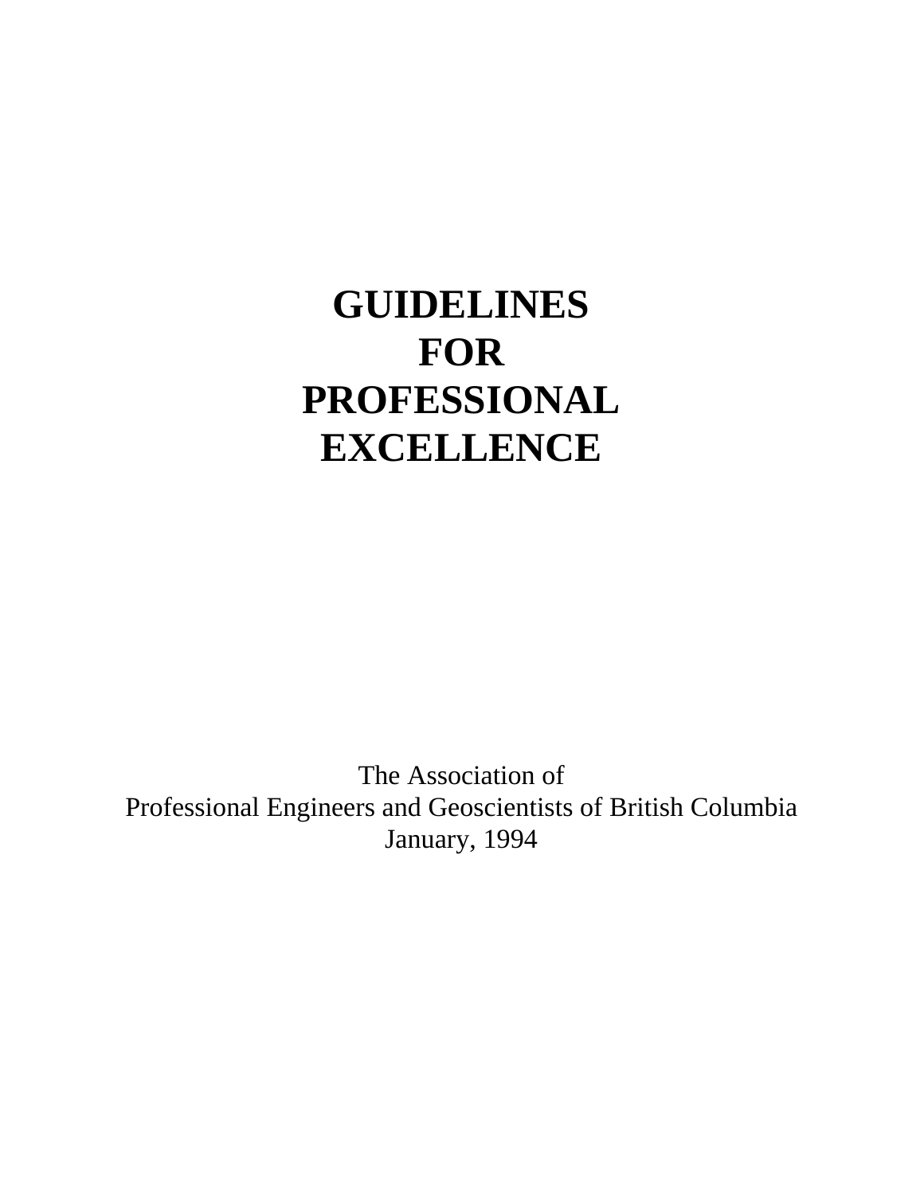# GUIDELINES FOR PROFESSIONAL EXCELLENCE

The Association of
Professional Engineers and Geoscientists of British Columbia
January, 1994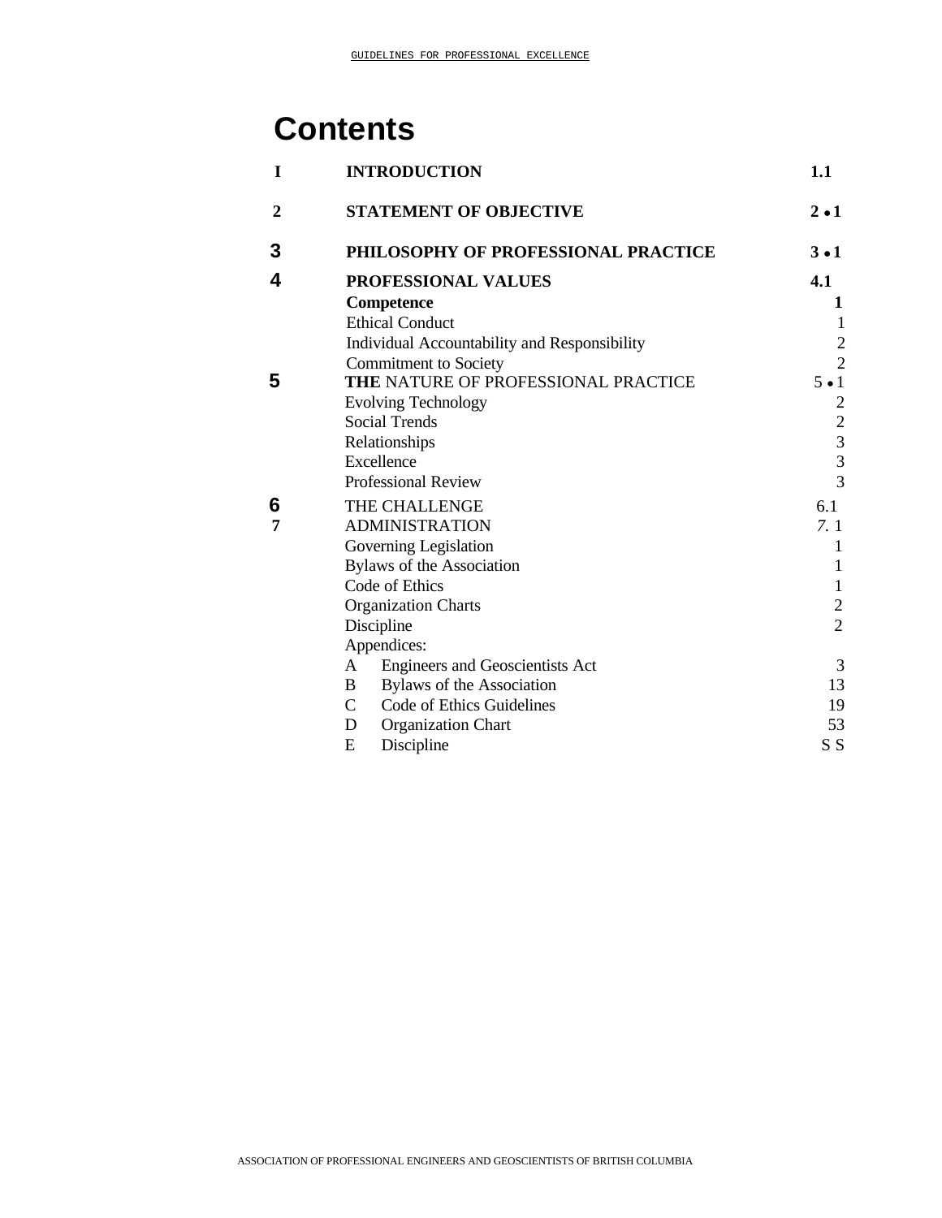# Contents

| | | |
|---|---|---|
| **I** | **INTRODUCTION** | **1.1** |
| **2** | **STATEMENT OF OBJECTIVE** | **2 • 1** |
| **3** | **PHILOSOPHY OF PROFESSIONAL PRACTICE** | **3 • 1** |
| **4** | **PROFESSIONAL VALUES** | **4.1** |
| | **Competence** | **1** |
| | Ethical Conduct | 1 |
| | Individual Accountability and Responsibility | 2 |
| | Commitment to Society | 2 |
| **5** | **THE** NATURE OF PROFESSIONAL PRACTICE | 5 • 1 |
| | Evolving Technology | 2 |
| | Social Trends | 2 |
| | Relationships | 3 |
| | Excellence | 3 |
| | Professional Review | 3 |
| **6** | THE CHALLENGE | 6.1 |
| **7** | ADMINISTRATION | *7.* 1 |
| | Governing Legislation | 1 |
| | Bylaws of the Association | 1 |
| | Code of Ethics | 1 |
| | Organization Charts | 2 |
| | Discipline | 2 |
| | Appendices: | |
| | A Engineers and Geoscientists Act | 3 |
| | B Bylaws of the Association | 13 |
| | C Code of Ethics Guidelines | 19 |
| | D Organization Chart | 53 |
| | E Discipline | S S |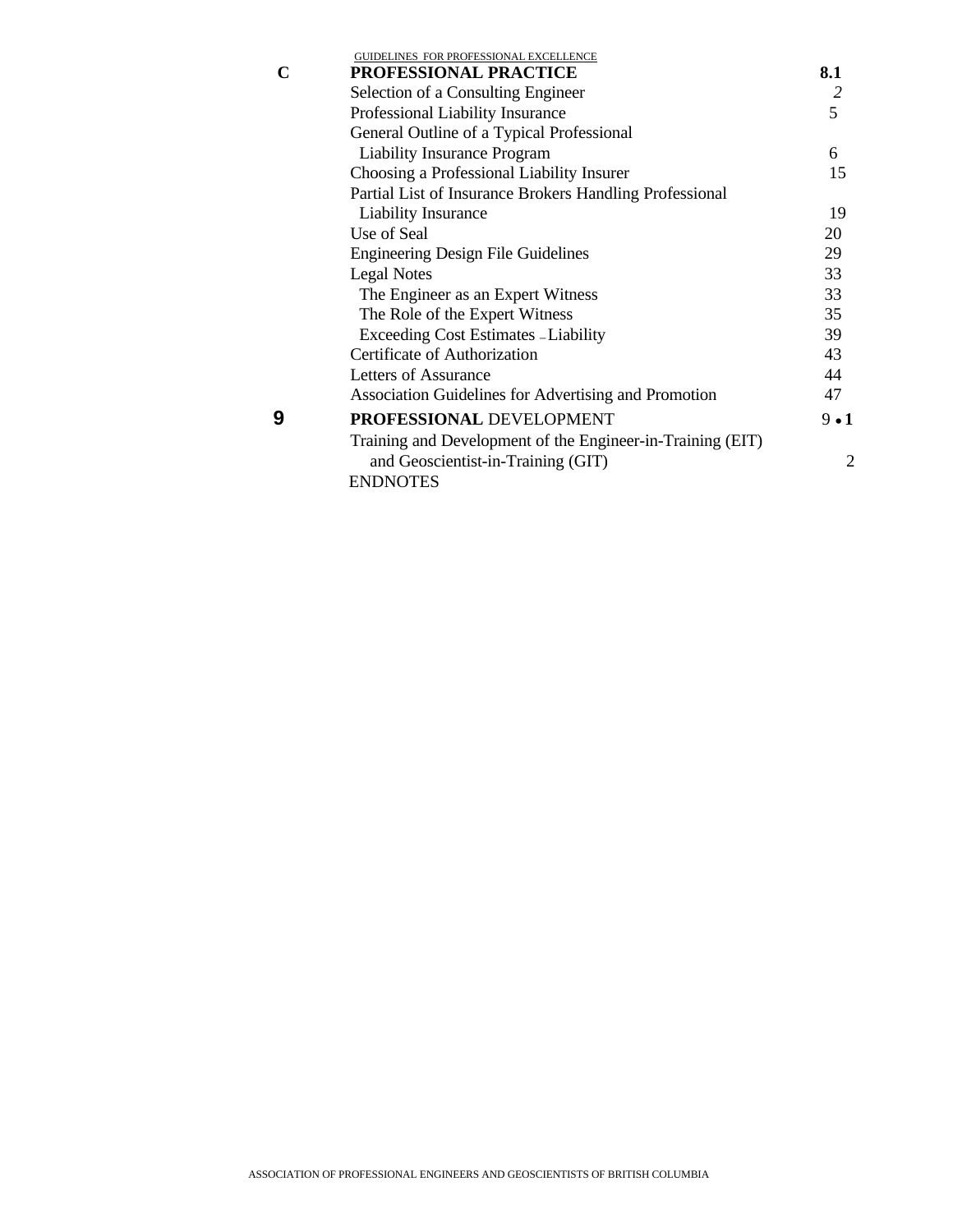| C | **PROFESSIONAL PRACTICE** | **8.1** |
|---|---|---|
| | Selection of a Consulting Engineer | *2* |
| | Professional Liability Insurance | 5 |
| | General Outline of a Typical Professional Liability Insurance Program | 6 |
| | Choosing a Professional Liability Insurer | 15 |
| | Partial List of Insurance Brokers Handling Professional Liability Insurance | 19 |
| | Use of Seal | 20 |
| | Engineering Design File Guidelines | 29 |
| | Legal Notes | 33 |
| | The Engineer as an Expert Witness | 33 |
| | The Role of the Expert Witness | 35 |
| | Exceeding Cost Estimates – Liability | 39 |
| | Certificate of Authorization | 43 |
| | Letters of Assurance | 44 |
| | Association Guidelines for Advertising and Promotion | 47 |
| **9** | **PROFESSIONAL** DEVELOPMENT | 9 • **1** |
| | Training and Development of the Engineer-in-Training (EIT) and Geoscientist-in-Training (GIT) | 2 |
| | ENDNOTES | |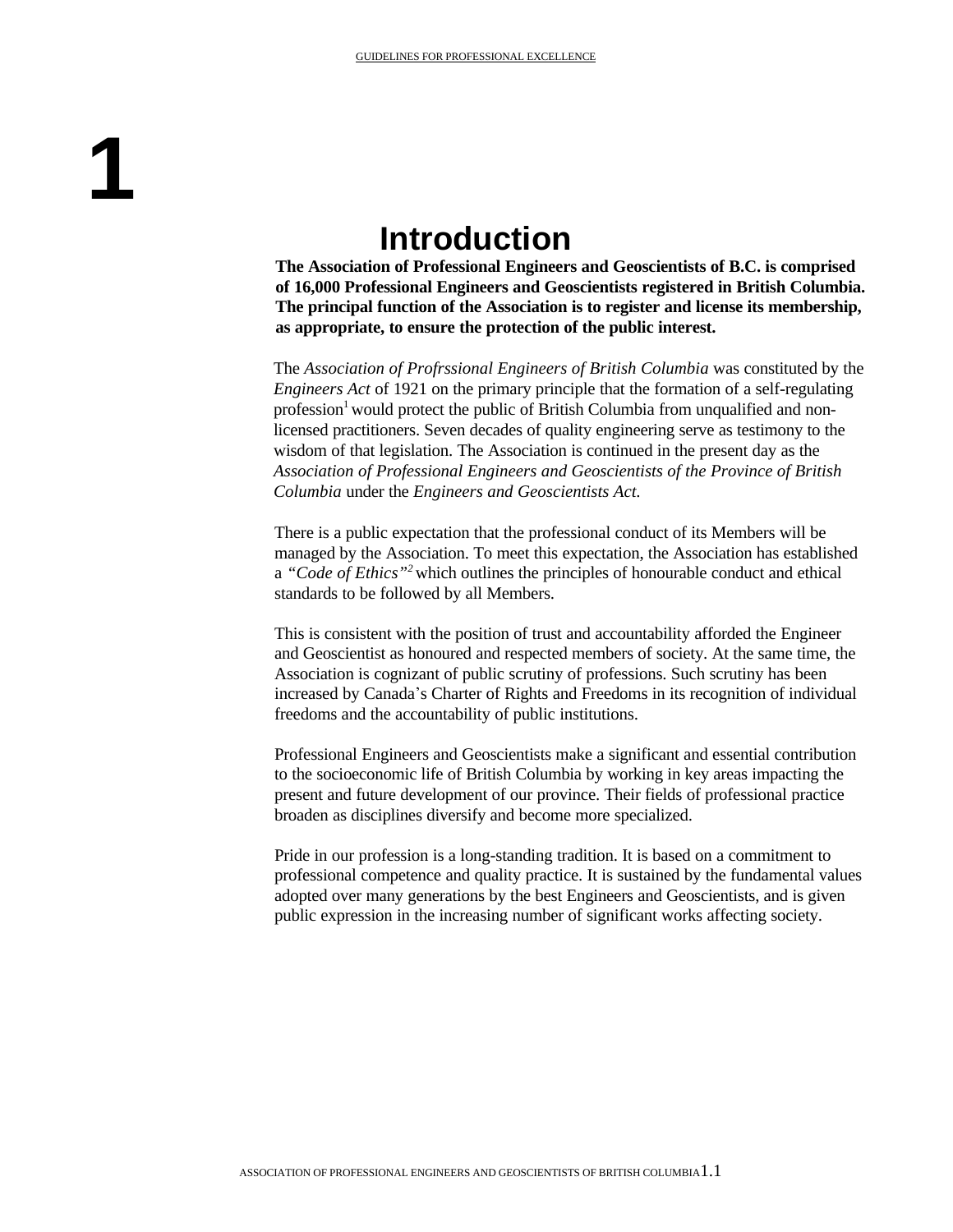# 1

## Introduction

**The Association of Professional Engineers and Geoscientists of B.C. is comprised of 16,000 Professional Engineers and Geoscientists registered in British Columbia. The principal function of the Association is to register and license its membership, as appropriate, to ensure the protection of the public interest.**

The *Association of Profrssional Engineers of British Columbia* was constituted by the *Engineers Act* of 1921 on the primary principle that the formation of a self-regulating profession[1] would protect the public of British Columbia from unqualified and non-licensed practitioners. Seven decades of quality engineering serve as testimony to the wisdom of that legislation. The Association is continued in the present day as the *Association of Professional Engineers and Geoscientists of the Province of British Columbia* under the *Engineers and Geoscientists Act*.

There is a public expectation that the professional conduct of its Members will be managed by the Association. To meet this expectation, the Association has established a *"Code of Ethics"*[2] which outlines the principles of honourable conduct and ethical standards to be followed by all Members.

This is consistent with the position of trust and accountability afforded the Engineer and Geoscientist as honoured and respected members of society. At the same time, the Association is cognizant of public scrutiny of professions. Such scrutiny has been increased by Canada's Charter of Rights and Freedoms in its recognition of individual freedoms and the accountability of public institutions.

Professional Engineers and Geoscientists make a significant and essential contribution to the socioeconomic life of British Columbia by working in key areas impacting the present and future development of our province. Their fields of professional practice broaden as disciplines diversify and become more specialized.

Pride in our profession is a long-standing tradition. It is based on a commitment to professional competence and quality practice. It is sustained by the fundamental values adopted over many generations by the best Engineers and Geoscientists, and is given public expression in the increasing number of significant works affecting society.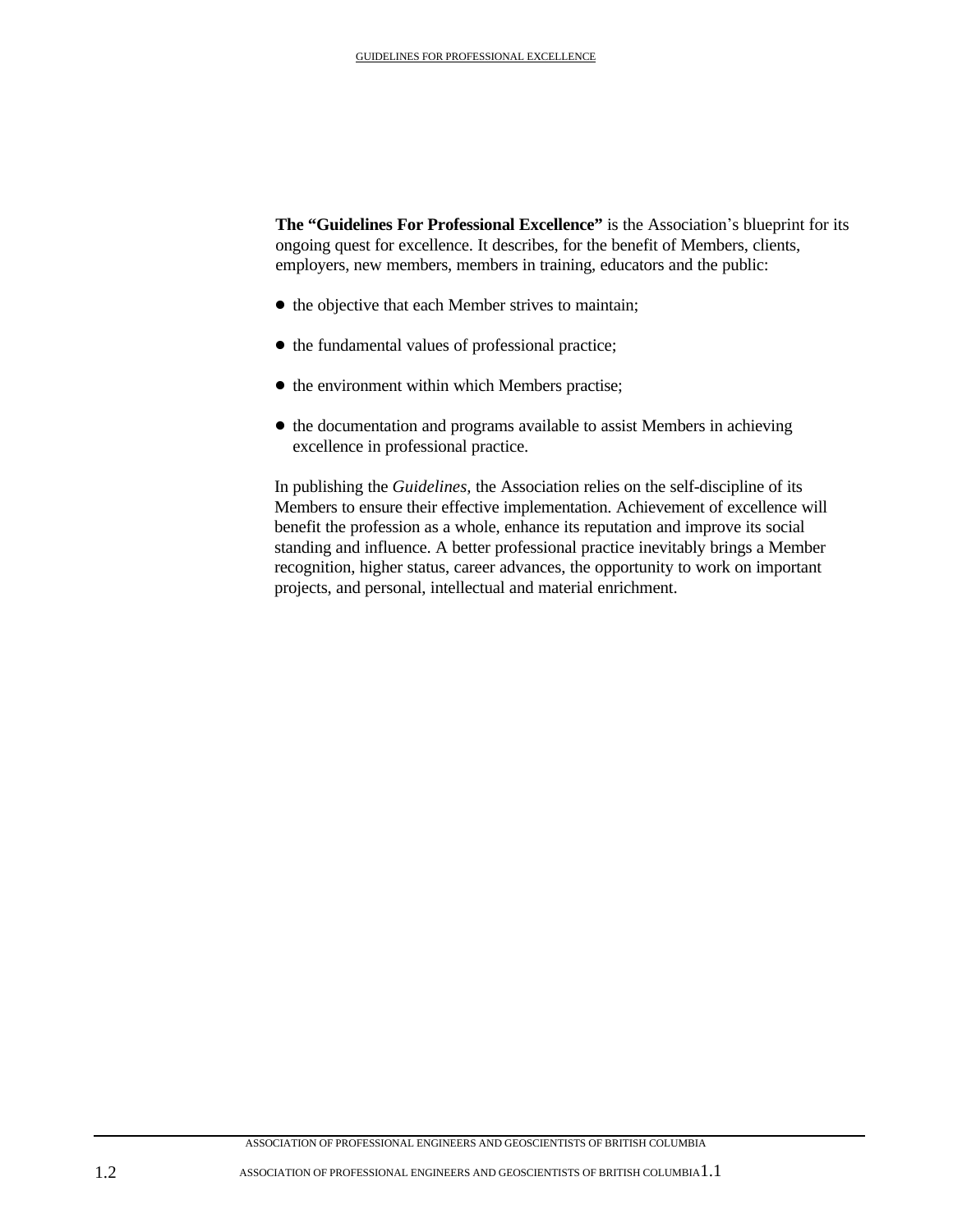**The "Guidelines For Professional Excellence"** is the Association's blueprint for its ongoing quest for excellence. It describes, for the benefit of Members, clients, employers, new members, members in training, educators and the public:

- the objective that each Member strives to maintain;
- the fundamental values of professional practice;
- the environment within which Members practise;
- the documentation and programs available to assist Members in achieving excellence in professional practice.

In publishing the *Guidelines*, the Association relies on the self-discipline of its Members to ensure their effective implementation. Achievement of excellence will benefit the profession as a whole, enhance its reputation and improve its social standing and influence. A better professional practice inevitably brings a Member recognition, higher status, career advances, the opportunity to work on important projects, and personal, intellectual and material enrichment.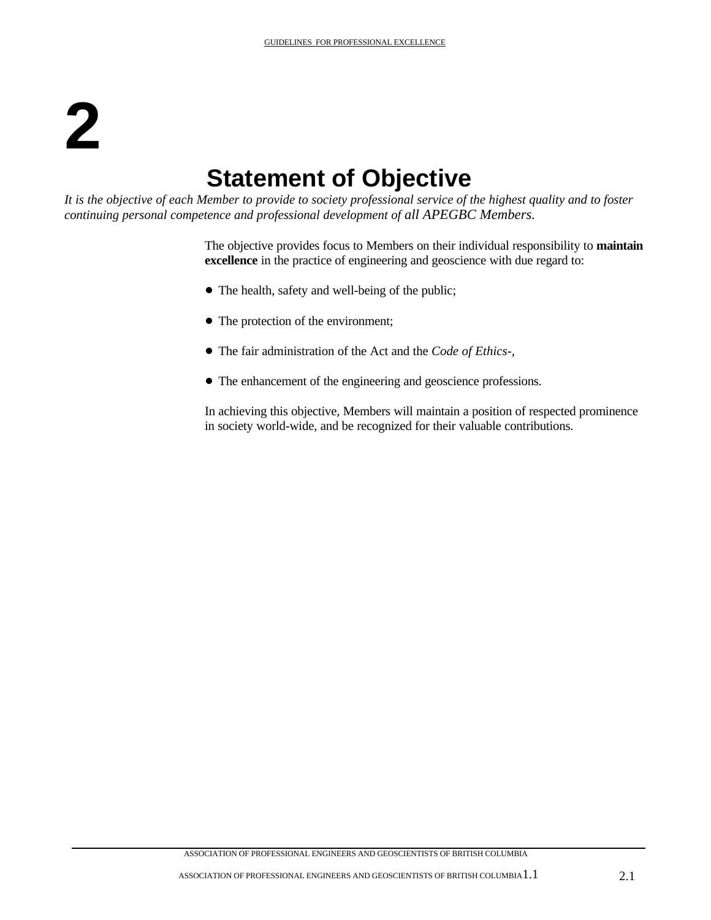# 2

## Statement of Objective

*It is the objective of each Member to provide to society professional service of the highest quality and to foster continuing personal competence and professional development of all APEGBC Members.*

The objective provides focus to Members on their individual responsibility to **maintain excellence** in the practice of engineering and geoscience with due regard to:

- The health, safety and well-being of the public;
- The protection of the environment;
- The fair administration of the Act and the *Code of Ethics-,*
- The enhancement of the engineering and geoscience professions.

In achieving this objective, Members will maintain a position of respected prominence in society world-wide, and be recognized for their valuable contributions.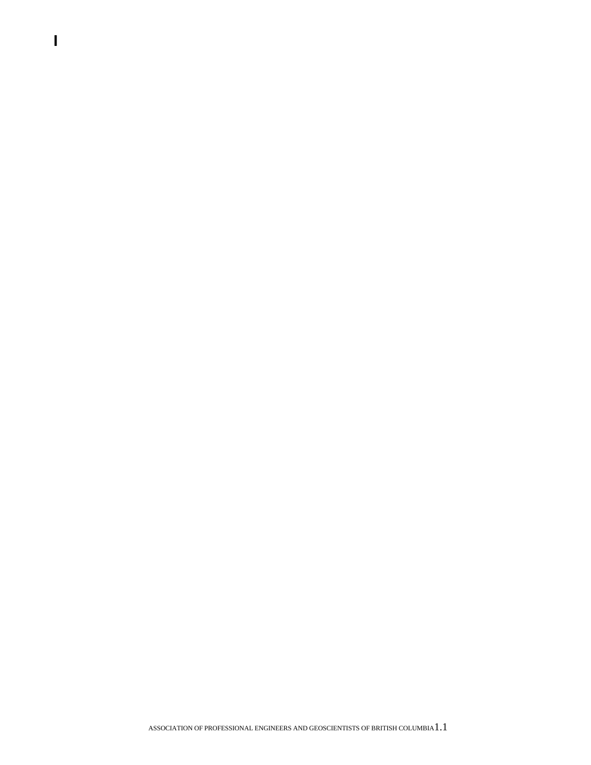I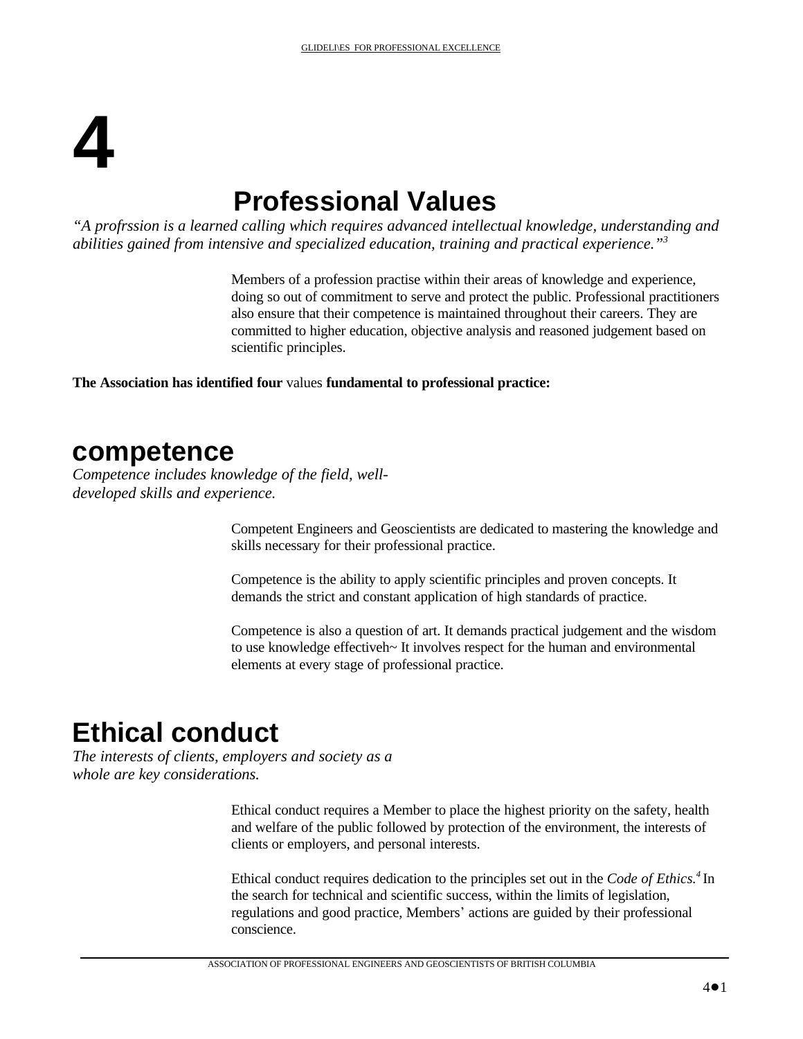# 4

## Professional Values

*"A profrssion is a learned calling which requires advanced intellectual knowledge, understanding and abilities gained from intensive and specialized education, training and practical experience."*[3]

Members of a profession practise within their areas of knowledge and experience, doing so out of commitment to serve and protect the public. Professional practitioners also ensure that their competence is maintained throughout their careers. They are committed to higher education, objective analysis and reasoned judgement based on scientific principles.

**The Association has identified four** values **fundamental to professional practice:**

## competence

*Competence includes knowledge of the field, well-developed skills and experience.*

Competent Engineers and Geoscientists are dedicated to mastering the knowledge and skills necessary for their professional practice.

Competence is the ability to apply scientific principles and proven concepts. It demands the strict and constant application of high standards of practice.

Competence is also a question of art. It demands practical judgement and the wisdom to use knowledge effectiveh~ It involves respect for the human and environmental elements at every stage of professional practice.

## Ethical conduct

*The interests of clients, employers and society as a whole are key considerations.*

Ethical conduct requires a Member to place the highest priority on the safety, health and welfare of the public followed by protection of the environment, the interests of clients or employers, and personal interests.

Ethical conduct requires dedication to the principles set out in the *Code of Ethics.*[4] In the search for technical and scientific success, within the limits of legislation, regulations and good practice, Members' actions are guided by their professional conscience.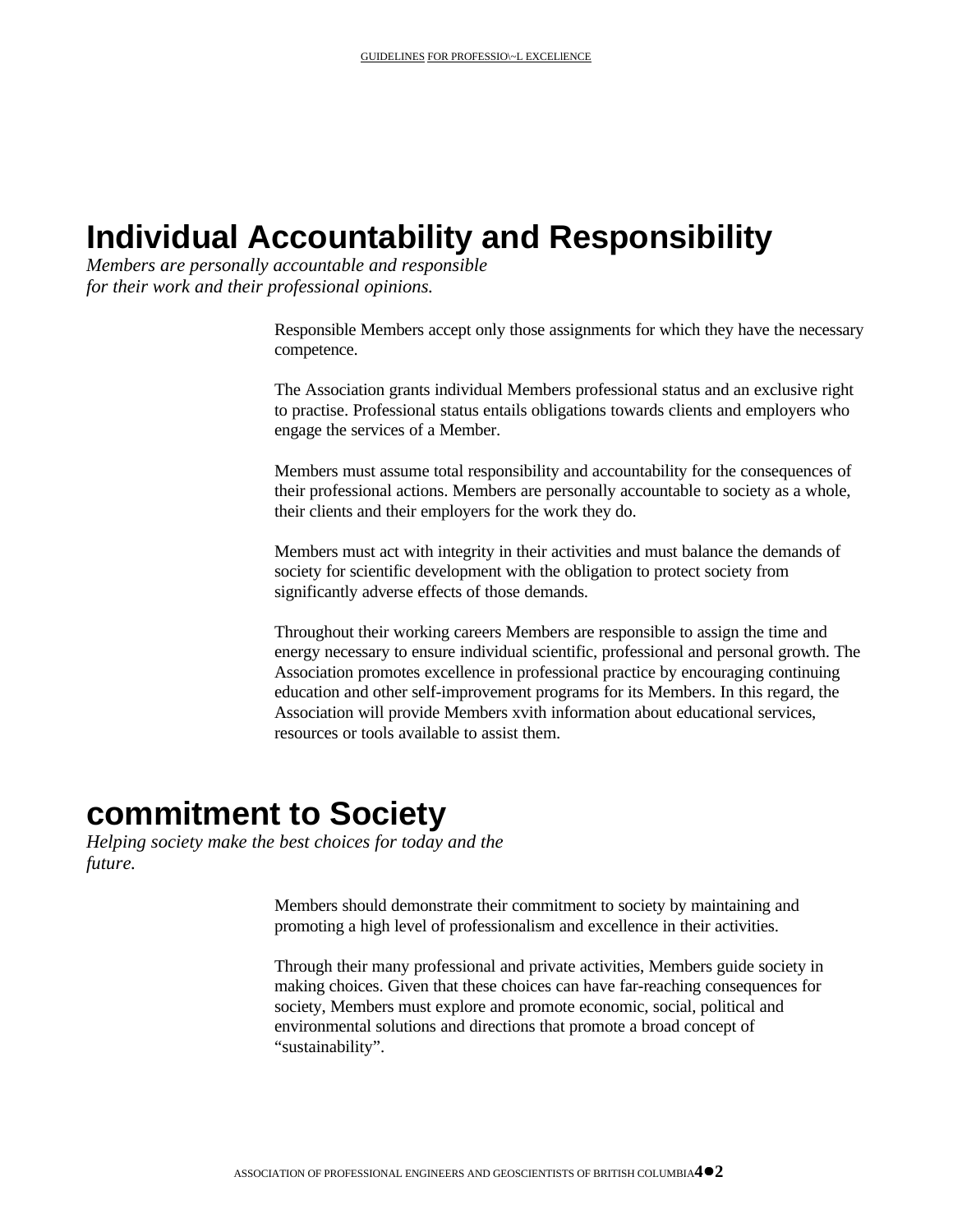## Individual Accountability and Responsibility

*Members are personally accountable and responsible for their work and their professional opinions.*

Responsible Members accept only those assignments for which they have the necessary competence.

The Association grants individual Members professional status and an exclusive right to practise. Professional status entails obligations towards clients and employers who engage the services of a Member.

Members must assume total responsibility and accountability for the consequences of their professional actions. Members are personally accountable to society as a whole, their clients and their employers for the work they do.

Members must act with integrity in their activities and must balance the demands of society for scientific development with the obligation to protect society from significantly adverse effects of those demands.

Throughout their working careers Members are responsible to assign the time and energy necessary to ensure individual scientific, professional and personal growth. The Association promotes excellence in professional practice by encouraging continuing education and other self-improvement programs for its Members. In this regard, the Association will provide Members xvith information about educational services, resources or tools available to assist them.

## commitment to Society

*Helping society make the best choices for today and the future.*

Members should demonstrate their commitment to society by maintaining and promoting a high level of professionalism and excellence in their activities.

Through their many professional and private activities, Members guide society in making choices. Given that these choices can have far-reaching consequences for society, Members must explore and promote economic, social, political and environmental solutions and directions that promote a broad concept of "sustainability".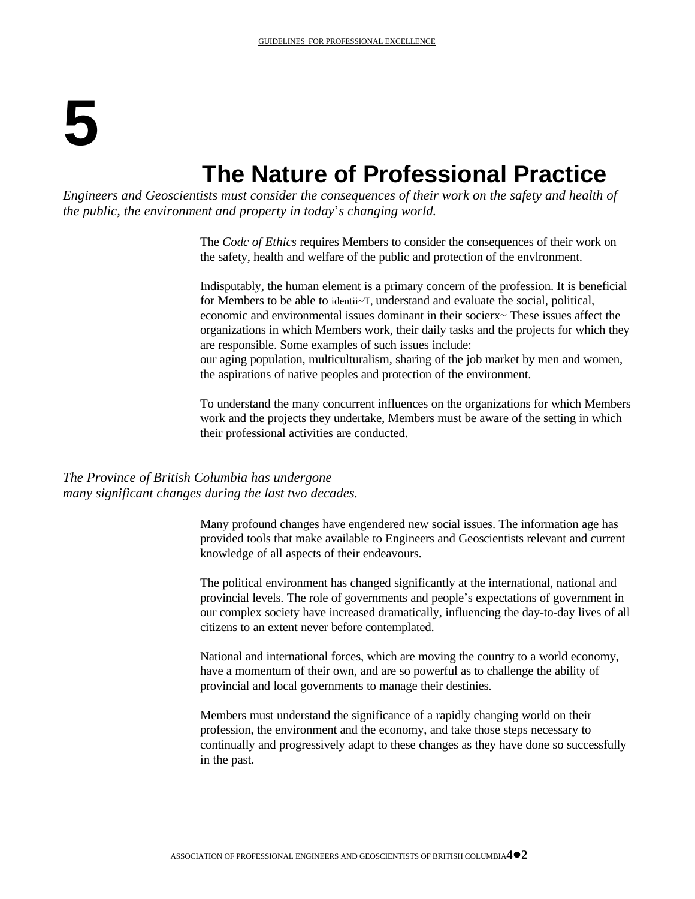# 5

## The Nature of Professional Practice

*Engineers and Geoscientists must consider the consequences of their work on the safety and health of the public, the environment and property in today's changing world.*

The *Codc of Ethics* requires Members to consider the consequences of their work on the safety, health and welfare of the public and protection of the envlronment.

Indisputably, the human element is a primary concern of the profession. It is beneficial for Members to be able to identii~T, understand and evaluate the social, political, economic and environmental issues dominant in their socierx~ These issues affect the organizations in which Members work, their daily tasks and the projects for which they are responsible. Some examples of such issues include:
our aging population, multiculturalism, sharing of the job market by men and women, the aspirations of native peoples and protection of the environment.

To understand the many concurrent influences on the organizations for which Members work and the projects they undertake, Members must be aware of the setting in which their professional activities are conducted.

*The Province of British Columbia has undergone many significant changes during the last two decades.*

Many profound changes have engendered new social issues. The information age has provided tools that make available to Engineers and Geoscientists relevant and current knowledge of all aspects of their endeavours.

The political environment has changed significantly at the international, national and provincial levels. The role of governments and people's expectations of government in our complex society have increased dramatically, influencing the day-to-day lives of all citizens to an extent never before contemplated.

National and international forces, which are moving the country to a world economy, have a momentum of their own, and are so powerful as to challenge the ability of provincial and local governments to manage their destinies.

Members must understand the significance of a rapidly changing world on their profession, the environment and the economy, and take those steps necessary to continually and progressively adapt to these changes as they have done so successfully in the past.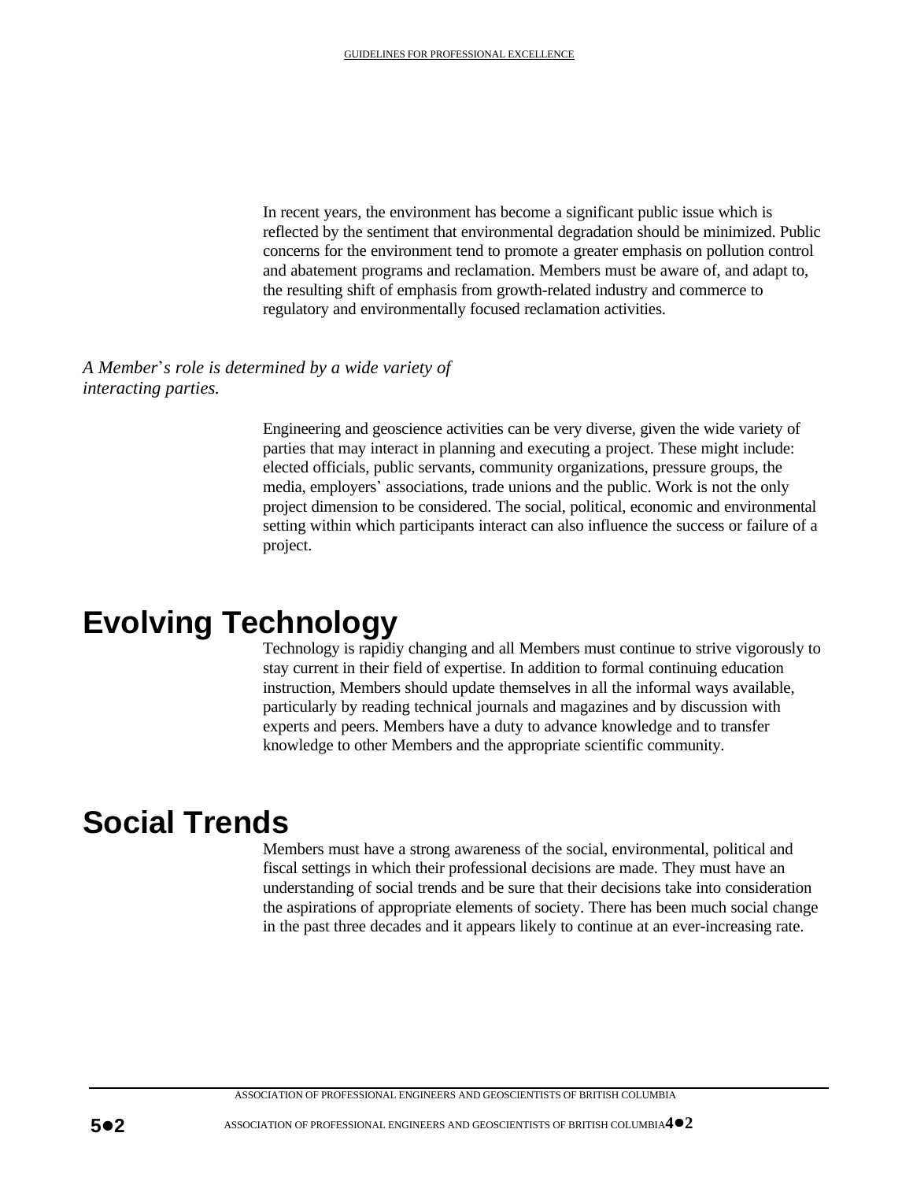In recent years, the environment has become a significant public issue which is reflected by the sentiment that environmental degradation should be minimized. Public concerns for the environment tend to promote a greater emphasis on pollution control and abatement programs and reclamation. Members must be aware of, and adapt to, the resulting shift of emphasis from growth-related industry and commerce to regulatory and environmentally focused reclamation activities.

*A Member's role is determined by a wide variety of interacting parties.*

Engineering and geoscience activities can be very diverse, given the wide variety of parties that may interact in planning and executing a project. These might include: elected officials, public servants, community organizations, pressure groups, the media, employers' associations, trade unions and the public. Work is not the only project dimension to be considered. The social, political, economic and environmental setting within which participants interact can also influence the success or failure of a project.

# Evolving Technology

Technology is rapidiy changing and all Members must continue to strive vigorously to stay current in their field of expertise. In addition to formal continuing education instruction, Members should update themselves in all the informal ways available, particularly by reading technical journals and magazines and by discussion with experts and peers. Members have a duty to advance knowledge and to transfer knowledge to other Members and the appropriate scientific community.

# Social Trends

Members must have a strong awareness of the social, environmental, political and fiscal settings in which their professional decisions are made. They must have an understanding of social trends and be sure that their decisions take into consideration the aspirations of appropriate elements of society. There has been much social change in the past three decades and it appears likely to continue at an ever-increasing rate.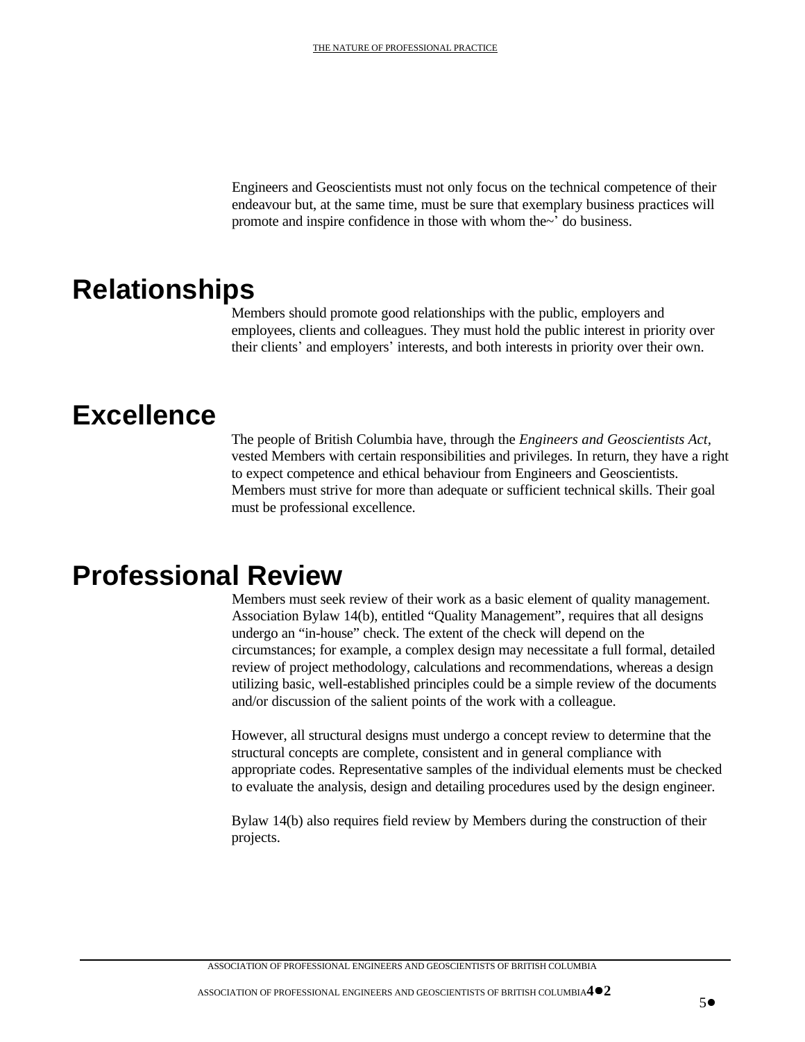Engineers and Geoscientists must not only focus on the technical competence of their endeavour but, at the same time, must be sure that exemplary business practices will promote and inspire confidence in those with whom the~' do business.

## Relationships

Members should promote good relationships with the public, employers and employees, clients and colleagues. They must hold the public interest in priority over their clients' and employers' interests, and both interests in priority over their own.

## Excellence

The people of British Columbia have, through the *Engineers and Geoscientists Act,* vested Members with certain responsibilities and privileges. In return, they have a right to expect competence and ethical behaviour from Engineers and Geoscientists. Members must strive for more than adequate or sufficient technical skills. Their goal must be professional excellence.

## Professional Review

Members must seek review of their work as a basic element of quality management. Association Bylaw 14(b), entitled "Quality Management", requires that all designs undergo an "in-house" check. The extent of the check will depend on the circumstances; for example, a complex design may necessitate a full formal, detailed review of project methodology, calculations and recommendations, whereas a design utilizing basic, well-established principles could be a simple review of the documents and/or discussion of the salient points of the work with a colleague.

However, all structural designs must undergo a concept review to determine that the structural concepts are complete, consistent and in general compliance with appropriate codes. Representative samples of the individual elements must be checked to evaluate the analysis, design and detailing procedures used by the design engineer.

Bylaw 14(b) also requires field review by Members during the construction of their projects.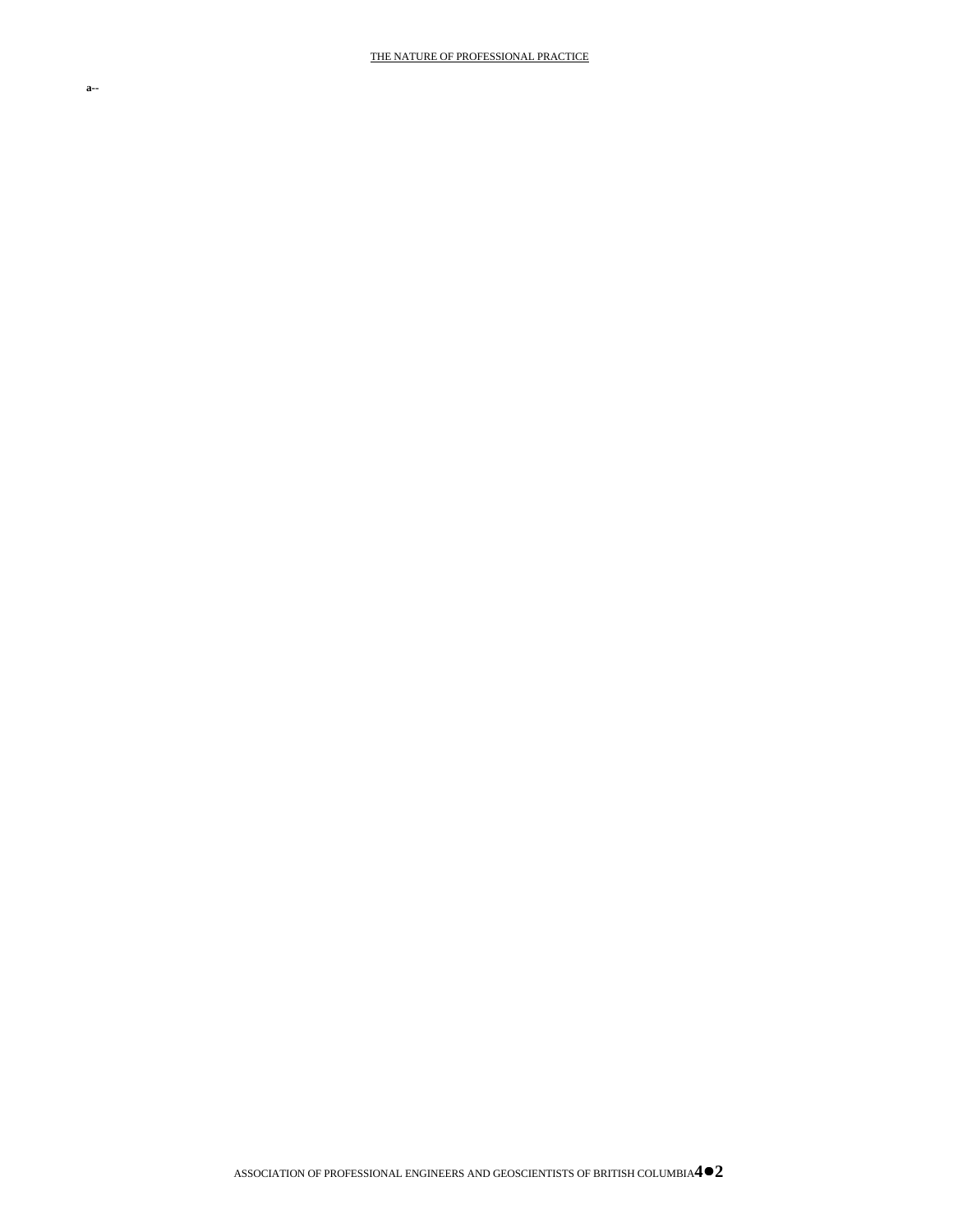a--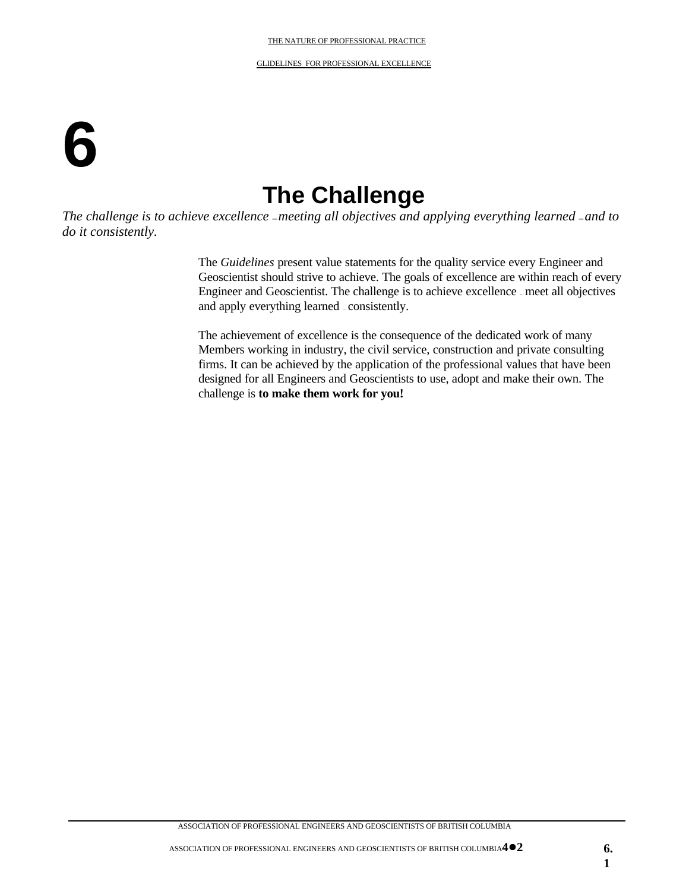# 6

# The Challenge

*The challenge is to achieve excellence – meeting all objectives and applying everything learned – and to do it consistently.*

The *Guidelines* present value statements for the quality service every Engineer and Geoscientist should strive to achieve. The goals of excellence are within reach of every Engineer and Geoscientist. The challenge is to achieve excellence – meet all objectives and apply everything learned – consistently.

The achievement of excellence is the consequence of the dedicated work of many Members working in industry, the civil service, construction and private consulting firms. It can be achieved by the application of the professional values that have been designed for all Engineers and Geoscientists to use, adopt and make their own. The challenge is **to make them work for you!**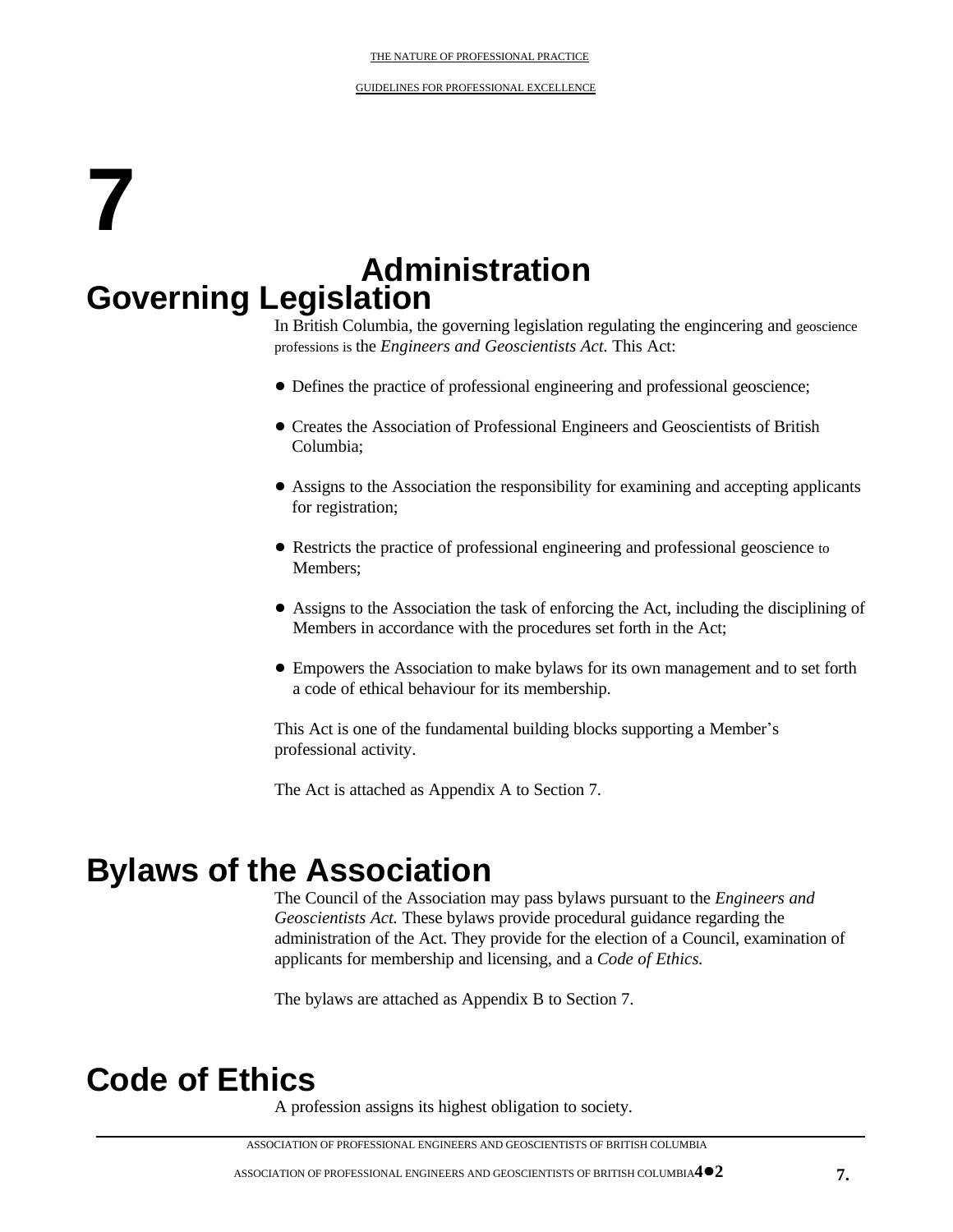# 7

# Administration

## Governing Legislation

In British Columbia, the governing legislation regulating the engincering and geoscience professions is the *Engineers and Geoscientists Act.* This Act:

- Defines the practice of professional engineering and professional geoscience;
- Creates the Association of Professional Engineers and Geoscientists of British Columbia;
- Assigns to the Association the responsibility for examining and accepting applicants for registration;
- Restricts the practice of professional engineering and professional geoscience to Members;
- Assigns to the Association the task of enforcing the Act, including the disciplining of Members in accordance with the procedures set forth in the Act;
- Empowers the Association to make bylaws for its own management and to set forth a code of ethical behaviour for its membership.

This Act is one of the fundamental building blocks supporting a Member's professional activity.

The Act is attached as Appendix A to Section 7.

## Bylaws of the Association

The Council of the Association may pass bylaws pursuant to the *Engineers and Geoscientists Act.* These bylaws provide procedural guidance regarding the administration of the Act. They provide for the election of a Council, examination of applicants for membership and licensing, and a *Code of Ethics.*

The bylaws are attached as Appendix B to Section 7.

## Code of Ethics

A profession assigns its highest obligation to society.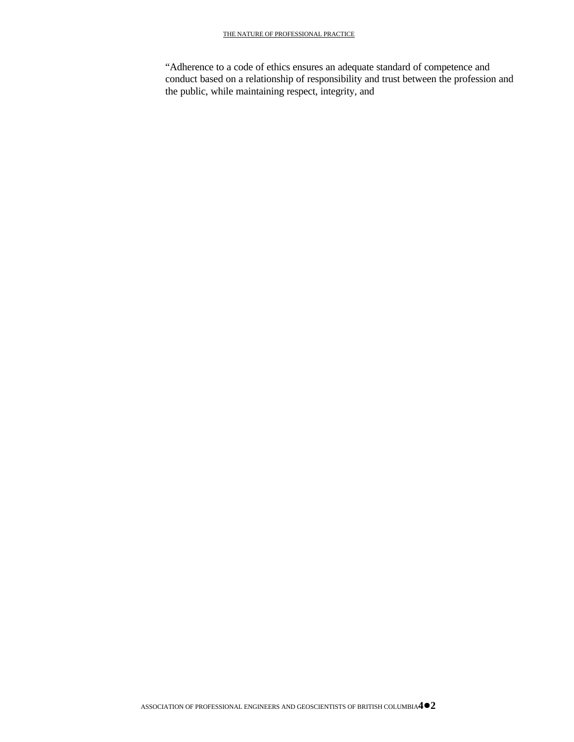“Adherence to a code of ethics ensures an adequate standard of competence and conduct based on a relationship of responsibility and trust between the profession and the public, while maintaining respect, integrity, and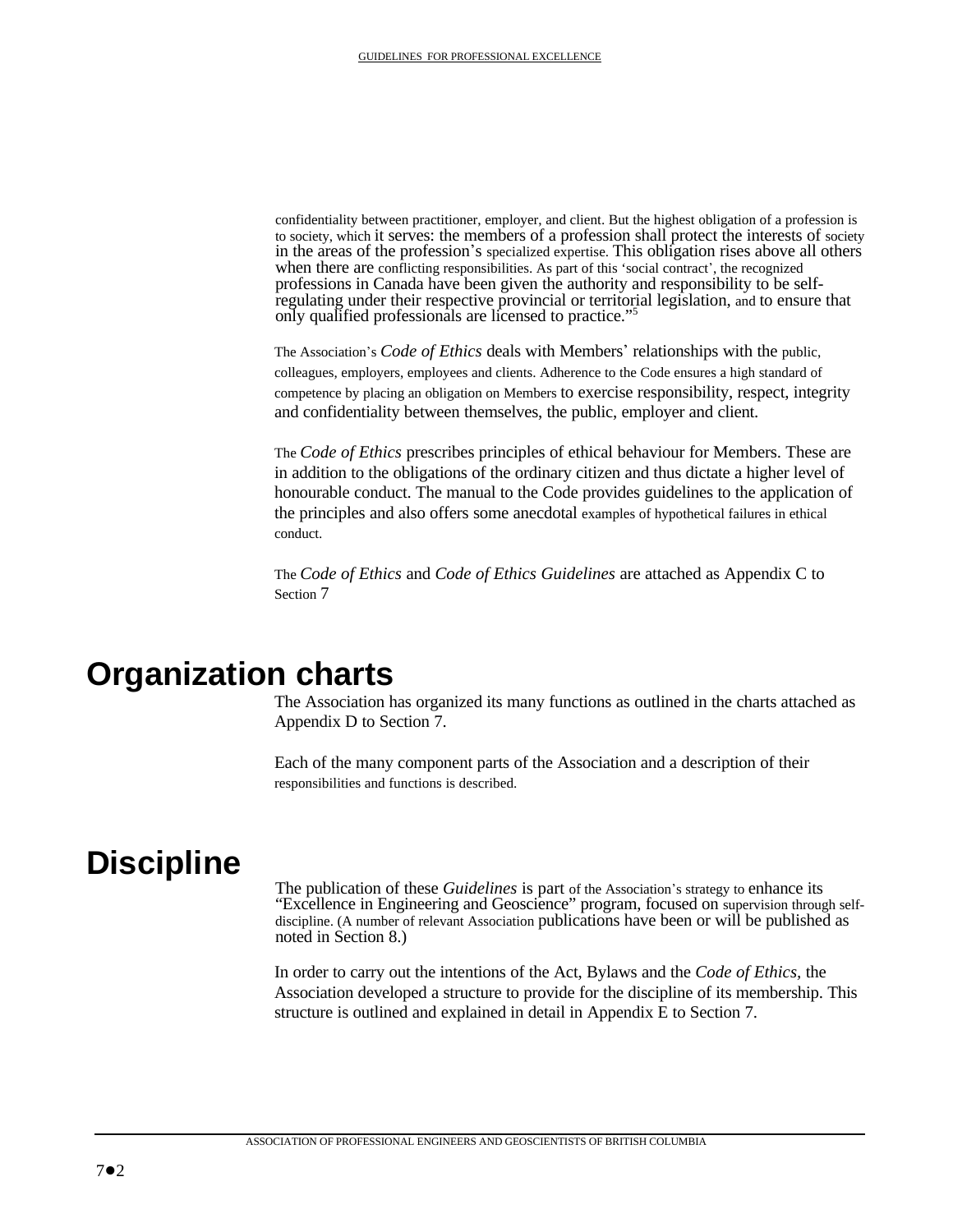confidentiality between practitioner, employer, and client. But the highest obligation of a profession is to society, which it serves: the members of a profession shall protect the interests of society in the areas of the profession's specialized expertise. This obligation rises above all others when there are conflicting responsibilities. As part of this 'social contract', the recognized professions in Canada have been given the authority and responsibility to be self-regulating under their respective provincial or territorial legislation, and to ensure that only qualified professionals are licensed to practice."[5]

The Association's *Code of Ethics* deals with Members' relationships with the public, colleagues, employers, employees and clients. Adherence to the Code ensures a high standard of competence by placing an obligation on Members to exercise responsibility, respect, integrity and confidentiality between themselves, the public, employer and client.

The *Code of Ethics* prescribes principles of ethical behaviour for Members. These are in addition to the obligations of the ordinary citizen and thus dictate a higher level of honourable conduct. The manual to the Code provides guidelines to the application of the principles and also offers some anecdotal examples of hypothetical failures in ethical conduct.

The *Code of Ethics* and *Code of Ethics Guidelines* are attached as Appendix C to Section 7

# Organization charts

The Association has organized its many functions as outlined in the charts attached as Appendix D to Section 7.

Each of the many component parts of the Association and a description of their responsibilities and functions is described.

# Discipline

The publication of these *Guidelines* is part of the Association's strategy to enhance its "Excellence in Engineering and Geoscience" program, focused on supervision through self-discipline. (A number of relevant Association publications have been or will be published as noted in Section 8.)

In order to carry out the intentions of the Act, Bylaws and the *Code of Ethics*, the Association developed a structure to provide for the discipline of its membership. This structure is outlined and explained in detail in Appendix E to Section 7.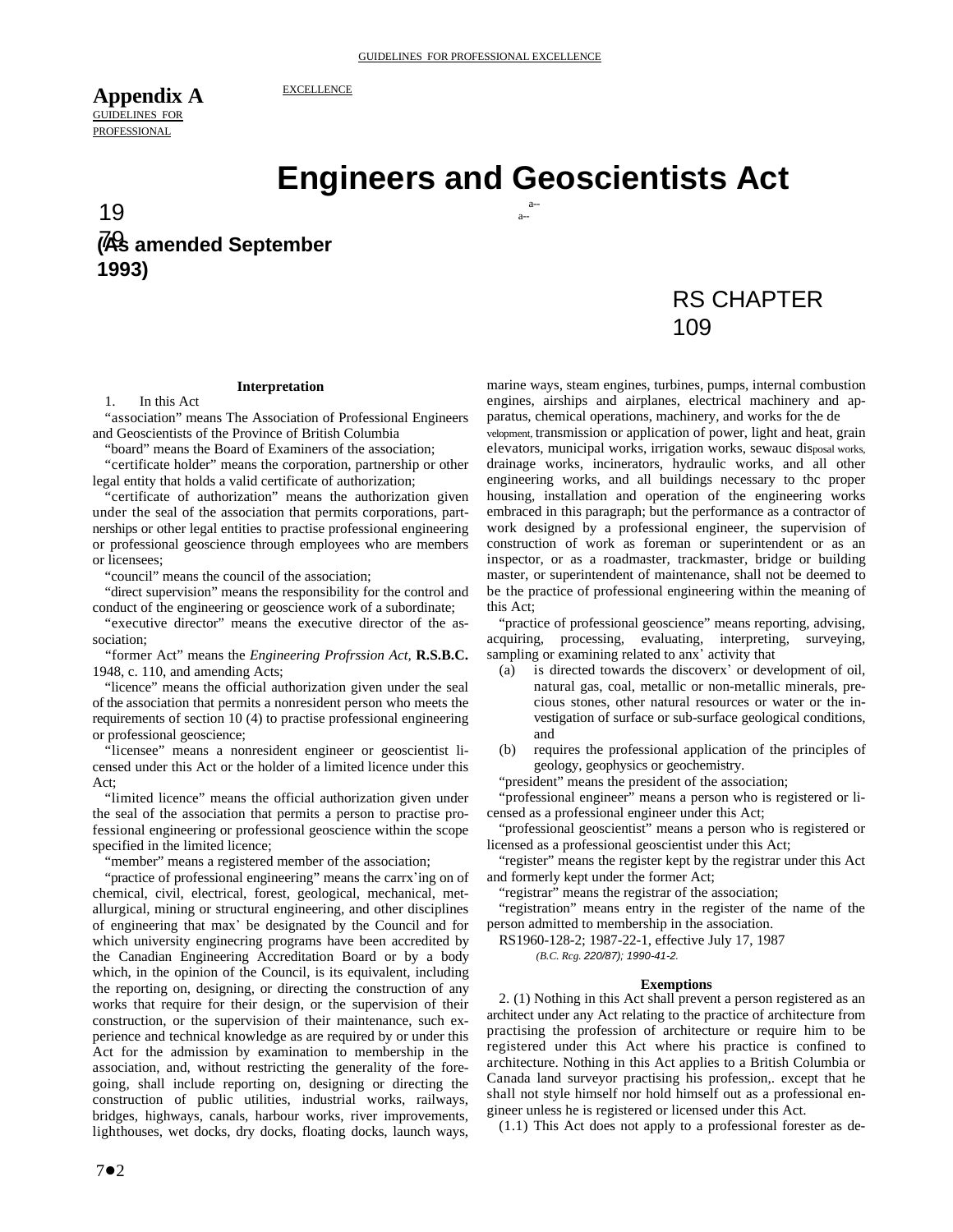## Appendix A

# Engineers and Geoscientists Act

1979

**(As amended September 1993)**

RS CHAPTER 109

### Interpretation

1. In this Act

"association" means The Association of Professional Engineers and Geoscientists of the Province of British Columbia

"board" means the Board of Examiners of the association;

"certificate holder" means the corporation, partnership or other legal entity that holds a valid certificate of authorization;

"certificate of authorization" means the authorization given under the seal of the association that permits corporations, partnerships or other legal entities to practise professional engineering or professional geoscience through employees who are members or licensees;

"council" means the council of the association;

"direct supervision" means the responsibility for the control and conduct of the engineering or geoscience work of a subordinate;

"executive director" means the executive director of the association;

"former Act" means the *Engineering Profrssion Act,* **R.S.B.C.** 1948, c. 110, and amending Acts;

"licence" means the official authorization given under the seal of the association that permits a nonresident person who meets the requirements of section 10 (4) to practise professional engineering or professional geoscience;

"licensee" means a nonresident engineer or geoscientist licensed under this Act or the holder of a limited licence under this Act;

"limited licence" means the official authorization given under the seal of the association that permits a person to practise professional engineering or professional geoscience within the scope specified in the limited licence;

"member" means a registered member of the association;

"practice of professional engineering" means the carrx'ing on of chemical, civil, electrical, forest, geological, mechanical, metallurgical, mining or structural engineering, and other disciplines of engineering that max' be designated by the Council and for which university enginecring programs have been accredited by the Canadian Engineering Accreditation Board or by a body which, in the opinion of the Council, is its equivalent, including the reporting on, designing, or directing the construction of any works that require for their design, or the supervision of their construction, or the supervision of their maintenance, such experience and technical knowledge as are required by or under this Act for the admission by examination to membership in the association, and, without restricting the generality of the foregoing, shall include reporting on, designing or directing the construction of public utilities, industrial works, railways, bridges, highways, canals, harbour works, river improvements, lighthouses, wet docks, dry docks, floating docks, launch ways, marine ways, steam engines, turbines, pumps, internal combustion engines, airships and airplanes, electrical machinery and apparatus, chemical operations, machinery, and works for the development, transmission or application of power, light and heat, grain elevators, municipal works, irrigation works, sewauc disposal works, drainage works, incinerators, hydraulic works, and all other engineering works, and all buildings necessary to thc proper housing, installation and operation of the engineering works embraced in this paragraph; but the performance as a contractor of work designed by a professional engineer, the supervision of construction of work as foreman or superintendent or as an inspector, or as a roadmaster, trackmaster, bridge or building master, or superintendent of maintenance, shall not be deemed to be the practice of professional engineering within the meaning of this Act;

"practice of professional geoscience" means reporting, advising, acquiring, processing, evaluating, interpreting, surveying, sampling or examining related to anx' activity that

(a) is directed towards the discoverx' or development of oil, natural gas, coal, metallic or non-metallic minerals, precious stones, other natural resources or water or the investigation of surface or sub-surface geological conditions, and

(b) requires the professional application of the principles of geology, geophysics or geochemistry.

"president" means the president of the association;

"professional engineer" means a person who is registered or licensed as a professional engineer under this Act;

"professional geoscientist" means a person who is registered or licensed as a professional geoscientist under this Act;

"register" means the register kept by the registrar under this Act and formerly kept under the former Act;

"registrar" means the registrar of the association;

"registration" means entry in the register of the name of the person admitted to membership in the association.

RS1960-128-2; 1987-22-1, effective July 17, 1987
*(B.C. Rcg. 220/87); 1990-41-2.*

### Exemptions

2. (1) Nothing in this Act shall prevent a person registered as an architect under any Act relating to the practice of architecture from practising the profession of architecture or require him to be registered under this Act where his practice is confined to architecture. Nothing in this Act applies to a British Columbia or Canada land surveyor practising his profession,. except that he shall not style himself nor hold himself out as a professional engineer unless he is registered or licensed under this Act.

(1.1) This Act does not apply to a professional forester as de-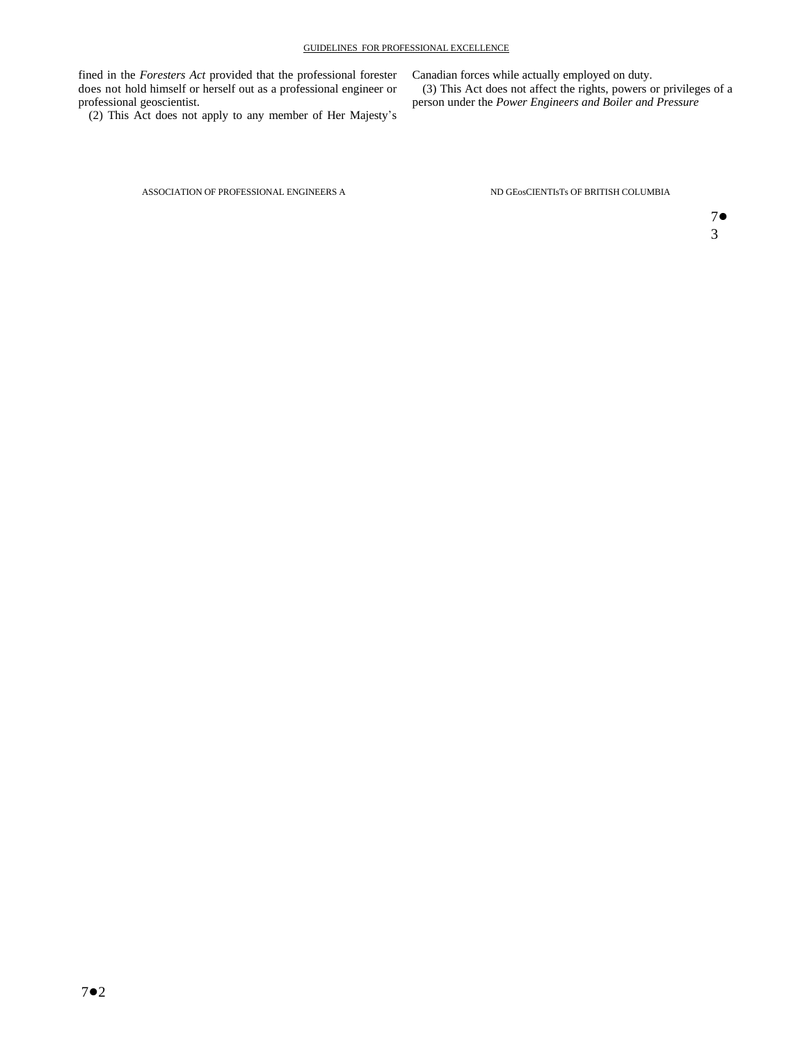fined in the *Foresters Act* provided that the professional forester does not hold himself or herself out as a professional engineer or professional geoscientist.

(2) This Act does not apply to any member of Her Majesty's Canadian forces while actually employed on duty.

(3) This Act does not affect the rights, powers or privileges of a person under the *Power Engineers and Boiler and Pressure*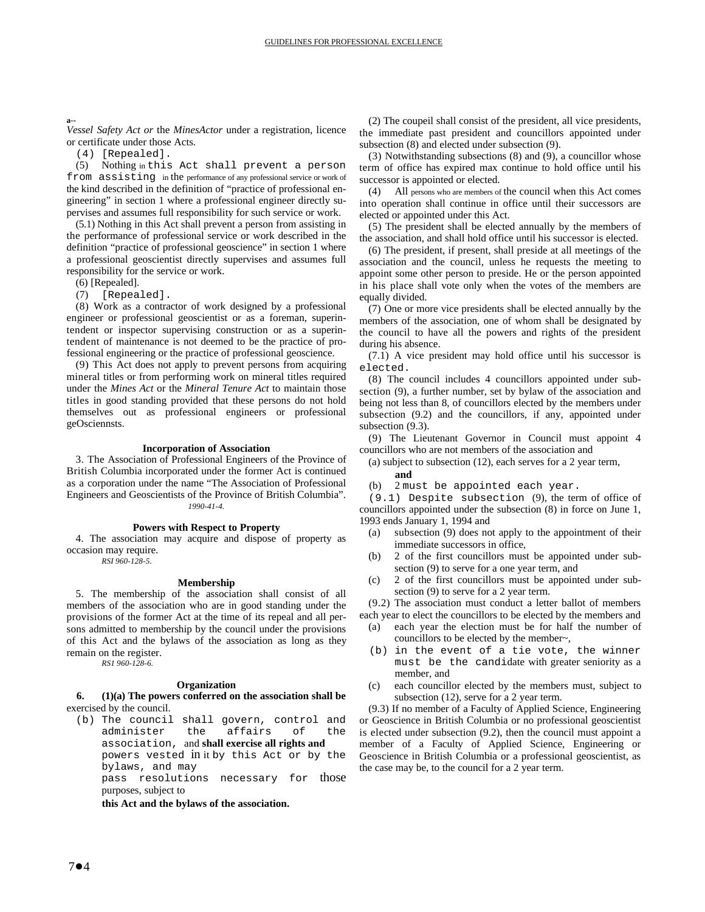a--
*Vessel Safety Act or* the *MinesActor* under a registration, licence or certificate under those Acts.

(4) [Repealed].

(5) Nothing in this Act shall prevent a person from assisting in the performance of any professional service or work of the kind described in the definition of "practice of professional engineering" in section 1 where a professional engineer directly supervises and assumes full responsibility for such service or work.

(5.1) Nothing in this Act shall prevent a person from assisting in the performance of professional service or work described in the definition "practice of professional geoscience" in section 1 where a professional geoscientist directly supervises and assumes full responsibility for the service or work.

(6) [Repealed].

(7) [Repealed].

(8) Work as a contractor of work designed by a professional engineer or professional geoscientist or as a foreman, superintendent or inspector supervising construction or as a superintendent of maintenance is not deemed to be the practice of professional engineering or the practice of professional geoscience.

(9) This Act does not apply to prevent persons from acquiring mineral titles or from performing work on mineral titles required under the *Mines Act* or the *Mineral Tenure Act* to maintain those titles in good standing provided that these persons do not hold themselves out as professional engineers or professional geOsciennsts.

#### Incorporation of Association

3. The Association of Professional Engineers of the Province of British Columbia incorporated under the former Act is continued as a corporation under the name "The Association of Professional Engineers and Geoscientists of the Province of British Columbia".
*1990-41-4.*

#### Powers with Respect to Property

4. The association may acquire and dispose of property as occasion may require.
*RSI 960-128-5.*

#### Membership

5. The membership of the association shall consist of all members of the association who are in good standing under the provisions of the former Act at the time of its repeal and all persons admitted to membership by the council under the provisions of this Act and the bylaws of the association as long as they remain on the register.
*RS1 960-128-6.*

#### Organization

**6. (1)(a) The powers conferred on the association shall be** exercised by the council.

(b) The council shall govern, control and administer the affairs of the association, and **shall exercise all rights and** powers vested in it by this Act or by the bylaws, and may pass resolutions necessary for those purposes, subject to **this Act and the bylaws of the association.**

(2) The coupeil shall consist of the president, all vice presidents, the immediate past president and councillors appointed under subsection (8) and elected under subsection (9).

(3) Notwithstanding subsections (8) and (9), a councillor whose term of office has expired max continue to hold office until his successor is appointed or elected.

(4) All persons who are members of the council when this Act comes into operation shall continue in office until their successors are elected or appointed under this Act.

(5) The president shall be elected annually by the members of the association, and shall hold office until his successor is elected.

(6) The president, if present, shall preside at all meetings of the association and the council, unless he requests the meeting to appoint some other person to preside. He or the person appointed in his place shall vote only when the votes of the members are equally divided.

(7) One or more vice presidents shall be elected annually by the members of the association, one of whom shall be designated by the council to have all the powers and rights of the president during his absence.

(7.1) A vice president may hold office until his successor is elected.

(8) The council includes 4 councillors appointed under subsection (9), a further number, set by bylaw of the association and being not less than 8, of councillors elected by the members under subsection (9.2) and the councillors, if any, appointed under subsection (9.3).

(9) The Lieutenant Governor in Council must appoint 4 councillors who are not members of the association and

(a) subject to subsection (12), each serves for a 2 year term, **and**

(b) 2 must be appointed each year.

(9.1) Despite subsection (9), the term of office of councillors appointed under the subsection (8) in force on June 1, 1993 ends January 1, 1994 and

(a) subsection (9) does not apply to the appointment of their immediate successors in office,

(b) 2 of the first councillors must be appointed under subsection (9) to serve for a one year term, and

(c) 2 of the first councillors must be appointed under subsection (9) to serve for a 2 year term.

(9.2) The association must conduct a letter ballot of members each year to elect the councillors to be elected by the members and

(a) each year the election must be for half the number of councillors to be elected by the member~,

(b) in the event of a tie vote, the winner must be the candidate with greater seniority as a member, and

(c) each councillor elected by the members must, subject to subsection (12), serve for a 2 year term.

(9.3) If no member of a Faculty of Applied Science, Engineering or Geoscience in British Columbia or no professional geoscientist is elected under subsection (9.2), then the council must appoint a member of a Faculty of Applied Science, Engineering or Geoscience in British Columbia or a professional geoscientist, as the case may be, to the council for a 2 year term.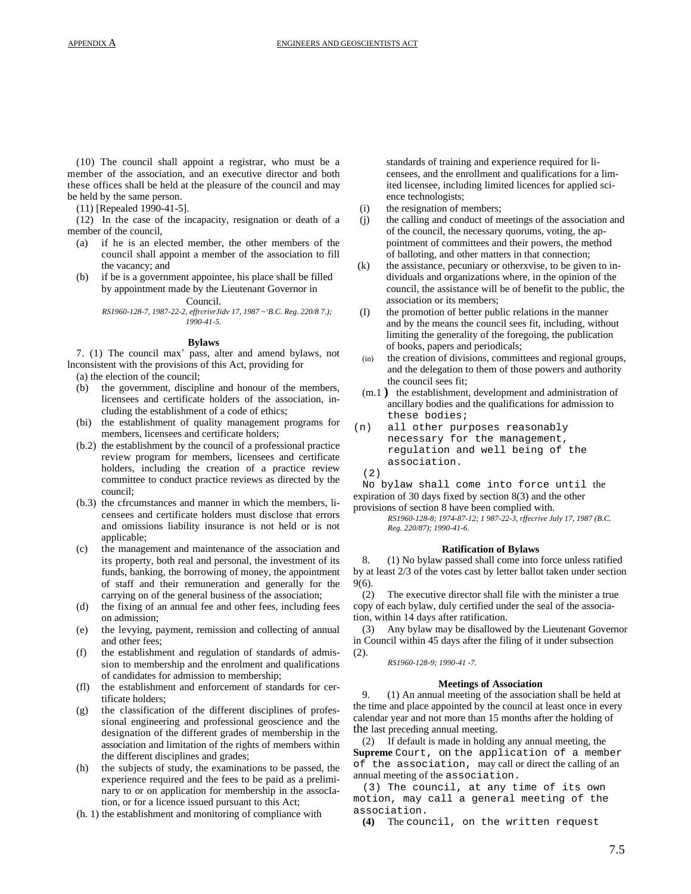(10) The council shall appoint a registrar, who must be a member of the association, and an executive director and both these offices shall be held at the pleasure of the council and may be held by the same person.

(11) [Repealed 1990-41-5].

(12) In the case of the incapacity, resignation or death of a member of the council,

(a) if he is an elected member, the other members of the council shall appoint a member of the association to fill the vacancy; and

(b) if be is a government appointee, his place shall be filled by appointment made by the Lieutenant Governor in Council.

*RS1960-128-7, 1987-22-2, effrcrivrJidv 17, 1987 ~'B.C. Reg. 220/8 7.); 1990-41-5.*

### Bylaws

7. (1) The council max' pass, alter and amend bylaws, not lnconsistent with the provisions of this Act, providing for

(a) the election of the council;

(b) the government, discipline and honour of the members, licensees and certificate holders of the association, including the establishment of a code of ethics;

(bi) the establishment of quality management programs for members, licensees and certificate holders;

(b.2) the establishment by the council of a professional practice review program for members, licensees and certificate holders, including the creation of a practice review committee to conduct practice reviews as directed by the council;

(b.3) the cfrcumstances and manner in which the members, licensees and certificate holders must disclose that errors and omissions liability insurance is not held or is not applicable;

(c) the management and maintenance of the association and its property, both real and personal, the investment of its funds, banking, the borrowing of money, the appointment of staff and their remuneration and generally for the carrying on of the general business of the association;

(d) the fixing of an annual fee and other fees, including fees on admission;

(e) the levying, payment, remission and collecting of annual and other fees;

(f) the establishment and regulation of standards of admission to membership and the enrolment and qualifications of candidates for admission to membership;

(fl) the establishment and enforcement of standards for certificate holders;

(g) the classification of the different disciplines of professional engineering and professional geoscience and the designation of the different grades of membership in the association and limitation of the rights of members within the different disciplines and grades;

(h) the subjects of study, the examinations to be passed, the experience required and the fees to be paid as a preliminary to or on application for membership in the assocIation, or for a licence issued pursuant to this Act;

(h. 1) the establishment and monitoring of compliance with standards of training and experience required for licensees, and the enrollment and qualifications for a limited licensee, including limited licences for applied science technologists;

(i) the resignation of members;

(j) the calling and conduct of meetings of the association and of the council, the necessary quorums, voting, the appointment of committees and their powers, the method of balloting, and other matters in that connection;

(k) the assistance, pecuniary or otherxvise, to be given to individuals and organizations where, in the opinion of the council, the assistance will be of benefit to the public, the association or its members;

(I) the promotion of better public relations in the manner and by the means the council sees fit, including, without limiting the generality of the foregoing, the publication of books, papers and periodicals;

(in) the creation of divisions, committees and regional groups, and the delegation to them of those powers and authority the council sees fit;

(m.1) the establishment, development and administration of ancillary bodies and the qualifications for admission to these bodies;

(n) all other purposes reasonably necessary for the management, regulation and well being of the association.

(2) No bylaw shall come into force until the expiration of 30 days fixed by section 8(3) and the other provisions of section 8 have been complied with.

*RS1960-128-8; 1974-87-12; 1 987-22-3, rffecrive July 17, 1987 (B.C. Reg. 220/87); 1990-41-6.*

### Ratification of Bylaws

8. (1) No bylaw passed shall come into force unless ratified by at least 2/3 of the votes cast by letter ballot taken under section 9(6).

(2) The executive director shall file with the minister a true copy of each bylaw, duly certified under the seal of the association, within 14 days after ratification.

(3) Any bylaw may be disallowed by the Lieutenant Governor in Council within 45 days after the filing of it under subsection (2).

*RS1960-128-9; 1990-41 -7.*

### Meetings of Association

9. (1) An annual meeting of the association shall be held at the time and place appointed by the council at least once in every calendar year and not more than 15 months after the holding of the last preceding annual meeting.

(2) If default is made in holding any annual meeting, the Supreme Court, on the application of a member of the association, may call or direct the calling of an annual meeting of the association.

(3) The council, at any time of its own motion, may call a general meeting of the association.

(4) The council, on the written request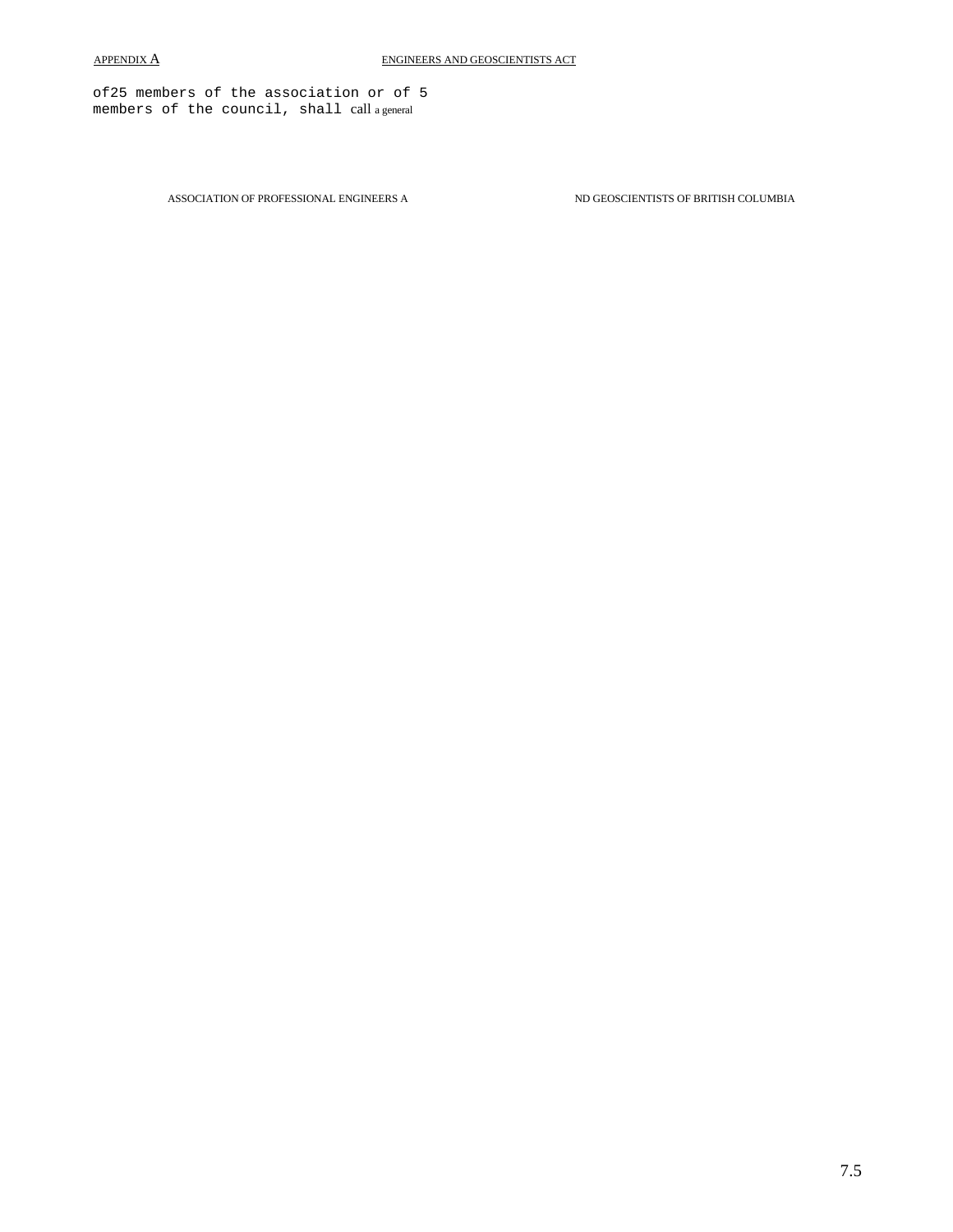of25 members of the association or of 5 members of the council, shall call a general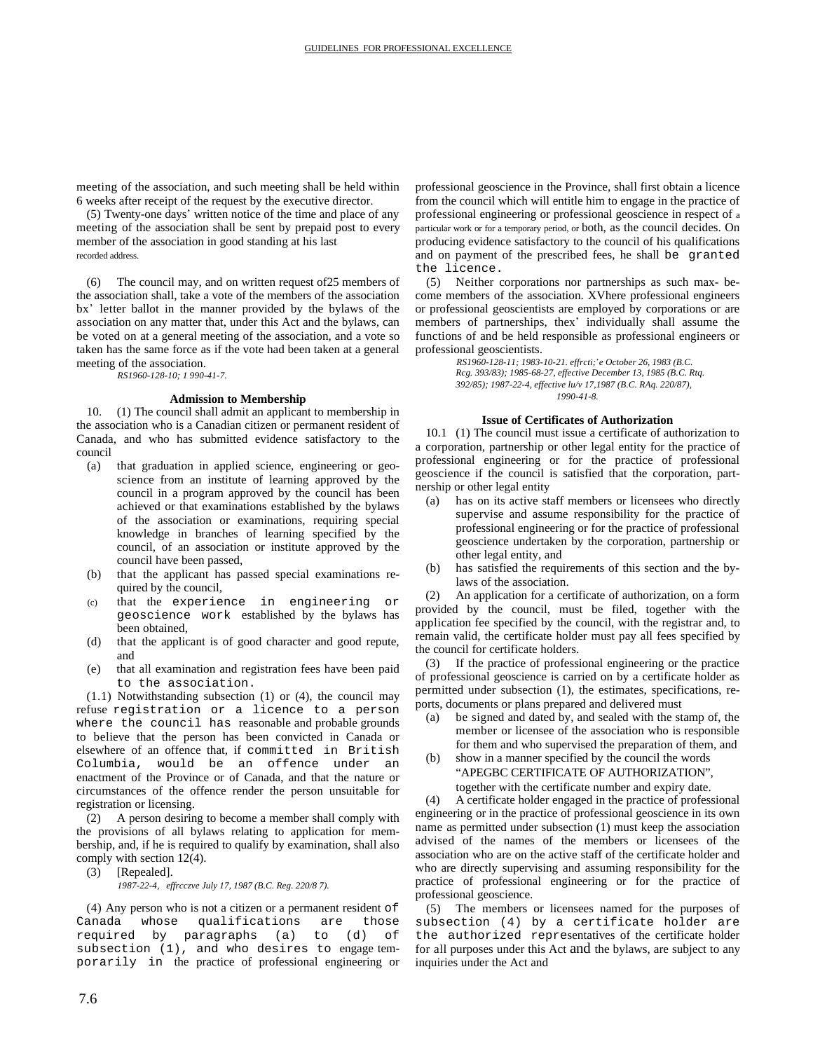meeting of the association, and such meeting shall be held within 6 weeks after receipt of the request by the executive director.

(5) Twenty-one days' written notice of the time and place of any meeting of the association shall be sent by prepaid post to every member of the association in good standing at his last recorded address.

(6) The council may, and on written request of25 members of the association shall, take a vote of the members of the association bx' letter ballot in the manner provided by the bylaws of the association on any matter that, under this Act and the bylaws, can be voted on at a general meeting of the association, and a vote so taken has the same force as if the vote had been taken at a general meeting of the association.

*RS1960-128-10; 1 990-41-7.*

### Admission to Membership

10. (1) The council shall admit an applicant to membership in the association who is a Canadian citizen or permanent resident of Canada, and who has submitted evidence satisfactory to the council

(a) that graduation in applied science, engineering or geoscience from an institute of learning approved by the council in a program approved by the council has been achieved or that examinations established by the bylaws of the association or examinations, requiring special knowledge in branches of learning specified by the council, of an association or institute approved by the council have been passed,

(b) that the applicant has passed special examinations required by the council,

(c) that the experience in engineering or geoscience work established by the bylaws has been obtained,

(d) that the applicant is of good character and good repute, and

(e) that all examination and registration fees have been paid to the association.

(1.1) Notwithstanding subsection (1) or (4), the council may refuse registration or a licence to a person where the council has reasonable and probable grounds to believe that the person has been convicted in Canada or elsewhere of an offence that, if committed in British Columbia, would be an offence under an enactment of the Province or of Canada, and that the nature or circumstances of the offence render the person unsuitable for registration or licensing.

(2) A person desiring to become a member shall comply with the provisions of all bylaws relating to application for membership, and, if he is required to qualify by examination, shall also comply with section 12(4).

(3) [Repealed].

*1987-22-4, effrcczve July 17, 1987 (B.C. Reg. 220/8 7).*

(4) Any person who is not a citizen or a permanent resident of Canada whose qualifications are those required by paragraphs (a) to (d) of subsection (1), and who desires to engage temporarily in the practice of professional engineering or professional geoscience in the Province, shall first obtain a licence from the council which will entitle him to engage in the practice of professional engineering or professional geoscience in respect of a particular work or for a temporary period, or both, as the council decides. On producing evidence satisfactory to the council of his qualifications and on payment of the prescribed fees, he shall be granted the licence.

(5) Neither corporations nor partnerships as such max- become members of the association. XVhere professional engineers or professional geoscientists are employed by corporations or are members of partnerships, thex' individually shall assume the functions of and be held responsible as professional engineers or professional geoscientists.

*RS1960-128-11; 1983-10-21. effrcti;'e October 26, 1983 (B.C. Rcg. 393/83); 1985-68-27, effective December 13, 1985 (B.C. Rtq. 392/85); 1987-22-4, effective lu/v 17,1987 (B.C. RAq. 220/87), 1990-41-8.*

### Issue of Certificates of Authorization

10.1 (1) The council must issue a certificate of authorization to a corporation, partnership or other legal entity for the practice of professional engineering or for the practice of professional geoscience if the council is satisfied that the corporation, partnership or other legal entity

(a) has on its active staff members or licensees who directly supervise and assume responsibility for the practice of professional engineering or for the practice of professional geoscience undertaken by the corporation, partnership or other legal entity, and

(b) has satisfied the requirements of this section and the bylaws of the association.

(2) An application for a certificate of authorization, on a form provided by the council, must be filed, together with the application fee specified by the council, with the registrar and, to remain valid, the certificate holder must pay all fees specified by the council for certificate holders.

(3) If the practice of professional engineering or the practice of professional geoscience is carried on by a certificate holder as permitted under subsection (1), the estimates, specifications, reports, documents or plans prepared and delivered must

(a) be signed and dated by, and sealed with the stamp of, the member or licensee of the association who is responsible for them and who supervised the preparation of them, and

(b) show in a manner specified by the council the words "APEGBC CERTIFICATE OF AUTHORIZATION", together with the certificate number and expiry date.

(4) A certificate holder engaged in the practice of professional engineering or in the practice of professional geoscience in its own name as permitted under subsection (1) must keep the association advised of the names of the members or licensees of the association who are on the active staff of the certificate holder and who are directly supervising and assuming responsibility for the practice of professional engineering or for the practice of professional geoscience.

(5) The members or licensees named for the purposes of subsection (4) by a certificate holder are the authorized representatives of the certificate holder for all purposes under this Act and the bylaws, are subject to any inquiries under the Act and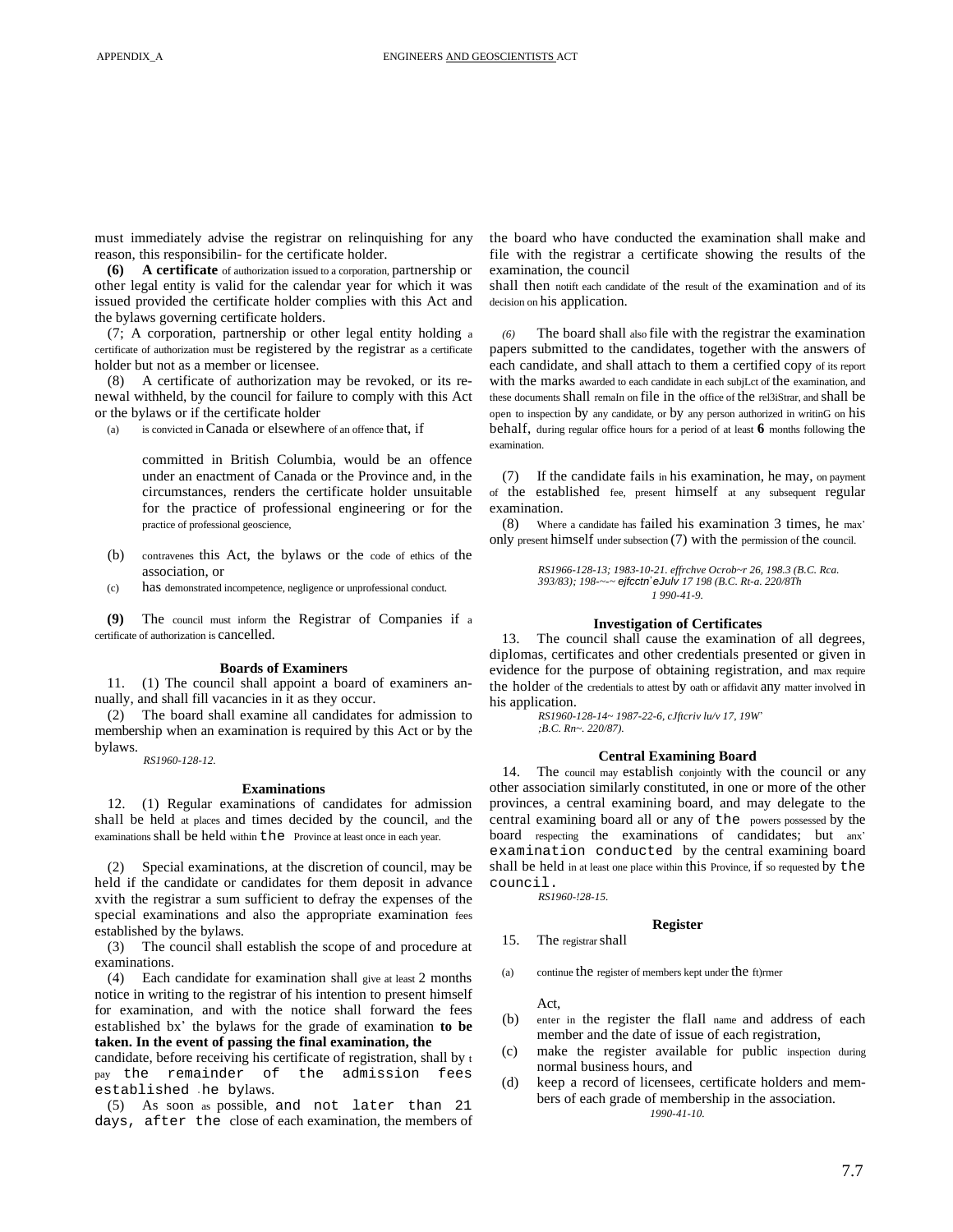must immediately advise the registrar on relinquishing for any reason, this responsibilin- for the certificate holder.

**(6)** **A certificate** of authorization issued to a corporation, partnership or other legal entity is valid for the calendar year for which it was issued provided the certificate holder complies with this Act and the bylaws governing certificate holders.

(7; A corporation, partnership or other legal entity holding a certificate of authorization must be registered by the registrar as a certificate holder but not as a member or licensee.

(8) A certificate of authorization may be revoked, or its renewal withheld, by the council for failure to comply with this Act or the bylaws or if the certificate holder

(a) is convicted in Canada or elsewhere of an offence that, if

committed in British Columbia, would be an offence under an enactment of Canada or the Province and, in the circumstances, renders the certificate holder unsuitable for the practice of professional engineering or for the practice of professional geoscience,

(b) contravenes this Act, the bylaws or the code of ethics of the association, or

(c) has demonstrated incompetence, negligence or unprofessional conduct.

**(9)** The council must inform the Registrar of Companies if a certificate of authorization is cancelled.

### Boards of Examiners

11. (1) The council shall appoint a board of examiners annually, and shall fill vacancies in it as they occur.

(2) The board shall examine all candidates for admission to membership when an examination is required by this Act or by the bylaws.

*RS1960-128-12.*

### Examinations

12. (1) Regular examinations of candidates for admission shall be held at places and times decided by the council, and the examinations shall be held within the Province at least once in each year.

(2) Special examinations, at the discretion of council, may be held if the candidate or candidates for them deposit in advance xvith the registrar a sum sufficient to defray the expenses of the special examinations and also the appropriate examination fees established by the bylaws.

(3) The council shall establish the scope of and procedure at examinations.

(4) Each candidate for examination shall give at least 2 months notice in writing to the registrar of his intention to present himself for examination, and with the notice shall forward the fees established bx' the bylaws for the grade of examination **to be taken. In the event of passing the final examination, the** candidate, before receiving his certificate of registration, shall by t pay the remainder of the admission fees established .he bylaws.

(5) As soon as possible, and not later than 21 days, after the close of each examination, the members of the board who have conducted the examination shall make and file with the registrar a certificate showing the results of the examination, the council shall then notift each candidate of the result of the examination and of its decision on his application.

*(6)* The board shall also file with the registrar the examination papers submitted to the candidates, together with the answers of each candidate, and shall attach to them a certified copy of its report with the marks awarded to each candidate in each subjLct of the examination, and these documents shall remaIn on file in the office of the rel3iStrar, and shall be open to inspection by any candidate, or by any person authorized in writinG on his behalf, during regular office hours for a period of at least **6** months following the examination.

(7) If the candidate fails in his examination, he may, on payment of the established fee, present himself at any subsequent regular examination.

(8) Where a candidate has failed his examination 3 times, he max' only present himself under subsection (7) with the permission of the council.

*RS1966-128-13; 1983-10-21. effrchve Ocrob~r 26, 198.3 (B.C. Rca. 393/83); 198-~-~ ejfcctn'eJulv 17 198 (B.C. Rt-a. 220/8Th 1 990-41-9.*

### Investigation of Certificates

13. The council shall cause the examination of all degrees, diplomas, certificates and other credentials presented or given in evidence for the purpose of obtaining registration, and max require the holder of the credentials to attest by oath or affidavit any matter involved in his application.

*RS1960-128-14~ 1987-22-6, cJftcriv lu/v 17, 19W' ;B.C. Rn~. 220/87).*

### Central Examining Board

14. The council may establish conjointly with the council or any other association similarly constituted, in one or more of the other provinces, a central examining board, and may delegate to the central examining board all or any of the powers possessed by the board respecting the examinations of candidates; but anx' examination conducted by the central examining board shall be held in at least one place within this Province, if so requested by the council.

*RS1960-!28-15.*

### Register

15. The registrar shall

(a) continue the register of members kept under the ft)rmer Act,

(b) enter in the register the flaIl name and address of each member and the date of issue of each registration,

(c) make the register available for public inspection during normal business hours, and

(d) keep a record of licensees, certificate holders and members of each grade of membership in the association.

*1990-41-10.*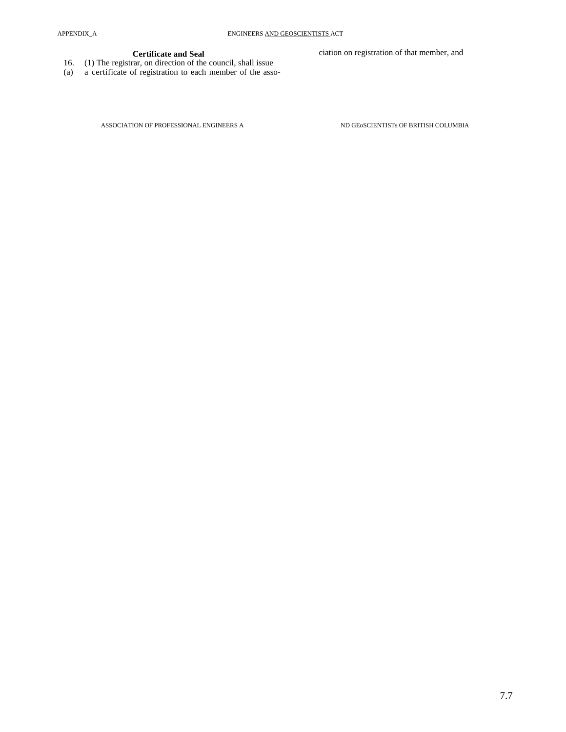**Certificate and Seal**

16. (1) The registrar, on direction of the council, shall issue

(a) a certificate of registration to each member of the association on registration of that member, and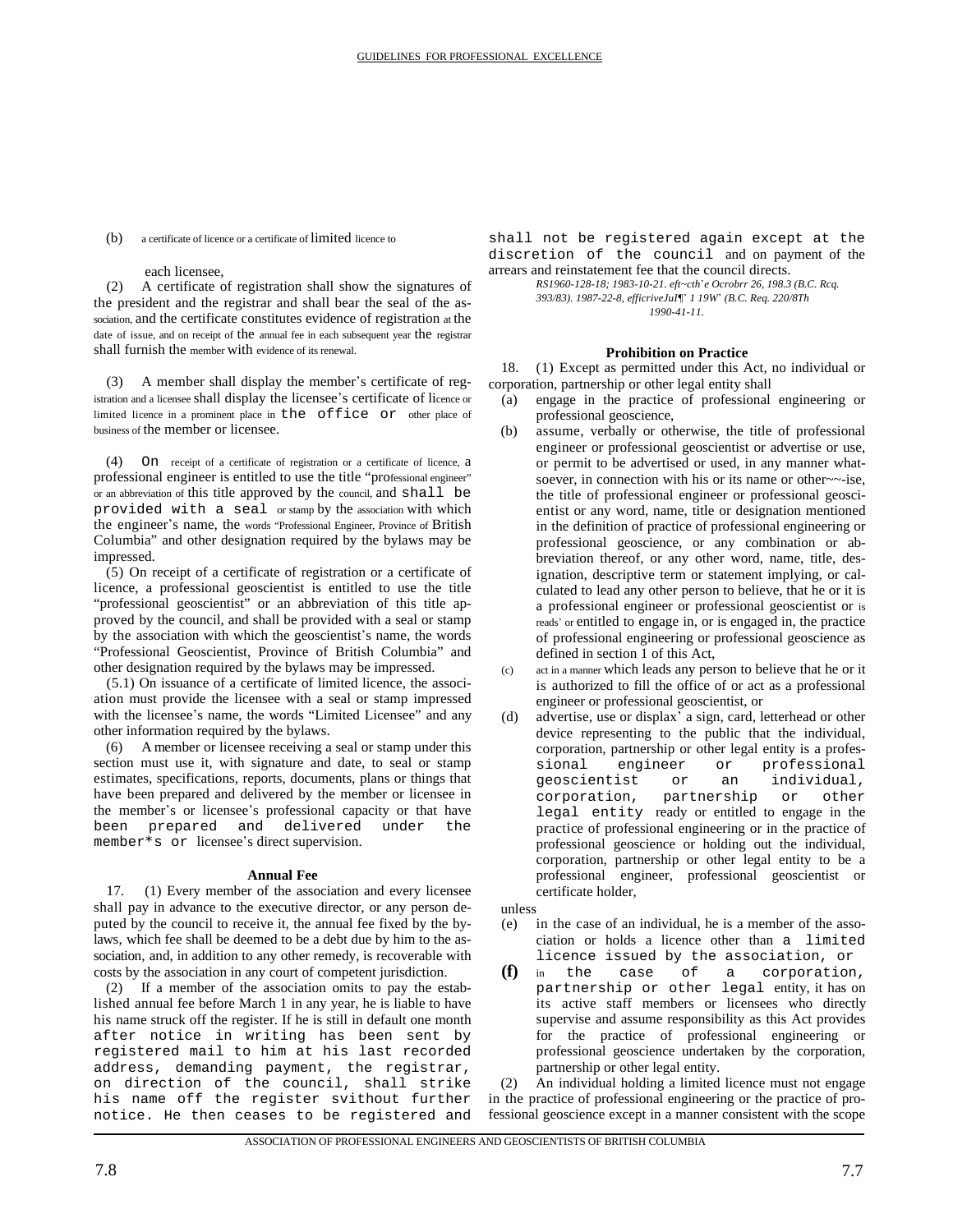(b) a certificate of licence or a certificate of limited licence to

each licensee,

(2) A certificate of registration shall show the signatures of the president and the registrar and shall bear the seal of the association, and the certificate constitutes evidence of registration at the date of issue, and on receipt of the annual fee in each subsequent year the registrar shall furnish the member with evidence of its renewal.

(3) A member shall display the member's certificate of registration and a licensee shall display the licensee's certificate of licence or limited licence in a prominent place in the office or other place of business of the member or licensee.

(4) On receipt of a certificate of registration or a certificate of licence, a professional engineer is entitled to use the title "professional engineer" or an abbreviation of this title approved by the council, and shall be provided with a seal or stamp by the association with which the engineer's name, the words "Professional Engineer, Province of British Columbia" and other designation required by the bylaws may be impressed.

(5) On receipt of a certificate of registration or a certificate of licence, a professional geoscientist is entitled to use the title "professional geoscientist" or an abbreviation of this title approved by the council, and shall be provided with a seal or stamp by the association with which the geoscientist's name, the words "Professional Geoscientist, Province of British Columbia" and other designation required by the bylaws may be impressed.

(5.1) On issuance of a certificate of limited licence, the association must provide the licensee with a seal or stamp impressed with the licensee's name, the words "Limited Licensee" and any other information required by the bylaws.

(6) A member or licensee receiving a seal or stamp under this section must use it, with signature and date, to seal or stamp estimates, specifications, reports, documents, plans or things that have been prepared and delivered by the member or licensee in the member's or licensee's professional capacity or that have been prepared and delivered under the member*s or licensee's direct supervision.

**Annual Fee**

17. (1) Every member of the association and every licensee shall pay in advance to the executive director, or any person deputed by the council to receive it, the annual fee fixed by the bylaws, which fee shall be deemed to be a debt due by him to the association, and, in addition to any other remedy, is recoverable with costs by the association in any court of competent jurisdiction.

(2) If a member of the association omits to pay the established annual fee before March 1 in any year, he is liable to have his name struck off the register. If he is still in default one month after notice in writing has been sent by registered mail to him at his last recorded address, demanding payment, the registrar, on direction of the council, shall strike his name off the register svithout further notice. He then ceases to be registered and shall not be registered again except at the discretion of the council and on payment of the arrears and reinstatement fee that the council directs.

*RS1960-128-18; 1983-10-21. eft~cth'e Ocrobrr 26, 198.3 (B.C. Rcq. 393/83). 1987-22-8, efficriveJuI¶' 1 19W' (B.C. Req. 220/8Th 1990-41-11.*

**Prohibition on Practice**

18. (1) Except as permitted under this Act, no individual or corporation, partnership or other legal entity shall

(a) engage in the practice of professional engineering or professional geoscience,

(b) assume, verbally or otherwise, the title of professional engineer or professional geoscientist or advertise or use, or permit to be advertised or used, in any manner whatsoever, in connection with his or its name or other~~-ise, the title of professional engineer or professional geoscientist or any word, name, title or designation mentioned in the definition of practice of professional engineering or professional geoscience, or any combination or abbreviation thereof, or any other word, name, title, designation, descriptive term or statement implying, or calculated to lead any other person to believe, that he or it is a professional engineer or professional geoscientist or is reads' or entitled to engage in, or is engaged in, the practice of professional engineering or professional geoscience as defined in section 1 of this Act,

(c) act in a manner which leads any person to believe that he or it is authorized to fill the office of or act as a professional engineer or professional geoscientist, or

(d) advertise, use or displax' a sign, card, letterhead or other device representing to the public that the individual, corporation, partnership or other legal entity is a professional engineer or professional geoscientist or an individual, corporation, partnership or other legal entity ready or entitled to engage in the practice of professional engineering or in the practice of professional geoscience or holding out the individual, corporation, partnership or other legal entity to be a professional engineer, professional geoscientist or certificate holder,

unless

(e) in the case of an individual, he is a member of the association or holds a licence other than a limited licence issued by the association, or

**(f)** in the case of a corporation, partnership or other legal entity, it has on its active staff members or licensees who directly supervise and assume responsibility as this Act provides for the practice of professional engineering or professional geoscience undertaken by the corporation, partnership or other legal entity.

(2) An individual holding a limited licence must not engage in the practice of professional engineering or the practice of professional geoscience except in a manner consistent with the scope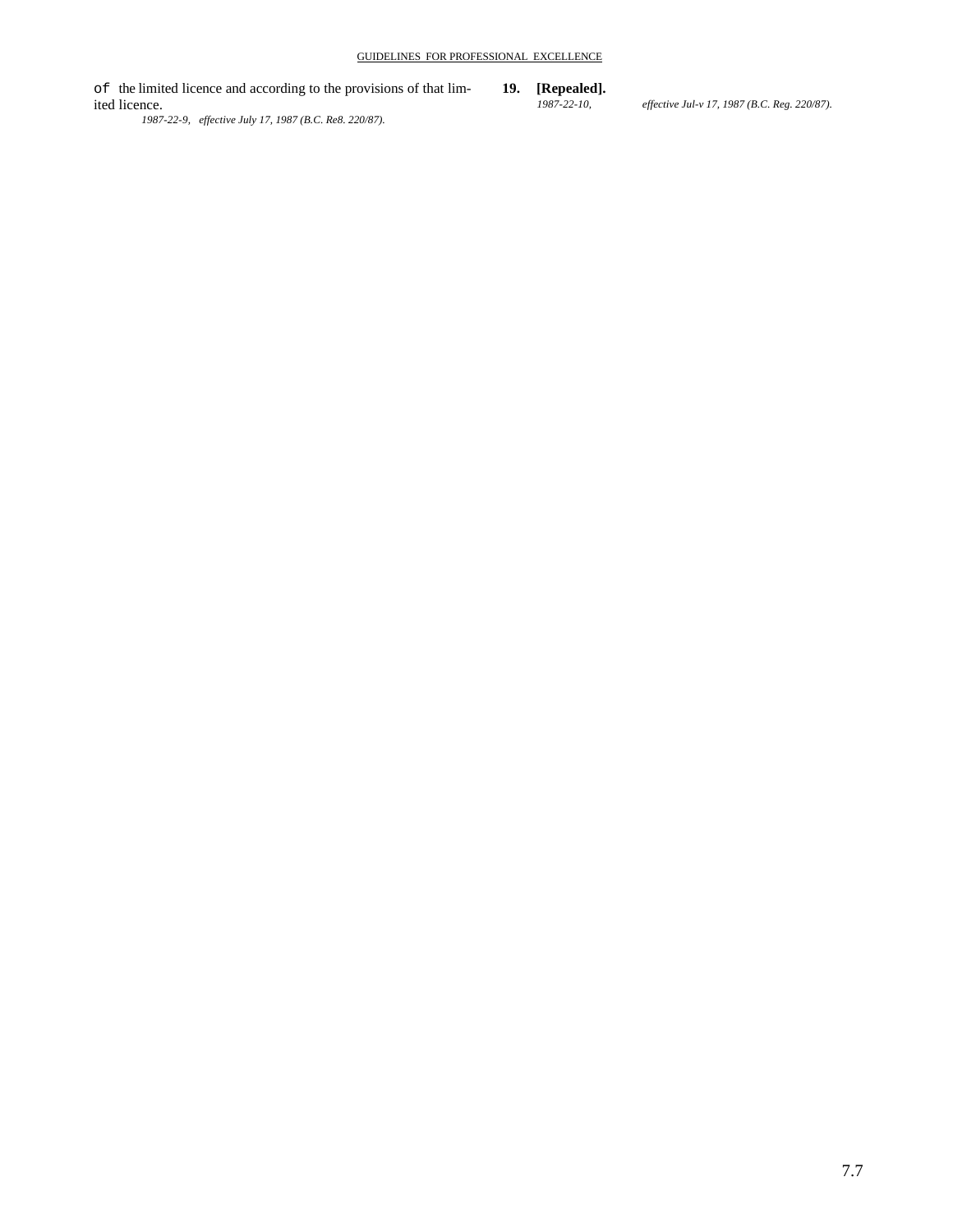of the limited licence and according to the provisions of that limited licence.

*1987-22-9, effective July 17, 1987 (B.C. Re8. 220/87).*

**19. [Repealed].**

*1987-22-10, effective Jul-v 17, 1987 (B.C. Reg. 220/87).*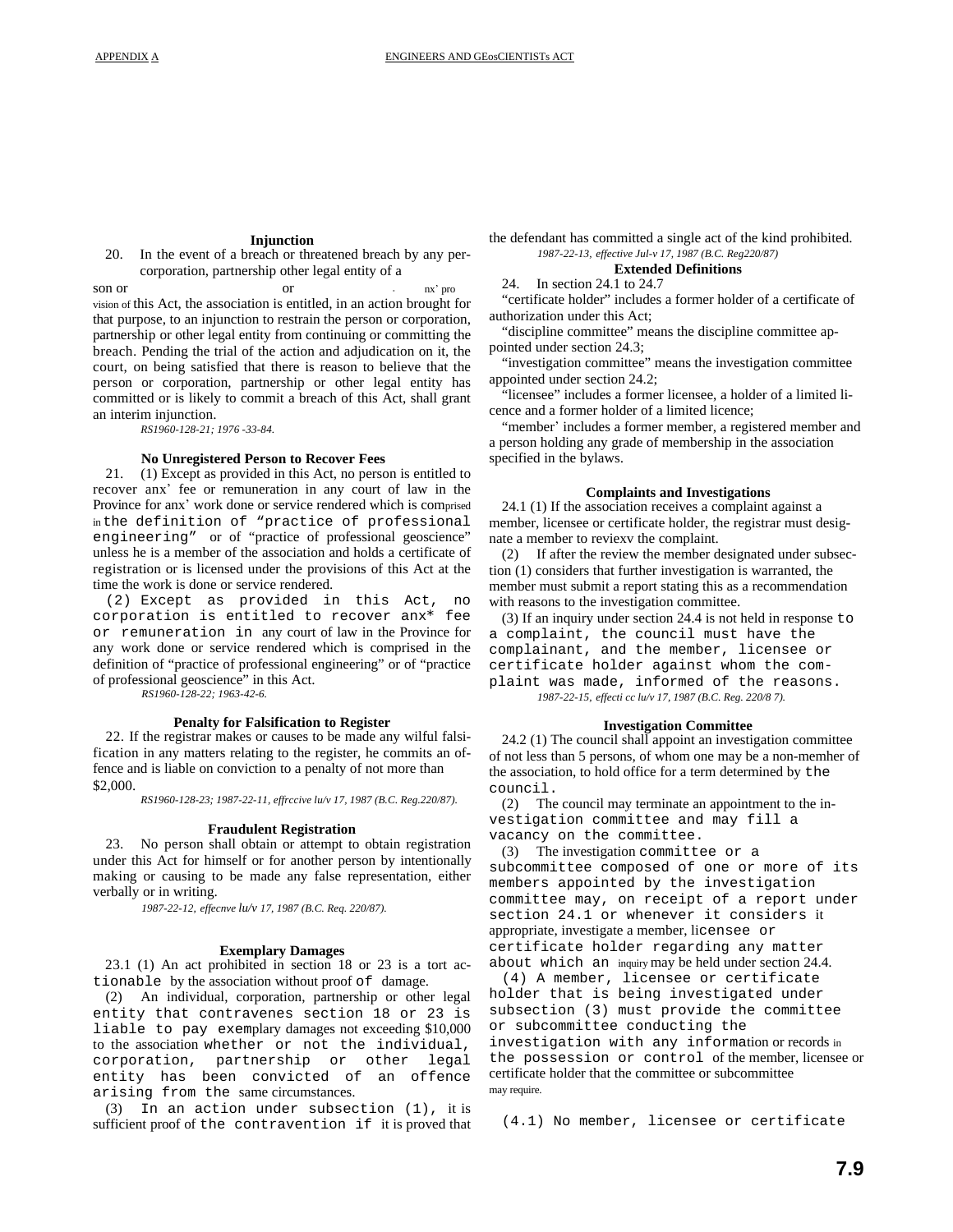### Injunction

20. In the event of a breach or threatened breach by any person or corporation, partnership or other legal entity of a nx' provision of this Act, the association is entitled, in an action brought for that purpose, to an injunction to restrain the person or corporation, partnership or other legal entity from continuing or committing the breach. Pending the trial of the action and adjudication on it, the court, on being satisfied that there is reason to believe that the person or corporation, partnership or other legal entity has committed or is likely to commit a breach of this Act, shall grant an interim injunction.

*RS1960-128-21; 1976 -33-84.*

### No Unregistered Person to Recover Fees

21. (1) Except as provided in this Act, no person is entitled to recover anx' fee or remuneration in any court of law in the Province for anx' work done or service rendered which is comprised in the definition of "practice of professional engineering" or of "practice of professional geoscience" unless he is a member of the association and holds a certificate of registration or is licensed under the provisions of this Act at the time the work is done or service rendered.

(2) Except as provided in this Act, no corporation is entitled to recover anx* fee or remuneration in any court of law in the Province for any work done or service rendered which is comprised in the definition of "practice of professional engineering" or of "practice of professional geoscience" in this Act.

*RS1960-128-22; 1963-42-6.*

### Penalty for Falsification to Register

22. If the registrar makes or causes to be made any wilful falsification in any matters relating to the register, he commits an offence and is liable on conviction to a penalty of not more than $2,000.

*RS1960-128-23; 1987-22-11, effrccive lu/v 17, 1987 (B.C. Reg.220/87).*

### Fraudulent Registration

23. No person shall obtain or attempt to obtain registration under this Act for himself or for another person by intentionally making or causing to be made any false representation, either verbally or in writing.

*1987-22-12, effecnve lu/v 17, 1987 (B.C. Req. 220/87).*

### Exemplary Damages

23.1 (1) An act prohibited in section 18 or 23 is a tort actionable by the association without proof of damage.

(2) An individual, corporation, partnership or other legal entity that contravenes section 18 or 23 is liable to pay exemplary damages not exceeding $10,000 to the association whether or not the individual, corporation, partnership or other legal entity has been convicted of an offence arising from the same circumstances.

(3) In an action under subsection (1), it is sufficient proof of the contravention if it is proved that the defendant has committed a single act of the kind prohibited.

*1987-22-13, effective Jul-v 17, 1987 (B.C. Reg220/87)*

### Extended Definitions

24. In section 24.1 to 24.7

"certificate holder" includes a former holder of a certificate of authorization under this Act;

"discipline committee" means the discipline committee appointed under section 24.3;

"investigation committee" means the investigation committee appointed under section 24.2;

"licensee" includes a former licensee, a holder of a limited licence and a former holder of a limited licence;

"member' includes a former member, a registered member and a person holding any grade of membership in the association specified in the bylaws.

### Complaints and Investigations

24.1 (1) If the association receives a complaint against a member, licensee or certificate holder, the registrar must designate a member to reviexv the complaint.

(2) If after the review the member designated under subsection (1) considers that further investigation is warranted, the member must submit a report stating this as a recommendation with reasons to the investigation committee.

(3) If an inquiry under section 24.4 is not held in response to a complaint, the council must have the complainant, and the member, licensee or certificate holder against whom the complaint was made, informed of the reasons.

*1987-22-15, effecti cc lu/v 17, 1987 (B.C. Reg. 220/8 7).*

### Investigation Committee

24.2 (1) The council shall appoint an investigation committee of not less than 5 persons, of whom one may be a non-memher of the association, to hold office for a term determined by the council.

(2) The council may terminate an appointment to the investigation committee and may fill a vacancy on the committee.

(3) The investigation committee or a subcommittee composed of one or more of its members appointed by the investigation committee may, on receipt of a report under section 24.1 or whenever it considers it appropriate, investigate a member, licensee or certificate holder regarding any matter about which an inquiry may be held under section 24.4.

(4) A member, licensee or certificate holder that is being investigated under subsection (3) must provide the committee or subcommittee conducting the investigation with any information or records in the possession or control of the member, licensee or certificate holder that the committee or subcommittee may require.

(4.1) No member, licensee or certificate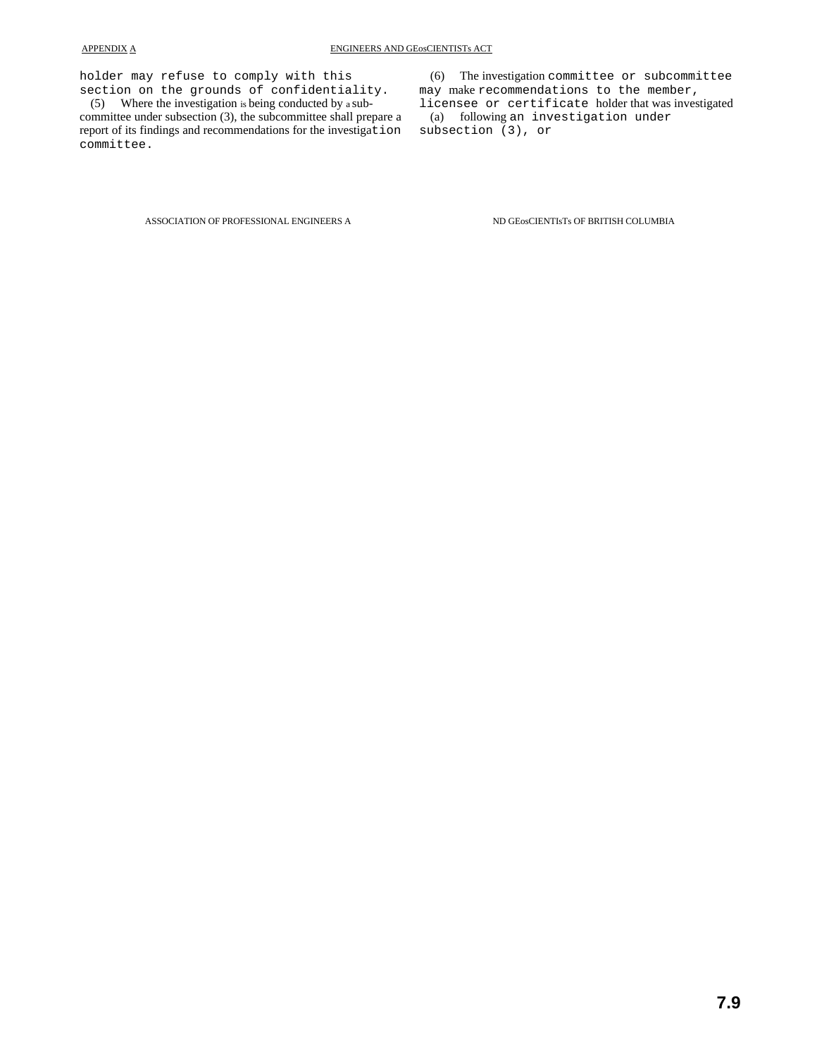holder may refuse to comply with this section on the grounds of confidentiality.

(5) Where the investigation is being conducted by a subcommittee under subsection (3), the subcommittee shall prepare a report of its findings and recommendations for the investigation committee.

(6) The investigation committee or subcommittee may make recommendations to the member, licensee or certificate holder that was investigated

(a) following an investigation under subsection (3), or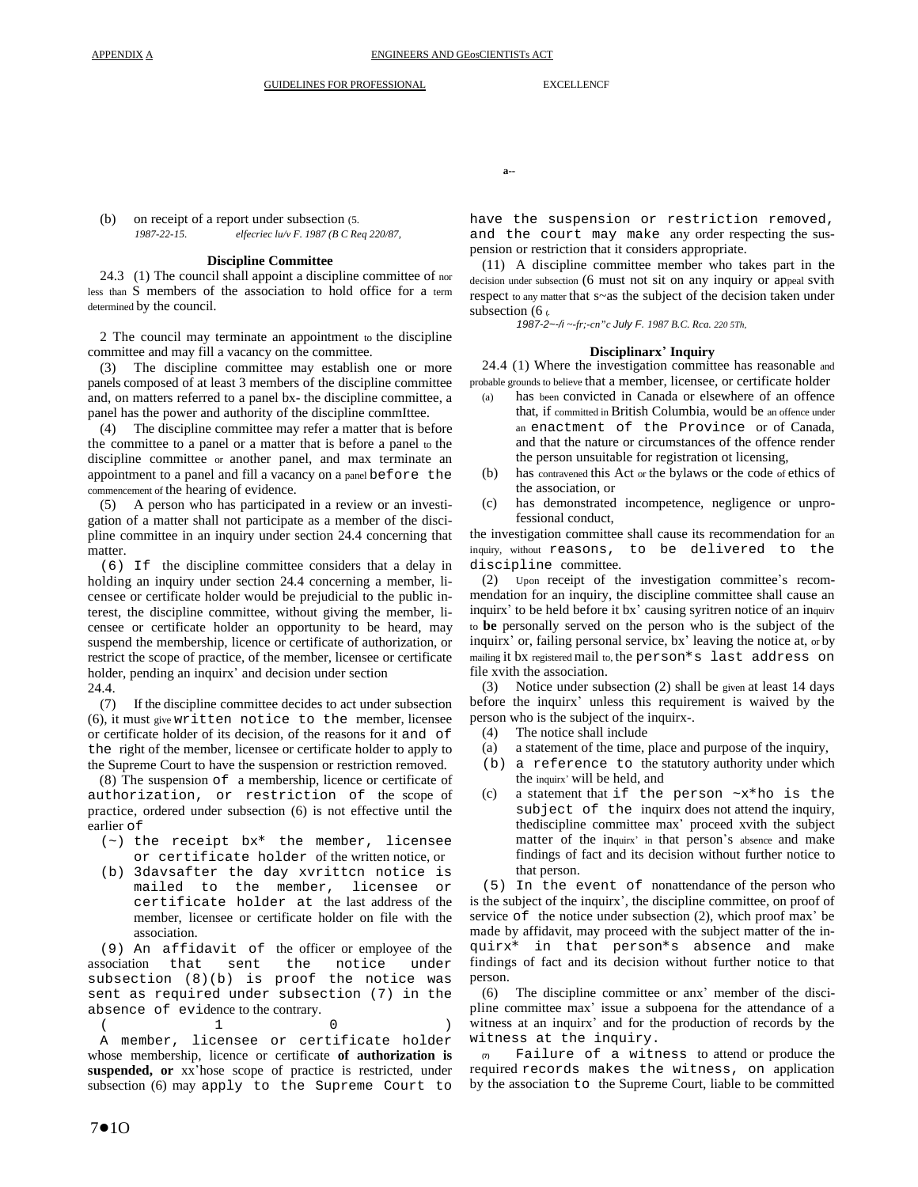(b) on receipt of a report under subsection (5.
*1987-22-15. elfecriec lu/v F. 1987 (B C Req 220/87,*

### Discipline Committee

24.3 (1) The council shall appoint a discipline committee of nor less than S members of the association to hold office for a term determined by the council.

2 The council may terminate an appointment to the discipline committee and may fill a vacancy on the committee.

(3) The discipline committee may establish one or more panels composed of at least 3 members of the discipline committee and, on matters referred to a panel bx- the discipline committee, a panel has the power and authority of the discipline commIttee.

(4) The discipline committee may refer a matter that is before the committee to a panel or a matter that is before a panel to the discipline committee or another panel, and max terminate an appointment to a panel and fill a vacancy on a panel before the commencement of the hearing of evidence.

(5) A person who has participated in a review or an investigation of a matter shall not participate as a member of the discipline committee in an inquiry under section 24.4 concerning that matter.

(6) If the discipline committee considers that a delay in holding an inquiry under section 24.4 concerning a member, licensee or certificate holder would be prejudicial to the public interest, the discipline committee, without giving the member, licensee or certificate holder an opportunity to be heard, may suspend the membership, licence or certificate of authorization, or restrict the scope of practice, of the member, licensee or certificate holder, pending an inquirx' and decision under section 24.4.

(7) If the discipline committee decides to act under subsection (6), it must give written notice to the member, licensee or certificate holder of its decision, of the reasons for it and of the right of the member, licensee or certificate holder to apply to the Supreme Court to have the suspension or restriction removed.

(8) The suspension of a membership, licence or certificate of authorization, or restriction of the scope of practice, ordered under subsection (6) is not effective until the earlier of

(~) the receipt bx* the member, licensee or certificate holder of the written notice, or

(b) 3davsafter the day xvrittcn notice is mailed to the member, licensee or certificate holder at the last address of the member, licensee or certificate holder on file with the association.

(9) An affidavit of the officer or employee of the association that sent the notice under subsection (8)(b) is proof the notice was sent as required under subsection (7) in the absence of evidence to the contrary.

(10) A member, licensee or certificate holder whose membership, licence or certificate **of authorization is suspended, or** xx'hose scope of practice is restricted, under subsection (6) may apply to the Supreme Court to have the suspension or restriction removed, and the court may make any order respecting the suspension or restriction that it considers appropriate.

(11) A discipline committee member who takes part in the decision under subsection (6 must not sit on any inquiry or appeal svith respect to any matter that s~as the subject of the decision taken under subsection (6 (.

*1987-2~-/i ~-fr;-cn"c July F. 1987 B.C. Rca. 220 5Th,*

### Disciplinarx' Inquiry

24.4 (1) Where the investigation committee has reasonable and probable grounds to believe that a member, licensee, or certificate holder

(a) has been convicted in Canada or elsewhere of an offence that, if committed in British Columbia, would be an offence under an enactment of the Province or of Canada, and that the nature or circumstances of the offence render the person unsuitable for registration ot licensing,

(b) has contravened this Act or the bylaws or the code of ethics of the association, or

(c) has demonstrated incompetence, negligence or unprofessional conduct,

the investigation committee shall cause its recommendation for an inquiry, without reasons, to be delivered to the discipline committee.

(2) Upon receipt of the investigation committee's recommendation for an inquiry, the discipline committee shall cause an inquirx' to be held before it bx' causing syritren notice of an inquirv to **be** personally served on the person who is the subject of the inquirx' or, failing personal service, bx' leaving the notice at, or by mailing it bx registered mail to, the person*s last address on file xvith the association.

(3) Notice under subsection (2) shall be given at least 14 days before the inquirx' unless this requirement is waived by the person who is the subject of the inquirx-.

(4) The notice shall include

(a) a statement of the time, place and purpose of the inquiry,

(b) a reference to the statutory authority under which the inquirx' will be held, and

(c) a statement that if the person ~x*ho is the subject of the inquirx does not attend the inquiry, thediscipline committee max' proceed xvith the subject matter of the inquirx' in that person's absence and make findings of fact and its decision without further notice to that person.

(5) In the event of nonattendance of the person who is the subject of the inquirx', the discipline committee, on proof of service of the notice under subsection (2), which proof max' be made by affidavit, may proceed with the subject matter of the inquirx* in that person*s absence and make findings of fact and its decision without further notice to that person.

(6) The discipline committee or anx' member of the discipline committee max' issue a subpoena for the attendance of a witness at an inquirx' and for the production of records by the witness at the inquiry.

(7) Failure of a witness to attend or produce the required records makes the witness, on application by the association to the Supreme Court, liable to be committed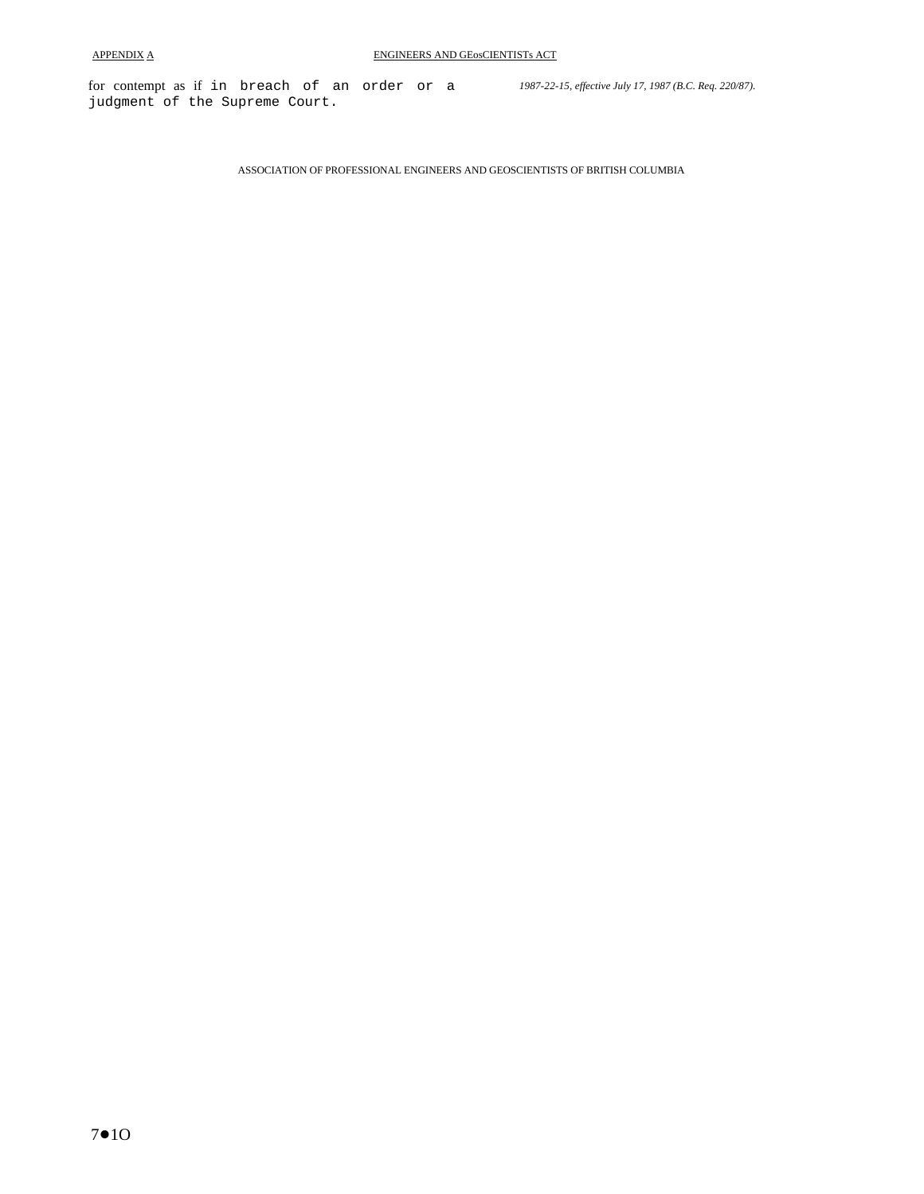for contempt as if in breach of an order or a judgment of the Supreme Court.

*1987-22-15, effective July 17, 1987 (B.C. Req. 220/87).*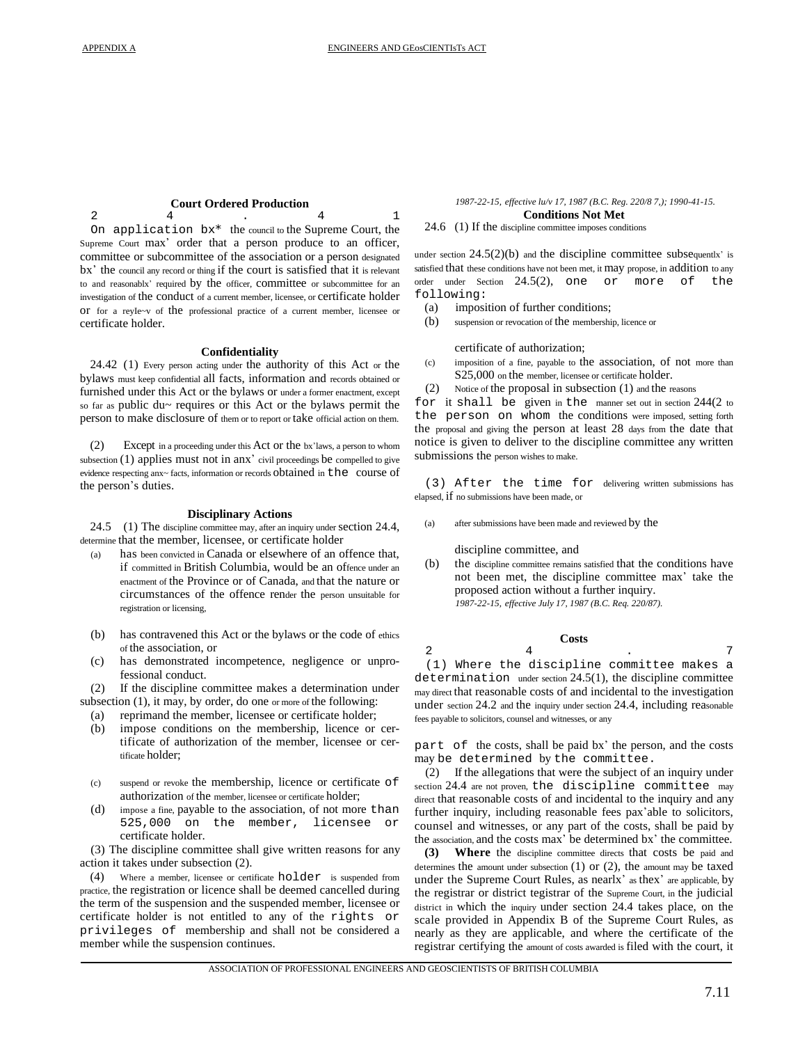### Court Ordered Production

24.41 On application bx* the council to the Supreme Court, the Supreme Court max' order that a person produce to an officer, committee or subcommittee of the association or a person designated bx' the council any record or thing if the court is satisfied that it is relevant to and reasonablx' required by the officer, committee or subcommittee for an investigation of the conduct of a current member, licensee, or certificate holder or for a reyIe~v of the professional practice of a current member, licensee or certificate holder.

### Confidentiality

24.42 (1) Every person acting under the authority of this Act or the bylaws must keep confidential all facts, information and records obtained or furnished under this Act or the bylaws or under a former enactment, except so far as public du~ requires or this Act or the bylaws permit the person to make disclosure of them or to report or take official action on them.

(2) Except in a proceeding under this Act or the bx'laws, a person to whom subsection (1) applies must not in anx' civil proceedings be compelled to give evidence respecting anx~ facts, information or records obtained in the course of the person's duties.

### Disciplinary Actions

24.5 (1) The discipline committee may, after an inquiry under section 24.4, determine that the member, licensee, or certificate holder

(a) has been convicted in Canada or elsewhere of an offence that, if committed in British Columbia, would be an offence under an enactment of the Province or of Canada, and that the nature or circumstances of the offence render the person unsuitable for registration or licensing,

(b) has contravened this Act or the bylaws or the code of ethics of the association, or

(c) has demonstrated incompetence, negligence or unprofessional conduct.

(2) If the discipline committee makes a determination under subsection (1), it may, by order, do one or more of the following:

(a) reprimand the member, licensee or certificate holder;

(b) impose conditions on the membership, licence or certificate of authorization of the member, licensee or certificate holder;

(c) suspend or revoke the membership, licence or certificate of authorization of the member, licensee or certificate holder;

(d) impose a fine, payable to the association, of not more than 525,000 on the member, licensee or certificate holder.

(3) The discipline committee shall give written reasons for any action it takes under subsection (2).

(4) Where a member, licensee or certificate holder is suspended from practice, the registration or licence shall be deemed cancelled during the term of the suspension and the suspended member, licensee or certificate holder is not entitled to any of the rights or privileges of membership and shall not be considered a member while the suspension continues.

*1987-22-15, effective lu/v 17, 1987 (B.C. Reg. 220/8 7,); 1990-41-15.*

### Conditions Not Met

24.6 (1) If the discipline committee imposes conditions under section 24.5(2)(b) and the discipline committee subsequentlx' is satisfied that these conditions have not been met, it may propose, in addition to any order under Section 24.5(2), one or more of the following:

(a) imposition of further conditions;

(b) suspension or revocation of the membership, licence or certificate of authorization;

(c) imposition of a fine, payable to the association, of not more than S25,000 on the member, licensee or certificate holder.

(2) Notice of the proposal in subsection (1) and the reasons for it shall be given in the manner set out in section 244(2 to the person on whom the conditions were imposed, setting forth the proposal and giving the person at least 28 days from the date that notice is given to deliver to the discipline committee any written submissions the person wishes to make.

(3) After the time for delivering written submissions has elapsed, if no submissions have been made, or

(a) after submissions have been made and reviewed by the discipline committee, and

(b) the discipline committee remains satisfied that the conditions have not been met, the discipline committee max' take the proposed action without a further inquiry.

*1987-22-15, effective July 17, 1987 (B.C. Req. 220/87).*

### Costs

24.7 (1) Where the discipline committee makes a determination under section 24.5(1), the discipline committee may direct that reasonable costs of and incidental to the investigation under section 24.2 and the inquiry under section 24.4, including reasonable fees payable to solicitors, counsel and witnesses, or any part of the costs, shall be paid bx' the person, and the costs may be determined by the committee.

(2) If the allegations that were the subject of an inquiry under section 24.4 are not proven, the discipline committee may direct that reasonable costs of and incidental to the inquiry and any further inquiry, including reasonable fees pax'able to solicitors, counsel and witnesses, or any part of the costs, shall be paid by the association, and the costs max' be determined bx' the committee.

**(3) Where** the discipline committee directs that costs be paid and determines the amount under subsection (1) or (2), the amount may be taxed under the Supreme Court Rules, as nearlx' as thex' are applicable, by the registrar or district tegistrar of the Supreme Court, in the judicial district in which the inquiry under section 24.4 takes place, on the scale provided in Appendix B of the Supreme Court Rules, as nearly as they are applicable, and where the certificate of the registrar certifying the amount of costs awarded is filed with the court, it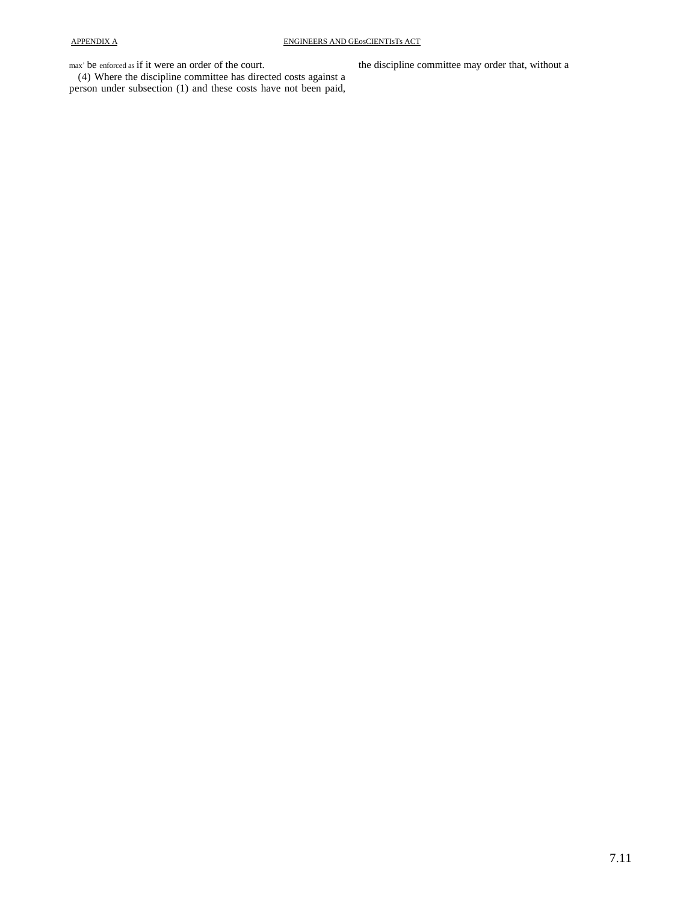max' be enforced as if it were an order of the court.

(4) Where the discipline committee has directed costs against a person under subsection (1) and these costs have not been paid, the discipline committee may order that, without a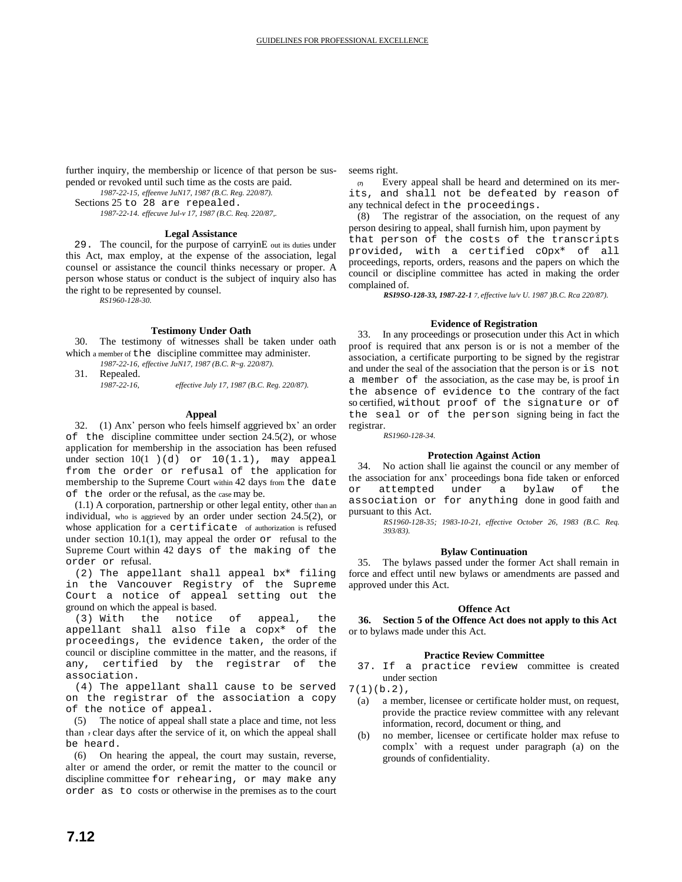further inquiry, the membership or licence of that person be suspended or revoked until such time as the costs are paid.

*1987-22-15, effeenve JuN17, 1987 (B.C. Reg. 220/87).*

Sections 25 to 28 are repealed.

*1987-22-14. effecuve Jul-v 17, 1987 (B.C. Req. 220/87,.*

### Legal Assistance

29. The council, for the purpose of carryinE out its duties under this Act, max employ, at the expense of the association, legal counsel or assistance the council thinks necessary or proper. A person whose status or conduct is the subject of inquiry also has the right to be represented by counsel.

*RS1960-128-30.*

### Testimony Under Oath

30. The testimony of witnesses shall be taken under oath which a member of the discipline committee may administer.

*1987-22-16, effective JuN17, 1987 (B.C. R~g. 220/87).*

31. Repealed.

*1987-22-16, effective July 17, 1987 (B.C. Reg. 220/87).*

### Appeal

32. (1) Anx' person who feels himself aggrieved bx' an order of the discipline committee under section 24.5(2), or whose application for membership in the association has been refused under section 10(1 )(d) or 10(1.1), may appeal from the order or refusal of the application for membership to the Supreme Court within 42 days from the date of the order or the refusal, as the case may be.

(1.1) A corporation, partnership or other legal entity, other than an individual, who is aggrieved by an order under section 24.5(2), or whose application for a certificate of authorization is refused under section 10.1(1), may appeal the order or refusal to the Supreme Court within 42 days of the making of the order or refusal.

(2) The appellant shall appeal bx* filing in the Vancouver Registry of the Supreme Court a notice of appeal setting out the ground on which the appeal is based.

(3) With the notice of appeal, the appellant shall also file a copx* of the proceedings, the evidence taken, the order of the council or discipline committee in the matter, and the reasons, if any, certified by the registrar of the association.

(4) The appellant shall cause to be served on the registrar of the association a copy of the notice of appeal.

(5) The notice of appeal shall state a place and time, not less than 7 clear days after the service of it, on which the appeal shall be heard.

(6) On hearing the appeal, the court may sustain, reverse, alter or amend the order, or remit the matter to the council or discipline committee for rehearing, or may make any order as to costs or otherwise in the premises as to the court seems right.

(7) Every appeal shall be heard and determined on its merits, and shall not be defeated by reason of any technical defect in the proceedings.

(8) The registrar of the association, on the request of any person desiring to appeal, shall furnish him, upon payment by that person of the costs of the transcripts provided, with a certified cOpx* of all proceedings, reports, orders, reasons and the papers on which the council or discipline committee has acted in making the order complained of.

***RSI9SO-128-33, 1987-22-1** 7, effective lu/v U. 1987 )B.C. Rca 220/87).*

### Evidence of Registration

33. In any proceedings or prosecution under this Act in which proof is required that anx person is or is not a member of the association, a certificate purporting to be signed by the registrar and under the seal of the association that the person is or is not a member of the association, as the case may be, is proof in the absence of evidence to the contrary of the fact so certified, without proof of the signature or of the seal or of the person signing being in fact the registrar.

*RS1960-128-34.*

### Protection Against Action

34. No action shall lie against the council or any member of the association for anx' proceedings bona fide taken or enforced or attempted under a bylaw of the association or for anything done in good faith and pursuant to this Act.

*RS1960-128-35; 1983-10-21, effective October 26, 1983 (B.C. Req. 393/83).*

### Bylaw Continuation

35. The bylaws passed under the former Act shall remain in force and effect until new bylaws or amendments are passed and approved under this Act.

### Offence Act

**36. Section 5 of the Offence Act does not apply to this Act** or to bylaws made under this Act.

### Practice Review Committee

37. If a practice review committee is created under section 7(1)(b.2),

(a) a member, licensee or certificate holder must, on request, provide the practice review committee with any relevant information, record, document or thing, and

(b) no member, licensee or certificate holder max refuse to complx' with a request under paragraph (a) on the grounds of confidentiality.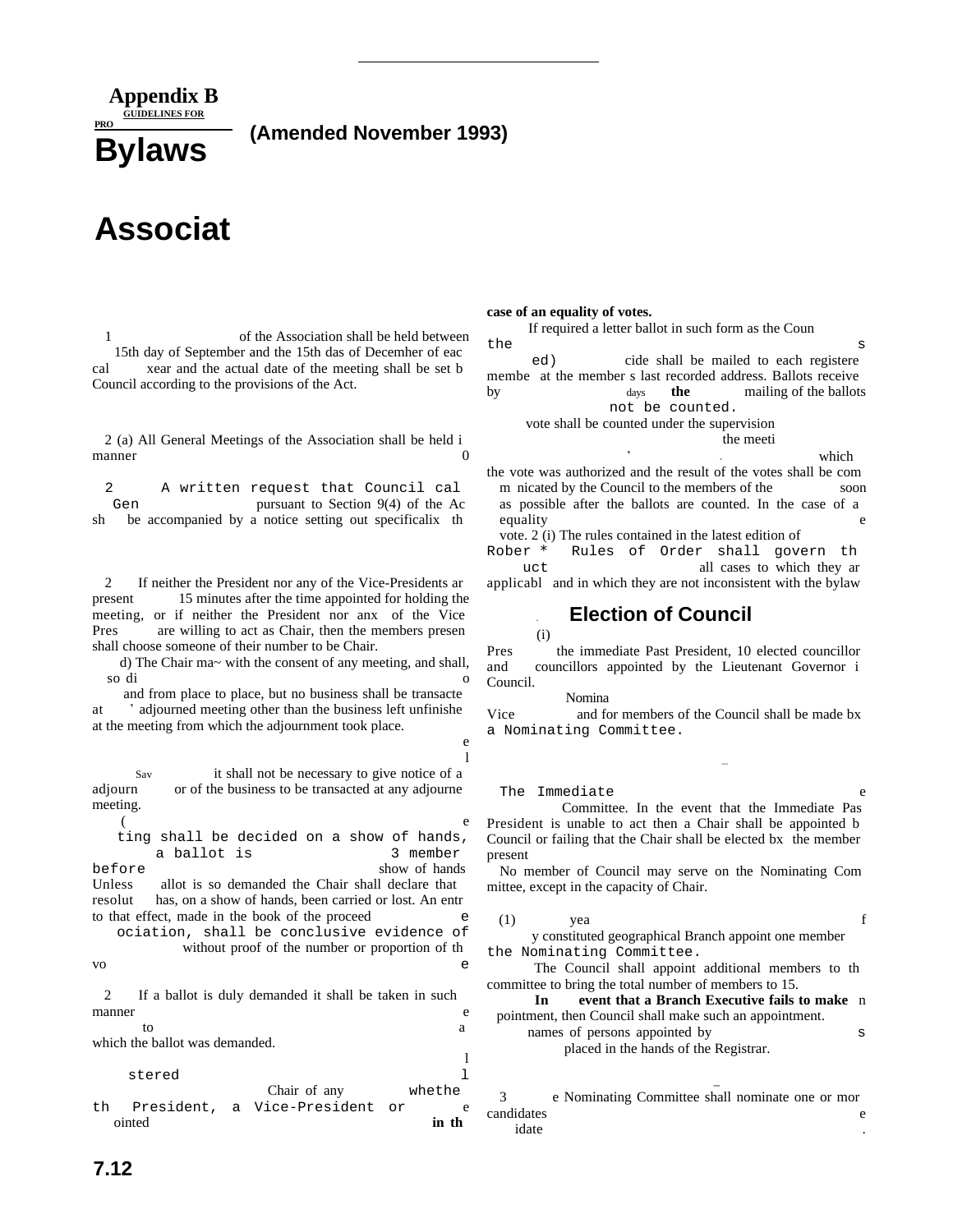# Appendix B

GUIDELINES FOR

PRO

**(Amended November 1993)**

# Bylaws

# Associat

1 of the Association shall be held between 15th day of September and the 15th das of Decemher of eac cal xear and the actual date of the meeting shall be set b Council according to the provisions of the Act.

2 (a) All General Meetings of the Association shall be held i manner 0

2 A written request that Council cal Gen pursuant to Section 9(4) of the Ac sh be accompanied by a notice setting out specificalix th

2 If neither the President nor any of the Vice-Presidents ar present 15 minutes after the time appointed for holding the meeting, or if neither the President nor anx of the Vice Pres are willing to act as Chair, then the members presen shall choose someone of their number to be Chair.

d) The Chair ma~ with the consent of any meeting, and shall, so di o and from place to place, but no business shall be transacte at ' adjourned meeting other than the business left unfinishe at the meeting from which the adjournment took place.

e

l

Sav it shall not be necessary to give notice of a adjourn or of the business to be transacted at any adjourne meeting.

( e ting shall be decided on a show of hands, a ballot is 3 member before show of hands Unless allot is so demanded the Chair shall declare that resolut has, on a show of hands, been carried or lost. An entr to that effect, made in the book of the proceed e ociation, shall be conclusive evidence of without proof of the number or proportion of th vo e

2 If a ballot is duly demanded it shall be taken in such manner e to a which the ballot was demanded.

l

stered l Chair of any whethe th President, a Vice-President or e ointed **in th**

**case of an equality of votes.**

If required a letter ballot in such form as the Coun the s ed) cide shall be mailed to each registere membe at the member s last recorded address. Ballots receive by days **the** mailing of the ballots not be counted.

vote shall be counted under the supervision the meeti , . which the vote was authorized and the result of the votes shall be com m nicated by the Council to the members of the soon as possible after the ballots are counted. In the case of a equality e vote. 2 (i) The rules contained in the latest edition of Rober * Rules of Order shall govern th uct all cases to which they ar applicabl and in which they are not inconsistent with the bylaw

## Election of Council

(i) Pres the immediate Past President, 10 elected councillor and councillors appointed by the Lieutenant Governor i Council.

Nomina Vice and for members of the Council shall be made bx a Nominating Committee.

The Immediate e Committee. In the event that the Immediate Pas President is unable to act then a Chair shall be appointed b Council or failing that the Chair shall be elected bx the member present

No member of Council may serve on the Nominating Committee, except in the capacity of Chair.

(1) yea f y constituted geographical Branch appoint one member the Nominating Committee.

The Council shall appoint additional members to th committee to bring the total number of members to 15.

**In event that a Branch Executive fails to make** n pointment, then Council shall make such an appointment.

names of persons appointed by s placed in the hands of the Registrar.

3 e Nominating Committee shall nominate one or mor candidates e idate .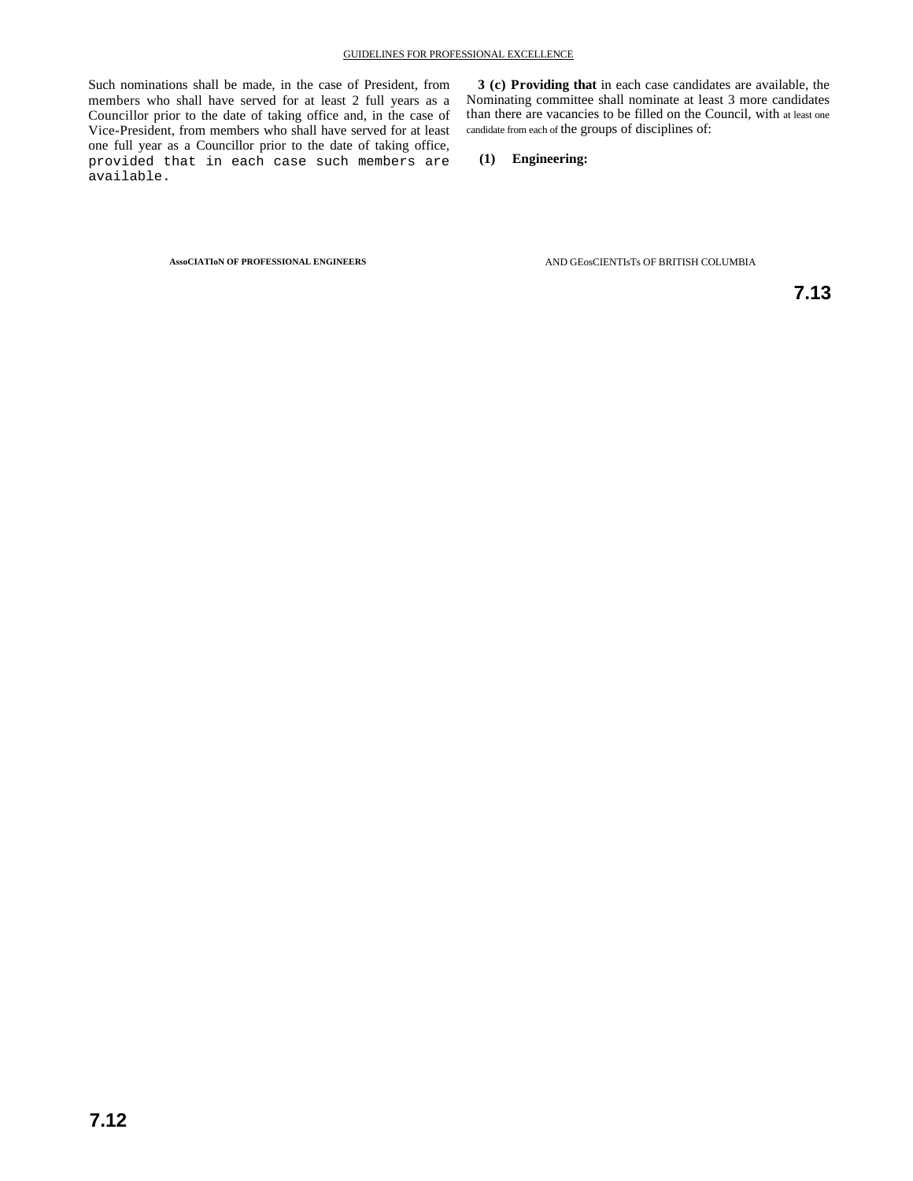Such nominations shall be made, in the case of President, from members who shall have served for at least 2 full years as a Councillor prior to the date of taking office and, in the case of Vice-President, from members who shall have served for at least one full year as a Councillor prior to the date of taking office, provided that in each case such members are available.

**3 (c) Providing that** in each case candidates are available, the Nominating committee shall nominate at least 3 more candidates than there are vacancies to be filled on the Council, with at least one candidate from each of the groups of disciplines of:

**(1) Engineering:**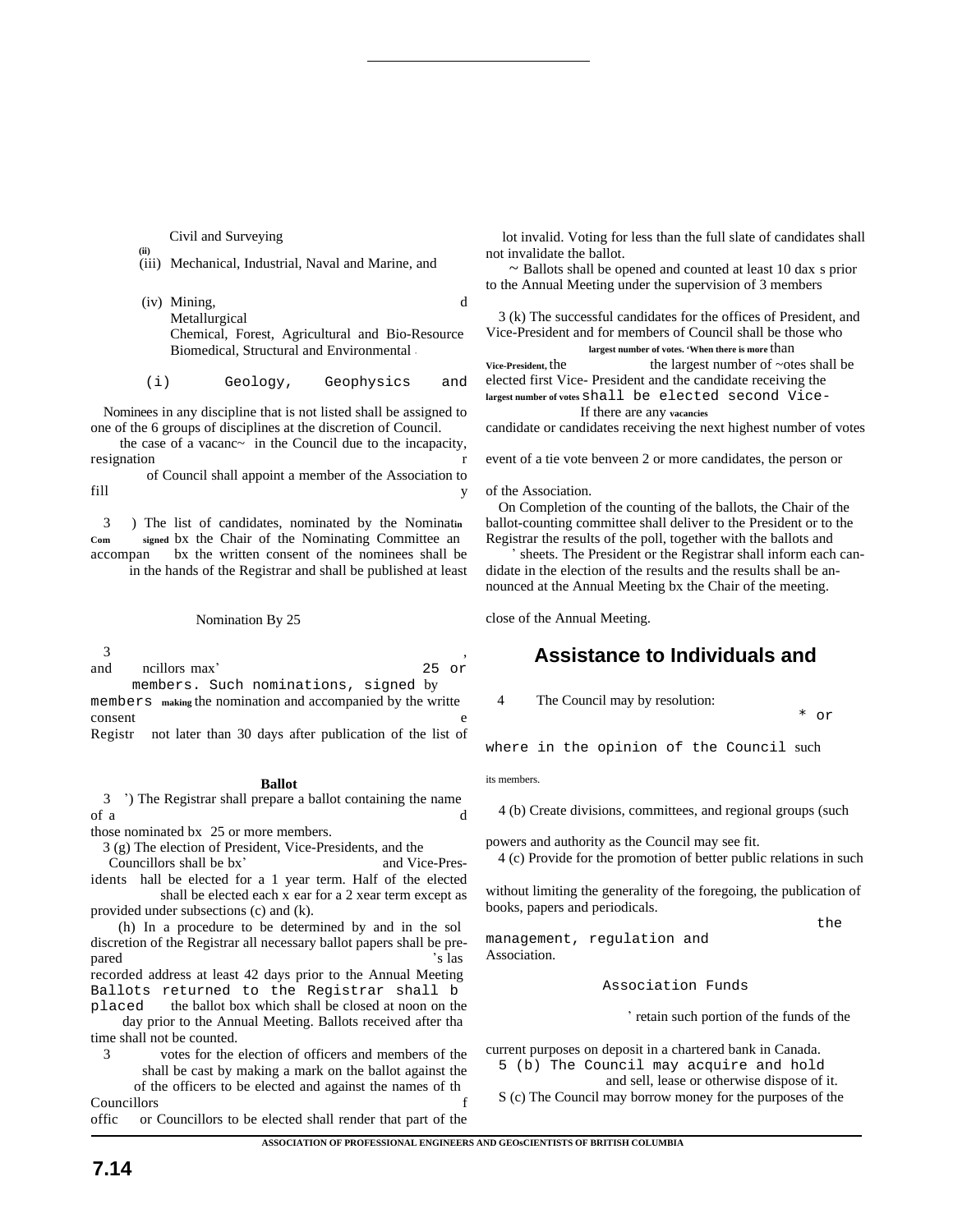Civil and Surveying

(ii)

(iii) Mechanical, Industrial, Naval and Marine, and

(iv) Mining, d Metallurgical Chemical, Forest, Agricultural and Bio-Resource Biomedical, Structural and Environmental .

(i) Geology, Geophysics and

Nominees in any discipline that is not listed shall be assigned to one of the 6 groups of disciplines at the discretion of Council.

the case of a vacanc~ in the Council due to the incapacity, resignation r of Council shall appoint a member of the Association to fill y

3 ) The list of candidates, nominated by the Nominatin Com signed bx the Chair of the Nominating Committee an accompan bx the written consent of the nominees shall be in the hands of the Registrar and shall be published at least

Nomination By 25

3 , and ncillors max' 25 or members. Such nominations, signed by members making the nomination and accompanied by the writte consent e Registr not later than 30 days after publication of the list of

**Ballot**

3 ') The Registrar shall prepare a ballot containing the name of a d those nominated bx 25 or more members.

3 (g) The election of President, Vice-Presidents, and the Councillors shall be bx' and Vice-Presidents hall be elected for a 1 year term. Half of the elected shall be elected each x ear for a 2 xear term except as provided under subsections (c) and (k).

(h) In a procedure to be determined by and in the sol discretion of the Registrar all necessary ballot papers shall be prepared 's las recorded address at least 42 days prior to the Annual Meeting Ballots returned to the Registrar shall b placed the ballot box which shall be closed at noon on the day prior to the Annual Meeting. Ballots received after tha time shall not be counted.

3 votes for the election of officers and members of the shall be cast by making a mark on the ballot against the of the officers to be elected and against the names of th Councillors f offic or Councillors to be elected shall render that part of the lot invalid. Voting for less than the full slate of candidates shall not invalidate the ballot.

~ Ballots shall be opened and counted at least 10 dax s prior to the Annual Meeting under the supervision of 3 members

3 (k) The successful candidates for the offices of President, and Vice-President and for members of Council shall be those who largest number of votes. 'When there is more than Vice-President, the the largest number of ~otes shall be elected first Vice- President and the candidate receiving the largest number of votes shall be elected second Vice- If there are any vacancies candidate or candidates receiving the next highest number of votes

event of a tie vote benveen 2 or more candidates, the person or

of the Association.

On Completion of the counting of the ballots, the Chair of the ballot-counting committee shall deliver to the President or to the Registrar the results of the poll, together with the ballots and ' sheets. The President or the Registrar shall inform each candidate in the election of the results and the results shall be announced at the Annual Meeting bx the Chair of the meeting.

close of the Annual Meeting.

## Assistance to Individuals and

4 The Council may by resolution:

* or

where in the opinion of the Council such

its members.

4 (b) Create divisions, committees, and regional groups (such

powers and authority as the Council may see fit.

4 (c) Provide for the promotion of better public relations in such

without limiting the generality of the foregoing, the publication of books, papers and periodicals.

the management, regulation and Association.

Association Funds

' retain such portion of the funds of the

current purposes on deposit in a chartered bank in Canada.

5 (b) The Council may acquire and hold and sell, lease or otherwise dispose of it.

S (c) The Council may borrow money for the purposes of the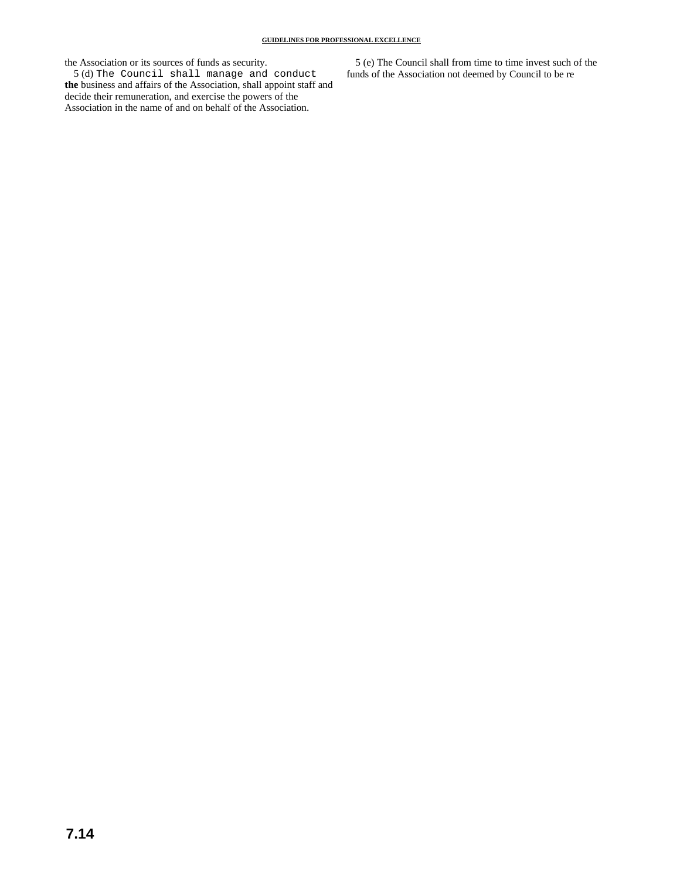the Association or its sources of funds as security.

5 (d) The Council shall manage and conduct **the** business and affairs of the Association, shall appoint staff and decide their remuneration, and exercise the powers of the Association in the name of and on behalf of the Association.

5 (e) The Council shall from time to time invest such of the funds of the Association not deemed by Council to be re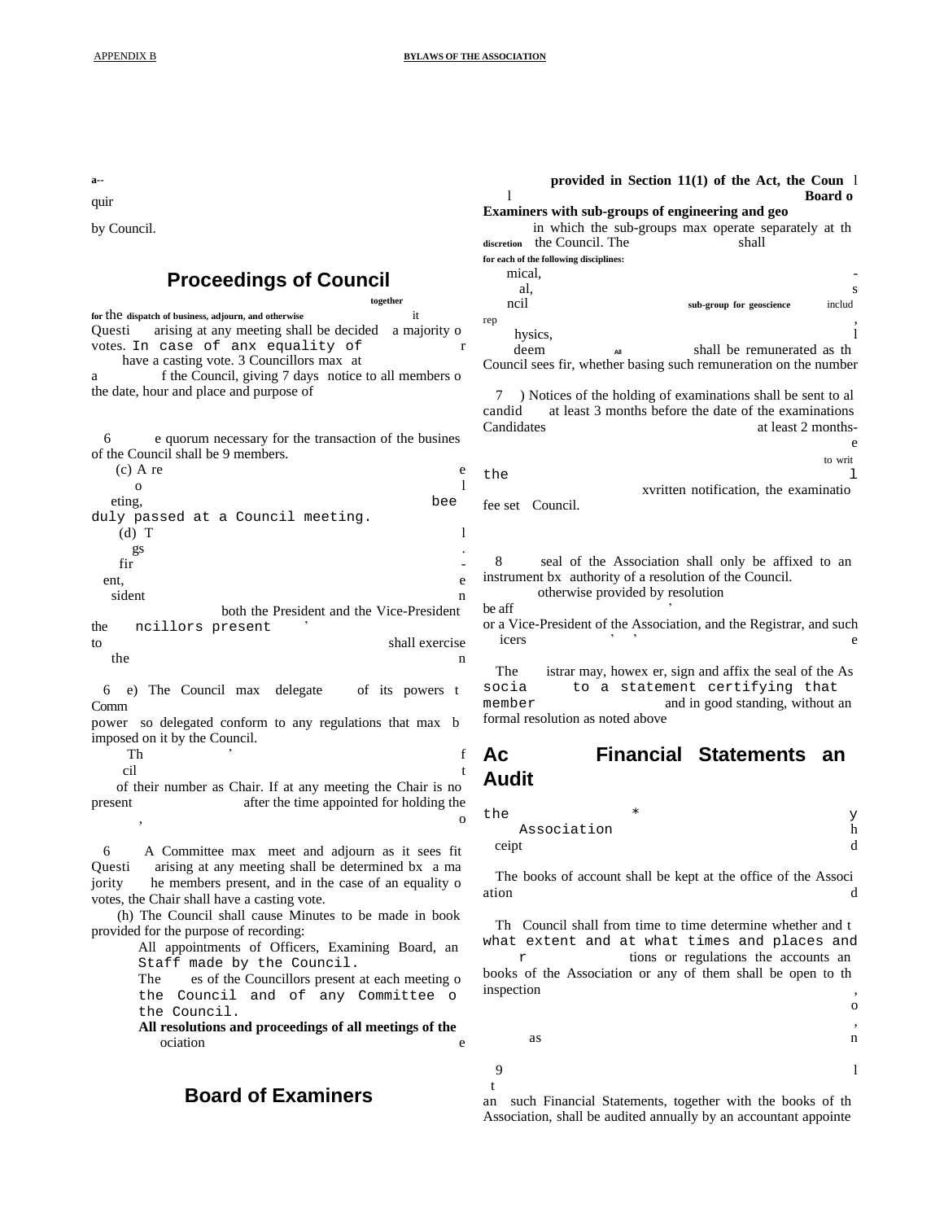a--

quir

by Council.

## Proceedings of Council

together

for the dispatch of business, adjourn, and otherwise it

Questi arising at any meeting shall be decided a majority o votes. In case of anx equality of r have a casting vote. 3 Councillors max at a f the Council, giving 7 days notice to all members o the date, hour and place and purpose of

6 e quorum necessary for the transaction of the busines of the Council shall be 9 members.

(c) A re e o l eting, bee duly passed at a Council meeting.

(d) T l gs . fir - ent, e sident n both the President and the Vice-President the ncillors present ' to shall exercise the n

6 e) The Council max delegate of its powers t Comm power so delegated conform to any regulations that max b imposed on it by the Council.

Th ' f cil t of their number as Chair. If at any meeting the Chair is no present after the time appointed for holding the , o

6 A Committee max meet and adjourn as it sees fit Questi arising at any meeting shall be determined bx a ma jority he members present, and in the case of an equality o votes, the Chair shall have a casting vote.

(h) The Council shall cause Minutes to be made in book provided for the purpose of recording:

All appointments of Officers, Examining Board, an Staff made by the Council.

The es of the Councillors present at each meeting o the Council and of any Committee o the Council.

**All resolutions and proceedings of all meetings of the** ociation e

## Board of Examiners

**provided in Section 11(1) of the Act, the Coun** l l **Board o Examiners with sub-groups of engineering and geo**

in which the sub-groups max operate separately at th discretion the Council. The shall

**for each of the following disciplines:**

mical, - al, s ncil **sub-group for geoscience** includ rep , hysics, l deem All shall be remunerated as th Council sees fir, whether basing such remuneration on the number

7 ) Notices of the holding of examinations shall be sent to al candid at least 3 months before the date of the examinations Candidates at least 2 months- e to writ the l xvritten notification, the examinatio fee set Council.

8 seal of the Association shall only be affixed to an instrument bx authority of a resolution of the Council.

otherwise provided by resolution be aff ' or a Vice-President of the Association, and the Registrar, and such icers ' ' e

The istrar may, howex er, sign and affix the seal of the As socia to a statement certifying that member and in good standing, without an formal resolution as noted above

## Ac Financial Statements an Audit

the * y Association h ceipt d

The books of account shall be kept at the office of the Associ ation d

Th Council shall from time to time determine whether and t what extent and at what times and places and r tions or regulations the accounts an books of the Association or any of them shall be open to th inspection , o , as n

9 l t an such Financial Statements, together with the books of th Association, shall be audited annually by an accountant appointe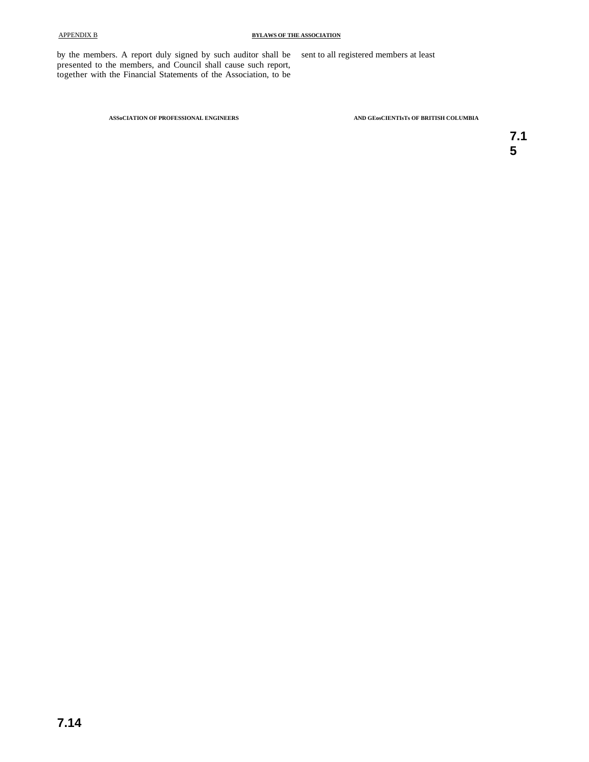by the members. A report duly signed by such auditor shall be presented to the members, and Council shall cause such report, together with the Financial Statements of the Association, to be sent to all registered members at least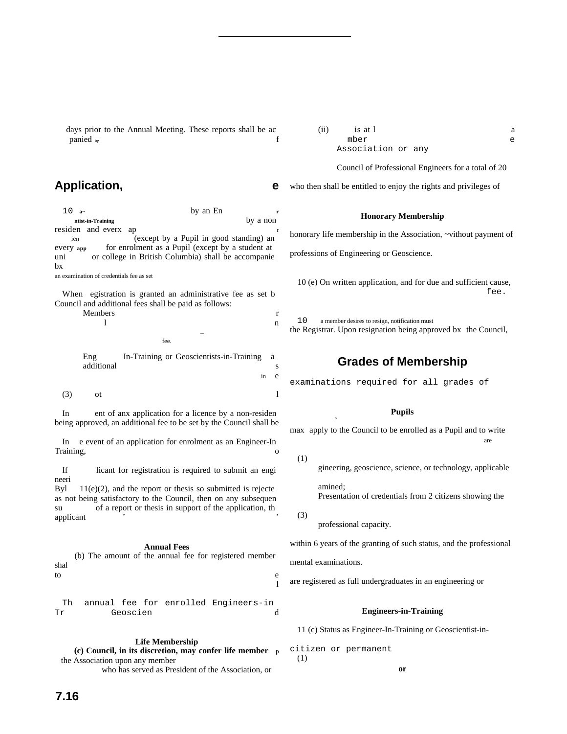days prior to the Annual Meeting. These reports shall be ac panied by f

## Application, e

10 a~ by an En r ntist-in-Training by a non residen and everx ap r ien (except by a Pupil in good standing) an every app for enrolment as a Pupil (except by a student at uni or college in British Columbia) shall be accompanie bx an examination of credentials fee as set

When egistration is granted an administrative fee as set b Council and additional fees shall be paid as follows:

Members r l n – fee.

Eng In-Training or Geoscientists-in-Training a additional s in e

(3) ot l

In ent of anx application for a licence by a non-residen being approved, an additional fee to be set by the Council shall be

In e event of an application for enrolment as an Engineer-In Training, o

If licant for registration is required to submit an engi neeri Byl 11(e)(2), and the report or thesis so submitted is rejecte as not being satisfactory to the Council, then on any subsequen su of a report or thesis in support of the application, th applicant ’ ,

**Annual Fees**

(b) The amount of the annual fee for registered member shal to e l

Th annual fee for enrolled Engineers-in Tr Geoscien d

**Life Membership**

**(c) Council, in its discretion, may confer life member** p the Association upon any member who has served as President of the Association, or

(ii) is at l a mber e Association or any

Council of Professional Engineers for a total of 20

who then shall be entitled to enjoy the rights and privileges of

**Honorary Membership**

honorary life membership in the Association, ~vithout payment of

professions of Engineering or Geoscience.

10 (e) On written application, and for due and sufficient cause, fee.

10 a member desires to resign, notification must the Registrar. Upon resignation being approved bx the Council,

## Grades of Membership

examinations required for all grades of

**Pupils**

,

max apply to the Council to be enrolled as a Pupil and to write are

(1) gineering, geoscience, science, or technology, applicable

amined;

Presentation of credentials from 2 citizens showing the

(3) professional capacity.

within 6 years of the granting of such status, and the professional

mental examinations.

are registered as full undergraduates in an engineering or

**Engineers-in-Training**

11 (c) Status as Engineer-In-Training or Geoscientist-in-

citizen or permanent

(1)

**or**

7.16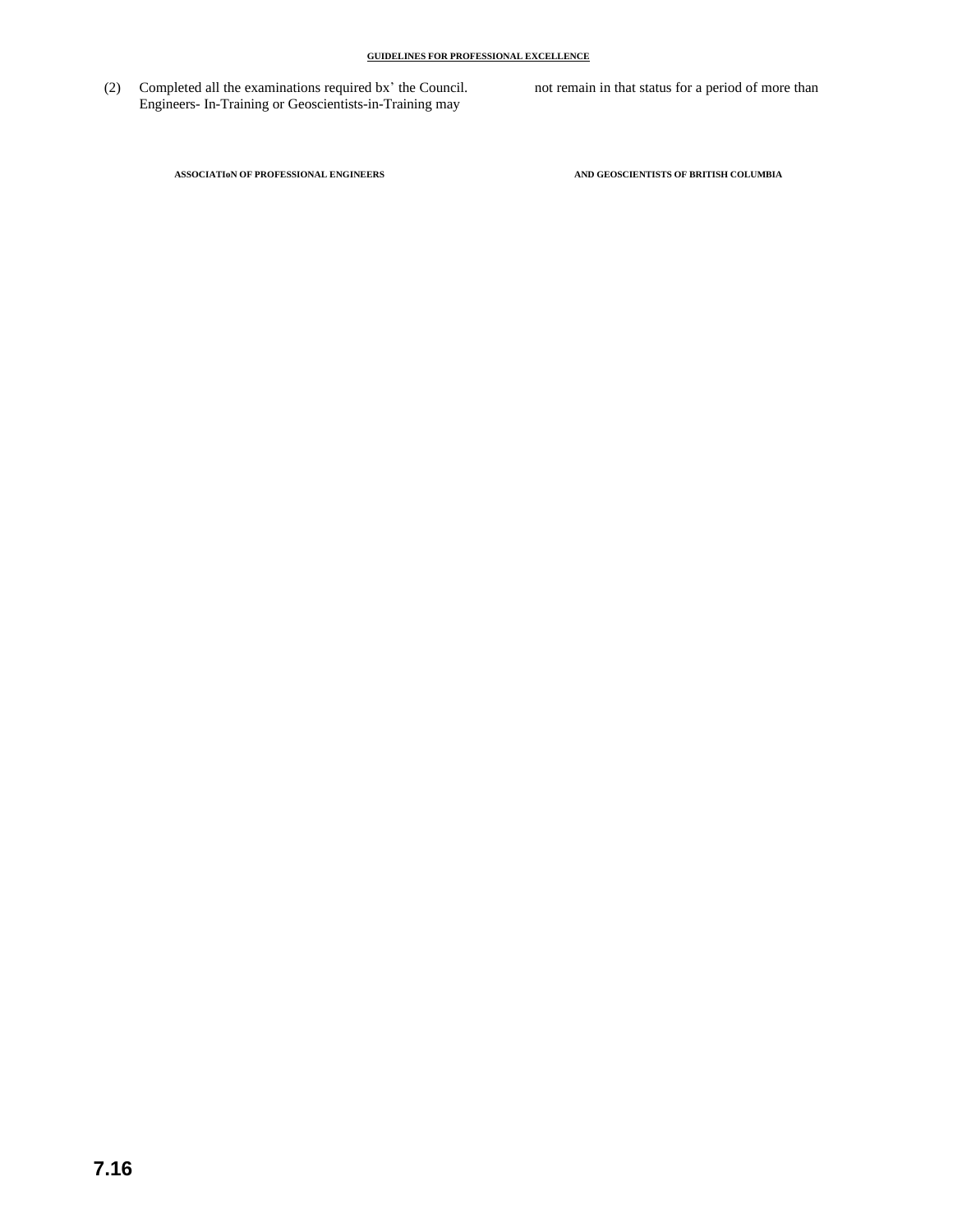(2) Completed all the examinations required bx' the Council. Engineers- In-Training or Geoscientists-in-Training may not remain in that status for a period of more than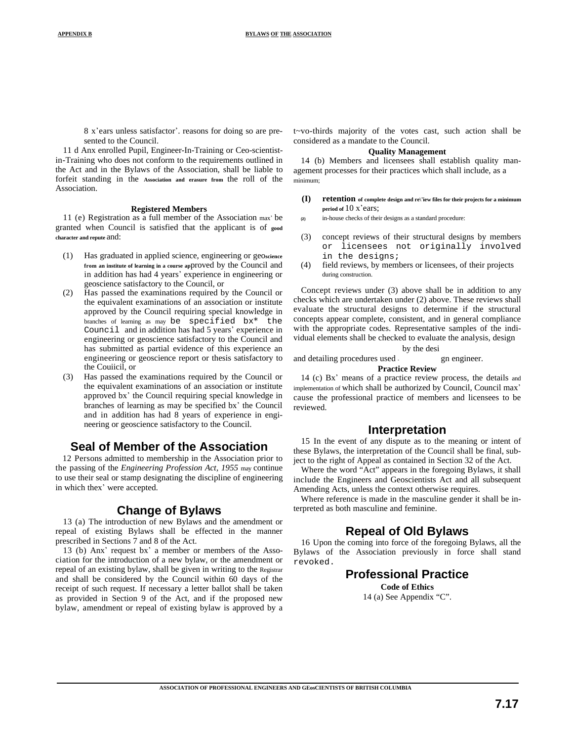8 x'ears unless satisfactor'. reasons for doing so are presented to the Council.

11 d Anx enrolled Pupil, Engineer-In-Training or Ceo-scientist-in-Training who does not conform to the requirements outlined in the Act and in the Bylaws of the Association, shall be liable to forfeit standing in the Association and erasure from the roll of the Association.

**Registered Members**

11 (e) Registration as a full member of the Association max' be granted when Council is satisfied that the applicant is of good character and repute and:

(1) Has graduated in applied science, engineering or geoscience from an institute of learning in a course approved by the Council and in addition has had 4 years' experience in engineering or geoscience satisfactory to the Council, or

(2) Has passed the examinations required by the Council or the equivalent examinations of an association or institute approved by the Council requiring special knowledge in branches of learning as may be specified bx* the Council and in addition has had 5 years' experience in engineering or geoscience satisfactory to the Council and has submitted as partial evidence of this experience an engineering or geoscience report or thesis satisfactory to the Couiicil, or

(3) Has passed the examinations required by the Council or the equivalent examinations of an association or institute approved bx' the Council requiring special knowledge in branches of learning as may be specified bx' the Council and in addition has had 8 years of experience in engineering or geoscience satisfactory to the Council.

## Seal of Member of the Association

12 Persons admitted to membership in the Association prior to the passing of the *Engineering Profession Act, 1955* may continue to use their seal or stamp designating the discipline of engineering in which thex' were accepted.

## Change of Bylaws

13 (a) The introduction of new Bylaws and the amendment or repeal of existing Bylaws shall be effected in the manner prescribed in Sections 7 and 8 of the Act.

13 (b) Anx' request bx' a member or members of the Association for the introduction of a new bylaw, or the amendment or repeal of an existing bylaw, shall be given in writing to the Registrar and shall be considered by the Council within 60 days of the receipt of such request. If necessary a letter ballot shall be taken as provided in Section 9 of the Act, and if the proposed new bylaw, amendment or repeal of existing bylaw is approved by a t~vo-thirds majority of the votes cast, such action shall be considered as a mandate to the Council.

**Quality Management**

14 (b) Members and licensees shall establish quality management processes for their practices which shall include, as a minimum;

(1) retention of complete design and re\'iew files for their projects for a minimum period of 10 x'ears;

(2) in-house checks of their designs as a standard procedure:

(3) concept reviews of their structural designs by members or licensees not originally involved in the designs;

(4) field reviews, by members or licensees, of their projects during construction.

Concept reviews under (3) above shall be in addition to any checks which are undertaken under (2) above. These reviews shall evaluate the structural designs to determine if the structural concepts appear complete, consistent, and in general compliance with the appropriate codes. Representative samples of the individual elements shall be checked to evaluate the analysis, design and detailing procedures used by the design engineer.

**Practice Review**

14 (c) Bx' means of a practice review process, the details and implementation of which shall be authorized by Council, Council max' cause the professional practice of members and licensees to be reviewed.

## Interpretation

15 In the event of any dispute as to the meaning or intent of these Bylaws, the interpretation of the Council shall be final, subject to the right of Appeal as contained in Section 32 of the Act.

Where the word "Act" appears in the foregoing Bylaws, it shall include the Engineers and Geoscientists Act and all subsequent Amending Acts, unless the context otherwise requires.

Where reference is made in the masculine gender it shall be interpreted as both masculine and feminine.

## Repeal of Old Bylaws

16 Upon the coming into force of the foregoing Bylaws, all the Bylaws of the Association previously in force shall stand revoked.

## Professional Practice

**Code of Ethics**

14 (a) See Appendix "C".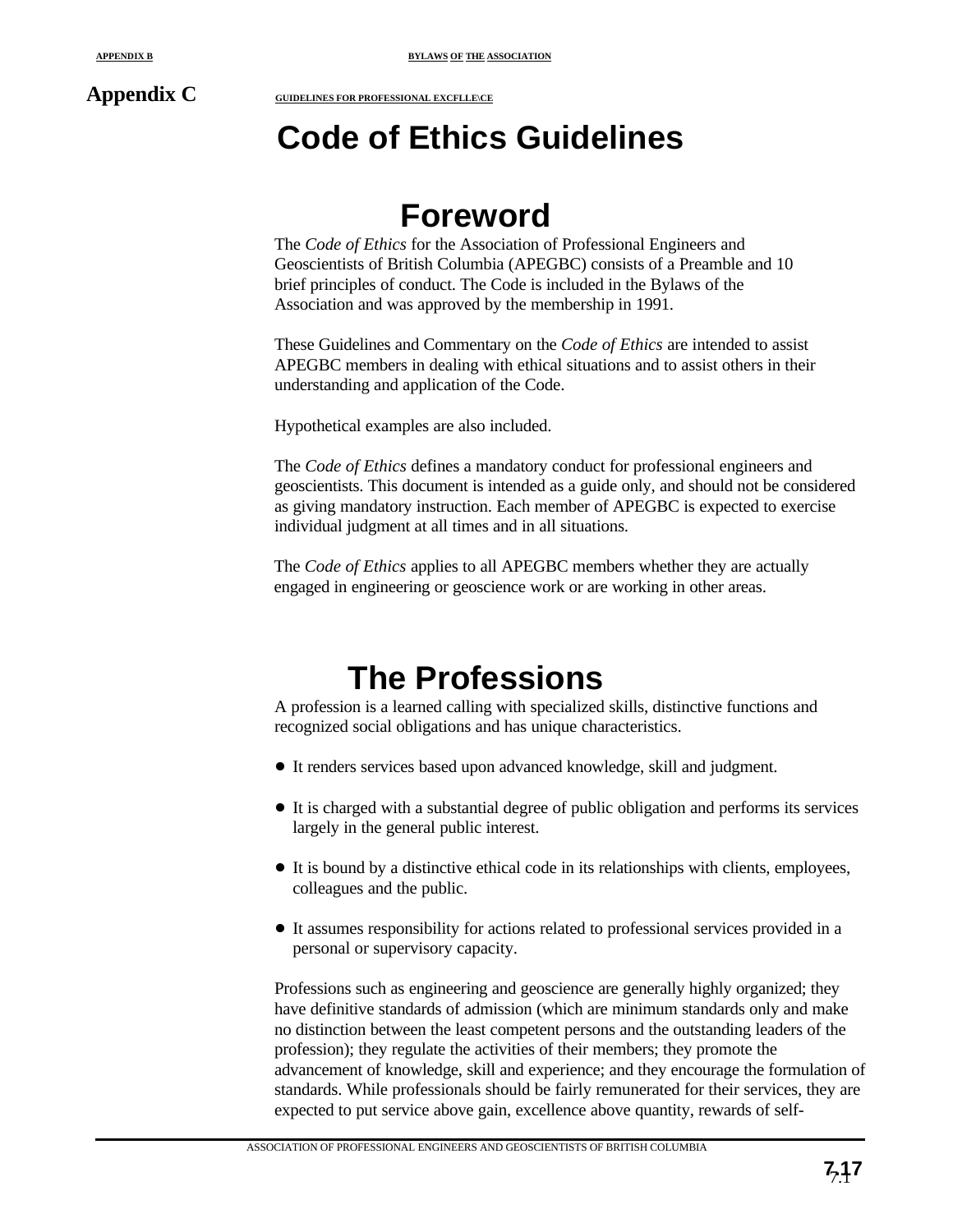Appendix C

# Code of Ethics Guidelines

## Foreword

The *Code of Ethics* for the Association of Professional Engineers and Geoscientists of British Columbia (APEGBC) consists of a Preamble and 10 brief principles of conduct. The Code is included in the Bylaws of the Association and was approved by the membership in 1991.

These Guidelines and Commentary on the *Code of Ethics* are intended to assist APEGBC members in dealing with ethical situations and to assist others in their understanding and application of the Code.

Hypothetical examples are also included.

The *Code of Ethics* defines a mandatory conduct for professional engineers and geoscientists. This document is intended as a guide only, and should not be considered as giving mandatory instruction. Each member of APEGBC is expected to exercise individual judgment at all times and in all situations.

The *Code of Ethics* applies to all APEGBC members whether they are actually engaged in engineering or geoscience work or are working in other areas.

## The Professions

A profession is a learned calling with specialized skills, distinctive functions and recognized social obligations and has unique characteristics.

- It renders services based upon advanced knowledge, skill and judgment.
- It is charged with a substantial degree of public obligation and performs its services largely in the general public interest.
- It is bound by a distinctive ethical code in its relationships with clients, employees, colleagues and the public.
- It assumes responsibility for actions related to professional services provided in a personal or supervisory capacity.

Professions such as engineering and geoscience are generally highly organized; they have definitive standards of admission (which are minimum standards only and make no distinction between the least competent persons and the outstanding leaders of the profession); they regulate the activities of their members; they promote the advancement of knowledge, skill and experience; and they encourage the formulation of standards. While professionals should be fairly remunerated for their services, they are expected to put service above gain, excellence above quantity, rewards of self-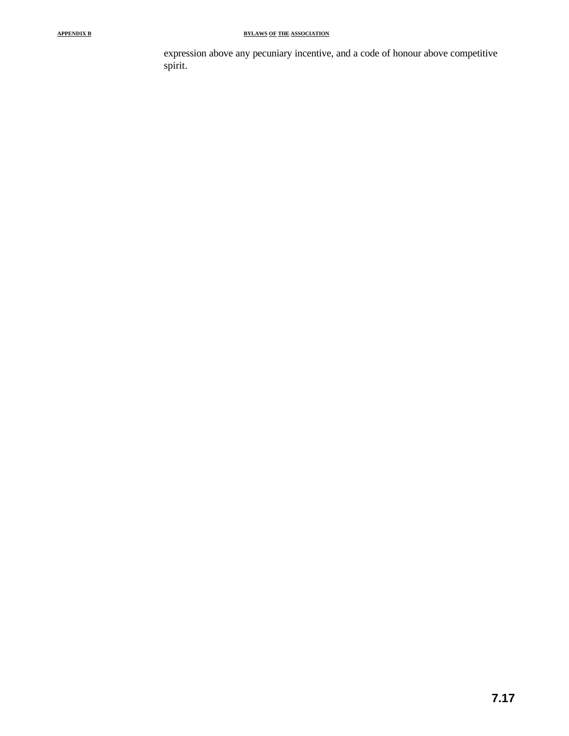expression above any pecuniary incentive, and a code of honour above competitive spirit.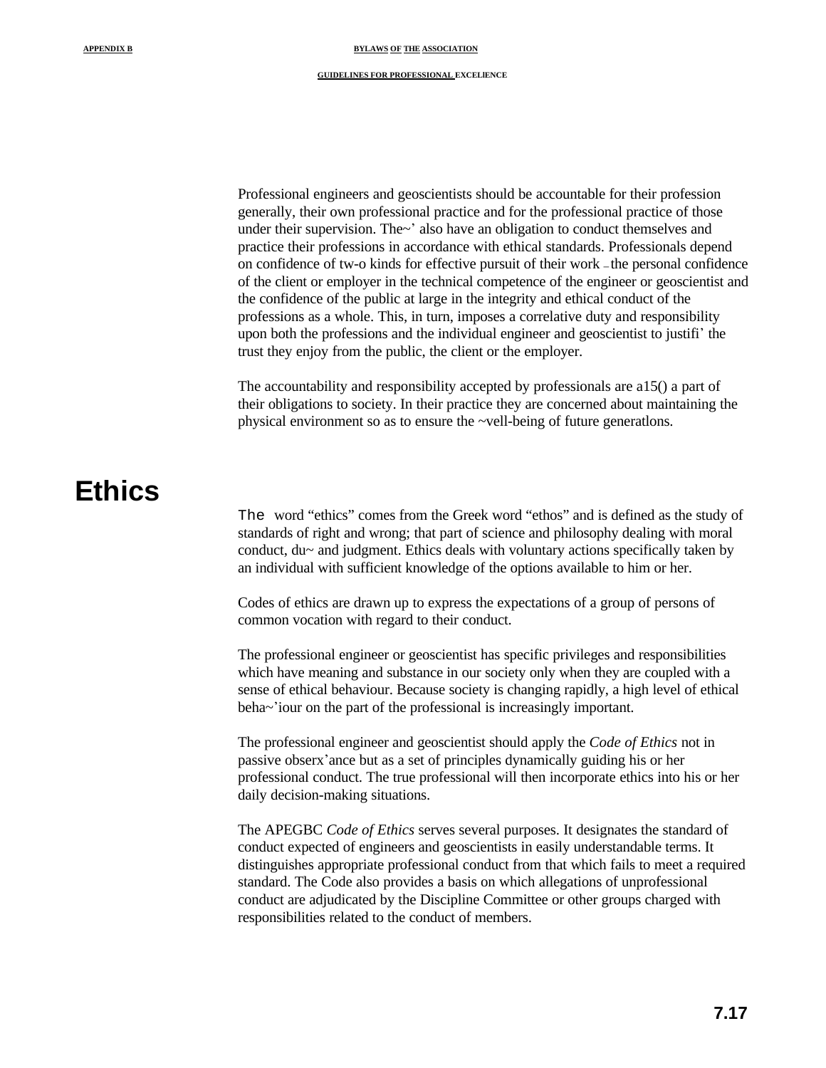Professional engineers and geoscientists should be accountable for their profession generally, their own professional practice and for the professional practice of those under their supervision. The~' also have an obligation to conduct themselves and practice their professions in accordance with ethical standards. Professionals depend on confidence of tw-o kinds for effective pursuit of their work – the personal confidence of the client or employer in the technical competence of the engineer or geoscientist and the confidence of the public at large in the integrity and ethical conduct of the professions as a whole. This, in turn, imposes a correlative duty and responsibility upon both the professions and the individual engineer and geoscientist to justifi' the trust they enjoy from the public, the client or the employer.

The accountability and responsibility accepted by professionals are a15() a part of their obligations to society. In their practice they are concerned about maintaining the physical environment so as to ensure the ~vell-being of future generatlons.

# Ethics

The word "ethics" comes from the Greek word "ethos" and is defined as the study of standards of right and wrong; that part of science and philosophy dealing with moral conduct, du~ and judgment. Ethics deals with voluntary actions specifically taken by an individual with sufficient knowledge of the options available to him or her.

Codes of ethics are drawn up to express the expectations of a group of persons of common vocation with regard to their conduct.

The professional engineer or geoscientist has specific privileges and responsibilities which have meaning and substance in our society only when they are coupled with a sense of ethical behaviour. Because society is changing rapidly, a high level of ethical beha~'iour on the part of the professional is increasingly important.

The professional engineer and geoscientist should apply the *Code of Ethics* not in passive obserx'ance but as a set of principles dynamically guiding his or her professional conduct. The true professional will then incorporate ethics into his or her daily decision-making situations.

The APEGBC *Code of Ethics* serves several purposes. It designates the standard of conduct expected of engineers and geoscientists in easily understandable terms. It distinguishes appropriate professional conduct from that which fails to meet a required standard. The Code also provides a basis on which allegations of unprofessional conduct are adjudicated by the Discipline Committee or other groups charged with responsibilities related to the conduct of members.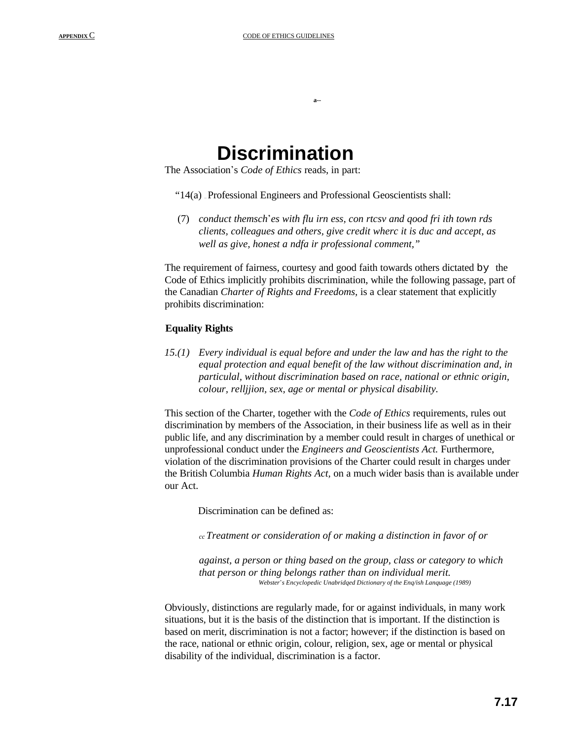# Discrimination

The Association's *Code of Ethics* reads, in part:

"14(a) .. Professional Engineers and Professional Geoscientists shall:

(7) *conduct themsch'es with flu irn ess, con rtcsv and qood fri ith town rds clients, colleagues and others, give credit wherc it is duc and accept, as well as give, honest a ndfa ir professional comment,"*

The requirement of fairness, courtesy and good faith towards others dictated by the Code of Ethics implicitly prohibits discrimination, while the following passage, part of the Canadian *Charter of Rights and Freedoms,* is a clear statement that explicitly prohibits discrimination:

**Equality Rights**

*15.(1) Every individual is equal before and under the law and has the right to the equal protection and equal benefit of the law without discrimination and, in particular, without discrimination based on race, national or ethnic origin, colour, relljjion, sex, age or mental or physical disability.*

This section of the Charter, together with the *Code of Ethics* requirements, rules out discrimination by members of the Association, in their business life as well as in their public life, and any discrimination by a member could result in charges of unethical or unprofessional conduct under the *Engineers and Geoscientists Act.* Furthermore, violation of the discrimination provisions of the Charter could result in charges under the British Columbia *Human Rights Act,* on a much wider basis than is available under our Act.

Discrimination can be defined as:

*cc Treatment or consideration of or making a distinction in favor of or against, a person or thing based on the group, class or category to which that person or thing belongs rather than on individual merit.*

*Webster's Encyclopedic Unabridqed Dictionary of the Enq/ish Lanquage (1989)*

Obviously, distinctions are regularly made, for or against individuals, in many work situations, but it is the basis of the distinction that is important. If the distinction is based on merit, discrimination is not a factor; however; if the distinction is based on the race, national or ethnic origin, colour, religion, sex, age or mental or physical disability of the individual, discrimination is a factor.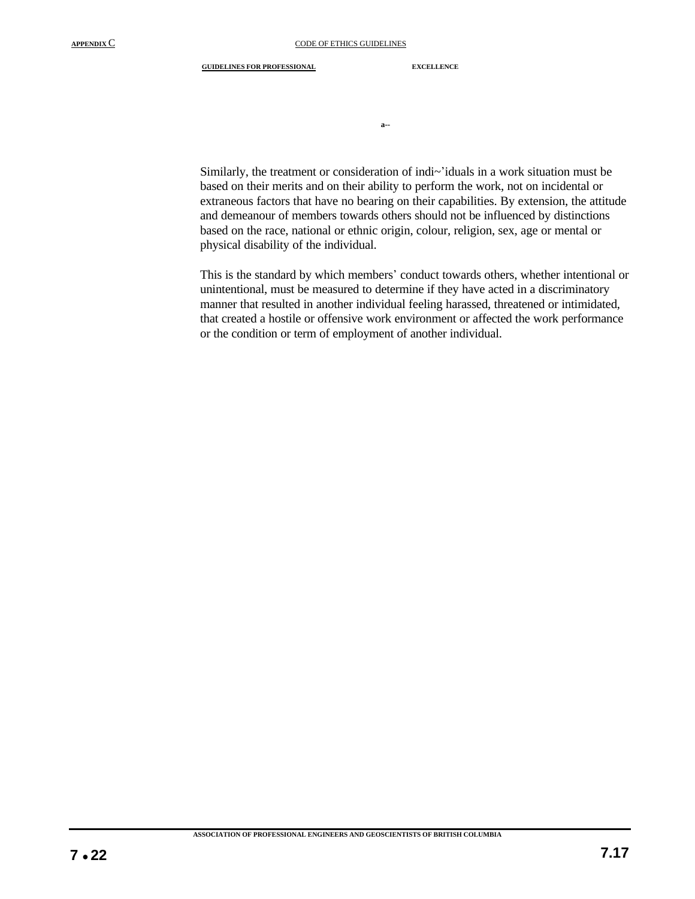Similarly, the treatment or consideration of indi~'iduals in a work situation must be based on their merits and on their ability to perform the work, not on incidental or extraneous factors that have no bearing on their capabilities. By extension, the attitude and demeanour of members towards others should not be influenced by distinctions based on the race, national or ethnic origin, colour, religion, sex, age or mental or physical disability of the individual.

This is the standard by which members' conduct towards others, whether intentional or unintentional, must be measured to determine if they have acted in a discriminatory manner that resulted in another individual feeling harassed, threatened or intimidated, that created a hostile or offensive work environment or affected the work performance or the condition or term of employment of another individual.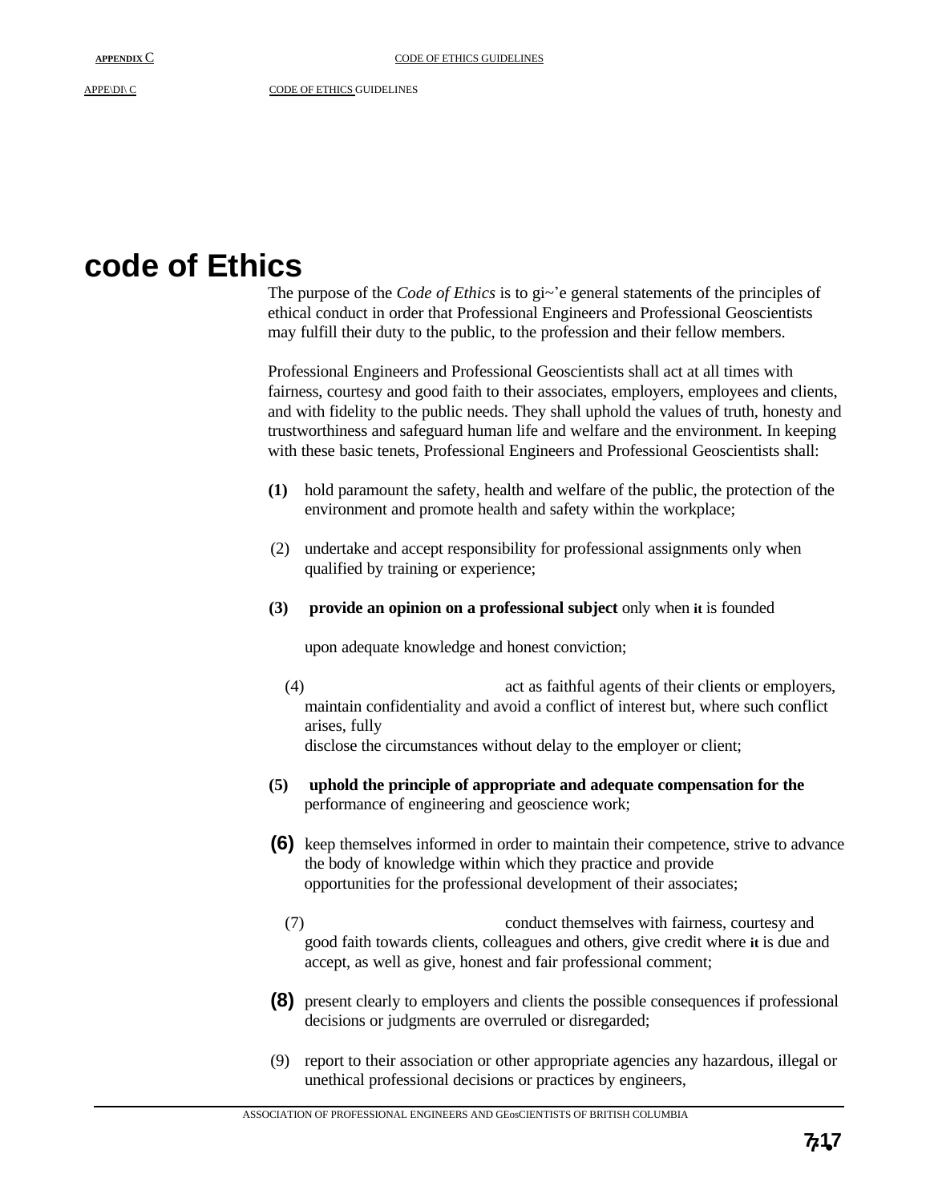# code of Ethics

The purpose of the *Code of Ethics* is to gi~'e general statements of the principles of ethical conduct in order that Professional Engineers and Professional Geoscientists may fulfill their duty to the public, to the profession and their fellow members.

Professional Engineers and Professional Geoscientists shall act at all times with fairness, courtesy and good faith to their associates, employers, employees and clients, and with fidelity to the public needs. They shall uphold the values of truth, honesty and trustworthiness and safeguard human life and welfare and the environment. In keeping with these basic tenets, Professional Engineers and Professional Geoscientists shall:

**(1)** hold paramount the safety, health and welfare of the public, the protection of the environment and promote health and safety within the workplace;

(2) undertake and accept responsibility for professional assignments only when qualified by training or experience;

**(3) provide an opinion on a professional subject** only when **it** is founded upon adequate knowledge and honest conviction;

(4) act as faithful agents of their clients or employers, maintain confidentiality and avoid a conflict of interest but, where such conflict arises, fully disclose the circumstances without delay to the employer or client;

**(5) uphold the principle of appropriate and adequate compensation for the** performance of engineering and geoscience work;

**(6)** keep themselves informed in order to maintain their competence, strive to advance the body of knowledge within which they practice and provide opportunities for the professional development of their associates;

(7) conduct themselves with fairness, courtesy and good faith towards clients, colleagues and others, give credit where **it** is due and accept, as well as give, honest and fair professional comment;

**(8)** present clearly to employers and clients the possible consequences if professional decisions or judgments are overruled or disregarded;

(9) report to their association or other appropriate agencies any hazardous, illegal or unethical professional decisions or practices by engineers,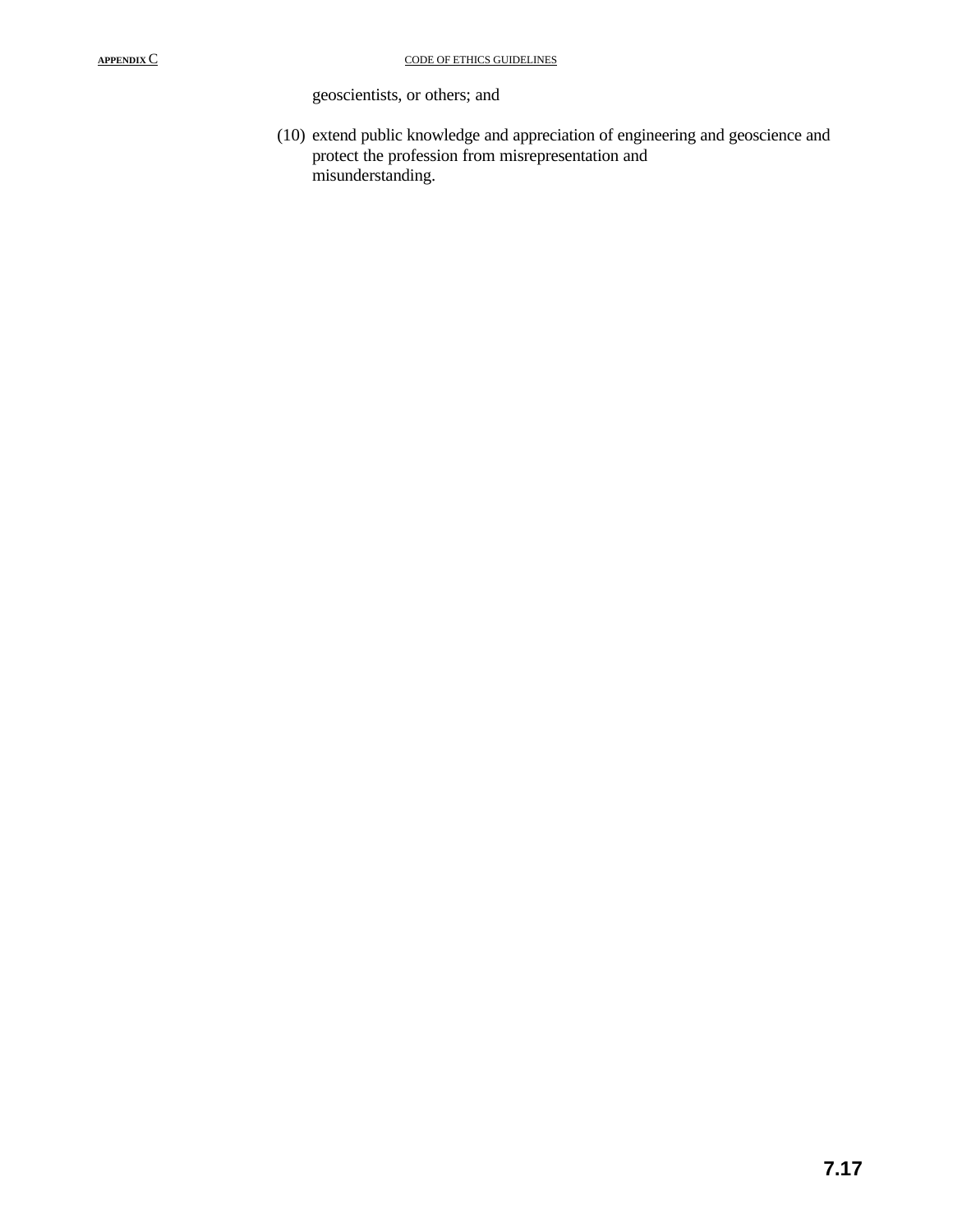geoscientists, or others; and

(10) extend public knowledge and appreciation of engineering and geoscience and protect the profession from misrepresentation and misunderstanding.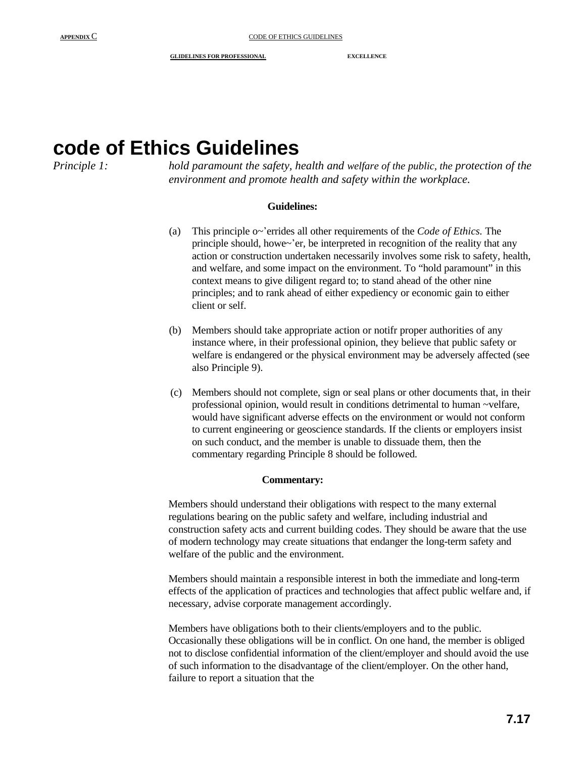# code of Ethics Guidelines

*Principle 1:* *hold paramount the safety, health and welfare of the public, the protection of the environment and promote health and safety within the workplace.*

**Guidelines:**

(a) This principle o~'errides all other requirements of the *Code of Ethics.* The principle should, howe~'er, be interpreted in recognition of the reality that any action or construction undertaken necessarily involves some risk to safety, health, and welfare, and some impact on the environment. To "hold paramount" in this context means to give diligent regard to; to stand ahead of the other nine principles; and to rank ahead of either expediency or economic gain to either client or self.

(b) Members should take appropriate action or notifr proper authorities of any instance where, in their professional opinion, they believe that public safety or welfare is endangered or the physical environment may be adversely affected (see also Principle 9).

(c) Members should not complete, sign or seal plans or other documents that, in their professional opinion, would result in conditions detrimental to human ~velfare, would have significant adverse effects on the environment or would not conform to current engineering or geoscience standards. If the clients or employers insist on such conduct, and the member is unable to dissuade them, then the commentary regarding Principle 8 should be followed.

**Commentary:**

Members should understand their obligations with respect to the many external regulations bearing on the public safety and welfare, including industrial and construction safety acts and current building codes. They should be aware that the use of modern technology may create situations that endanger the long-term safety and welfare of the public and the environment.

Members should maintain a responsible interest in both the immediate and long-term effects of the application of practices and technologies that affect public welfare and, if necessary, advise corporate management accordingly.

Members have obligations both to their clients/employers and to the public. Occasionally these obligations will be in conflict. On one hand, the member is obliged not to disclose confidential information of the client/employer and should avoid the use of such information to the disadvantage of the client/employer. On the other hand, failure to report a situation that the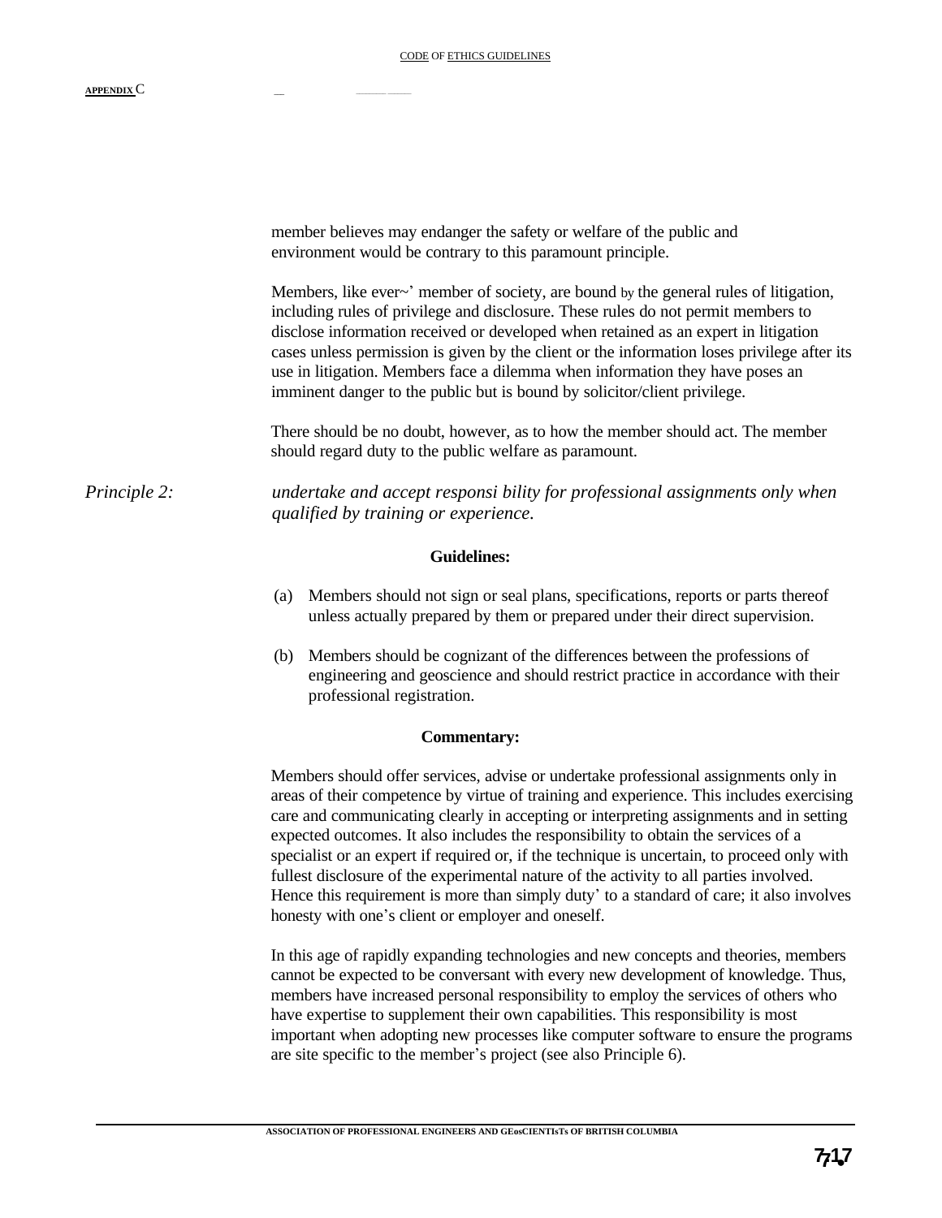member believes may endanger the safety or welfare of the public and environment would be contrary to this paramount principle.

Members, like ever~' member of society, are bound by the general rules of litigation, including rules of privilege and disclosure. These rules do not permit members to disclose information received or developed when retained as an expert in litigation cases unless permission is given by the client or the information loses privilege after its use in litigation. Members face a dilemma when information they have poses an imminent danger to the public but is bound by solicitor/client privilege.

There should be no doubt, however, as to how the member should act. The member should regard duty to the public welfare as paramount.

*Principle 2:* *undertake and accept responsi bility for professional assignments only when qualified by training or experience.*

**Guidelines:**

(a) Members should not sign or seal plans, specifications, reports or parts thereof unless actually prepared by them or prepared under their direct supervision.

(b) Members should be cognizant of the differences between the professions of engineering and geoscience and should restrict practice in accordance with their professional registration.

**Commentary:**

Members should offer services, advise or undertake professional assignments only in areas of their competence by virtue of training and experience. This includes exercising care and communicating clearly in accepting or interpreting assignments and in setting expected outcomes. It also includes the responsibility to obtain the services of a specialist or an expert if required or, if the technique is uncertain, to proceed only with fullest disclosure of the experimental nature of the activity to all parties involved. Hence this requirement is more than simply duty' to a standard of care; it also involves honesty with one's client or employer and oneself.

In this age of rapidly expanding technologies and new concepts and theories, members cannot be expected to be conversant with every new development of knowledge. Thus, members have increased personal responsibility to employ the services of others who have expertise to supplement their own capabilities. This responsibility is most important when adopting new processes like computer software to ensure the programs are site specific to the member's project (see also Principle 6).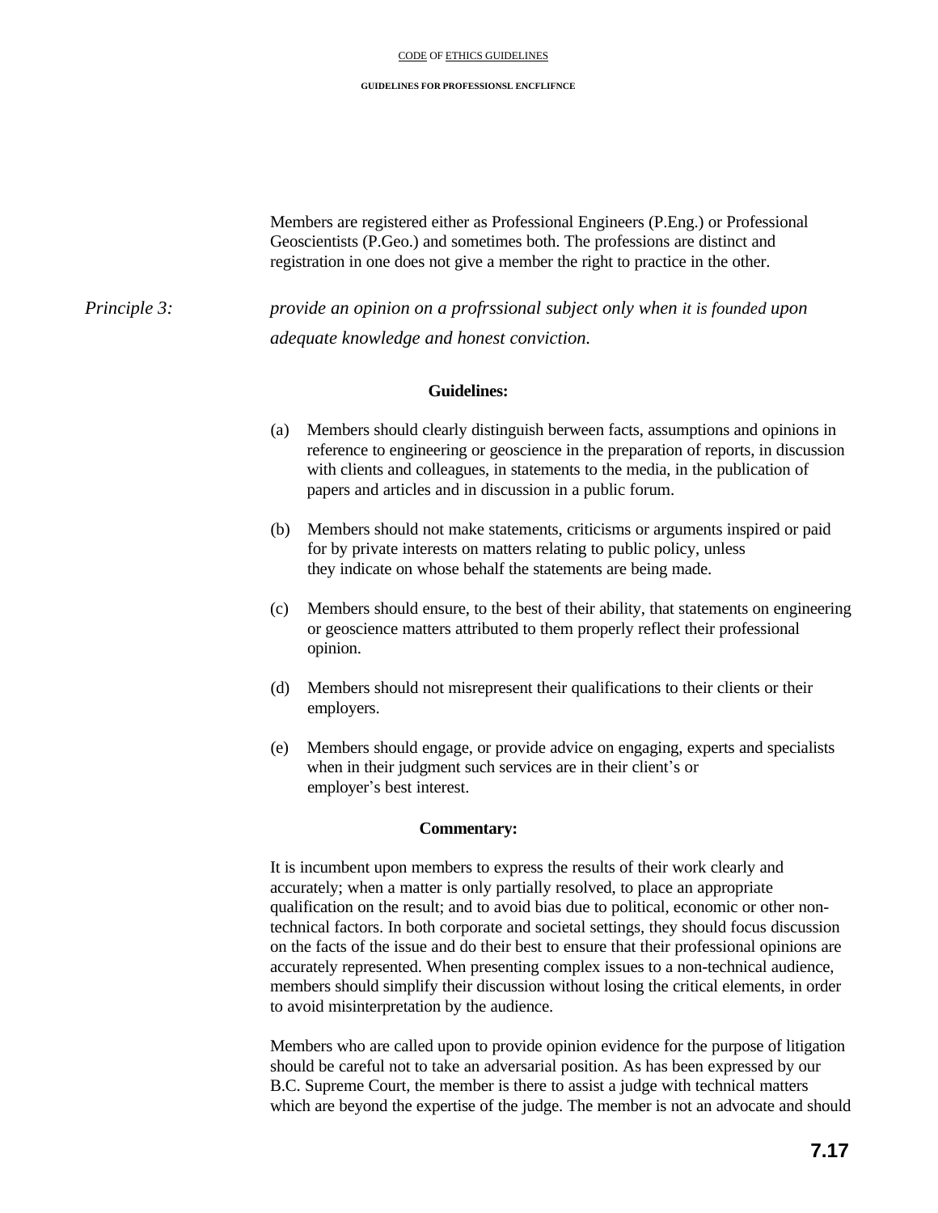Members are registered either as Professional Engineers (P.Eng.) or Professional Geoscientists (P.Geo.) and sometimes both. The professions are distinct and registration in one does not give a member the right to practice in the other.

*Principle 3:* *provide an opinion on a profrssional subject only when it is founded upon adequate knowledge and honest conviction.*

**Guidelines:**

(a) Members should clearly distinguish berween facts, assumptions and opinions in reference to engineering or geoscience in the preparation of reports, in discussion with clients and colleagues, in statements to the media, in the publication of papers and articles and in discussion in a public forum.

(b) Members should not make statements, criticisms or arguments inspired or paid for by private interests on matters relating to public policy, unless they indicate on whose behalf the statements are being made.

(c) Members should ensure, to the best of their ability, that statements on engineering or geoscience matters attributed to them properly reflect their professional opinion.

(d) Members should not misrepresent their qualifications to their clients or their employers.

(e) Members should engage, or provide advice on engaging, experts and specialists when in their judgment such services are in their client's or employer's best interest.

**Commentary:**

It is incumbent upon members to express the results of their work clearly and accurately; when a matter is only partially resolved, to place an appropriate qualification on the result; and to avoid bias due to political, economic or other non-technical factors. In both corporate and societal settings, they should focus discussion on the facts of the issue and do their best to ensure that their professional opinions are accurately represented. When presenting complex issues to a non-technical audience, members should simplify their discussion without losing the critical elements, in order to avoid misinterpretation by the audience.

Members who are called upon to provide opinion evidence for the purpose of litigation should be careful not to take an adversarial position. As has been expressed by our B.C. Supreme Court, the member is there to assist a judge with technical matters which are beyond the expertise of the judge. The member is not an advocate and should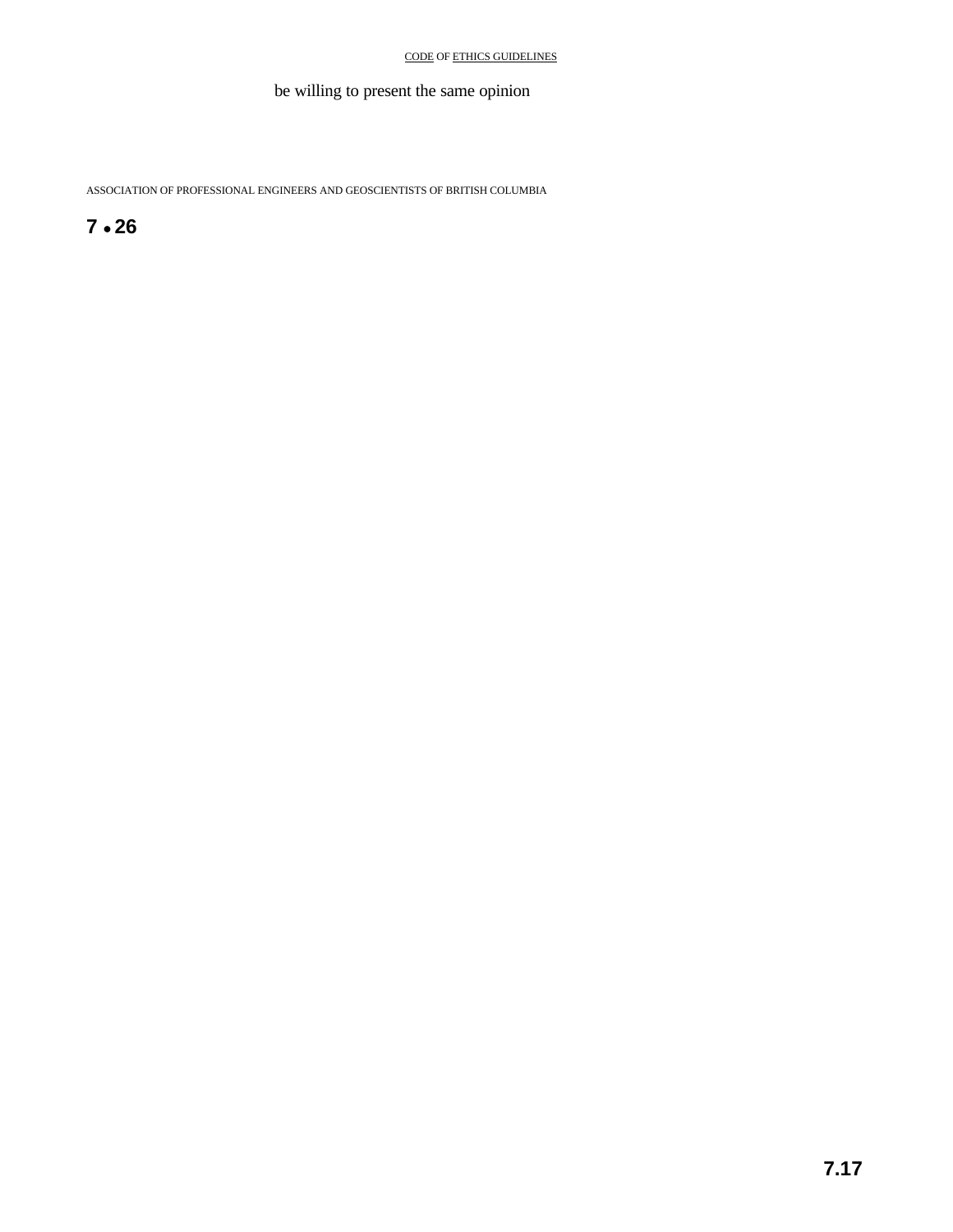be willing to present the same opinion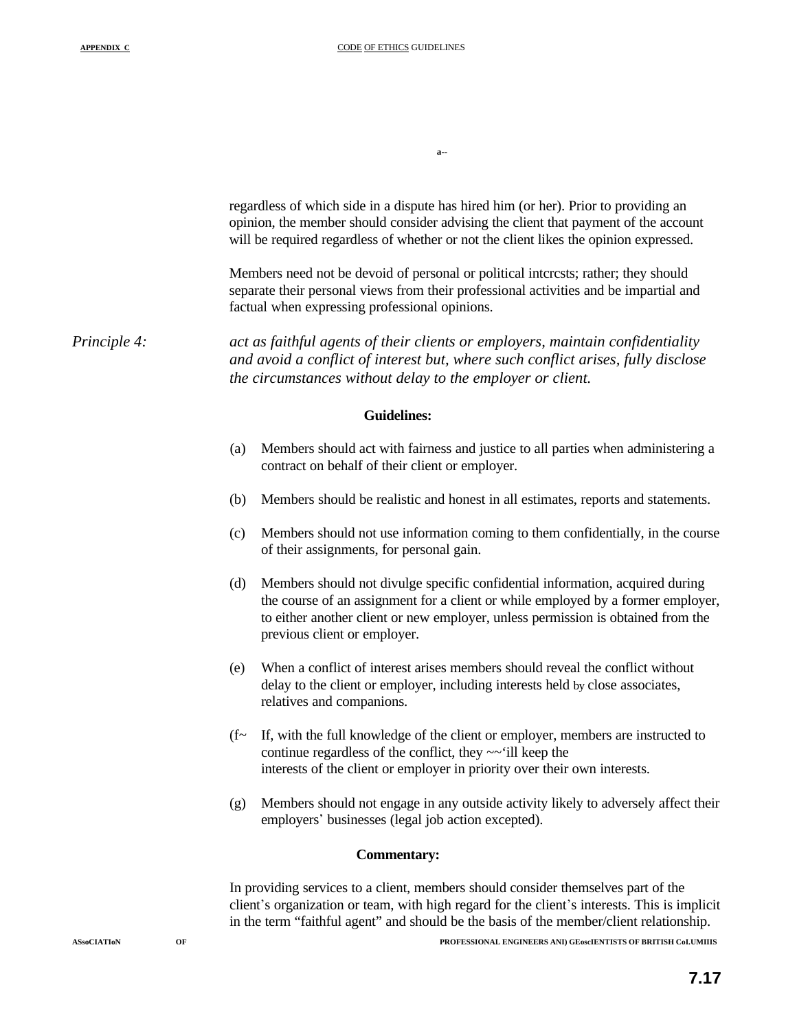a--

regardless of which side in a dispute has hired him (or her). Prior to providing an opinion, the member should consider advising the client that payment of the account will be required regardless of whether or not the client likes the opinion expressed.

Members need not be devoid of personal or political intcrcsts; rather; they should separate their personal views from their professional activities and be impartial and factual when expressing professional opinions.

*Principle 4:* *act as faithful agents of their clients or employers, maintain confidentiality and avoid a conflict of interest but, where such conflict arises, fully disclose the circumstances without delay to the employer or client.*

**Guidelines:**

(a) Members should act with fairness and justice to all parties when administering a contract on behalf of their client or employer.

(b) Members should be realistic and honest in all estimates, reports and statements.

(c) Members should not use information coming to them confidentially, in the course of their assignments, for personal gain.

(d) Members should not divulge specific confidential information, acquired during the course of an assignment for a client or while employed by a former employer, to either another client or new employer, unless permission is obtained from the previous client or employer.

(e) When a conflict of interest arises members should reveal the conflict without delay to the client or employer, including interests held by close associates, relatives and companions.

(f~ If, with the full knowledge of the client or employer, members are instructed to continue regardless of the conflict, they ~~'ill keep the interests of the client or employer in priority over their own interests.

(g) Members should not engage in any outside activity likely to adversely affect their employers' businesses (legal job action excepted).

**Commentary:**

In providing services to a client, members should consider themselves part of the client's organization or team, with high regard for the client's interests. This is implicit in the term "faithful agent" and should be the basis of the member/client relationship.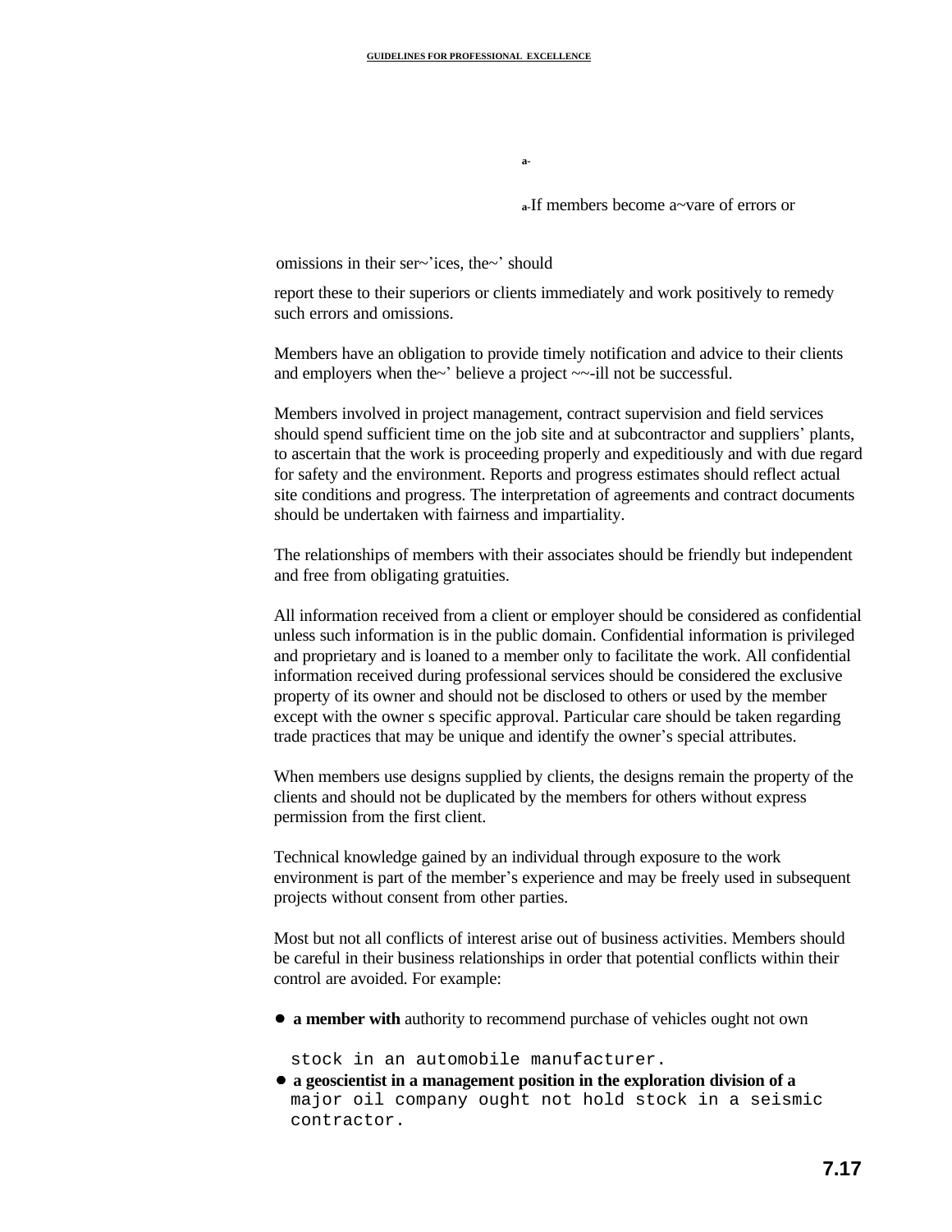a-

a-If members become a~vare of errors or

omissions in their ser~'ices, the~' should

report these to their superiors or clients immediately and work positively to remedy such errors and omissions.

Members have an obligation to provide timely notification and advice to their clients and employers when the~' believe a project ~~-ill not be successful.

Members involved in project management, contract supervision and field services should spend sufficient time on the job site and at subcontractor and suppliers' plants, to ascertain that the work is proceeding properly and expeditiously and with due regard for safety and the environment. Reports and progress estimates should reflect actual site conditions and progress. The interpretation of agreements and contract documents should be undertaken with fairness and impartiality.

The relationships of members with their associates should be friendly but independent and free from obligating gratuities.

All information received from a client or employer should be considered as confidential unless such information is in the public domain. Confidential information is privileged and proprietary and is loaned to a member only to facilitate the work. All confidential information received during professional services should be considered the exclusive property of its owner and should not be disclosed to others or used by the member except with the owner s specific approval. Particular care should be taken regarding trade practices that may be unique and identify the owner's special attributes.

When members use designs supplied by clients, the designs remain the property of the clients and should not be duplicated by the members for others without express permission from the first client.

Technical knowledge gained by an individual through exposure to the work environment is part of the member's experience and may be freely used in subsequent projects without consent from other parties.

Most but not all conflicts of interest arise out of business activities. Members should be careful in their business relationships in order that potential conflicts within their control are avoided. For example:

- **a member with** authority to recommend purchase of vehicles ought not own stock in an automobile manufacturer.
- **a geoscientist in a management position in the exploration division of a** major oil company ought not hold stock in a seismic contractor.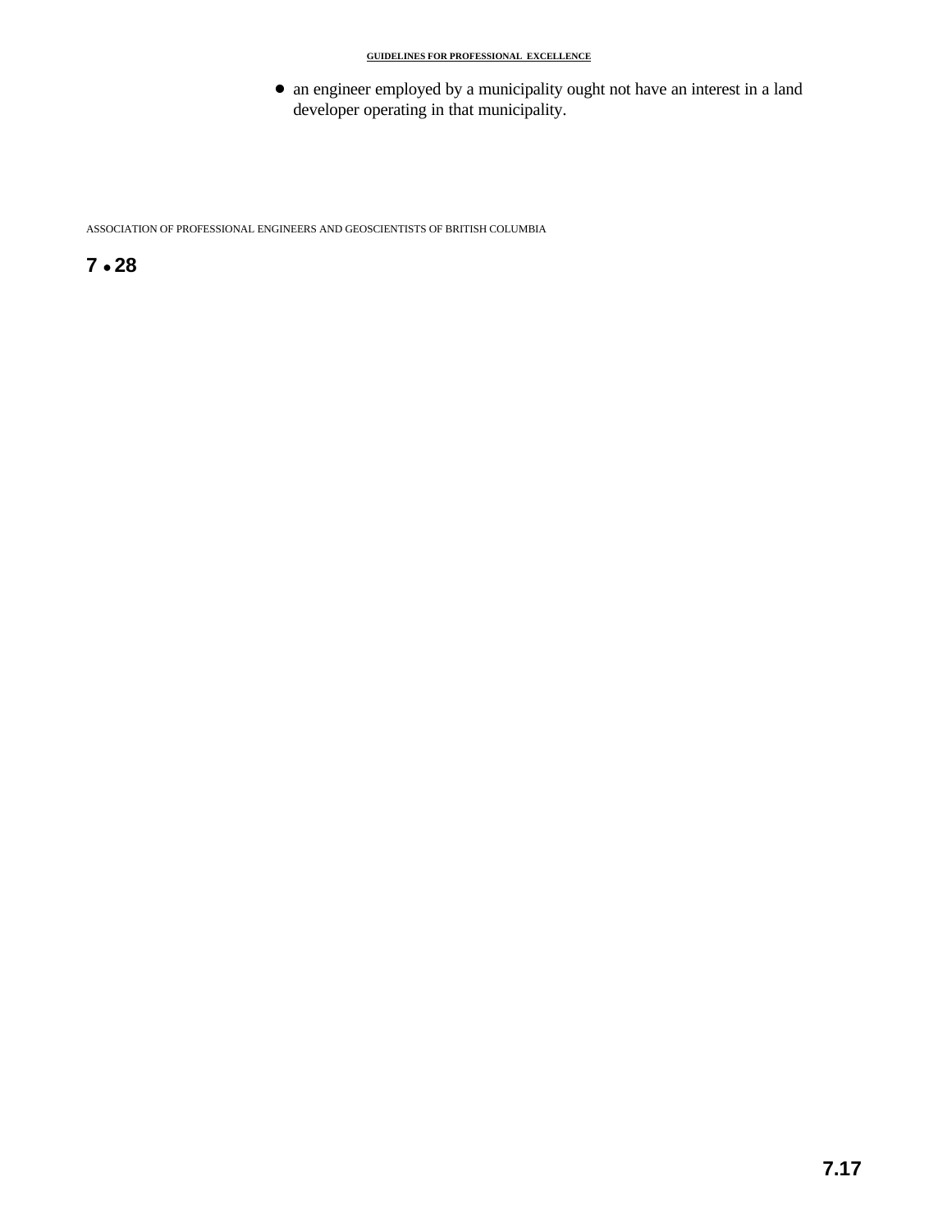- an engineer employed by a municipality ought not have an interest in a land developer operating in that municipality.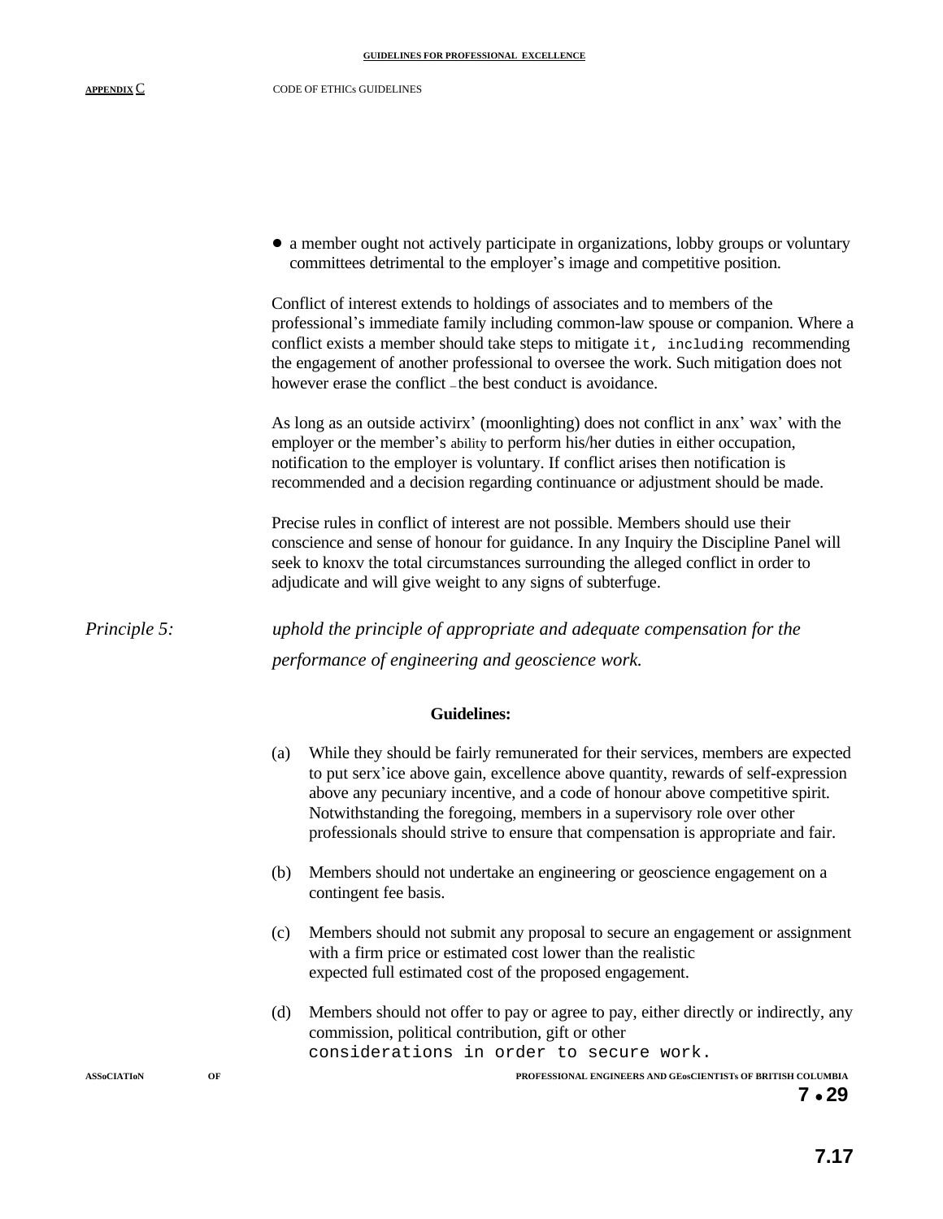- a member ought not actively participate in organizations, lobby groups or voluntary committees detrimental to the employer's image and competitive position.

Conflict of interest extends to holdings of associates and to members of the professional's immediate family including common-law spouse or companion. Where a conflict exists a member should take steps to mitigate it, including recommending the engagement of another professional to oversee the work. Such mitigation does not however erase the conflict – the best conduct is avoidance.

As long as an outside activirx' (moonlighting) does not conflict in anx' wax' with the employer or the member's ability to perform his/her duties in either occupation, notification to the employer is voluntary. If conflict arises then notification is recommended and a decision regarding continuance or adjustment should be made.

Precise rules in conflict of interest are not possible. Members should use their conscience and sense of honour for guidance. In any Inquiry the Discipline Panel will seek to knoxv the total circumstances surrounding the alleged conflict in order to adjudicate and will give weight to any signs of subterfuge.

*Principle 5:* *uphold the principle of appropriate and adequate compensation for the performance of engineering and geoscience work.*

**Guidelines:**

(a) While they should be fairly remunerated for their services, members are expected to put serx'ice above gain, excellence above quantity, rewards of self-expression above any pecuniary incentive, and a code of honour above competitive spirit. Notwithstanding the foregoing, members in a supervisory role over other professionals should strive to ensure that compensation is appropriate and fair.

(b) Members should not undertake an engineering or geoscience engagement on a contingent fee basis.

(c) Members should not submit any proposal to secure an engagement or assignment with a firm price or estimated cost lower than the realistic expected full estimated cost of the proposed engagement.

(d) Members should not offer to pay or agree to pay, either directly or indirectly, any commission, political contribution, gift or other considerations in order to secure work.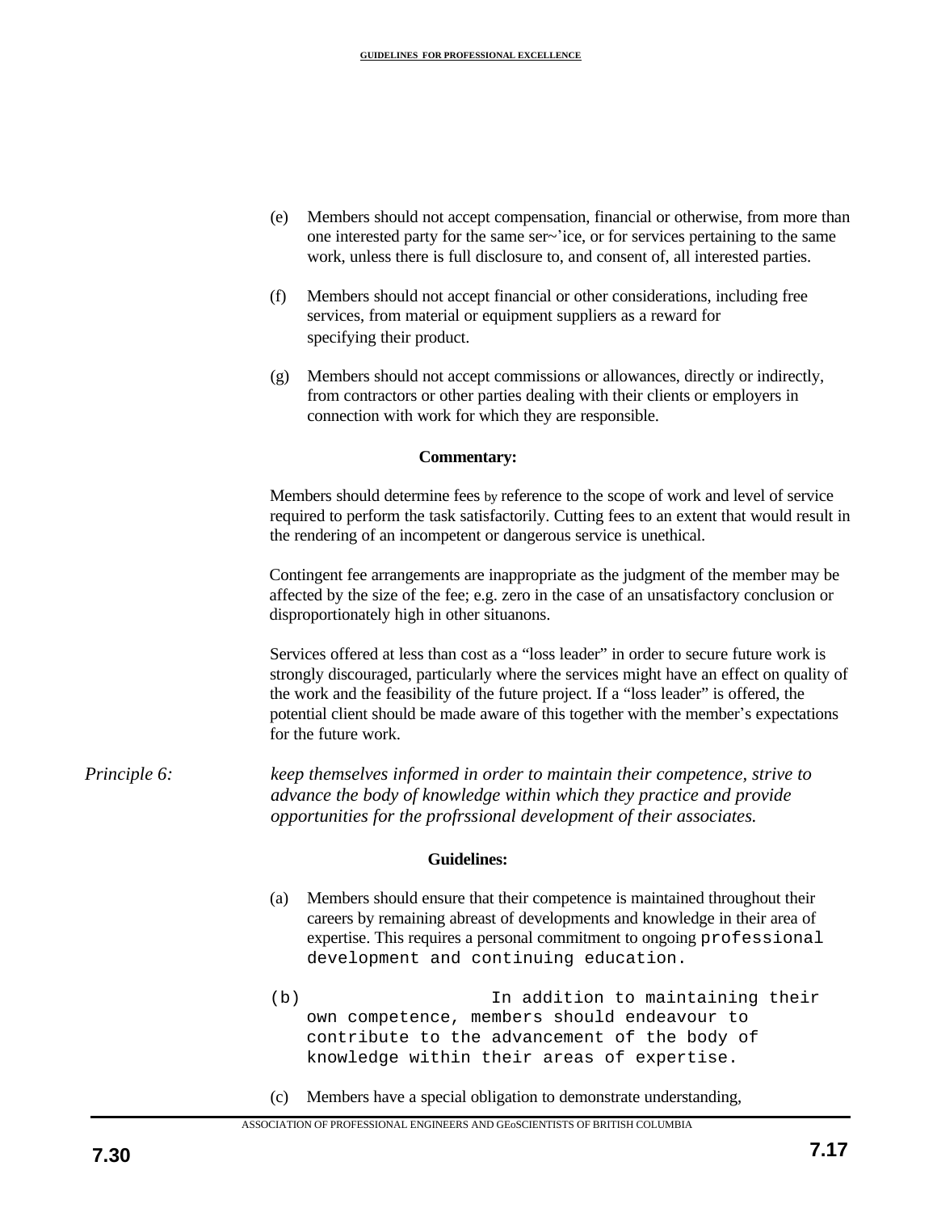(e) Members should not accept compensation, financial or otherwise, from more than one interested party for the same ser~'ice, or for services pertaining to the same work, unless there is full disclosure to, and consent of, all interested parties.

(f) Members should not accept financial or other considerations, including free services, from material or equipment suppliers as a reward for specifying their product.

(g) Members should not accept commissions or allowances, directly or indirectly, from contractors or other parties dealing with their clients or employers in connection with work for which they are responsible.

**Commentary:**

Members should determine fees by reference to the scope of work and level of service required to perform the task satisfactorily. Cutting fees to an extent that would result in the rendering of an incompetent or dangerous service is unethical.

Contingent fee arrangements are inappropriate as the judgment of the member may be affected by the size of the fee; e.g. zero in the case of an unsatisfactory conclusion or disproportionately high in other situanons.

Services offered at less than cost as a "loss leader" in order to secure future work is strongly discouraged, particularly where the services might have an effect on quality of the work and the feasibility of the future project. If a "loss leader" is offered, the potential client should be made aware of this together with the member's expectations for the future work.

*Principle 6:* *keep themselves informed in order to maintain their competence, strive to advance the body of knowledge within which they practice and provide opportunities for the profrssional development of their associates.*

**Guidelines:**

(a) Members should ensure that their competence is maintained throughout their careers by remaining abreast of developments and knowledge in their area of expertise. This requires a personal commitment to ongoing professional development and continuing education.

(b) In addition to maintaining their own competence, members should endeavour to contribute to the advancement of the body of knowledge within their areas of expertise.

(c) Members have a special obligation to demonstrate understanding,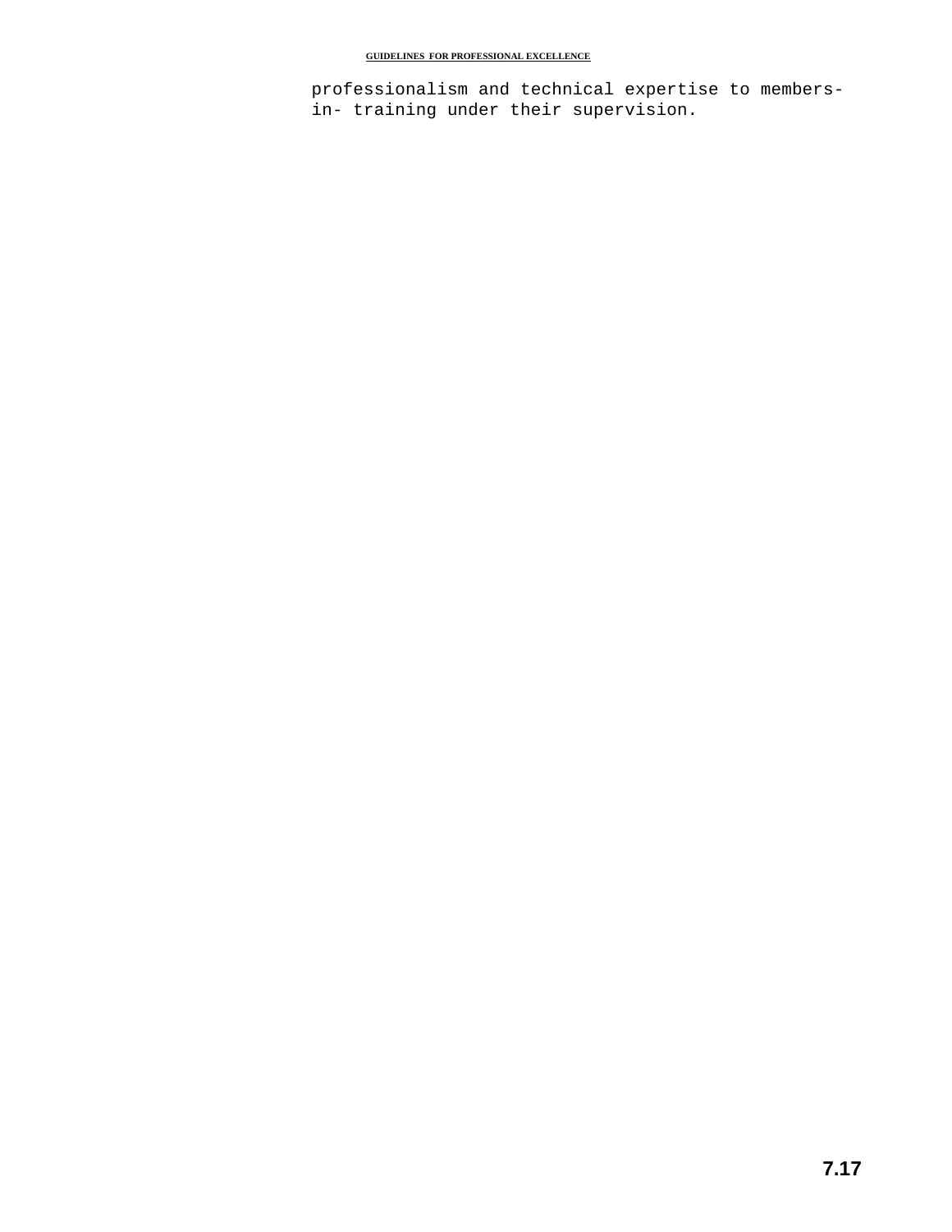professionalism and technical expertise to members-in- training under their supervision.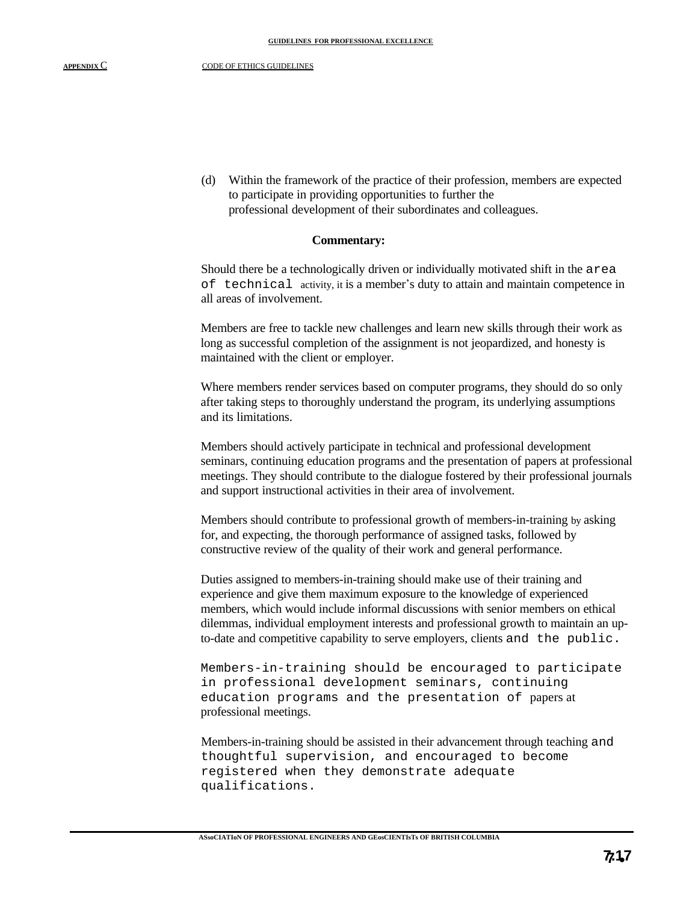(d) Within the framework of the practice of their profession, members are expected to participate in providing opportunities to further the professional development of their subordinates and colleagues.

**Commentary:**

Should there be a technologically driven or individually motivated shift in the area of technical activity, it is a member's duty to attain and maintain competence in all areas of involvement.

Members are free to tackle new challenges and learn new skills through their work as long as successful completion of the assignment is not jeopardized, and honesty is maintained with the client or employer.

Where members render services based on computer programs, they should do so only after taking steps to thoroughly understand the program, its underlying assumptions and its limitations.

Members should actively participate in technical and professional development seminars, continuing education programs and the presentation of papers at professional meetings. They should contribute to the dialogue fostered by their professional journals and support instructional activities in their area of involvement.

Members should contribute to professional growth of members-in-training by asking for, and expecting, the thorough performance of assigned tasks, followed by constructive review of the quality of their work and general performance.

Duties assigned to members-in-training should make use of their training and experience and give them maximum exposure to the knowledge of experienced members, which would include informal discussions with senior members on ethical dilemmas, individual employment interests and professional growth to maintain an up-to-date and competitive capability to serve employers, clients and the public.

Members-in-training should be encouraged to participate in professional development seminars, continuing education programs and the presentation of papers at professional meetings.

Members-in-training should be assisted in their advancement through teaching and thoughtful supervision, and encouraged to become registered when they demonstrate adequate qualifications.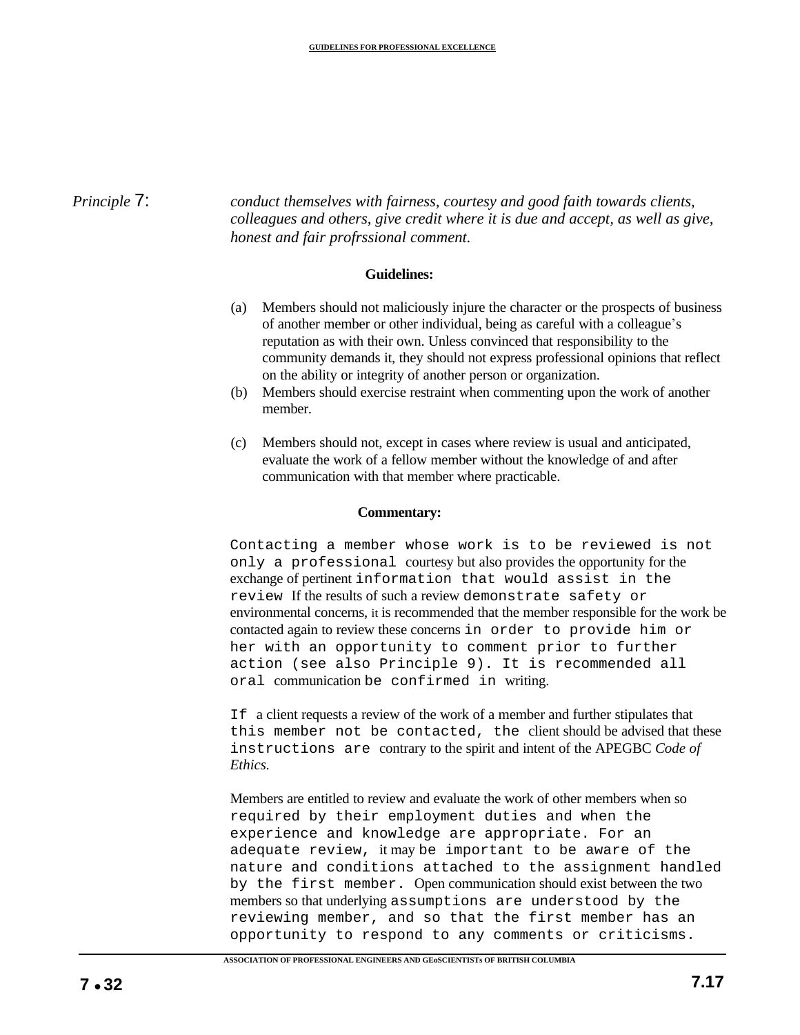*Principle* 7: *conduct themselves with fairness, courtesy and good faith towards clients, colleagues and others, give credit where it is due and accept, as well as give, honest and fair profrssional comment.*

**Guidelines:**

(a) Members should not maliciously injure the character or the prospects of business of another member or other individual, being as careful with a colleague's reputation as with their own. Unless convinced that responsibility to the community demands it, they should not express professional opinions that reflect on the ability or integrity of another person or organization.

(b) Members should exercise restraint when commenting upon the work of another member.

(c) Members should not, except in cases where review is usual and anticipated, evaluate the work of a fellow member without the knowledge of and after communication with that member where practicable.

**Commentary:**

Contacting a member whose work is to be reviewed is not only a professional courtesy but also provides the opportunity for the exchange of pertinent information that would assist in the review If the results of such a review demonstrate safety or environmental concerns, it is recommended that the member responsible for the work be contacted again to review these concerns in order to provide him or her with an opportunity to comment prior to further action (see also Principle 9). It is recommended all oral communication be confirmed in writing.

If a client requests a review of the work of a member and further stipulates that this member not be contacted, the client should be advised that these instructions are contrary to the spirit and intent of the APEGBC *Code of Ethics.*

Members are entitled to review and evaluate the work of other members when so required by their employment duties and when the experience and knowledge are appropriate. For an adequate review, it may be important to be aware of the nature and conditions attached to the assignment handled by the first member. Open communication should exist between the two members so that underlying assumptions are understood by the reviewing member, and so that the first member has an opportunity to respond to any comments or criticisms.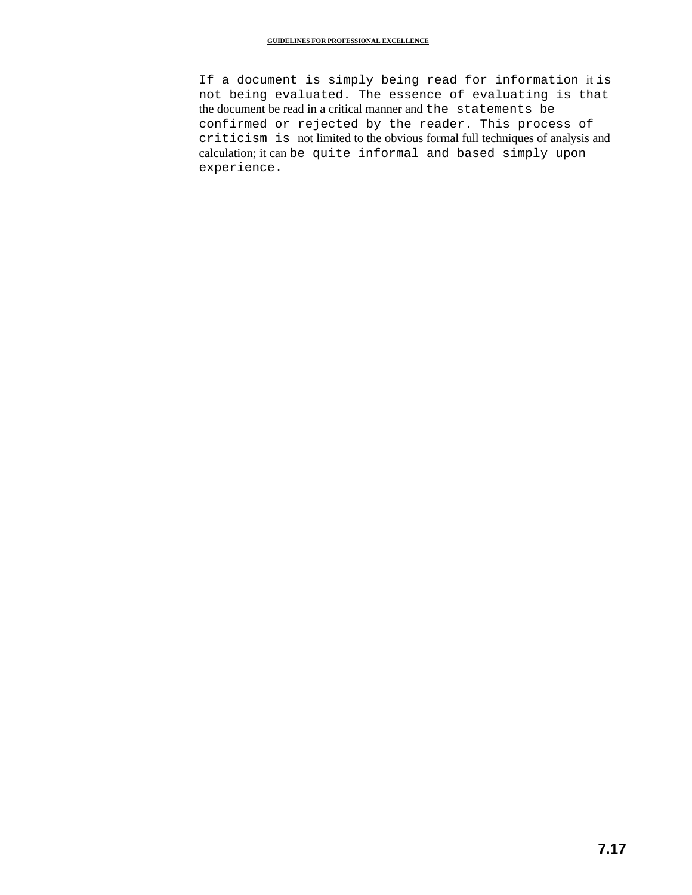If a document is simply being read for information it is not being evaluated. The essence of evaluating is that the document be read in a critical manner and the statements be confirmed or rejected by the reader. This process of criticism is not limited to the obvious formal full techniques of analysis and calculation; it can be quite informal and based simply upon experience.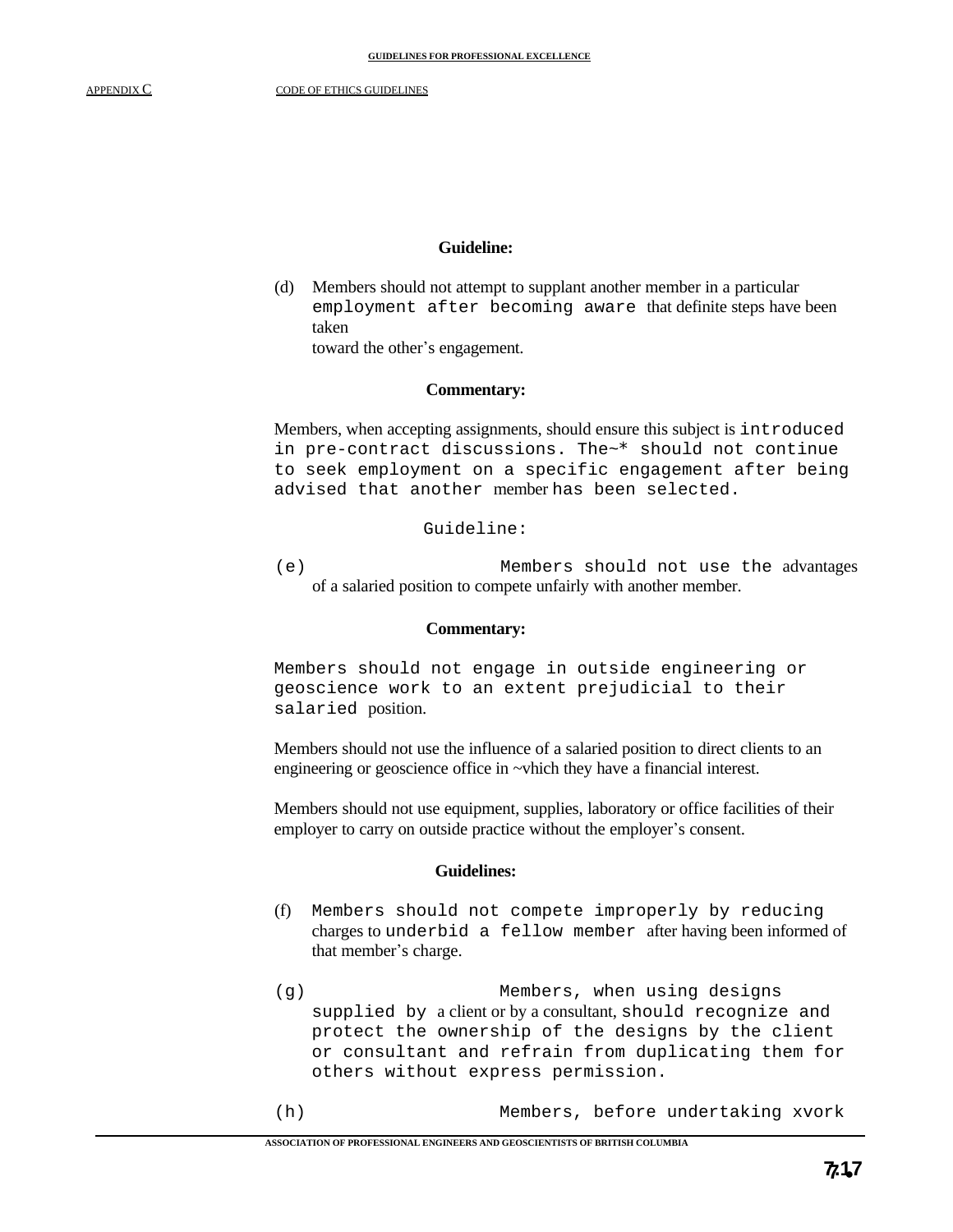**Guideline:**

(d) Members should not attempt to supplant another member in a particular employment after becoming aware that definite steps have been taken toward the other's engagement.

**Commentary:**

Members, when accepting assignments, should ensure this subject is introduced in pre-contract discussions. The~* should not continue to seek employment on a specific engagement after being advised that another member has been selected.

**Guideline:**

(e) Members should not use the advantages of a salaried position to compete unfairly with another member.

**Commentary:**

Members should not engage in outside engineering or geoscience work to an extent prejudicial to their salaried position.

Members should not use the influence of a salaried position to direct clients to an engineering or geoscience office in ~vhich they have a financial interest.

Members should not use equipment, supplies, laboratory or office facilities of their employer to carry on outside practice without the employer's consent.

**Guidelines:**

(f) Members should not compete improperly by reducing charges to underbid a fellow member after having been informed of that member's charge.

(g) Members, when using designs supplied by a client or by a consultant, should recognize and protect the ownership of the designs by the client or consultant and refrain from duplicating them for others without express permission.

(h) Members, before undertaking xvork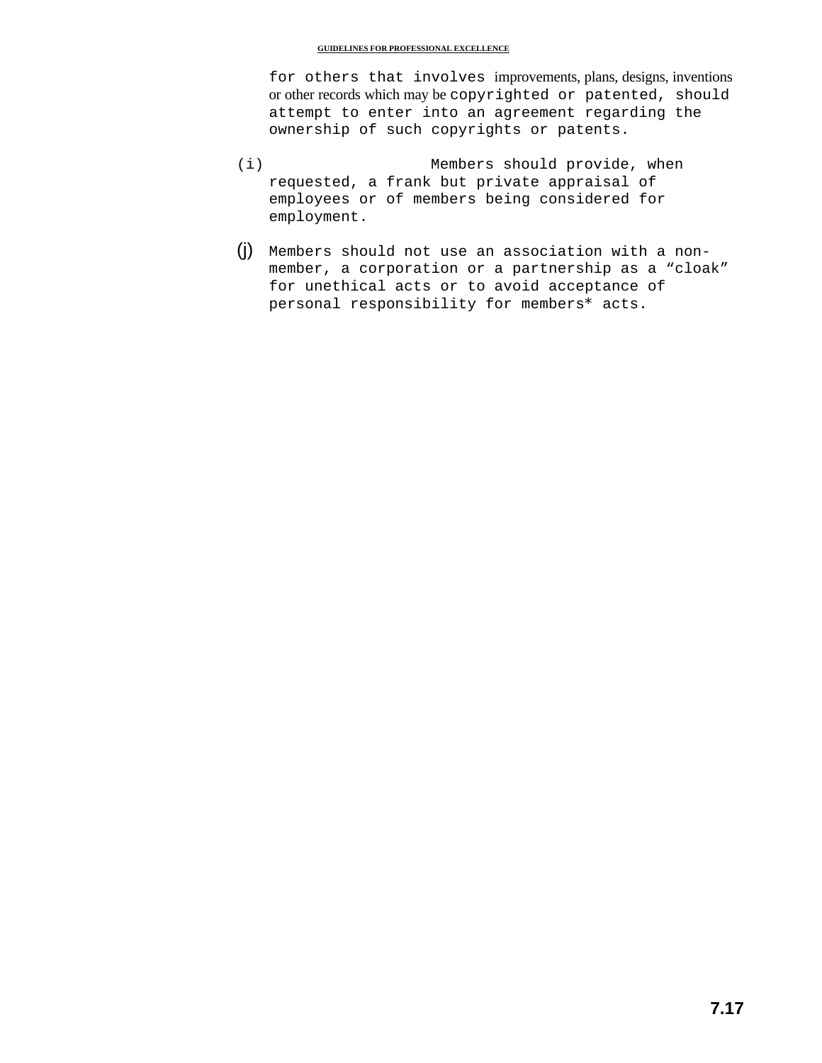for others that involves improvements, plans, designs, inventions or other records which may be copyrighted or patented, should attempt to enter into an agreement regarding the ownership of such copyrights or patents.

(i) Members should provide, when requested, a frank but private appraisal of employees or of members being considered for employment.

(j) Members should not use an association with a non-member, a corporation or a partnership as a “cloak” for unethical acts or to avoid acceptance of personal responsibility for members* acts.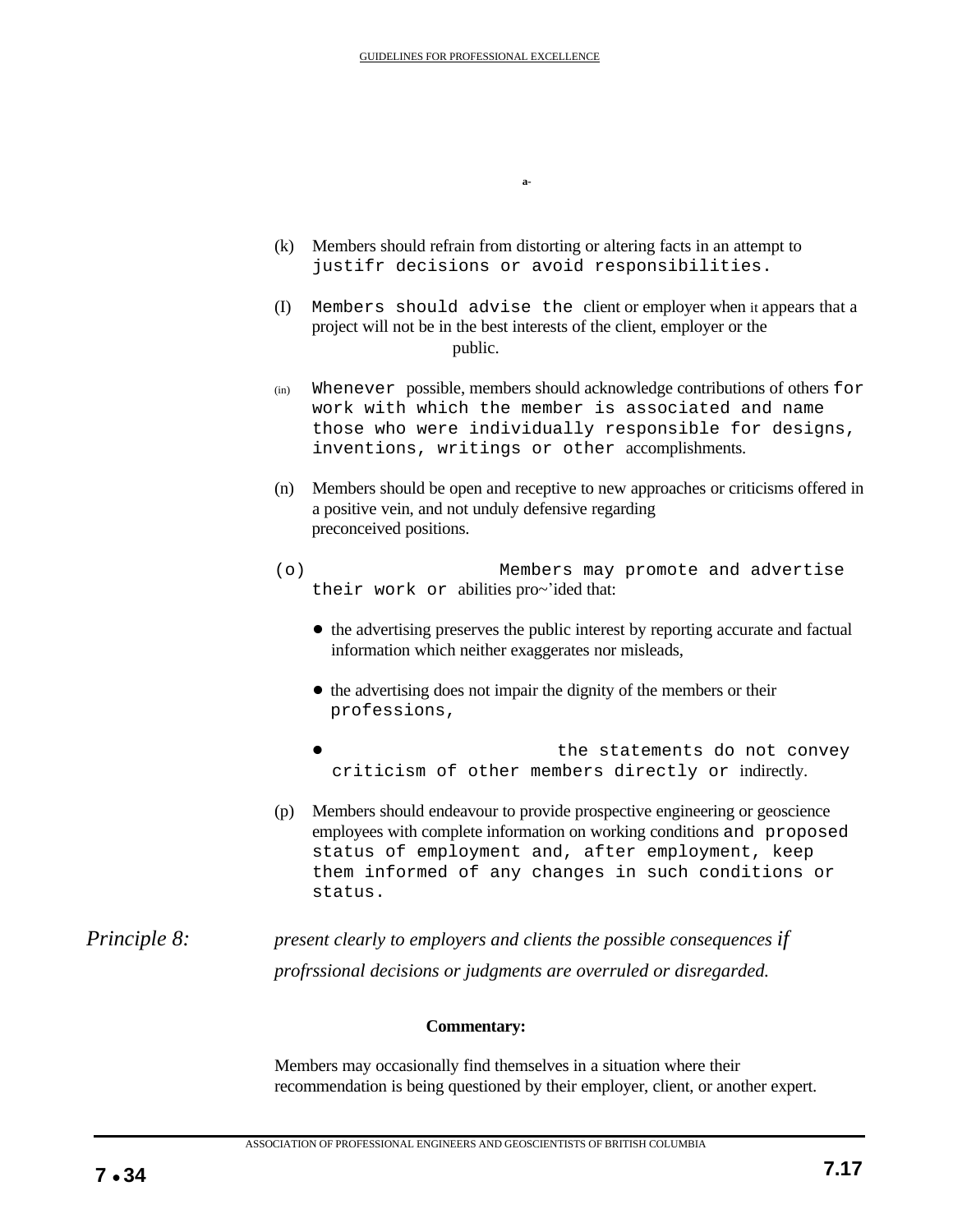a-

(k) Members should refrain from distorting or altering facts in an attempt to justifr decisions or avoid responsibilities.

(I) Members should advise the client or employer when it appears that a project will not be in the best interests of the client, employer or the public.

(in) Whenever possible, members should acknowledge contributions of others for work with which the member is associated and name those who were individually responsible for designs, inventions, writings or other accomplishments.

(n) Members should be open and receptive to new approaches or criticisms offered in a positive vein, and not unduly defensive regarding preconceived positions.

(o) Members may promote and advertise their work or abilities pro~'ided that:

- the advertising preserves the public interest by reporting accurate and factual information which neither exaggerates nor misleads,
- the advertising does not impair the dignity of the members or their professions,
- the statements do not convey criticism of other members directly or indirectly.

(p) Members should endeavour to provide prospective engineering or geoscience employees with complete information on working conditions and proposed status of employment and, after employment, keep them informed of any changes in such conditions or status.

*Principle 8:* *present clearly to employers and clients the possible consequences if profrssional decisions or judgments are overruled or disregarded.*

**Commentary:**

Members may occasionally find themselves in a situation where their recommendation is being questioned by their employer, client, or another expert.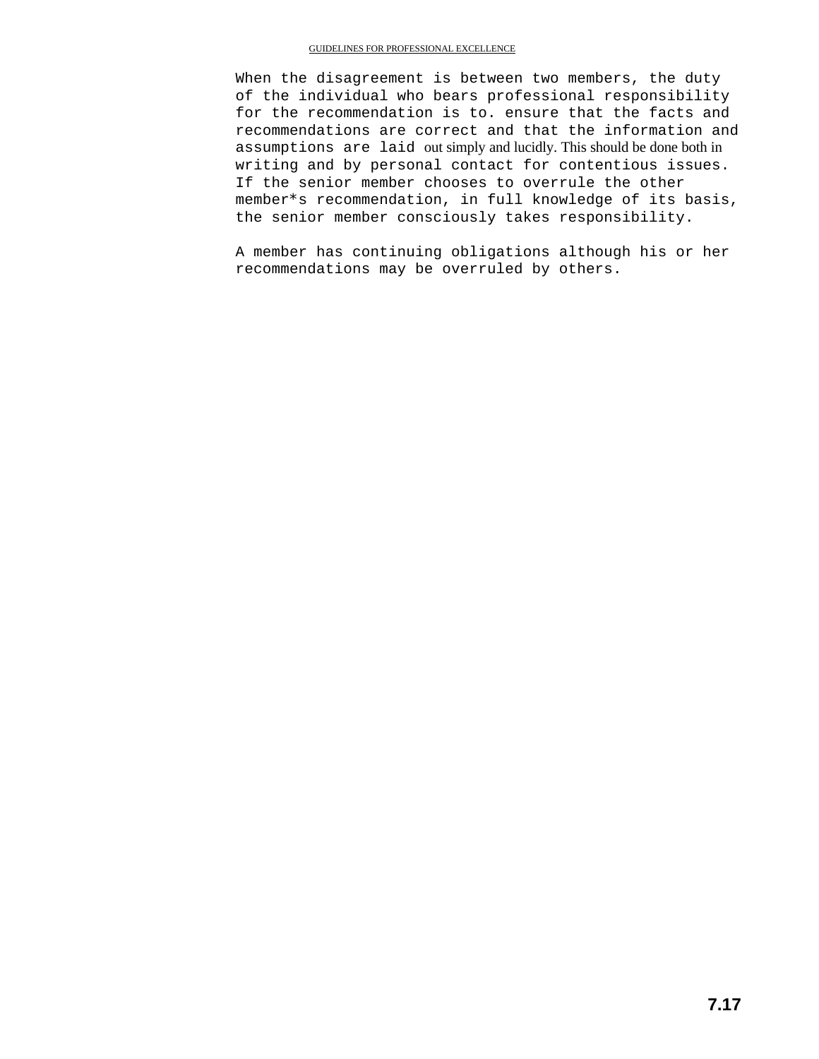When the disagreement is between two members, the duty of the individual who bears professional responsibility for the recommendation is to. ensure that the facts and recommendations are correct and that the information and assumptions are laid out simply and lucidly. This should be done both in writing and by personal contact for contentious issues. If the senior member chooses to overrule the other member*s recommendation, in full knowledge of its basis, the senior member consciously takes responsibility.

A member has continuing obligations although his or her recommendations may be overruled by others.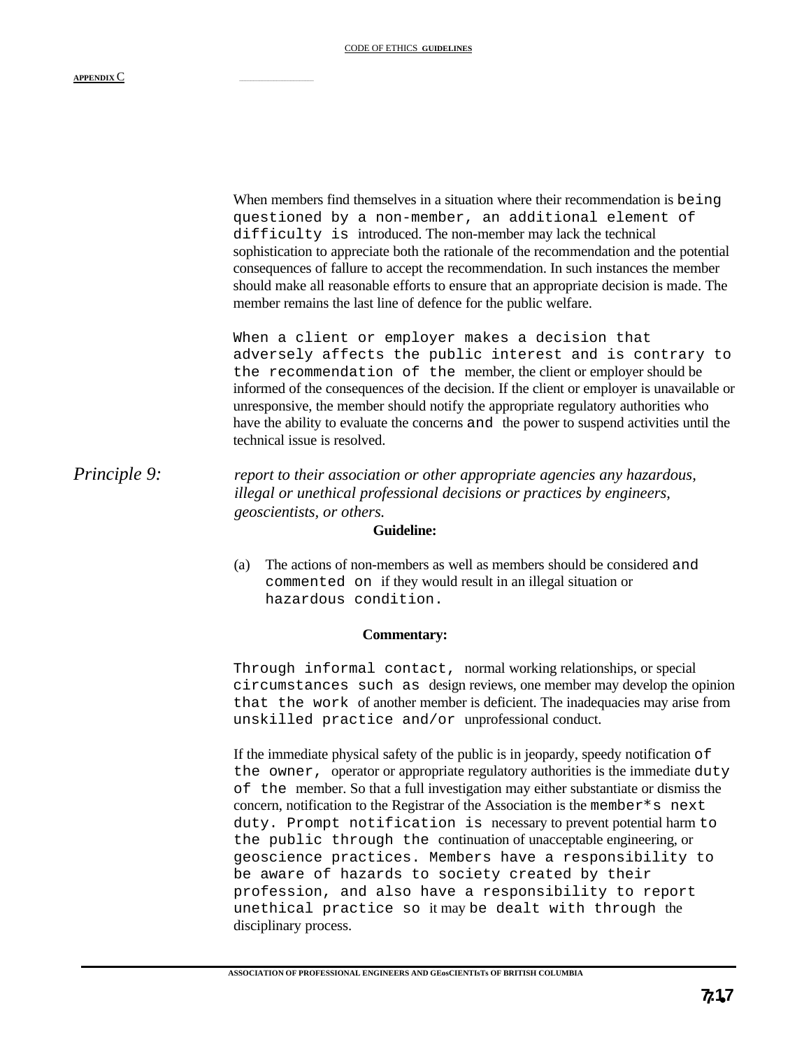When members find themselves in a situation where their recommendation is being questioned by a non-member, an additional element of difficulty is introduced. The non-member may lack the technical sophistication to appreciate both the rationale of the recommendation and the potential consequences of fallure to accept the recommendation. In such instances the member should make all reasonable efforts to ensure that an appropriate decision is made. The member remains the last line of defence for the public welfare.

When a client or employer makes a decision that adversely affects the public interest and is contrary to the recommendation of the member, the client or employer should be informed of the consequences of the decision. If the client or employer is unavailable or unresponsive, the member should notify the appropriate regulatory authorities who have the ability to evaluate the concerns and the power to suspend activities until the technical issue is resolved.

*Principle 9:* *report to their association or other appropriate agencies any hazardous, illegal or unethical professional decisions or practices by engineers, geoscientists, or others.*

**Guideline:**

(a) The actions of non-members as well as members should be considered and commented on if they would result in an illegal situation or hazardous condition.

**Commentary:**

Through informal contact, normal working relationships, or special circumstances such as design reviews, one member may develop the opinion that the work of another member is deficient. The inadequacies may arise from unskilled practice and/or unprofessional conduct.

If the immediate physical safety of the public is in jeopardy, speedy notification of the owner, operator or appropriate regulatory authorities is the immediate duty of the member. So that a full investigation may either substantiate or dismiss the concern, notification to the Registrar of the Association is the member*s next duty. Prompt notification is necessary to prevent potential harm to the public through the continuation of unacceptable engineering, or geoscience practices. Members have a responsibility to be aware of hazards to society created by their profession, and also have a responsibility to report unethical practice so it may be dealt with through the disciplinary process.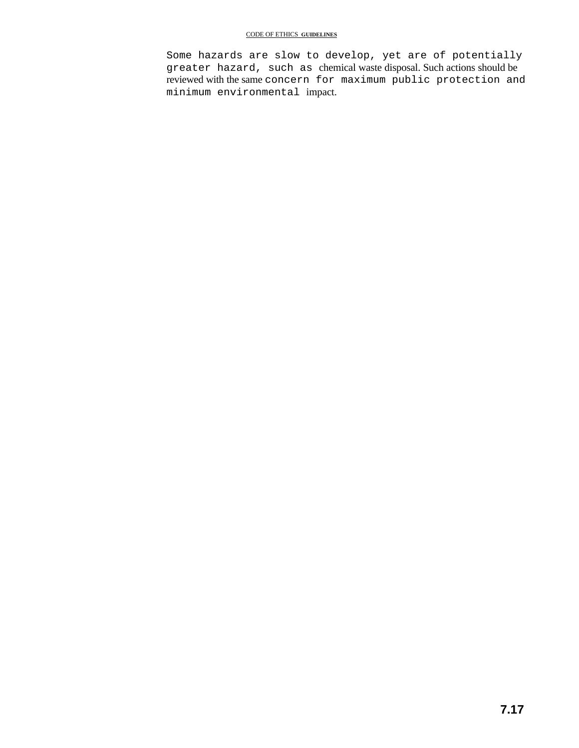Some hazards are slow to develop, yet are of potentially greater hazard, such as chemical waste disposal. Such actions should be reviewed with the same concern for maximum public protection and minimum environmental impact.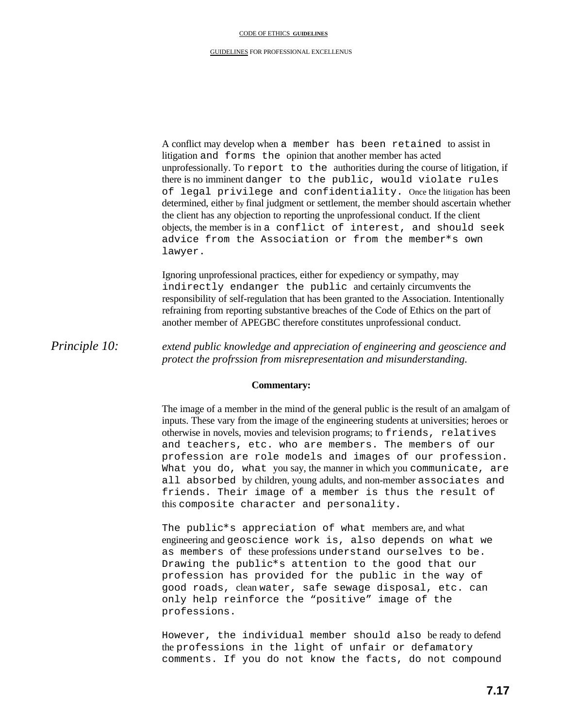A conflict may develop when a member has been retained to assist in litigation and forms the opinion that another member has acted unprofessionally. To report to the authorities during the course of litigation, if there is no imminent danger to the public, would violate rules of legal privilege and confidentiality. Once the litigation has been determined, either by final judgment or settlement, the member should ascertain whether the client has any objection to reporting the unprofessional conduct. If the client objects, the member is in a conflict of interest, and should seek advice from the Association or from the member*s own lawyer.

Ignoring unprofessional practices, either for expediency or sympathy, may indirectly endanger the public and certainly circumvents the responsibility of self-regulation that has been granted to the Association. Intentionally refraining from reporting substantive breaches of the Code of Ethics on the part of another member of APEGBC therefore constitutes unprofessional conduct.

*Principle 10:* *extend public knowledge and appreciation of engineering and geoscience and protect the profrssion from misrepresentation and misunderstanding.*

**Commentary:**

The image of a member in the mind of the general public is the result of an amalgam of inputs. These vary from the image of the engineering students at universities; heroes or otherwise in novels, movies and television programs; to friends, relatives and teachers, etc. who are members. The members of our profession are role models and images of our profession. What you do, what you say, the manner in which you communicate, are all absorbed by children, young adults, and non-member associates and friends. Their image of a member is thus the result of this composite character and personality.

The public*s appreciation of what members are, and what engineering and geoscience work is, also depends on what we as members of these professions understand ourselves to be. Drawing the public*s attention to the good that our profession has provided for the public in the way of good roads, clean water, safe sewage disposal, etc. can only help reinforce the "positive" image of the professions.

However, the individual member should also be ready to defend the professions in the light of unfair or defamatory comments. If you do not know the facts, do not compound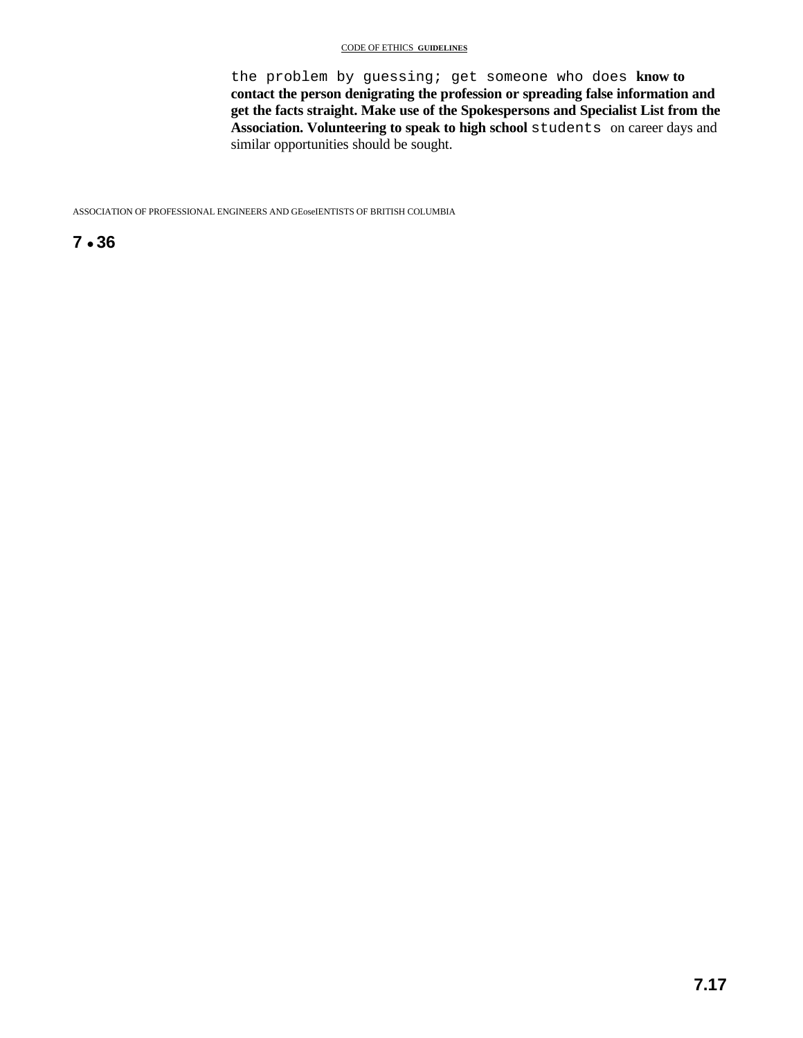the problem by guessing; get someone who does **know to contact the person denigrating the profession or spreading false information and get the facts straight. Make use of the Spokespersons and Specialist List from the Association. Volunteering to speak to high school** students on career days and similar opportunities should be sought.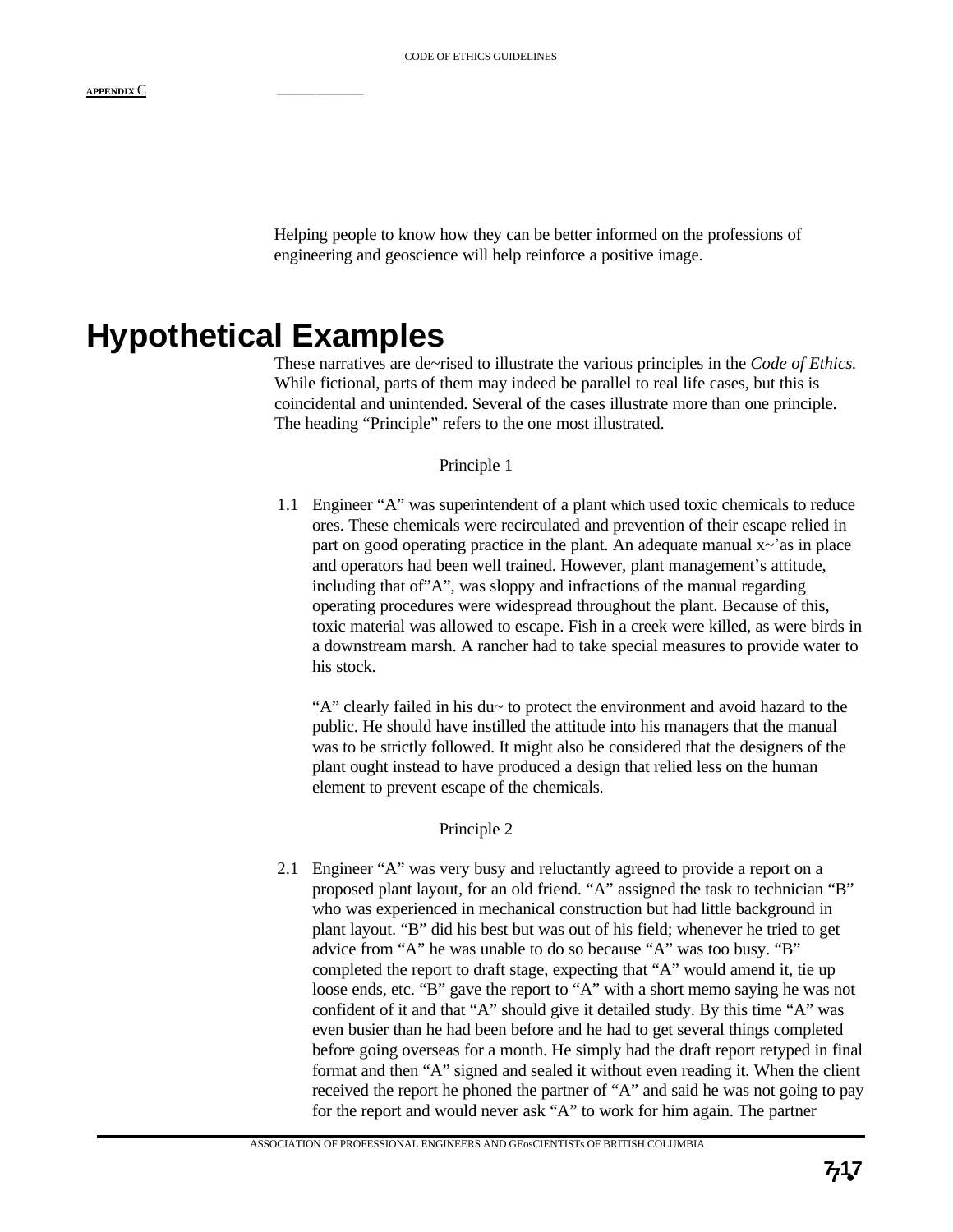Helping people to know how they can be better informed on the professions of engineering and geoscience will help reinforce a positive image.

# Hypothetical Examples

These narratives are de~rised to illustrate the various principles in the *Code of Ethics.* While fictional, parts of them may indeed be parallel to real life cases, but this is coincidental and unintended. Several of the cases illustrate more than one principle. The heading "Principle" refers to the one most illustrated.

Principle 1

1.1 Engineer "A" was superintendent of a plant which used toxic chemicals to reduce ores. These chemicals were recirculated and prevention of their escape relied in part on good operating practice in the plant. An adequate manual x~'as in place and operators had been well trained. However, plant management's attitude, including that of"A", was sloppy and infractions of the manual regarding operating procedures were widespread throughout the plant. Because of this, toxic material was allowed to escape. Fish in a creek were killed, as were birds in a downstream marsh. A rancher had to take special measures to provide water to his stock.

"A" clearly failed in his du~ to protect the environment and avoid hazard to the public. He should have instilled the attitude into his managers that the manual was to be strictly followed. It might also be considered that the designers of the plant ought instead to have produced a design that relied less on the human element to prevent escape of the chemicals.

Principle 2

2.1 Engineer "A" was very busy and reluctantly agreed to provide a report on a proposed plant layout, for an old friend. "A" assigned the task to technician "B" who was experienced in mechanical construction but had little background in plant layout. "B" did his best but was out of his field; whenever he tried to get advice from "A" he was unable to do so because "A" was too busy. "B" completed the report to draft stage, expecting that "A" would amend it, tie up loose ends, etc. "B" gave the report to "A" with a short memo saying he was not confident of it and that "A" should give it detailed study. By this time "A" was even busier than he had been before and he had to get several things completed before going overseas for a month. He simply had the draft report retyped in final format and then "A" signed and sealed it without even reading it. When the client received the report he phoned the partner of "A" and said he was not going to pay for the report and would never ask "A" to work for him again. The partner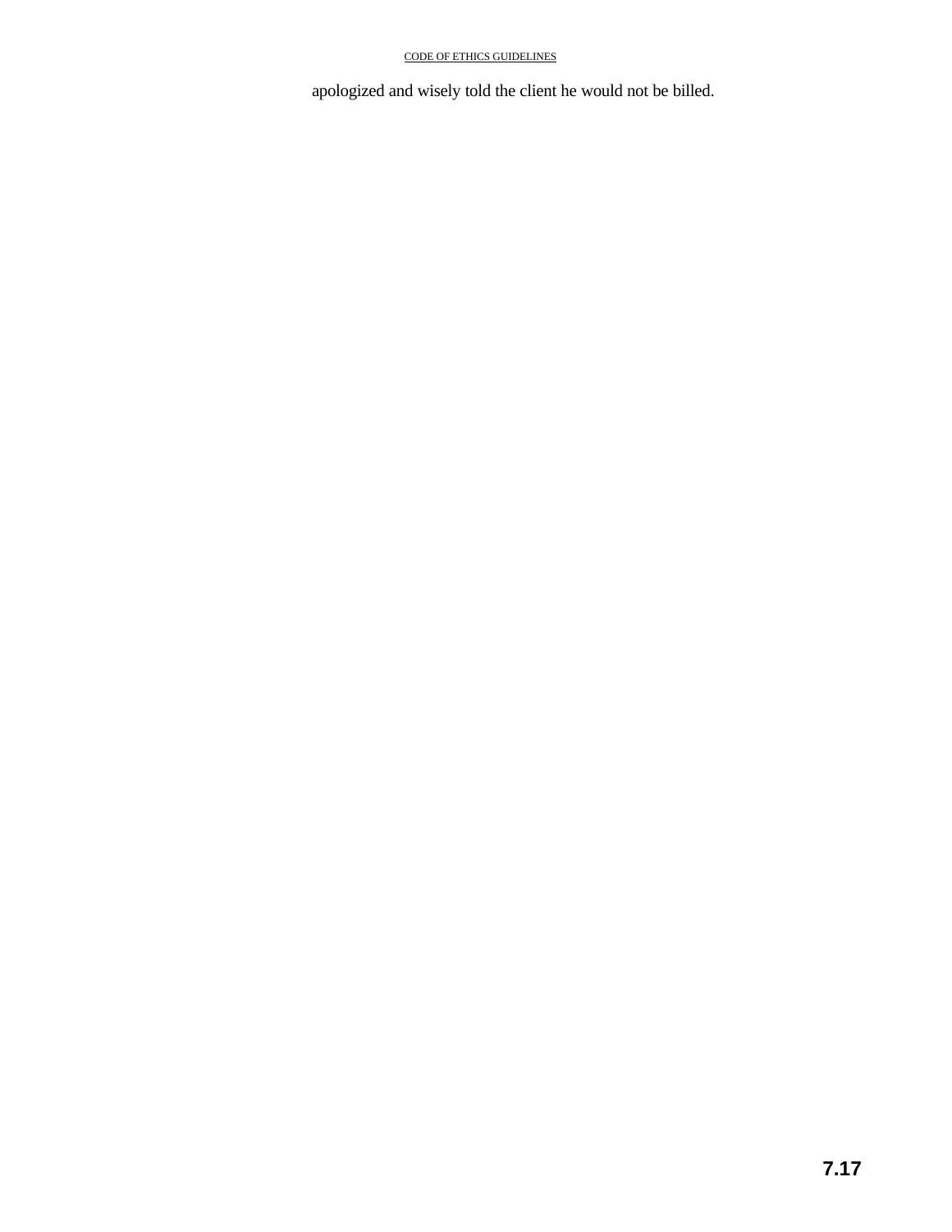apologized and wisely told the client he would not be billed.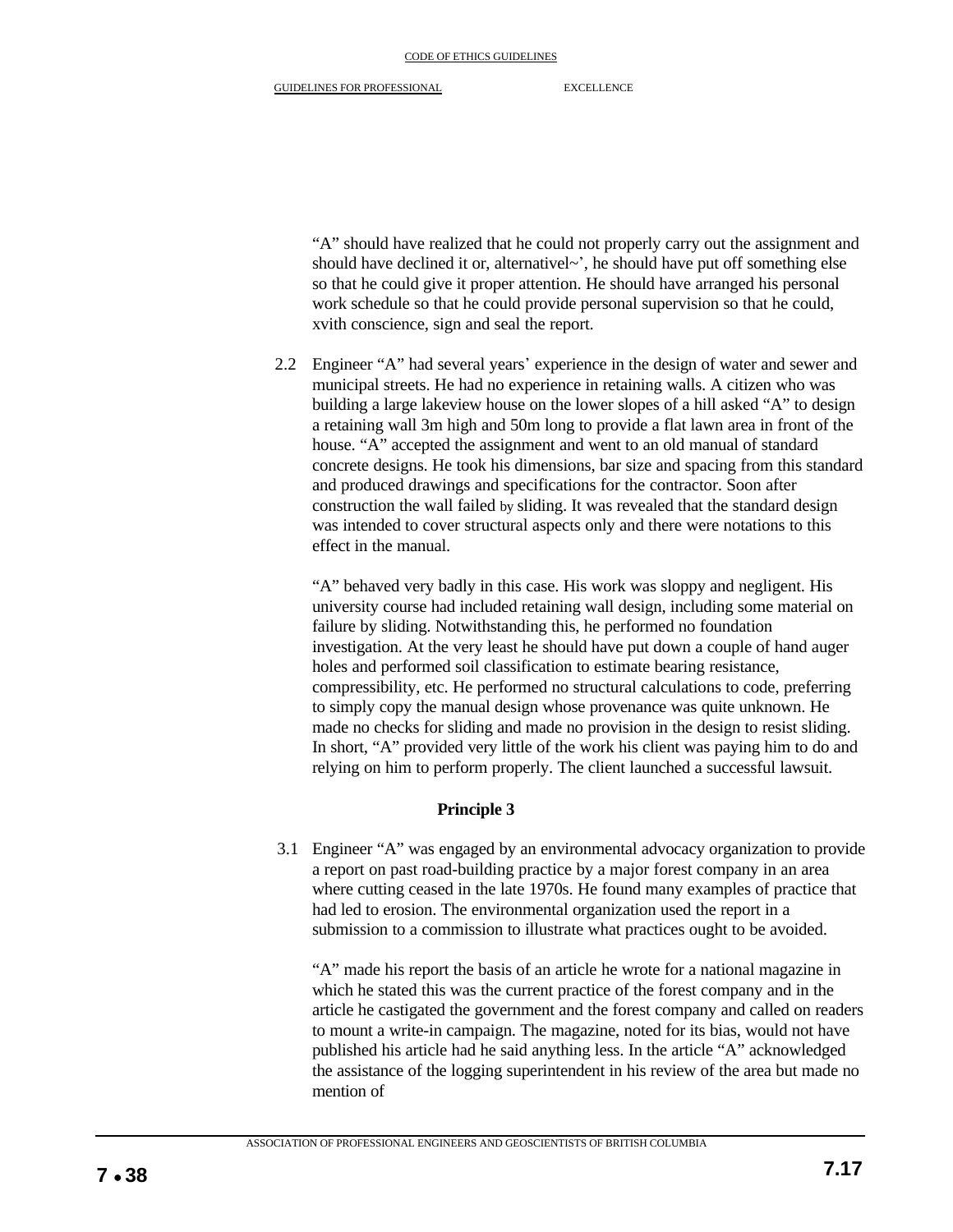"A" should have realized that he could not properly carry out the assignment and should have declined it or, alternativel~', he should have put off something else so that he could give it proper attention. He should have arranged his personal work schedule so that he could provide personal supervision so that he could, xvith conscience, sign and seal the report.

2.2 Engineer "A" had several years' experience in the design of water and sewer and municipal streets. He had no experience in retaining walls. A citizen who was building a large lakeview house on the lower slopes of a hill asked "A" to design a retaining wall 3m high and 50m long to provide a flat lawn area in front of the house. "A" accepted the assignment and went to an old manual of standard concrete designs. He took his dimensions, bar size and spacing from this standard and produced drawings and specifications for the contractor. Soon after construction the wall failed by sliding. It was revealed that the standard design was intended to cover structural aspects only and there were notations to this effect in the manual.

"A" behaved very badly in this case. His work was sloppy and negligent. His university course had included retaining wall design, including some material on failure by sliding. Notwithstanding this, he performed no foundation investigation. At the very least he should have put down a couple of hand auger holes and performed soil classification to estimate bearing resistance, compressibility, etc. He performed no structural calculations to code, preferring to simply copy the manual design whose provenance was quite unknown. He made no checks for sliding and made no provision in the design to resist sliding. In short, "A" provided very little of the work his client was paying him to do and relying on him to perform properly. The client launched a successful lawsuit.

**Principle 3**

3.1 Engineer "A" was engaged by an environmental advocacy organization to provide a report on past road-building practice by a major forest company in an area where cutting ceased in the late 1970s. He found many examples of practice that had led to erosion. The environmental organization used the report in a submission to a commission to illustrate what practices ought to be avoided.

"A" made his report the basis of an article he wrote for a national magazine in which he stated this was the current practice of the forest company and in the article he castigated the government and the forest company and called on readers to mount a write-in campaign. The magazine, noted for its bias, would not have published his article had he said anything less. In the article "A" acknowledged the assistance of the logging superintendent in his review of the area but made no mention of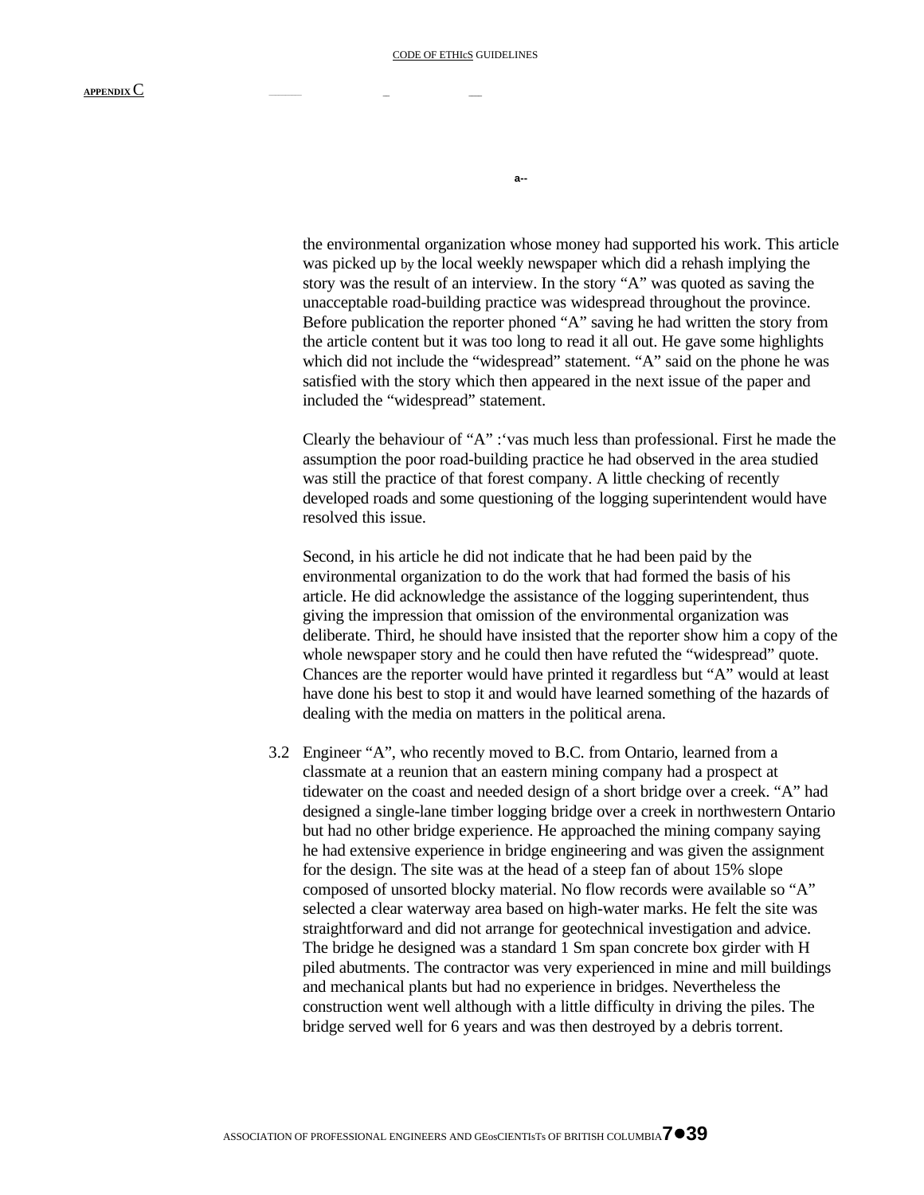the environmental organization whose money had supported his work. This article was picked up by the local weekly newspaper which did a rehash implying the story was the result of an interview. In the story "A" was quoted as saving the unacceptable road-building practice was widespread throughout the province. Before publication the reporter phoned "A" saving he had written the story from the article content but it was too long to read it all out. He gave some highlights which did not include the "widespread" statement. "A" said on the phone he was satisfied with the story which then appeared in the next issue of the paper and included the "widespread" statement.

Clearly the behaviour of "A" :'vas much less than professional. First he made the assumption the poor road-building practice he had observed in the area studied was still the practice of that forest company. A little checking of recently developed roads and some questioning of the logging superintendent would have resolved this issue.

Second, in his article he did not indicate that he had been paid by the environmental organization to do the work that had formed the basis of his article. He did acknowledge the assistance of the logging superintendent, thus giving the impression that omission of the environmental organization was deliberate. Third, he should have insisted that the reporter show him a copy of the whole newspaper story and he could then have refuted the "widespread" quote. Chances are the reporter would have printed it regardless but "A" would at least have done his best to stop it and would have learned something of the hazards of dealing with the media on matters in the political arena.

3.2 Engineer "A", who recently moved to B.C. from Ontario, learned from a classmate at a reunion that an eastern mining company had a prospect at tidewater on the coast and needed design of a short bridge over a creek. "A" had designed a single-lane timber logging bridge over a creek in northwestern Ontario but had no other bridge experience. He approached the mining company saying he had extensive experience in bridge engineering and was given the assignment for the design. The site was at the head of a steep fan of about 15% slope composed of unsorted blocky material. No flow records were available so "A" selected a clear waterway area based on high-water marks. He felt the site was straightforward and did not arrange for geotechnical investigation and advice. The bridge he designed was a standard 1 Sm span concrete box girder with H piled abutments. The contractor was very experienced in mine and mill buildings and mechanical plants but had no experience in bridges. Nevertheless the construction went well although with a little difficulty in driving the piles. The bridge served well for 6 years and was then destroyed by a debris torrent.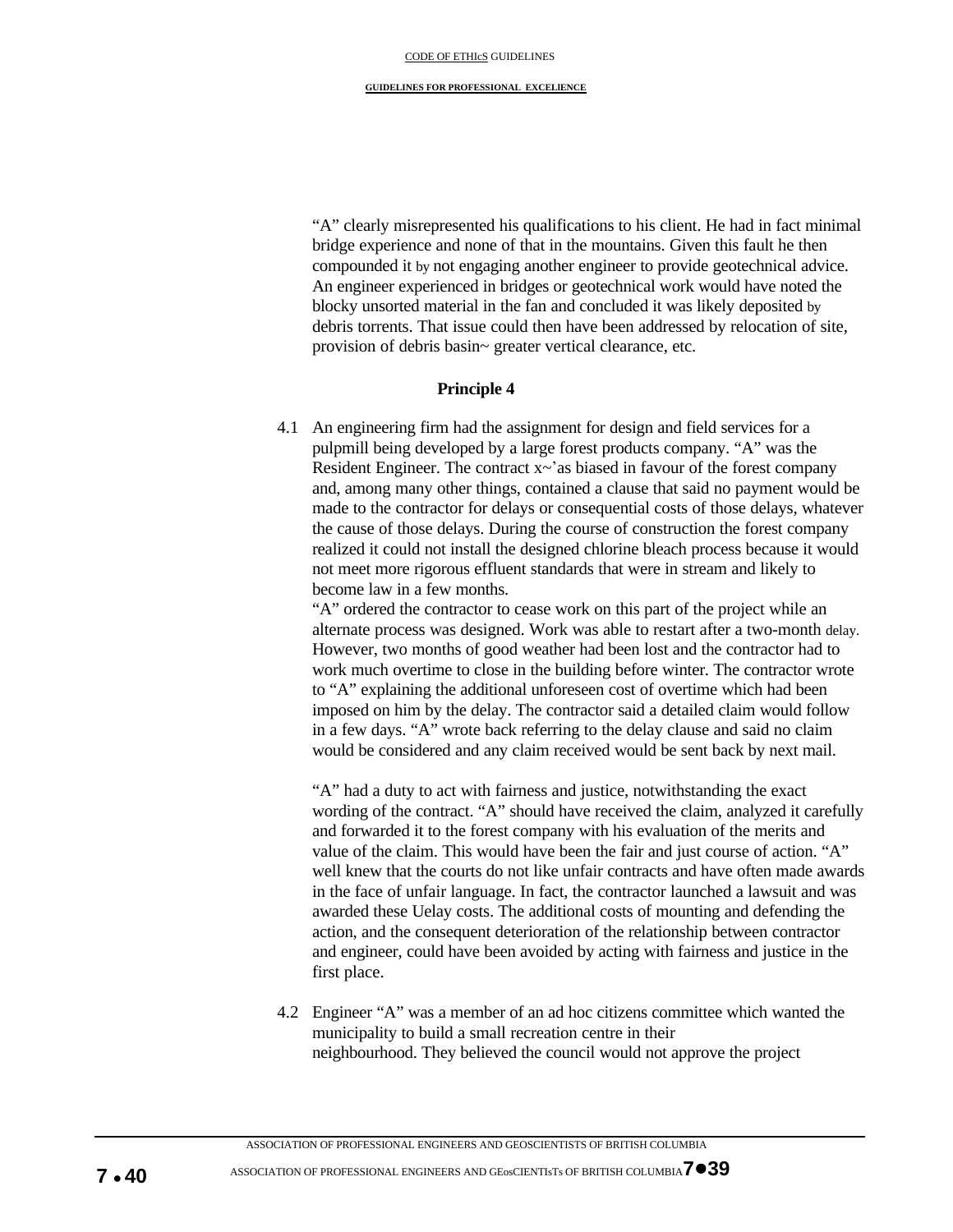"A" clearly misrepresented his qualifications to his client. He had in fact minimal bridge experience and none of that in the mountains. Given this fault he then compounded it by not engaging another engineer to provide geotechnical advice. An engineer experienced in bridges or geotechnical work would have noted the blocky unsorted material in the fan and concluded it was likely deposited by debris torrents. That issue could then have been addressed by relocation of site, provision of debris basin~ greater vertical clearance, etc.

**Principle 4**

4.1 An engineering firm had the assignment for design and field services for a pulpmill being developed by a large forest products company. "A" was the Resident Engineer. The contract x~'as biased in favour of the forest company and, among many other things, contained a clause that said no payment would be made to the contractor for delays or consequential costs of those delays, whatever the cause of those delays. During the course of construction the forest company realized it could not install the designed chlorine bleach process because it would not meet more rigorous effluent standards that were in stream and likely to become law in a few months.
"A" ordered the contractor to cease work on this part of the project while an alternate process was designed. Work was able to restart after a two-month delay. However, two months of good weather had been lost and the contractor had to work much overtime to close in the building before winter. The contractor wrote to "A" explaining the additional unforeseen cost of overtime which had been imposed on him by the delay. The contractor said a detailed claim would follow in a few days. "A" wrote back referring to the delay clause and said no claim would be considered and any claim received would be sent back by next mail.

"A" had a duty to act with fairness and justice, notwithstanding the exact wording of the contract. "A" should have received the claim, analyzed it carefully and forwarded it to the forest company with his evaluation of the merits and value of the claim. This would have been the fair and just course of action. "A" well knew that the courts do not like unfair contracts and have often made awards in the face of unfair language. In fact, the contractor launched a lawsuit and was awarded these Uelay costs. The additional costs of mounting and defending the action, and the consequent deterioration of the relationship between contractor and engineer, could have been avoided by acting with fairness and justice in the first place.

4.2 Engineer "A" was a member of an ad hoc citizens committee which wanted the municipality to build a small recreation centre in their neighbourhood. They believed the council would not approve the project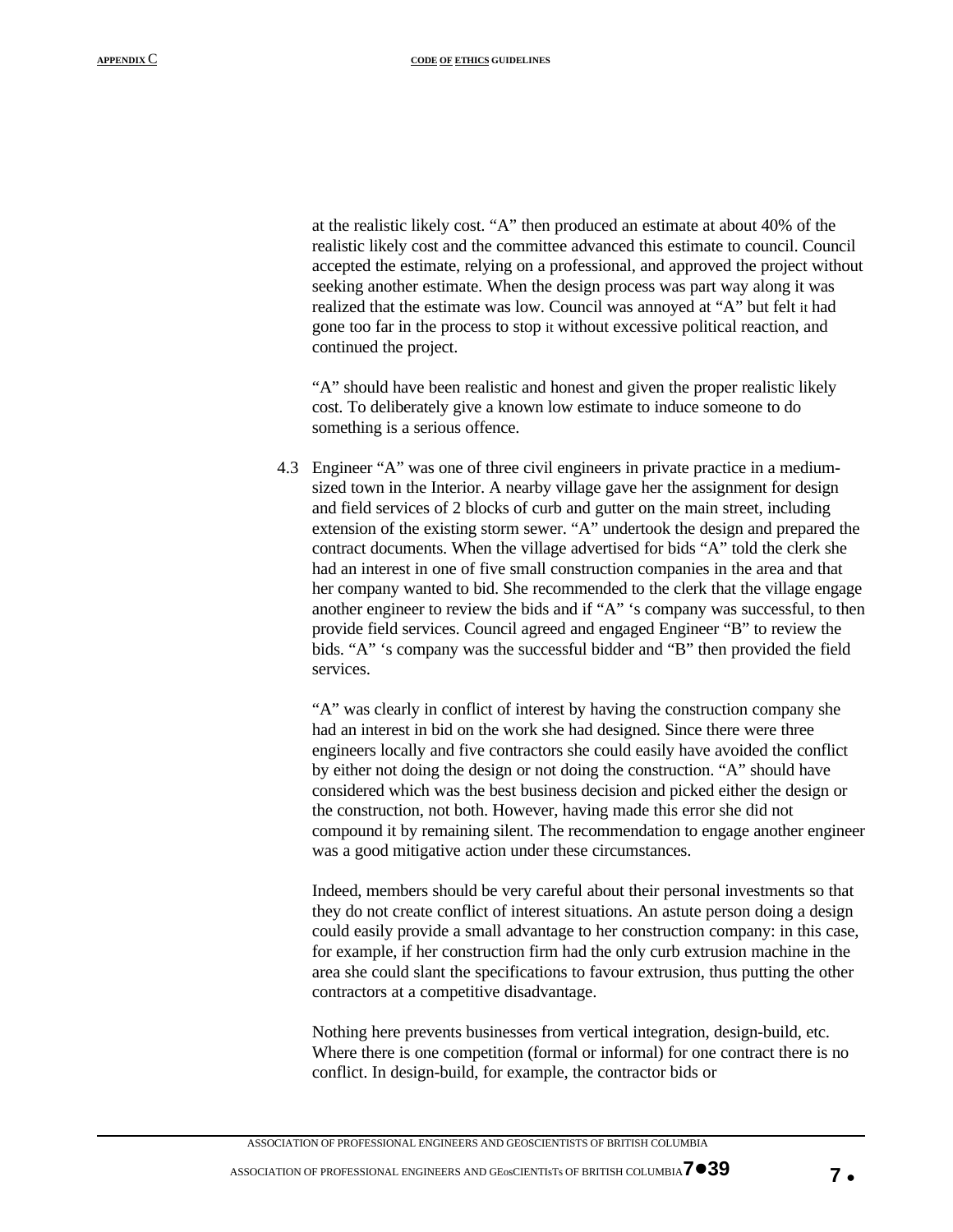at the realistic likely cost. "A" then produced an estimate at about 40% of the realistic likely cost and the committee advanced this estimate to council. Council accepted the estimate, relying on a professional, and approved the project without seeking another estimate. When the design process was part way along it was realized that the estimate was low. Council was annoyed at "A" but felt it had gone too far in the process to stop it without excessive political reaction, and continued the project.

"A" should have been realistic and honest and given the proper realistic likely cost. To deliberately give a known low estimate to induce someone to do something is a serious offence.

4.3 Engineer "A" was one of three civil engineers in private practice in a medium-sized town in the Interior. A nearby village gave her the assignment for design and field services of 2 blocks of curb and gutter on the main street, including extension of the existing storm sewer. "A" undertook the design and prepared the contract documents. When the village advertised for bids "A" told the clerk she had an interest in one of five small construction companies in the area and that her company wanted to bid. She recommended to the clerk that the village engage another engineer to review the bids and if "A" 's company was successful, to then provide field services. Council agreed and engaged Engineer "B" to review the bids. "A" 's company was the successful bidder and "B" then provided the field services.

"A" was clearly in conflict of interest by having the construction company she had an interest in bid on the work she had designed. Since there were three engineers locally and five contractors she could easily have avoided the conflict by either not doing the design or not doing the construction. "A" should have considered which was the best business decision and picked either the design or the construction, not both. However, having made this error she did not compound it by remaining silent. The recommendation to engage another engineer was a good mitigative action under these circumstances.

Indeed, members should be very careful about their personal investments so that they do not create conflict of interest situations. An astute person doing a design could easily provide a small advantage to her construction company: in this case, for example, if her construction firm had the only curb extrusion machine in the area she could slant the specifications to favour extrusion, thus putting the other contractors at a competitive disadvantage.

Nothing here prevents businesses from vertical integration, design-build, etc. Where there is one competition (formal or informal) for one contract there is no conflict. In design-build, for example, the contractor bids or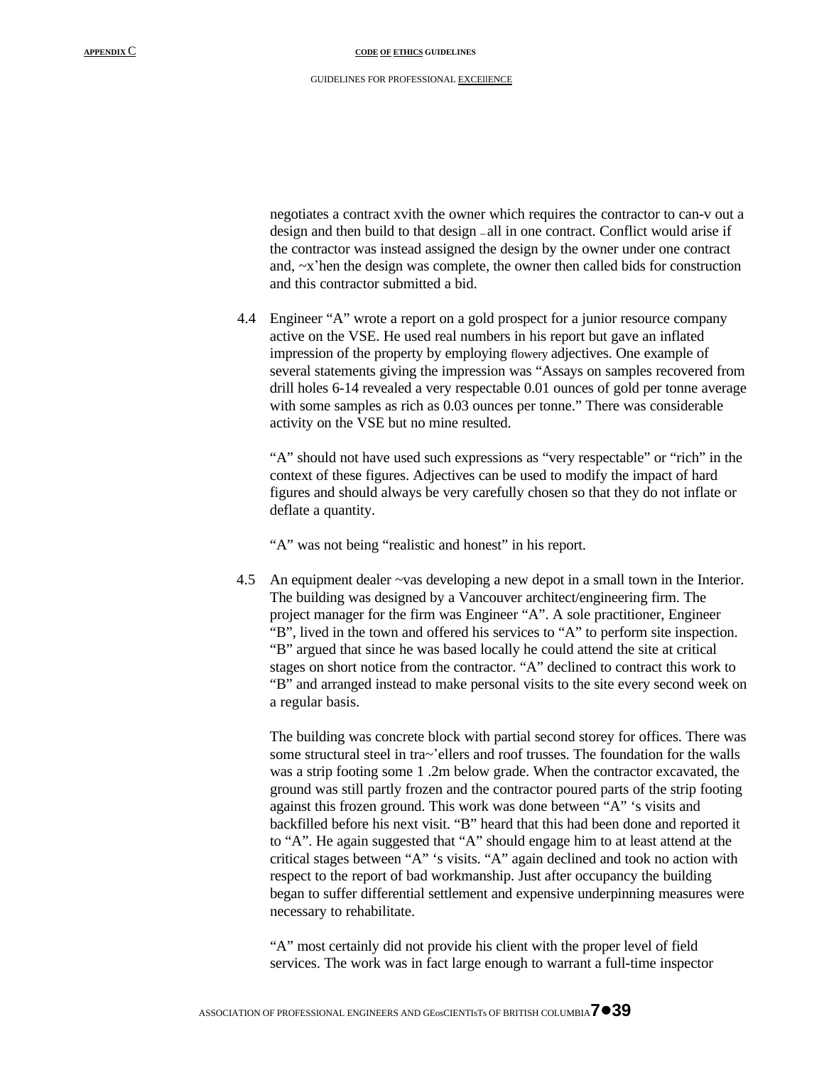negotiates a contract xvith the owner which requires the contractor to can-v out a design and then build to that design – all in one contract. Conflict would arise if the contractor was instead assigned the design by the owner under one contract and, ~x'hen the design was complete, the owner then called bids for construction and this contractor submitted a bid.

4.4 Engineer "A" wrote a report on a gold prospect for a junior resource company active on the VSE. He used real numbers in his report but gave an inflated impression of the property by employing flowery adjectives. One example of several statements giving the impression was "Assays on samples recovered from drill holes 6-14 revealed a very respectable 0.01 ounces of gold per tonne average with some samples as rich as 0.03 ounces per tonne." There was considerable activity on the VSE but no mine resulted.

"A" should not have used such expressions as "very respectable" or "rich" in the context of these figures. Adjectives can be used to modify the impact of hard figures and should always be very carefully chosen so that they do not inflate or deflate a quantity.

"A" was not being "realistic and honest" in his report.

4.5 An equipment dealer ~vas developing a new depot in a small town in the Interior. The building was designed by a Vancouver architect/engineering firm. The project manager for the firm was Engineer "A". A sole practitioner, Engineer "B", lived in the town and offered his services to "A" to perform site inspection. "B" argued that since he was based locally he could attend the site at critical stages on short notice from the contractor. "A" declined to contract this work to "B" and arranged instead to make personal visits to the site every second week on a regular basis.

The building was concrete block with partial second storey for offices. There was some structural steel in tra~'ellers and roof trusses. The foundation for the walls was a strip footing some 1 .2m below grade. When the contractor excavated, the ground was still partly frozen and the contractor poured parts of the strip footing against this frozen ground. This work was done between "A" 's visits and backfilled before his next visit. "B" heard that this had been done and reported it to "A". He again suggested that "A" should engage him to at least attend at the critical stages between "A" 's visits. "A" again declined and took no action with respect to the report of bad workmanship. Just after occupancy the building began to suffer differential settlement and expensive underpinning measures were necessary to rehabilitate.

"A" most certainly did not provide his client with the proper level of field services. The work was in fact large enough to warrant a full-time inspector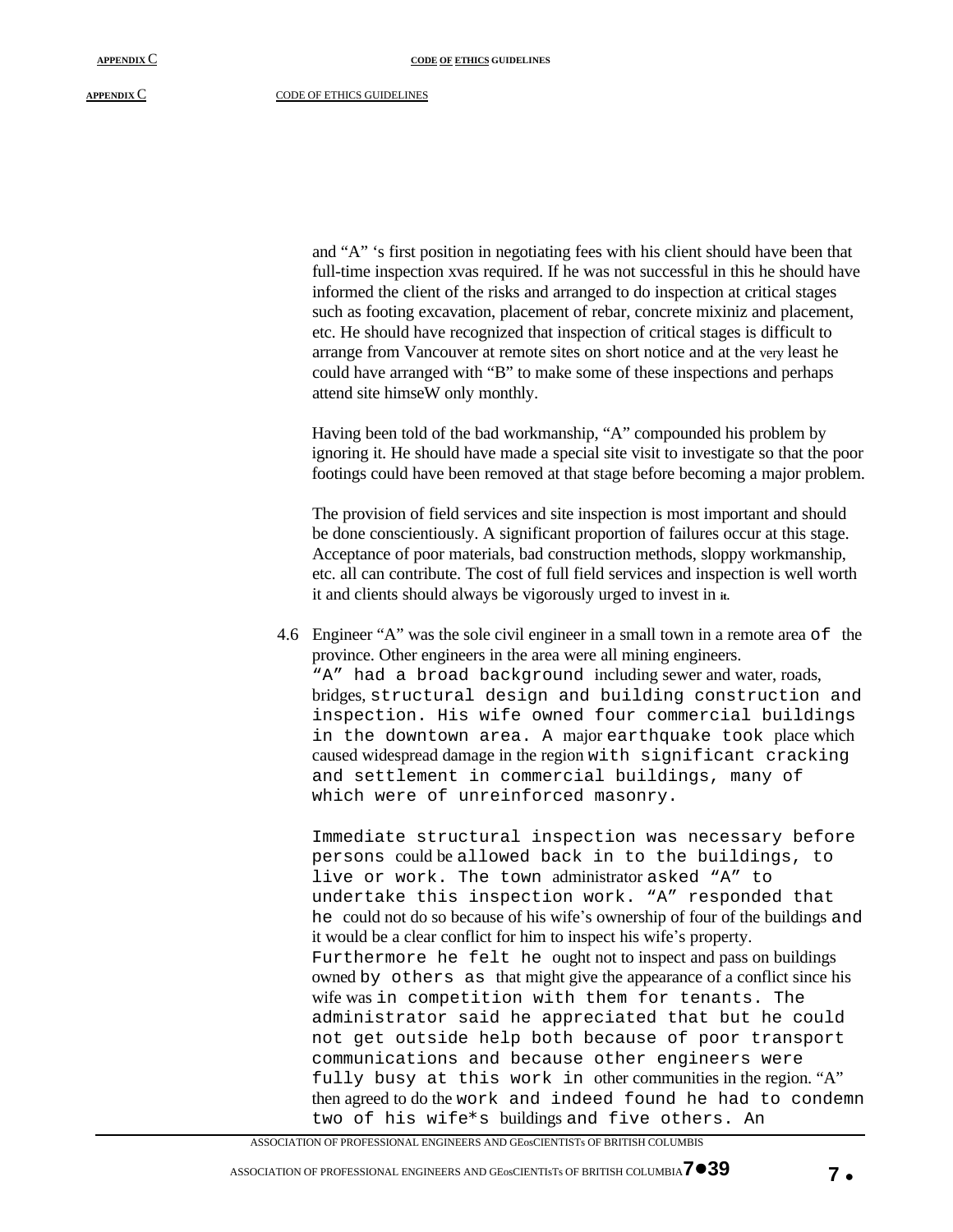and "A" 's first position in negotiating fees with his client should have been that full-time inspection xvas required. If he was not successful in this he should have informed the client of the risks and arranged to do inspection at critical stages such as footing excavation, placement of rebar, concrete mixiniz and placement, etc. He should have recognized that inspection of critical stages is difficult to arrange from Vancouver at remote sites on short notice and at the very least he could have arranged with "B" to make some of these inspections and perhaps attend site himseW only monthly.

Having been told of the bad workmanship, "A" compounded his problem by ignoring it. He should have made a special site visit to investigate so that the poor footings could have been removed at that stage before becoming a major problem.

The provision of field services and site inspection is most important and should be done conscientiously. A significant proportion of failures occur at this stage. Acceptance of poor materials, bad construction methods, sloppy workmanship, etc. all can contribute. The cost of full field services and inspection is well worth it and clients should always be vigorously urged to invest in it.

4.6 Engineer "A" was the sole civil engineer in a small town in a remote area of the province. Other engineers in the area were all mining engineers. "A" had a broad background including sewer and water, roads, bridges, structural design and building construction and inspection. His wife owned four commercial buildings in the downtown area. A major earthquake took place which caused widespread damage in the region with significant cracking and settlement in commercial buildings, many of which were of unreinforced masonry.

Immediate structural inspection was necessary before persons could be allowed back in to the buildings, to live or work. The town administrator asked "A" to undertake this inspection work. "A" responded that he could not do so because of his wife's ownership of four of the buildings and it would be a clear conflict for him to inspect his wife's property. Furthermore he felt he ought not to inspect and pass on buildings owned by others as that might give the appearance of a conflict since his wife was in competition with them for tenants. The administrator said he appreciated that but he could not get outside help both because of poor transport communications and because other engineers were fully busy at this work in other communities in the region. "A" then agreed to do the work and indeed found he had to condemn two of his wife*s buildings and five others. An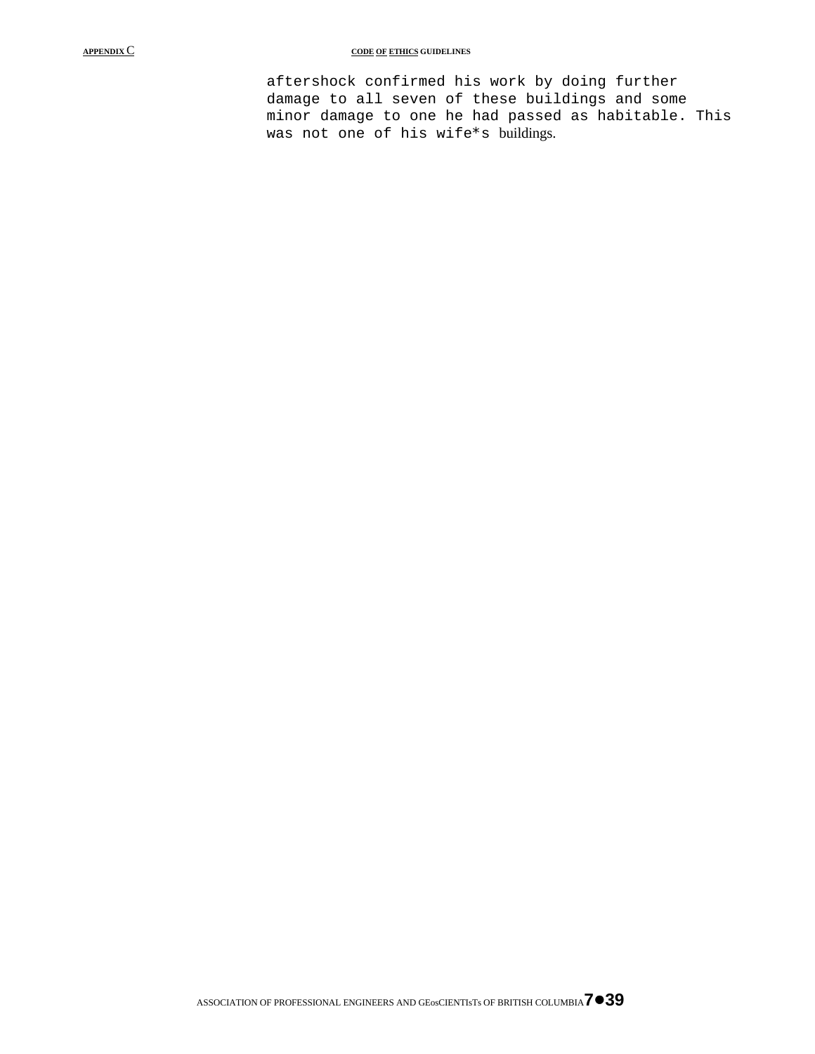aftershock confirmed his work by doing further damage to all seven of these buildings and some minor damage to one he had passed as habitable. This was not one of his wife*s buildings.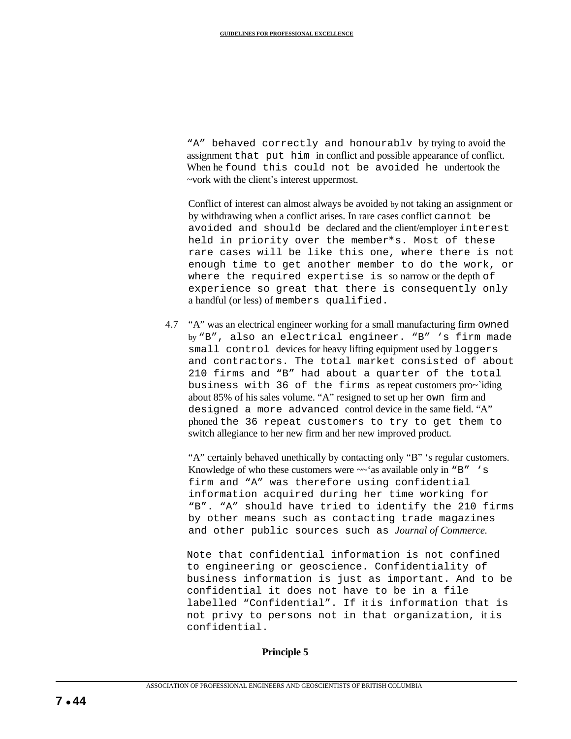"A" behaved correctly and honourablv by trying to avoid the assignment that put him in conflict and possible appearance of conflict. When he found this could not be avoided he undertook the ~vork with the client's interest uppermost.

Conflict of interest can almost always be avoided by not taking an assignment or by withdrawing when a conflict arises. In rare cases conflict cannot be avoided and should be declared and the client/employer interest held in priority over the member*s. Most of these rare cases will be like this one, where there is not enough time to get another member to do the work, or where the required expertise is so narrow or the depth of experience so great that there is consequently only a handful (or less) of members qualified.

4.7 "A" was an electrical engineer working for a small manufacturing firm owned by "B", also an electrical engineer. "B" 's firm made small control devices for heavy lifting equipment used by loggers and contractors. The total market consisted of about 210 firms and "B" had about a quarter of the total business with 36 of the firms as repeat customers pro~'iding about 85% of his sales volume. "A" resigned to set up her own firm and designed a more advanced control device in the same field. "A" phoned the 36 repeat customers to try to get them to switch allegiance to her new firm and her new improved product.

"A" certainly behaved unethically by contacting only "B" 's regular customers. Knowledge of who these customers were ~~'as available only in "B" 's firm and "A" was therefore using confidential information acquired during her time working for "B". "A" should have tried to identify the 210 firms by other means such as contacting trade magazines and other public sources such as *Journal of Commerce.*

Note that confidential information is not confined to engineering or geoscience. Confidentiality of business information is just as important. And to be confidential it does not have to be in a file labelled "Confidential". If it is information that is not privy to persons not in that organization, it is confidential.

**Principle 5**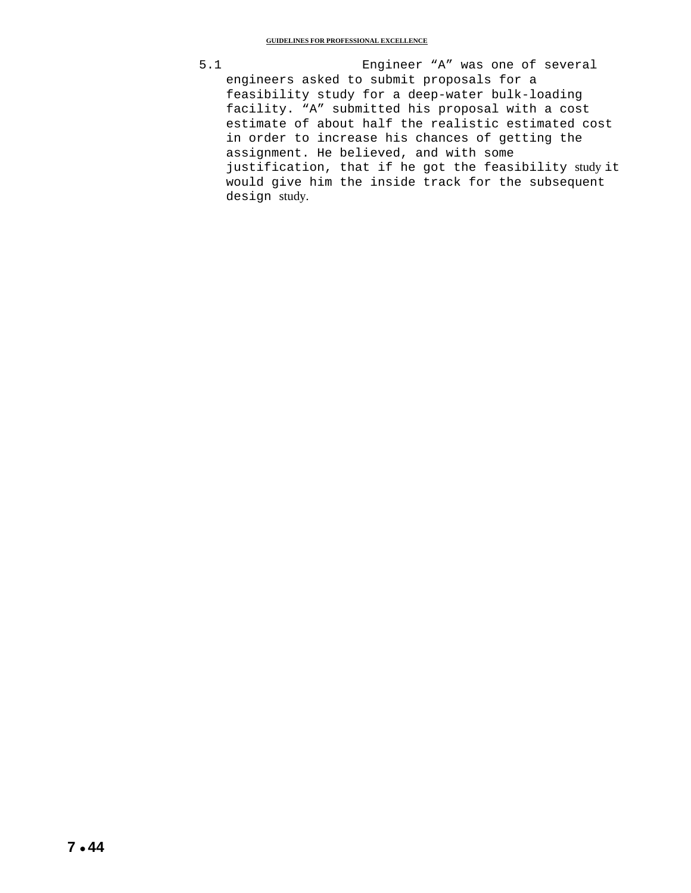5.1 Engineer “A” was one of several engineers asked to submit proposals for a feasibility study for a deep-water bulk-loading facility. “A” submitted his proposal with a cost estimate of about half the realistic estimated cost in order to increase his chances of getting the assignment. He believed, and with some justification, that if he got the feasibility study it would give him the inside track for the subsequent design study.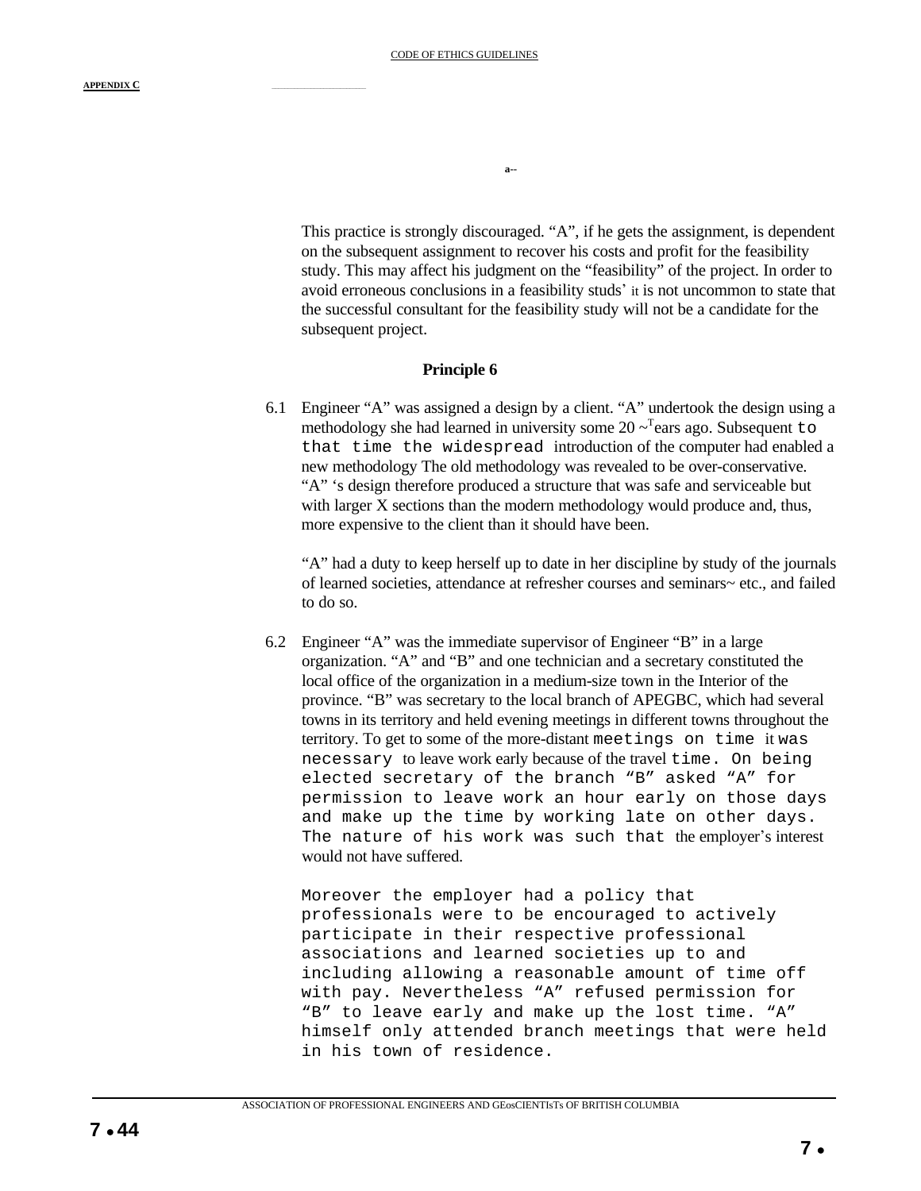This practice is strongly discouraged. “A”, if he gets the assignment, is dependent on the subsequent assignment to recover his costs and profit for the feasibility study. This may affect his judgment on the “feasibility” of the project. In order to avoid erroneous conclusions in a feasibility studs’ it is not uncommon to state that the successful consultant for the feasibility study will not be a candidate for the subsequent project.

**Principle 6**

6.1 Engineer “A” was assigned a design by a client. “A” undertook the design using a methodology she had learned in university some 20 ~Tears ago. Subsequent to that time the widespread introduction of the computer had enabled a new methodology The old methodology was revealed to be over-conservative. “A” ‘s design therefore produced a structure that was safe and serviceable but with larger X sections than the modern methodology would produce and, thus, more expensive to the client than it should have been.

“A” had a duty to keep herself up to date in her discipline by study of the journals of learned societies, attendance at refresher courses and seminars~ etc., and failed to do so.

6.2 Engineer “A” was the immediate supervisor of Engineer “B” in a large organization. “A” and “B” and one technician and a secretary constituted the local office of the organization in a medium-size town in the Interior of the province. “B” was secretary to the local branch of APEGBC, which had several towns in its territory and held evening meetings in different towns throughout the territory. To get to some of the more-distant meetings on time it was necessary to leave work early because of the travel time. On being elected secretary of the branch “B” asked “A” for permission to leave work an hour early on those days and make up the time by working late on other days. The nature of his work was such that the employer’s interest would not have suffered.

Moreover the employer had a policy that professionals were to be encouraged to actively participate in their respective professional associations and learned societies up to and including allowing a reasonable amount of time off with pay. Nevertheless “A” refused permission for “B” to leave early and make up the lost time. “A” himself only attended branch meetings that were held in his town of residence.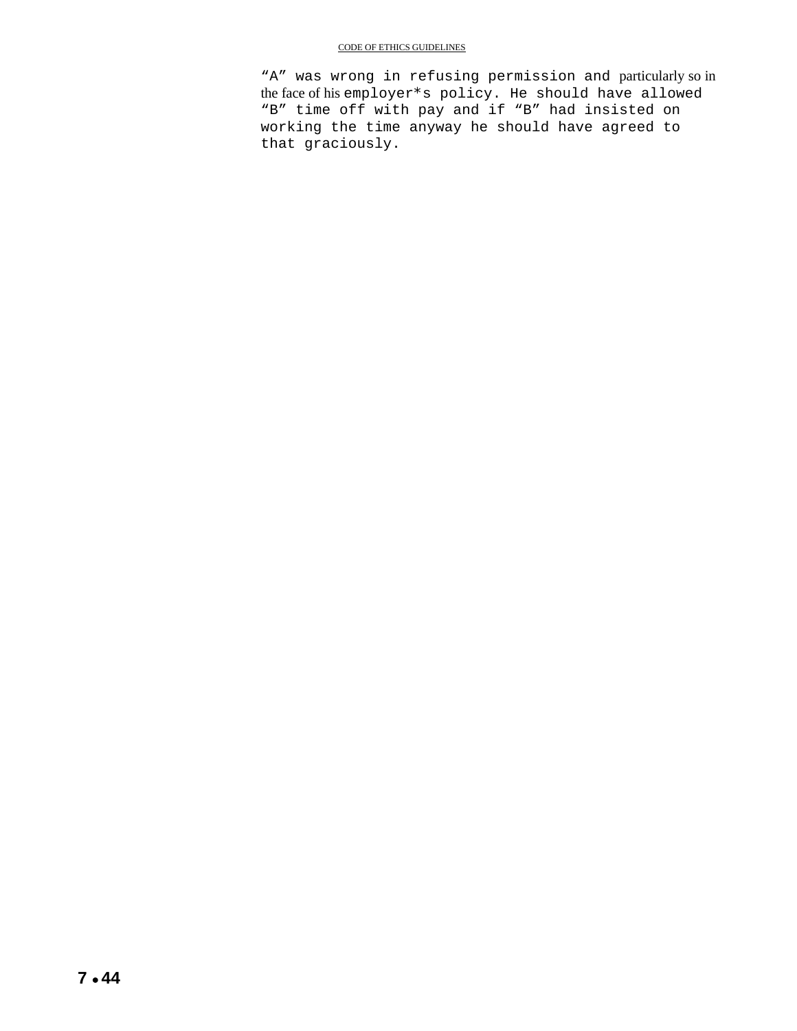"A" was wrong in refusing permission and particularly so in the face of his employer*s policy. He should have allowed "B" time off with pay and if "B" had insisted on working the time anyway he should have agreed to that graciously.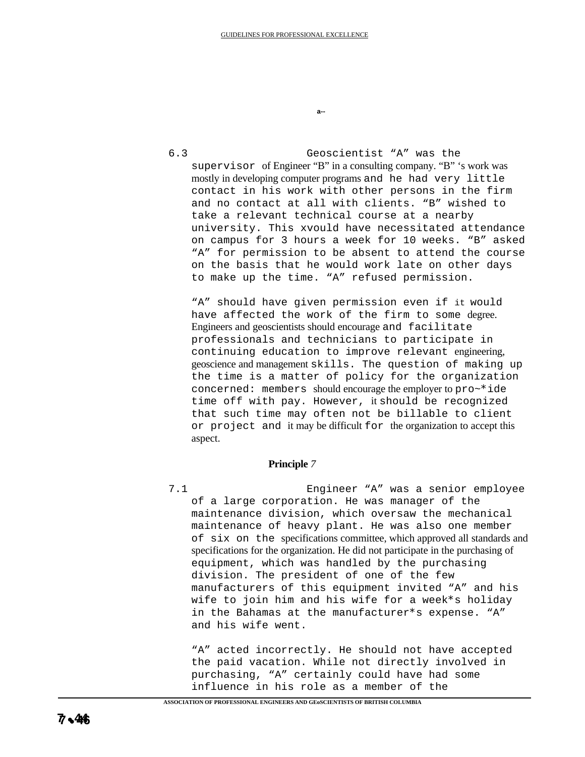a--

6.3 Geoscientist “A” was the supervisor of Engineer “B” in a consulting company. “B” ‘s work was mostly in developing computer programs and he had very little contact in his work with other persons in the firm and no contact at all with clients. “B” wished to take a relevant technical course at a nearby university. This xvould have necessitated attendance on campus for 3 hours a week for 10 weeks. “B” asked “A” for permission to be absent to attend the course on the basis that he would work late on other days to make up the time. “A” refused permission.

“A” should have given permission even if it would have affected the work of the firm to some degree. Engineers and geoscientists should encourage and facilitate professionals and technicians to participate in continuing education to improve relevant engineering, geoscience and management skills. The question of making up the time is a matter of policy for the organization concerned: members should encourage the employer to pro~*ide time off with pay. However, it should be recognized that such time may often not be billable to client or project and it may be difficult for the organization to accept this aspect.

**Principle** *7*

7.1 Engineer “A” was a senior employee of a large corporation. He was manager of the maintenance division, which oversaw the mechanical maintenance of heavy plant. He was also one member of six on the specifications committee, which approved all standards and specifications for the organization. He did not participate in the purchasing of equipment, which was handled by the purchasing division. The president of one of the few manufacturers of this equipment invited “A” and his wife to join him and his wife for a week*s holiday in the Bahamas at the manufacturer*s expense. “A” and his wife went.

“A” acted incorrectly. He should not have accepted the paid vacation. While not directly involved in purchasing, “A” certainly could have had some influence in his role as a member of the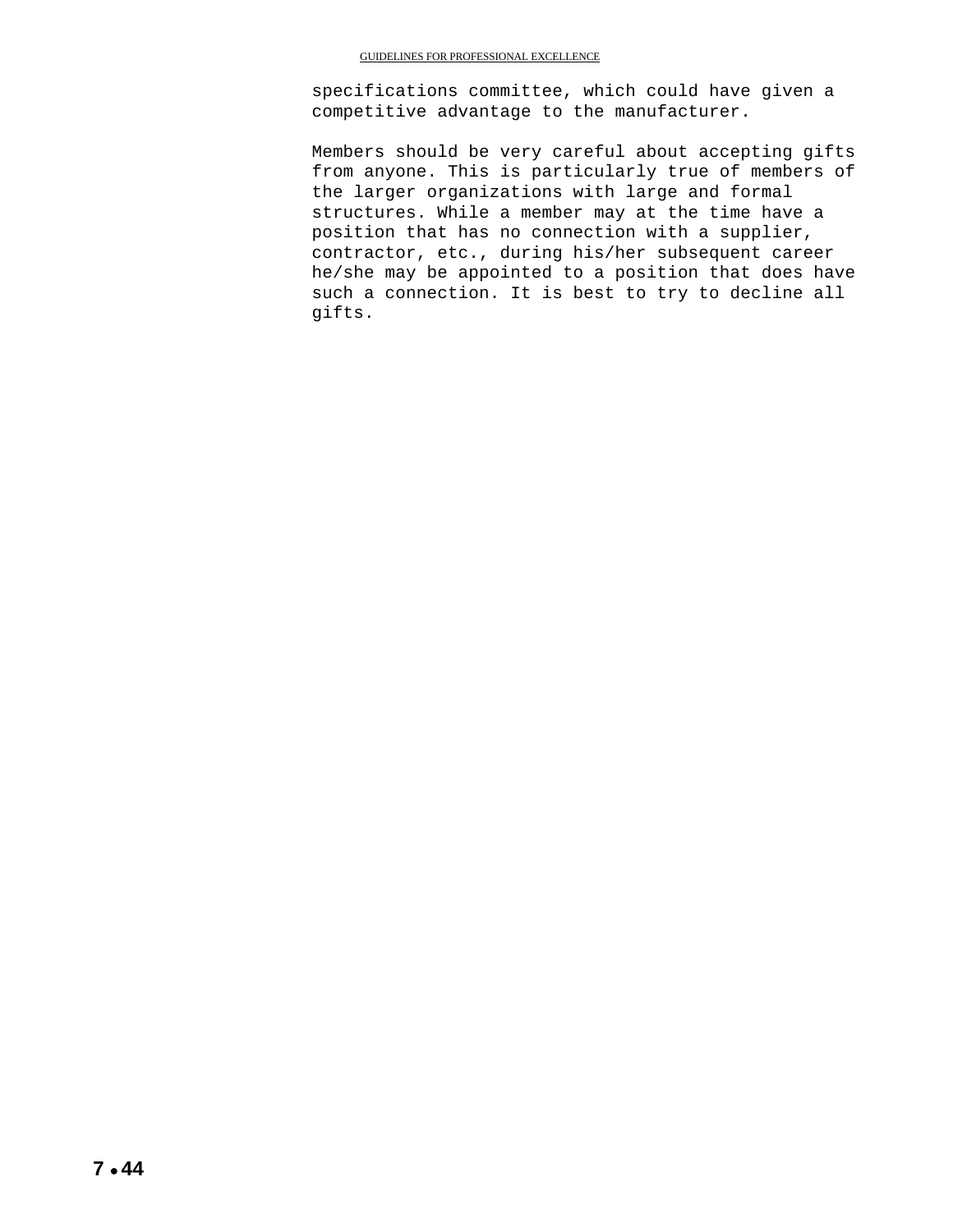specifications committee, which could have given a competitive advantage to the manufacturer.

Members should be very careful about accepting gifts from anyone. This is particularly true of members of the larger organizations with large and formal structures. While a member may at the time have a position that has no connection with a supplier, contractor, etc., during his/her subsequent career he/she may be appointed to a position that does have such a connection. It is best to try to decline all gifts.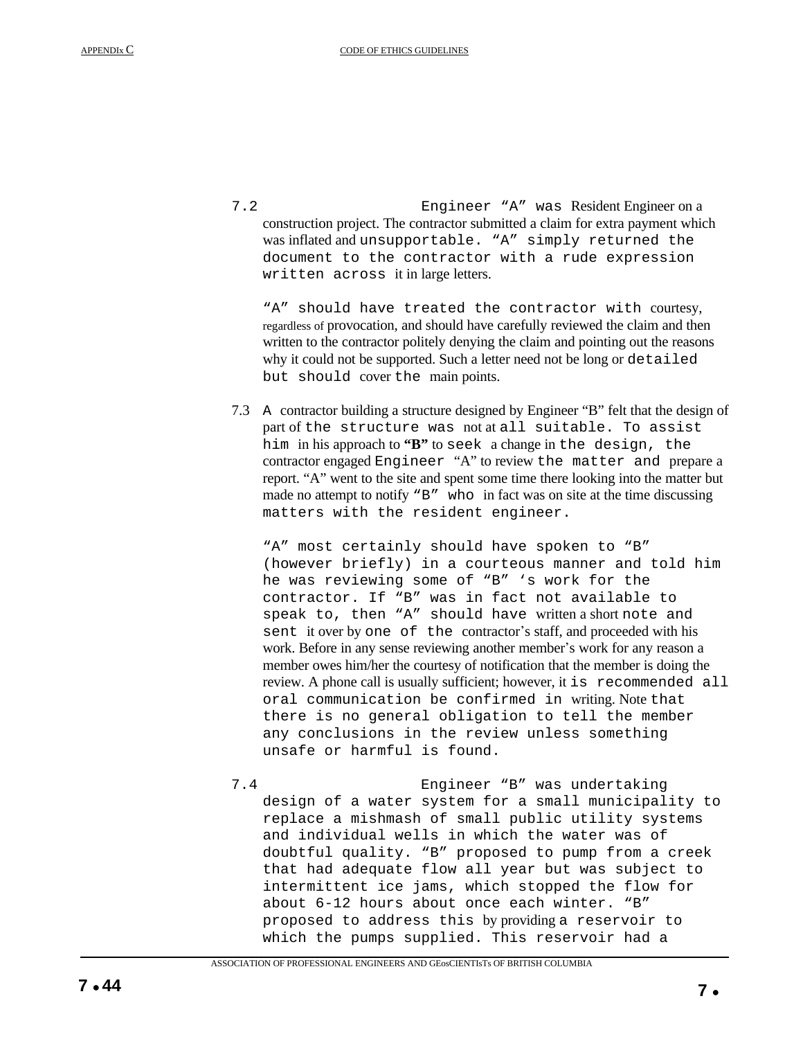7.2 Engineer "A" was Resident Engineer on a construction project. The contractor submitted a claim for extra payment which was inflated and unsupportable. "A" simply returned the document to the contractor with a rude expression written across it in large letters.

"A" should have treated the contractor with courtesy, regardless of provocation, and should have carefully reviewed the claim and then written to the contractor politely denying the claim and pointing out the reasons why it could not be supported. Such a letter need not be long or detailed but should cover the main points.

7.3 A contractor building a structure designed by Engineer "B" felt that the design of part of the structure was not at all suitable. To assist him in his approach to **"B"** to seek a change in the design, the contractor engaged Engineer "A" to review the matter and prepare a report. "A" went to the site and spent some time there looking into the matter but made no attempt to notify "B" who in fact was on site at the time discussing matters with the resident engineer.

"A" most certainly should have spoken to "B" (however briefly) in a courteous manner and told him he was reviewing some of "B" 's work for the contractor. If "B" was in fact not available to speak to, then "A" should have written a short note and sent it over by one of the contractor's staff, and proceeded with his work. Before in any sense reviewing another member's work for any reason a member owes him/her the courtesy of notification that the member is doing the review. A phone call is usually sufficient; however, it is recommended all oral communication be confirmed in writing. Note that there is no general obligation to tell the member any conclusions in the review unless something unsafe or harmful is found.

7.4 Engineer "B" was undertaking design of a water system for a small municipality to replace a mishmash of small public utility systems and individual wells in which the water was of doubtful quality. "B" proposed to pump from a creek that had adequate flow all year but was subject to intermittent ice jams, which stopped the flow for about 6-12 hours about once each winter. "B" proposed to address this by providing a reservoir to which the pumps supplied. This reservoir had a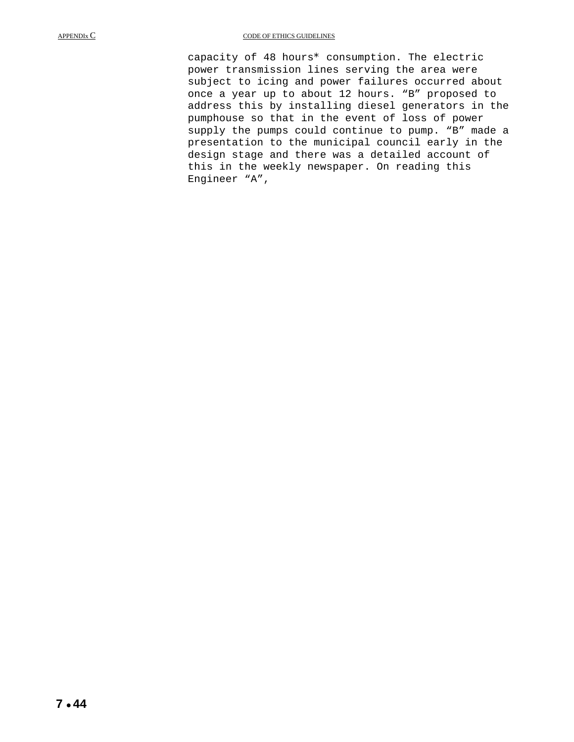capacity of 48 hours* consumption. The electric power transmission lines serving the area were subject to icing and power failures occurred about once a year up to about 12 hours. “B” proposed to address this by installing diesel generators in the pumphouse so that in the event of loss of power supply the pumps could continue to pump. “B” made a presentation to the municipal council early in the design stage and there was a detailed account of this in the weekly newspaper. On reading this Engineer “A”,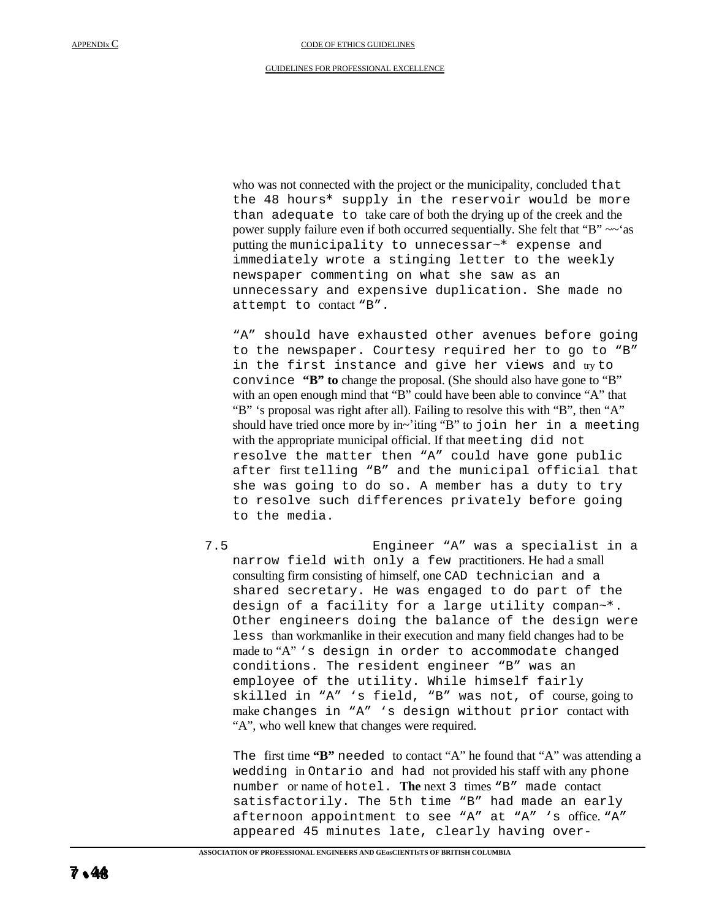who was not connected with the project or the municipality, concluded that the 48 hours* supply in the reservoir would be more than adequate to take care of both the drying up of the creek and the power supply failure even if both occurred sequentially. She felt that "B" ~~'as putting the municipality to unnecessar~* expense and immediately wrote a stinging letter to the weekly newspaper commenting on what she saw as an unnecessary and expensive duplication. She made no attempt to contact "B".

"A" should have exhausted other avenues before going to the newspaper. Courtesy required her to go to "B" in the first instance and give her views and try to convince **"B" to** change the proposal. (She should also have gone to "B" with an open enough mind that "B" could have been able to convince "A" that "B" 's proposal was right after all). Failing to resolve this with "B", then "A" should have tried once more by in~'iting "B" to join her in a meeting with the appropriate municipal official. If that meeting did not resolve the matter then "A" could have gone public after first telling "B" and the municipal official that she was going to do so. A member has a duty to try to resolve such differences privately before going to the media.

7.5 Engineer "A" was a specialist in a narrow field with only a few practitioners. He had a small consulting firm consisting of himself, one CAD technician and a shared secretary. He was engaged to do part of the design of a facility for a large utility compan~*. Other engineers doing the balance of the design were less than workmanlike in their execution and many field changes had to be made to "A" 's design in order to accommodate changed conditions. The resident engineer "B" was an employee of the utility. While himself fairly skilled in "A" 's field, "B" was not, of course, going to make changes in "A" 's design without prior contact with "A", who well knew that changes were required.

The first time **"B"** needed to contact "A" he found that "A" was attending a wedding in Ontario and had not provided his staff with any phone number or name of hotel. **The** next 3 times "B" made contact satisfactorily. The 5th time "B" had made an early afternoon appointment to see "A" at "A" 's office. "A" appeared 45 minutes late, clearly having over-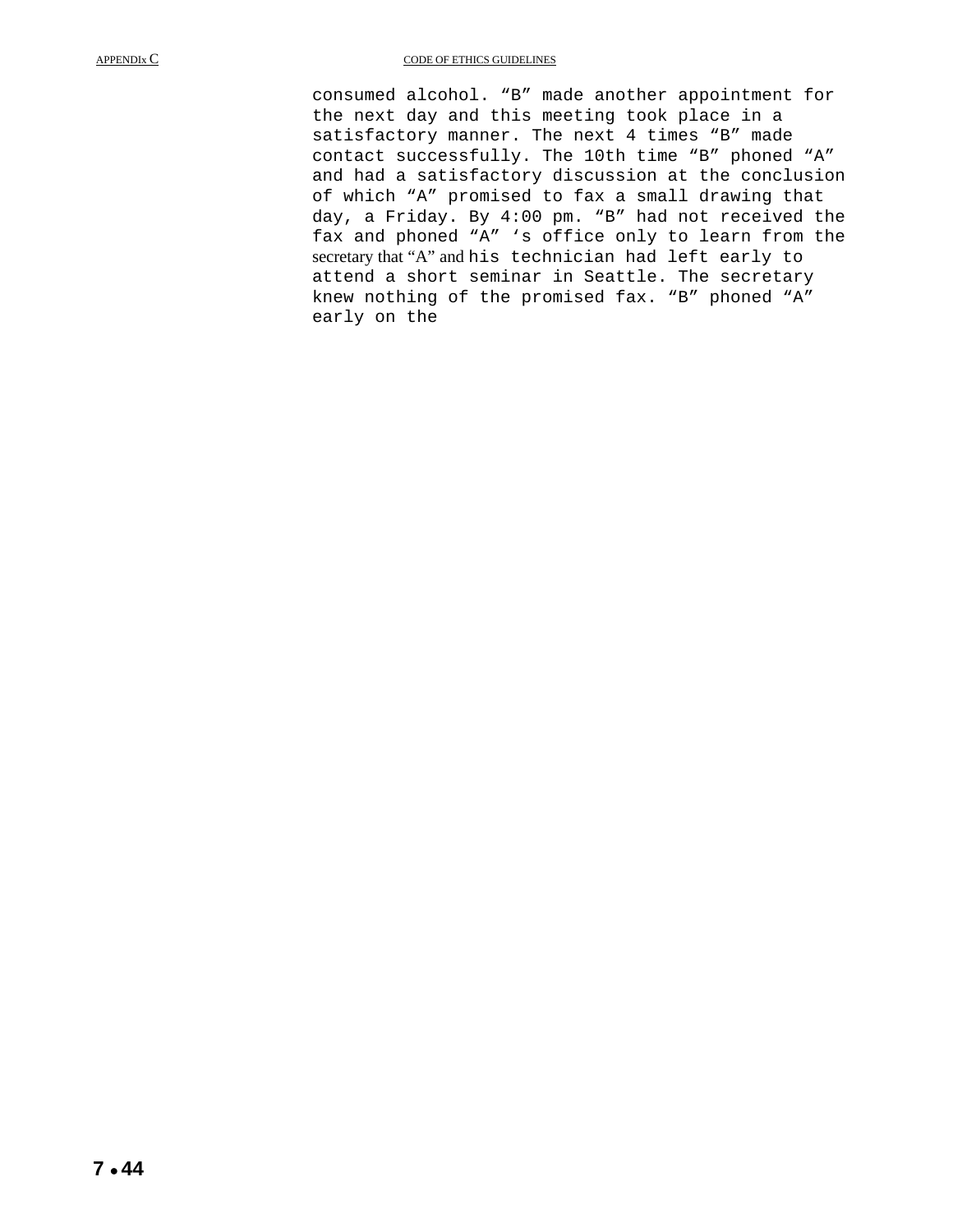consumed alcohol. “B” made another appointment for the next day and this meeting took place in a satisfactory manner. The next 4 times “B” made contact successfully. The 10th time “B” phoned “A” and had a satisfactory discussion at the conclusion of which “A” promised to fax a small drawing that day, a Friday. By 4:00 pm. “B” had not received the fax and phoned “A” ‘s office only to learn from the secretary that “A” and his technician had left early to attend a short seminar in Seattle. The secretary knew nothing of the promised fax. “B” phoned “A” early on the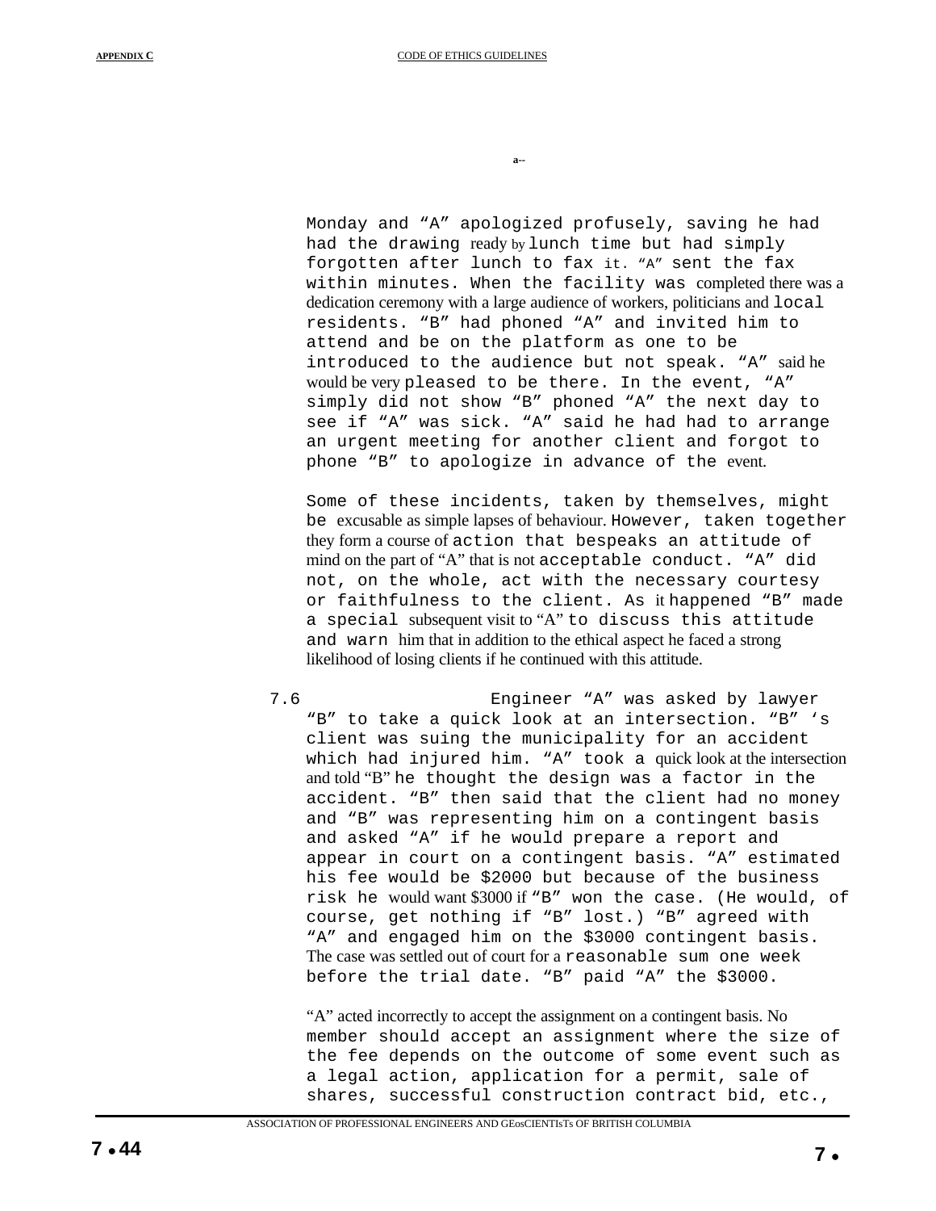Monday and "A" apologized profusely, saving he had had the drawing ready by lunch time but had simply forgotten after lunch to fax it. "A" sent the fax within minutes. When the facility was completed there was a dedication ceremony with a large audience of workers, politicians and local residents. "B" had phoned "A" and invited him to attend and be on the platform as one to be introduced to the audience but not speak. "A" said he would be very pleased to be there. In the event, "A" simply did not show "B" phoned "A" the next day to see if "A" was sick. "A" said he had had to arrange an urgent meeting for another client and forgot to phone "B" to apologize in advance of the event.

Some of these incidents, taken by themselves, might be excusable as simple lapses of behaviour. However, taken together they form a course of action that bespeaks an attitude of mind on the part of "A" that is not acceptable conduct. "A" did not, on the whole, act with the necessary courtesy or faithfulness to the client. As it happened "B" made a special subsequent visit to "A" to discuss this attitude and warn him that in addition to the ethical aspect he faced a strong likelihood of losing clients if he continued with this attitude.

7.6 Engineer "A" was asked by lawyer "B" to take a quick look at an intersection. "B" 's client was suing the municipality for an accident which had injured him. "A" took a quick look at the intersection and told "B" he thought the design was a factor in the accident. "B" then said that the client had no money and "B" was representing him on a contingent basis and asked "A" if he would prepare a report and appear in court on a contingent basis. "A" estimated his fee would be $2000 but because of the business risk he would want $3000 if "B" won the case. (He would, of course, get nothing if "B" lost.) "B" agreed with "A" and engaged him on the $3000 contingent basis. The case was settled out of court for a reasonable sum one week before the trial date. "B" paid "A" the $3000.

"A" acted incorrectly to accept the assignment on a contingent basis. No member should accept an assignment where the size of the fee depends on the outcome of some event such as a legal action, application for a permit, sale of shares, successful construction contract bid, etc.,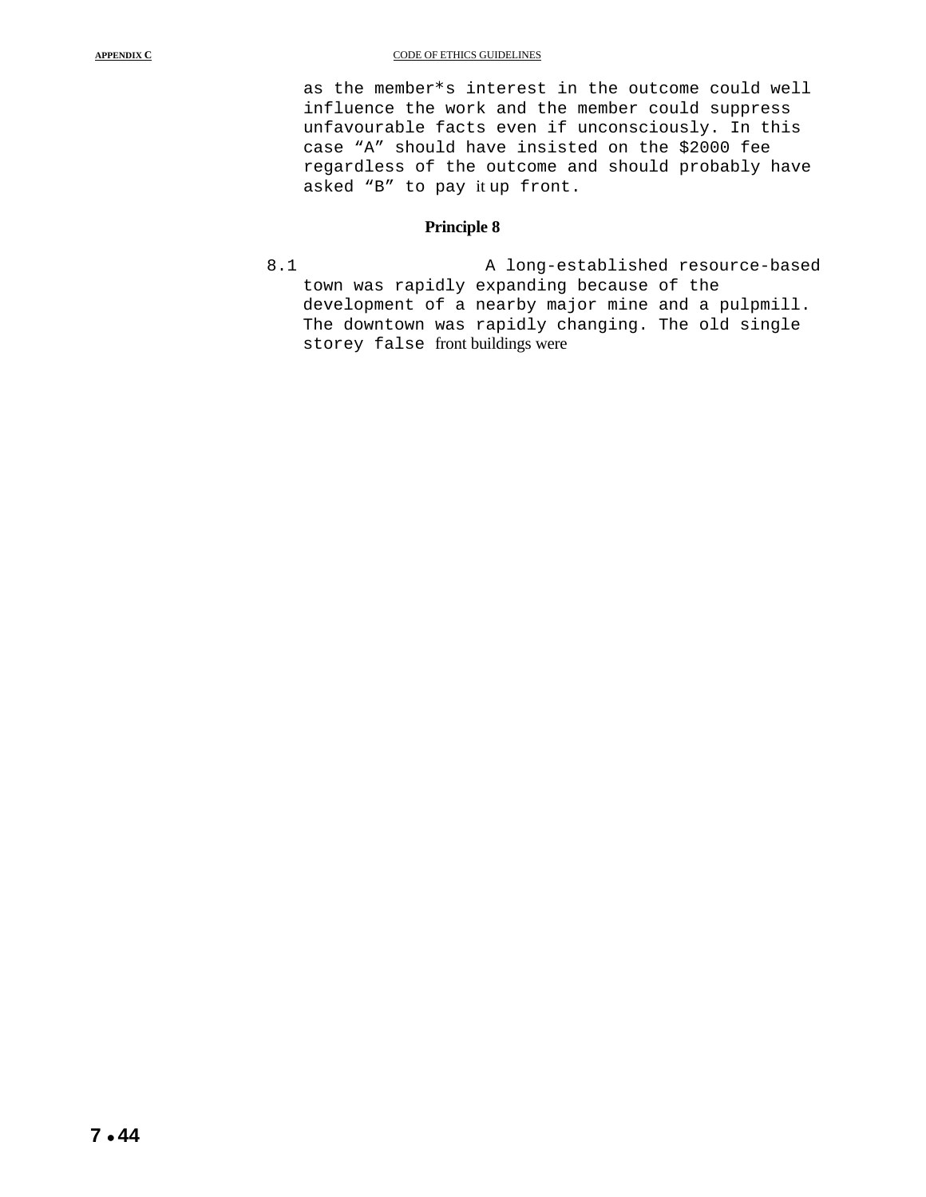as the member*s interest in the outcome could well influence the work and the member could suppress unfavourable facts even if unconsciously. In this case “A” should have insisted on the $2000 fee regardless of the outcome and should probably have asked “B” to pay it up front.

### Principle 8

8.1 A long-established resource-based town was rapidly expanding because of the development of a nearby major mine and a pulpmill. The downtown was rapidly changing. The old single storey false front buildings were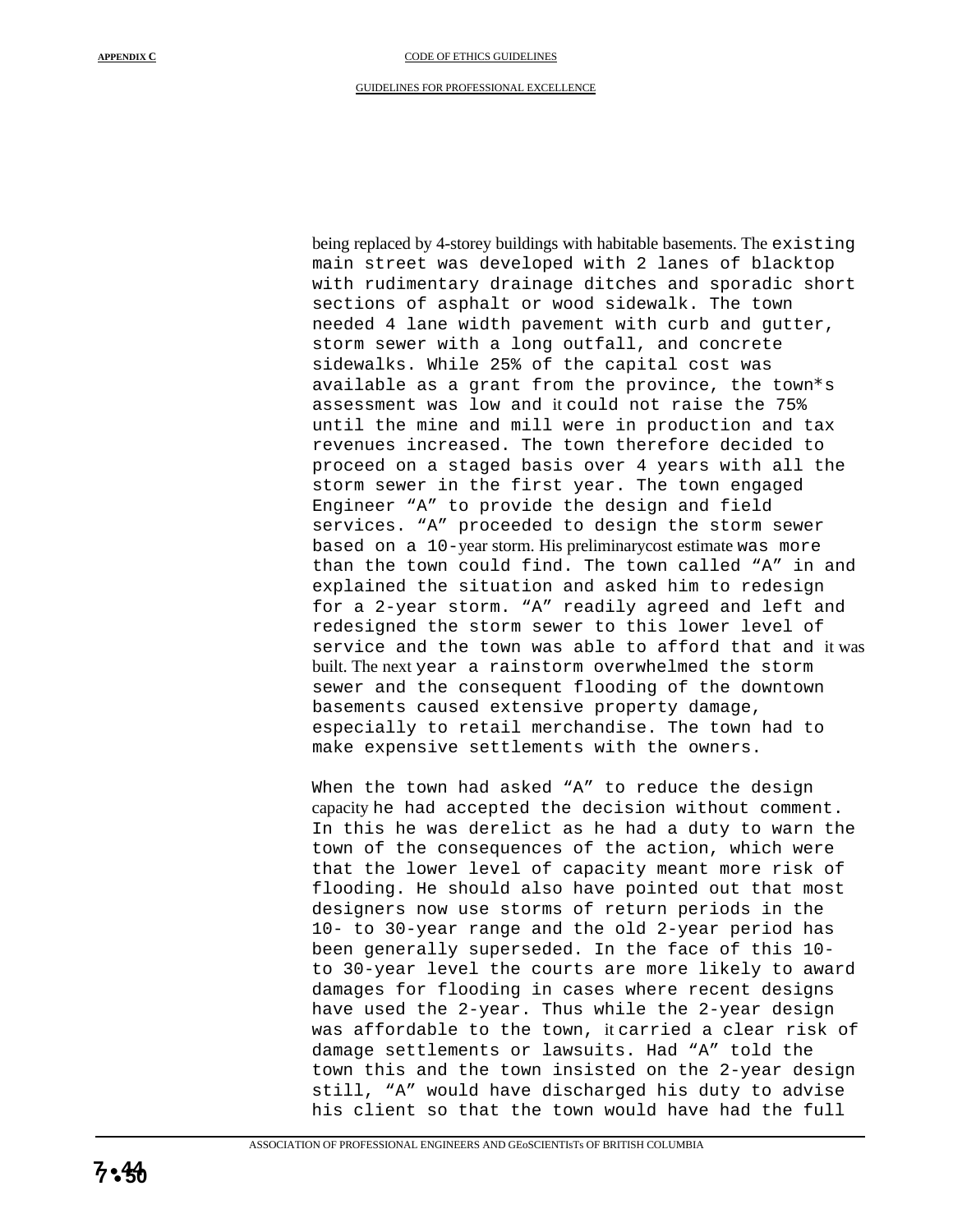being replaced by 4-storey buildings with habitable basements. The existing main street was developed with 2 lanes of blacktop with rudimentary drainage ditches and sporadic short sections of asphalt or wood sidewalk. The town needed 4 lane width pavement with curb and gutter, storm sewer with a long outfall, and concrete sidewalks. While 25% of the capital cost was available as a grant from the province, the town*s assessment was low and it could not raise the 75% until the mine and mill were in production and tax revenues increased. The town therefore decided to proceed on a staged basis over 4 years with all the storm sewer in the first year. The town engaged Engineer “A” to provide the design and field services. “A” proceeded to design the storm sewer based on a 10-year storm. His preliminarycost estimate was more than the town could find. The town called “A” in and explained the situation and asked him to redesign for a 2-year storm. “A” readily agreed and left and redesigned the storm sewer to this lower level of service and the town was able to afford that and it was built. The next year a rainstorm overwhelmed the storm sewer and the consequent flooding of the downtown basements caused extensive property damage, especially to retail merchandise. The town had to make expensive settlements with the owners.

When the town had asked “A” to reduce the design capacity he had accepted the decision without comment. In this he was derelict as he had a duty to warn the town of the consequences of the action, which were that the lower level of capacity meant more risk of flooding. He should also have pointed out that most designers now use storms of return periods in the 10- to 30-year range and the old 2-year period has been generally superseded. In the face of this 10- to 30-year level the courts are more likely to award damages for flooding in cases where recent designs have used the 2-year. Thus while the 2-year design was affordable to the town, it carried a clear risk of damage settlements or lawsuits. Had “A” told the town this and the town insisted on the 2-year design still, “A” would have discharged his duty to advise his client so that the town would have had the full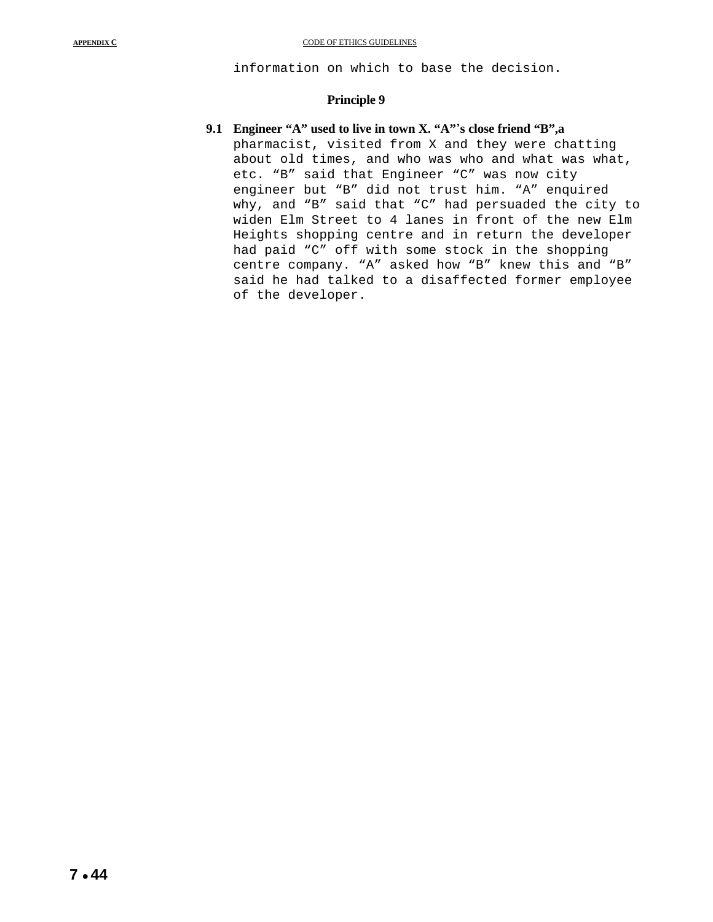information on which to base the decision.

### Principle 9

**9.1 Engineer "A" used to live in town X. "A"'s close friend "B",a** pharmacist, visited from X and they were chatting about old times, and who was who and what was what, etc. "B" said that Engineer "C" was now city engineer but "B" did not trust him. "A" enquired why, and "B" said that "C" had persuaded the city to widen Elm Street to 4 lanes in front of the new Elm Heights shopping centre and in return the developer had paid "C" off with some stock in the shopping centre company. "A" asked how "B" knew this and "B" said he had talked to a disaffected former employee of the developer.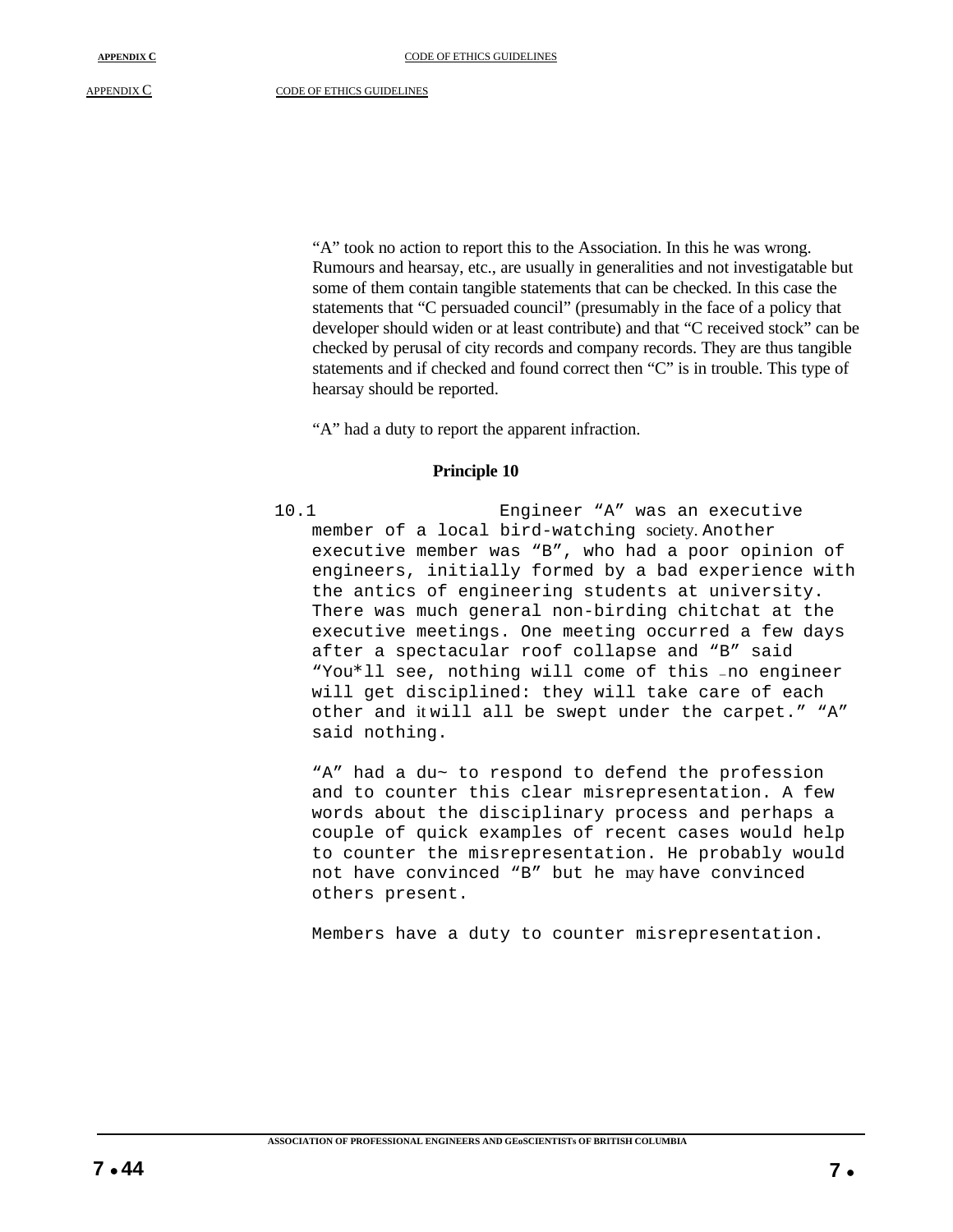"A" took no action to report this to the Association. In this he was wrong. Rumours and hearsay, etc., are usually in generalities and not investigatable but some of them contain tangible statements that can be checked. In this case the statements that "C persuaded council" (presumably in the face of a policy that developer should widen or at least contribute) and that "C received stock" can be checked by perusal of city records and company records. They are thus tangible statements and if checked and found correct then "C" is in trouble. This type of hearsay should be reported.

"A" had a duty to report the apparent infraction.

**Principle 10**

10.1 Engineer "A" was an executive member of a local bird-watching society. Another executive member was "B", who had a poor opinion of engineers, initially formed by a bad experience with the antics of engineering students at university. There was much general non-birding chitchat at the executive meetings. One meeting occurred a few days after a spectacular roof collapse and "B" said "You*ll see, nothing will come of this – no engineer will get disciplined: they will take care of each other and it will all be swept under the carpet." "A" said nothing.

"A" had a du~ to respond to defend the profession and to counter this clear misrepresentation. A few words about the disciplinary process and perhaps a couple of quick examples of recent cases would help to counter the misrepresentation. He probably would not have convinced "B" but he may have convinced others present.

Members have a duty to counter misrepresentation.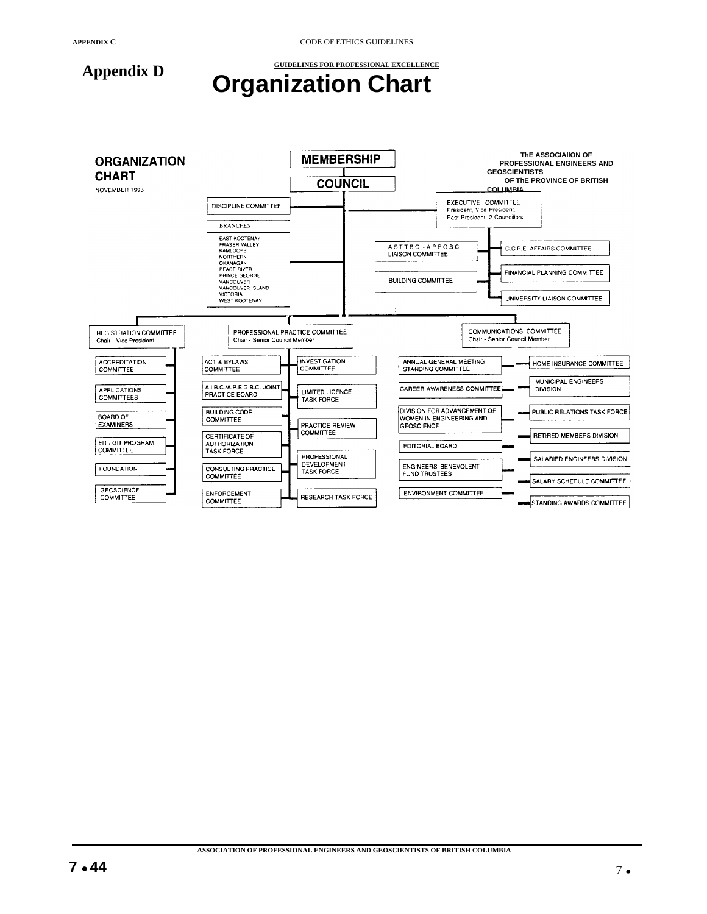# Appendix D

## Organization Chart

**ORGANIZATION CHART**

NOVEMBER 1993

**THE ASSOCIATION OF PROFESSIONAL ENGINEERS AND GEOSCIENTISTS OF THE PROVINCE OF BRITISH COLUMBIA**

- **MEMBERSHIP**
  - **COUNCIL**
    - DISCIPLINE COMMITTEE
    - BRANCHES
      - EAST KOOTENAY
      - FRASER VALLEY
      - KAMLOOPS
      - NORTHERN
      - OKANAGAN
      - PEACE RIVER
      - PRINCE GEORGE
      - VANCOUVER
      - VANCOUVER ISLAND
      - VICTORIA
      - WEST KOOTENAY
    - EXECUTIVE COMMITTEE (President, Vice President, Past President, 2 Councillors)
      - A.S.T.T.B.C. - A.P.E.G.B.C. LIAISON COMMITTEE
      - BUILDING COMMITTEE
      - C.C.P.E. AFFAIRS COMMITTEE
      - FINANCIAL PLANNING COMMITTEE
      - UNIVERSITY LIAISON COMMITTEE
    - REGISTRATION COMMITTEE (Chair - Vice President)
      - ACCREDITATION COMMITTEE
      - APPLICATIONS COMMITTEES
      - BOARD OF EXAMINERS
      - EIT / GIT PROGRAM COMMITTEE
      - FOUNDATION
      - GEOSCIENCE COMMITTEE
    - PROFESSIONAL PRACTICE COMMITTEE (Chair - Senior Council Member)
      - ACT & BYLAWS COMMITTEE
      - A.I.B.C./A.P.E.G.B.C. JOINT PRACTICE BOARD
      - BUILDING CODE COMMITTEE
      - CERTIFICATE OF AUTHORIZATION TASK FORCE
      - CONSULTING PRACTICE COMMITTEE
      - ENFORCEMENT COMMITTEE
      - INVESTIGATION COMMITTEE
      - LIMITED LICENCE TASK FORCE
      - PRACTICE REVIEW COMMITTEE
      - PROFESSIONAL DEVELOPMENT TASK FORCE
      - RESEARCH TASK FORCE
    - COMMUNICATIONS COMMITTEE (Chair - Senior Council Member)
      - ANNUAL GENERAL MEETING STANDING COMMITTEE
      - CAREER AWARENESS COMMITTEE
      - DIVISION FOR ADVANCEMENT OF WOMEN IN ENGINEERING AND GEOSCIENCE
      - EDITORIAL BOARD
      - ENGINEERS' BENEVOLENT FUND TRUSTEES
      - ENVIRONMENT COMMITTEE
      - HOME INSURANCE COMMITTEE
      - MUNICIPAL ENGINEERS DIVISION
      - PUBLIC RELATIONS TASK FORCE
      - RETIRED MEMBERS DIVISION
      - SALARIED ENGINEERS DIVISION
      - SALARY SCHEDULE COMMITTEE
      - STANDING AWARDS COMMITTEE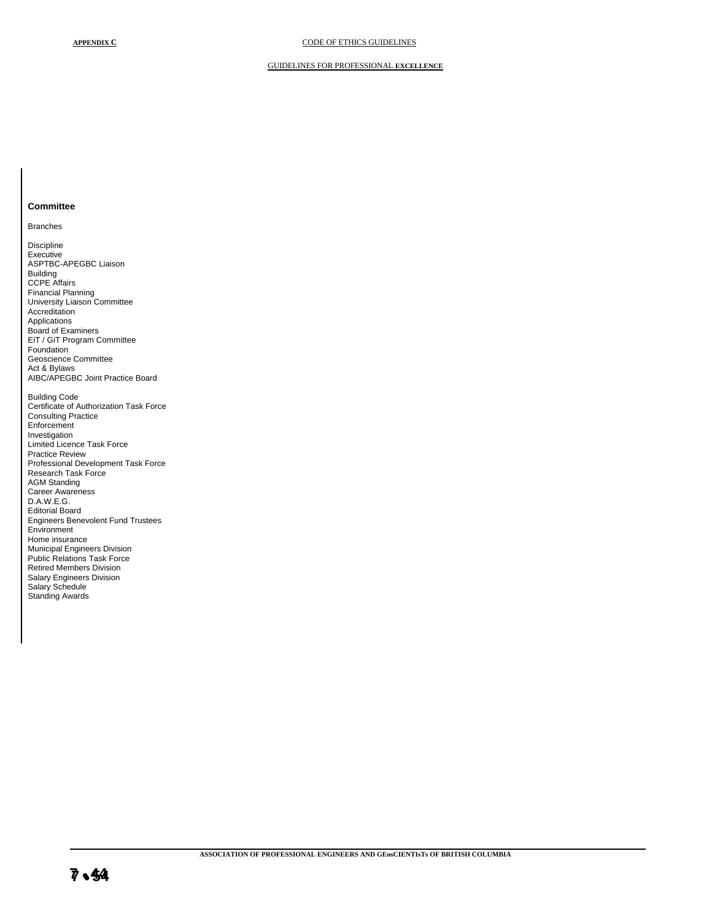**Committee**

Branches

Discipline
Executive
ASPTBC-APEGBC Liaison
Building
CCPE Affairs
Financial Planning
University Liaison Committee
Accreditation
Applications
Board of Examiners
EiT / GiT Program Committee
Foundation
Geoscience Committee
Act & Bylaws
AIBC/APEGBC Joint Practice Board

Building Code
Certificate of Authorization Task Force
Consulting Practice
Enforcement
Investigation
Limited Licence Task Force
Practice Review
Professional Development Task Force
Research Task Force
AGM Standing
Career Awareness
D.A.W.E.G.
Editorial Board
Engineers Benevolent Fund Trustees
Environment
Home insurance
Municipal Engineers Division
Public Relations Task Force
Retired Members Division
Salary Engineers Division
Salary Schedule
Standing Awards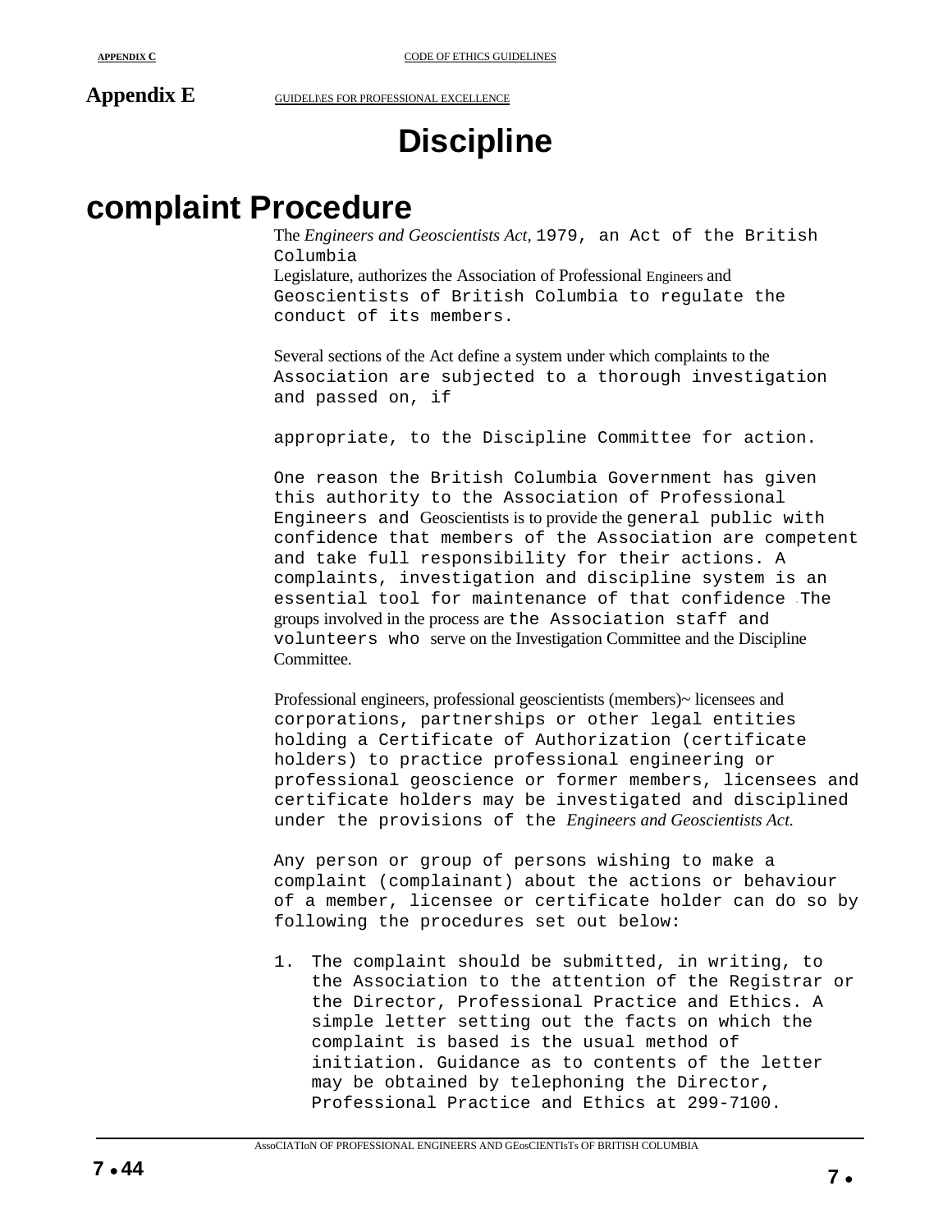# Discipline

## complaint Procedure

The *Engineers and Geoscientists Act*, 1979, an Act of the British Columbia Legislature, authorizes the Association of Professional Engineers and Geoscientists of British Columbia to regulate the conduct of its members.

Several sections of the Act define a system under which complaints to the Association are subjected to a thorough investigation and passed on, if

appropriate, to the Discipline Committee for action.

One reason the British Columbia Government has given this authority to the Association of Professional Engineers and Geoscientists is to provide the general public with confidence that members of the Association are competent and take full responsibility for their actions. A complaints, investigation and discipline system is an essential tool for maintenance of that confidence. The groups involved in the process are the Association staff and volunteers who serve on the Investigation Committee and the Discipline Committee.

Professional engineers, professional geoscientists (members)~ licensees and corporations, partnerships or other legal entities holding a Certificate of Authorization (certificate holders) to practice professional engineering or professional geoscience or former members, licensees and certificate holders may be investigated and disciplined under the provisions of the *Engineers and Geoscientists Act.*

Any person or group of persons wishing to make a complaint (complainant) about the actions or behaviour of a member, licensee or certificate holder can do so by following the procedures set out below:

1. The complaint should be submitted, in writing, to the Association to the attention of the Registrar or the Director, Professional Practice and Ethics. A simple letter setting out the facts on which the complaint is based is the usual method of initiation. Guidance as to contents of the letter may be obtained by telephoning the Director, Professional Practice and Ethics at 299-7100.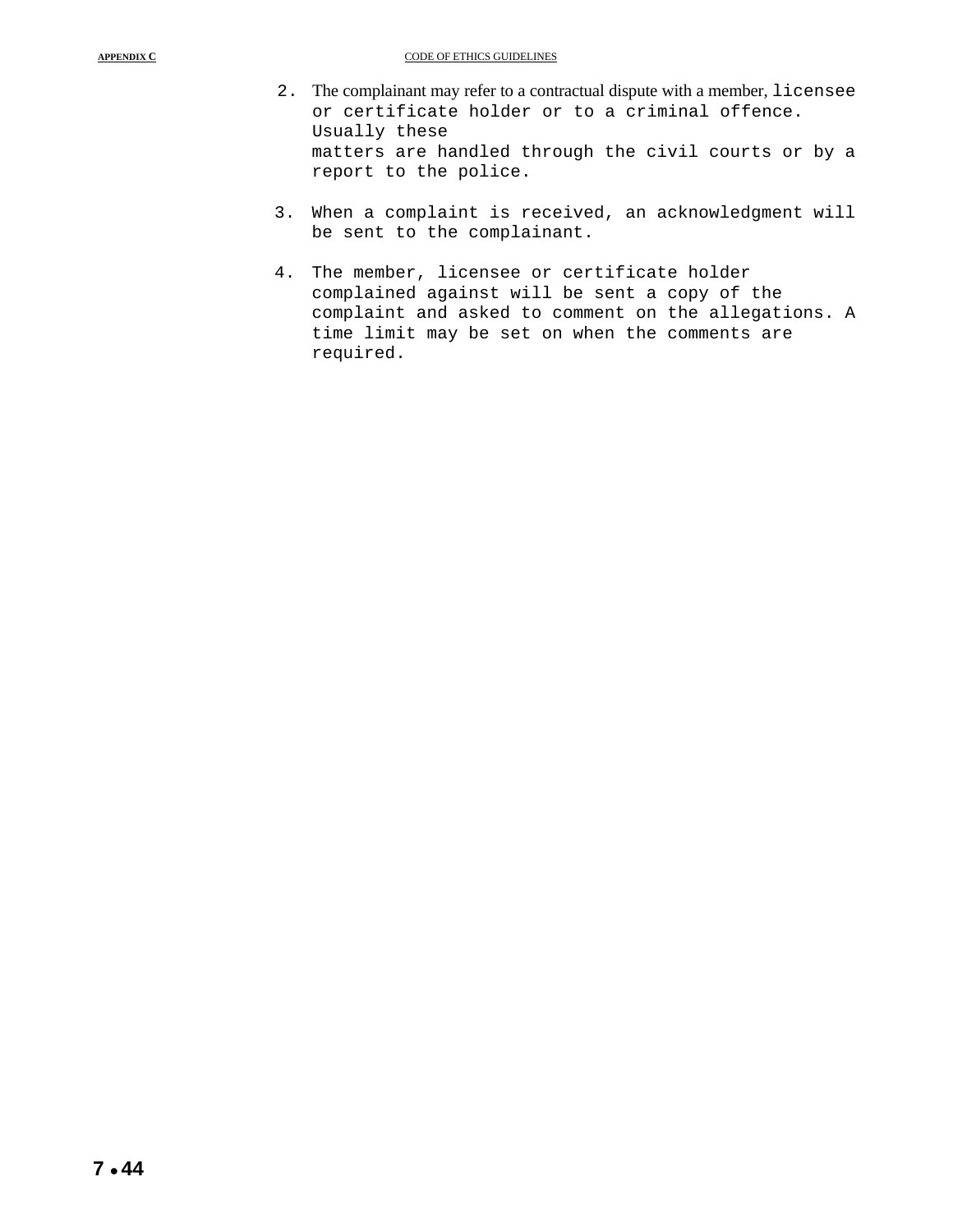2. The complainant may refer to a contractual dispute with a member, licensee or certificate holder or to a criminal offence. Usually these matters are handled through the civil courts or by a report to the police.

3. When a complaint is received, an acknowledgment will be sent to the complainant.

4. The member, licensee or certificate holder complained against will be sent a copy of the complaint and asked to comment on the allegations. A time limit may be set on when the comments are required.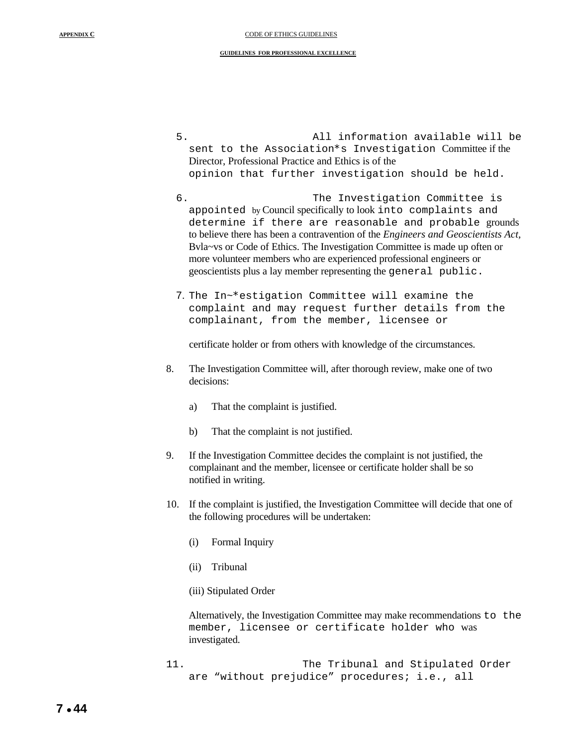5. All information available will be sent to the Association*s Investigation Committee if the Director, Professional Practice and Ethics is of the opinion that further investigation should be held.

6. The Investigation Committee is appointed by Council specifically to look into complaints and determine if there are reasonable and probable grounds to believe there has been a contravention of the *Engineers and Geoscientists Act,* Bvla~vs or Code of Ethics. The Investigation Committee is made up often or more volunteer members who are experienced professional engineers or geoscientists plus a lay member representing the general public.

7. The In~*estigation Committee will examine the complaint and may request further details from the complainant, from the member, licensee or

   certificate holder or from others with knowledge of the circumstances.

8. The Investigation Committee will, after thorough review, make one of two decisions:

   a) That the complaint is justified.

   b) That the complaint is not justified.

9. If the Investigation Committee decides the complaint is not justified, the complainant and the member, licensee or certificate holder shall be so notified in writing.

10. If the complaint is justified, the Investigation Committee will decide that one of the following procedures will be undertaken:

    (i) Formal Inquiry

    (ii) Tribunal

    (iii) Stipulated Order

    Alternatively, the Investigation Committee may make recommendations to the member, licensee or certificate holder who was investigated.

11. The Tribunal and Stipulated Order are “without prejudice” procedures; i.e., all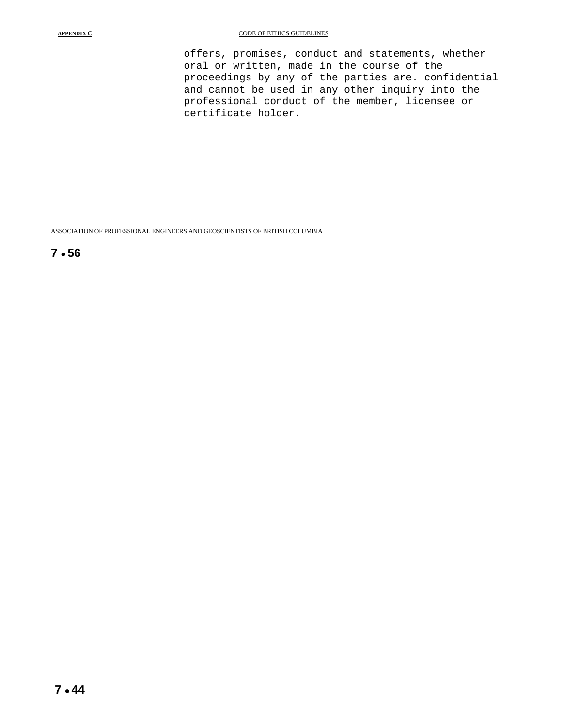offers, promises, conduct and statements, whether oral or written, made in the course of the proceedings by any of the parties are. confidential and cannot be used in any other inquiry into the professional conduct of the member, licensee or certificate holder.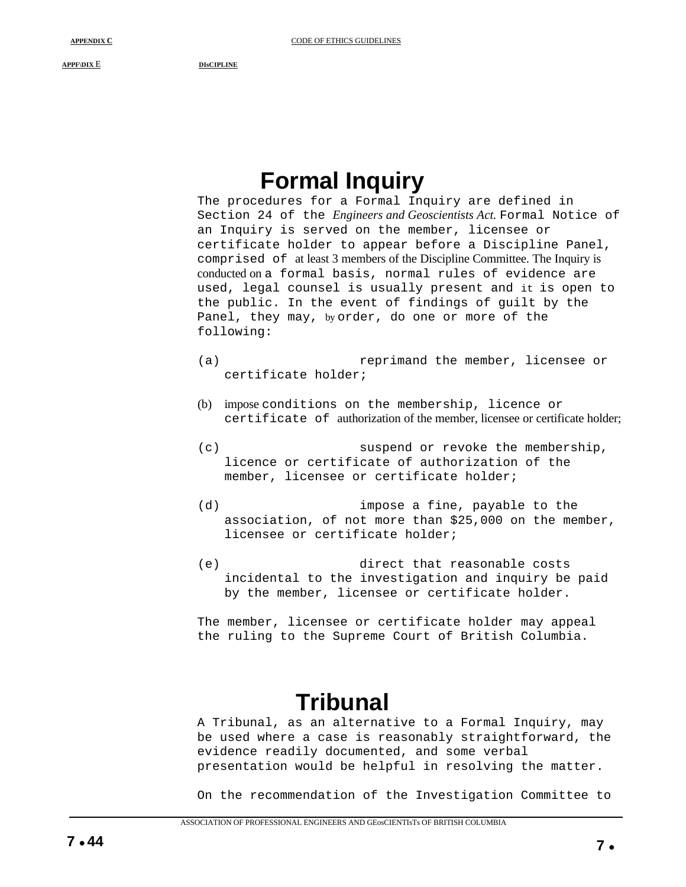## Formal Inquiry

The procedures for a Formal Inquiry are defined in Section 24 of the *Engineers and Geoscientists Act.* Formal Notice of an Inquiry is served on the member, licensee or certificate holder to appear before a Discipline Panel, comprised of at least 3 members of the Discipline Committee. The Inquiry is conducted on a formal basis, normal rules of evidence are used, legal counsel is usually present and it is open to the public. In the event of findings of guilt by the Panel, they may, by order, do one or more of the following:

(a) reprimand the member, licensee or certificate holder;

(b) impose conditions on the membership, licence or certificate of authorization of the member, licensee or certificate holder;

(c) suspend or revoke the membership, licence or certificate of authorization of the member, licensee or certificate holder;

(d) impose a fine, payable to the association, of not more than $25,000 on the member, licensee or certificate holder;

(e) direct that reasonable costs incidental to the investigation and inquiry be paid by the member, licensee or certificate holder.

The member, licensee or certificate holder may appeal the ruling to the Supreme Court of British Columbia.

## Tribunal

A Tribunal, as an alternative to a Formal Inquiry, may be used where a case is reasonably straightforward, the evidence readily documented, and some verbal presentation would be helpful in resolving the matter.

On the recommendation of the Investigation Committee to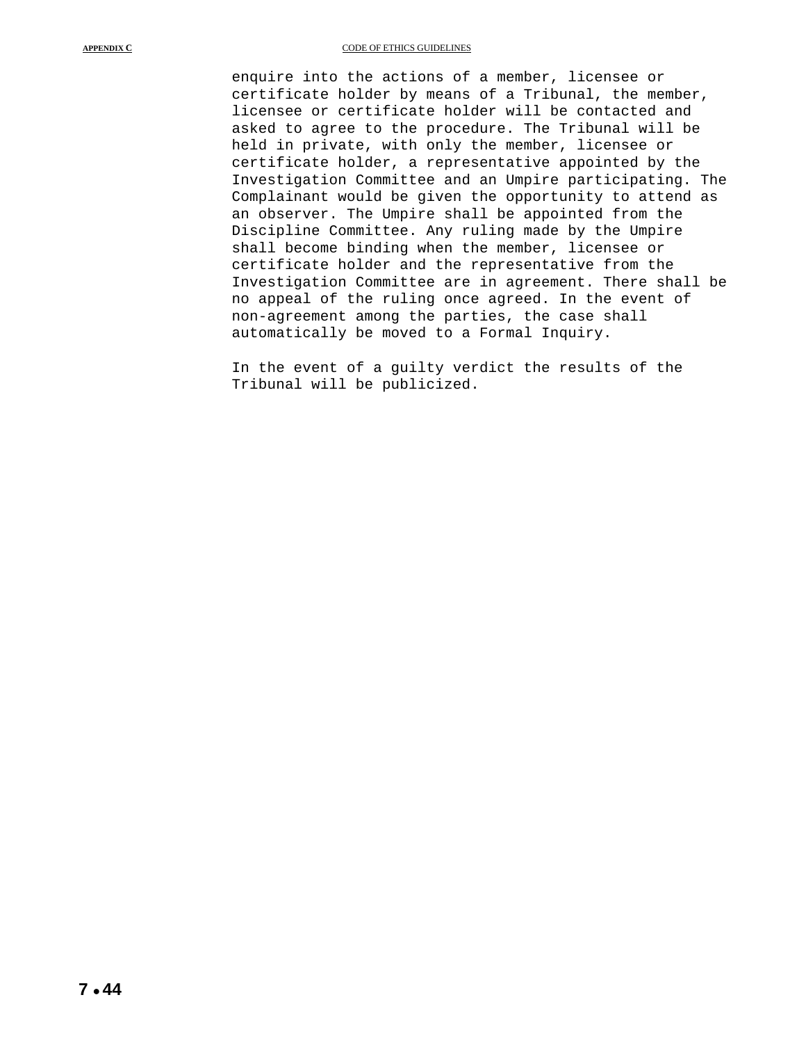enquire into the actions of a member, licensee or certificate holder by means of a Tribunal, the member, licensee or certificate holder will be contacted and asked to agree to the procedure. The Tribunal will be held in private, with only the member, licensee or certificate holder, a representative appointed by the Investigation Committee and an Umpire participating. The Complainant would be given the opportunity to attend as an observer. The Umpire shall be appointed from the Discipline Committee. Any ruling made by the Umpire shall become binding when the member, licensee or certificate holder and the representative from the Investigation Committee are in agreement. There shall be no appeal of the ruling once agreed. In the event of non-agreement among the parties, the case shall automatically be moved to a Formal Inquiry.

In the event of a guilty verdict the results of the Tribunal will be publicized.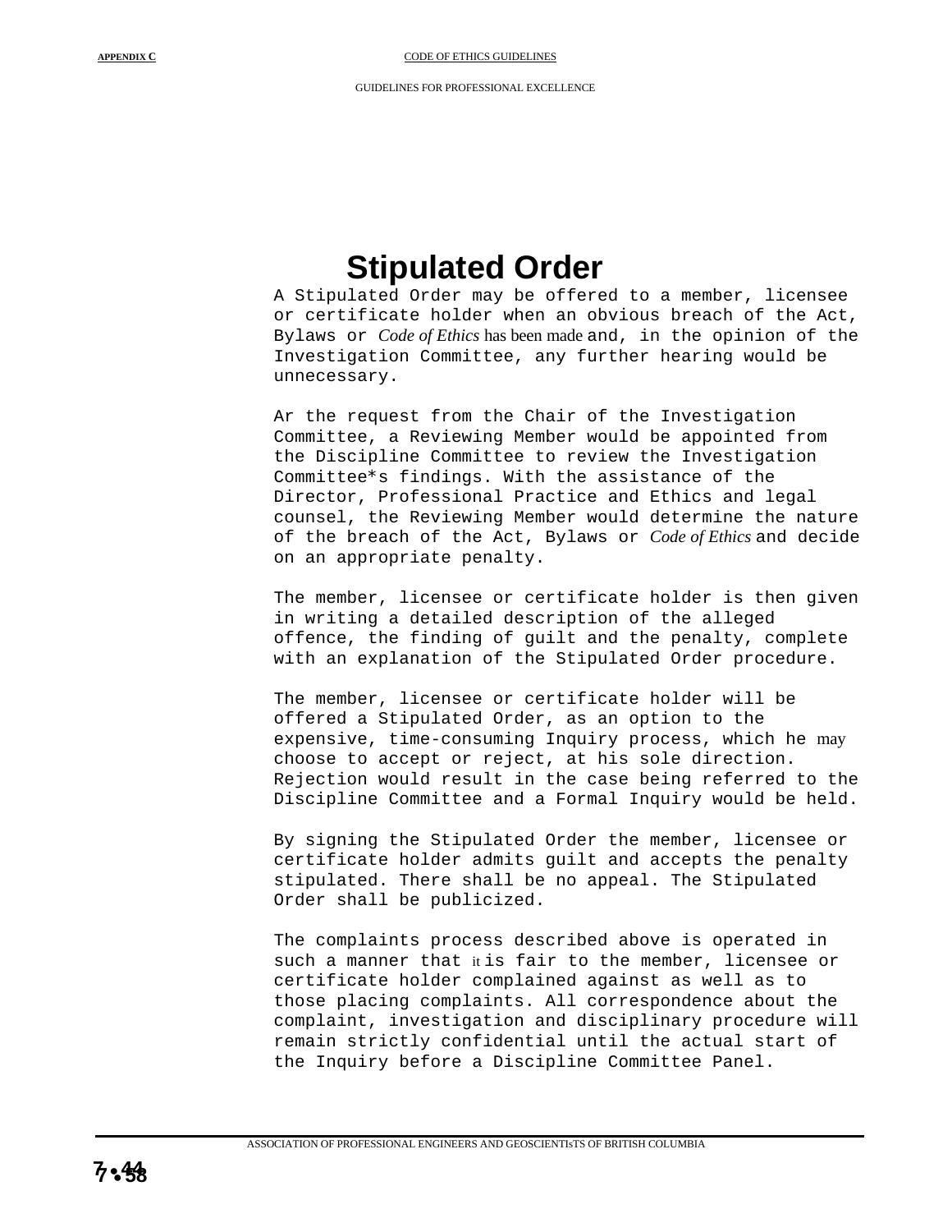# Stipulated Order

A Stipulated Order may be offered to a member, licensee or certificate holder when an obvious breach of the Act, Bylaws or *Code of Ethics* has been made and, in the opinion of the Investigation Committee, any further hearing would be unnecessary.

Ar the request from the Chair of the Investigation Committee, a Reviewing Member would be appointed from the Discipline Committee to review the Investigation Committee*s findings. With the assistance of the Director, Professional Practice and Ethics and legal counsel, the Reviewing Member would determine the nature of the breach of the Act, Bylaws or *Code of Ethics* and decide on an appropriate penalty.

The member, licensee or certificate holder is then given in writing a detailed description of the alleged offence, the finding of guilt and the penalty, complete with an explanation of the Stipulated Order procedure.

The member, licensee or certificate holder will be offered a Stipulated Order, as an option to the expensive, time-consuming Inquiry process, which he may choose to accept or reject, at his sole direction. Rejection would result in the case being referred to the Discipline Committee and a Formal Inquiry would be held.

By signing the Stipulated Order the member, licensee or certificate holder admits guilt and accepts the penalty stipulated. There shall be no appeal. The Stipulated Order shall be publicized.

The complaints process described above is operated in such a manner that it is fair to the member, licensee or certificate holder complained against as well as to those placing complaints. All correspondence about the complaint, investigation and disciplinary procedure will remain strictly confidential until the actual start of the Inquiry before a Discipline Committee Panel.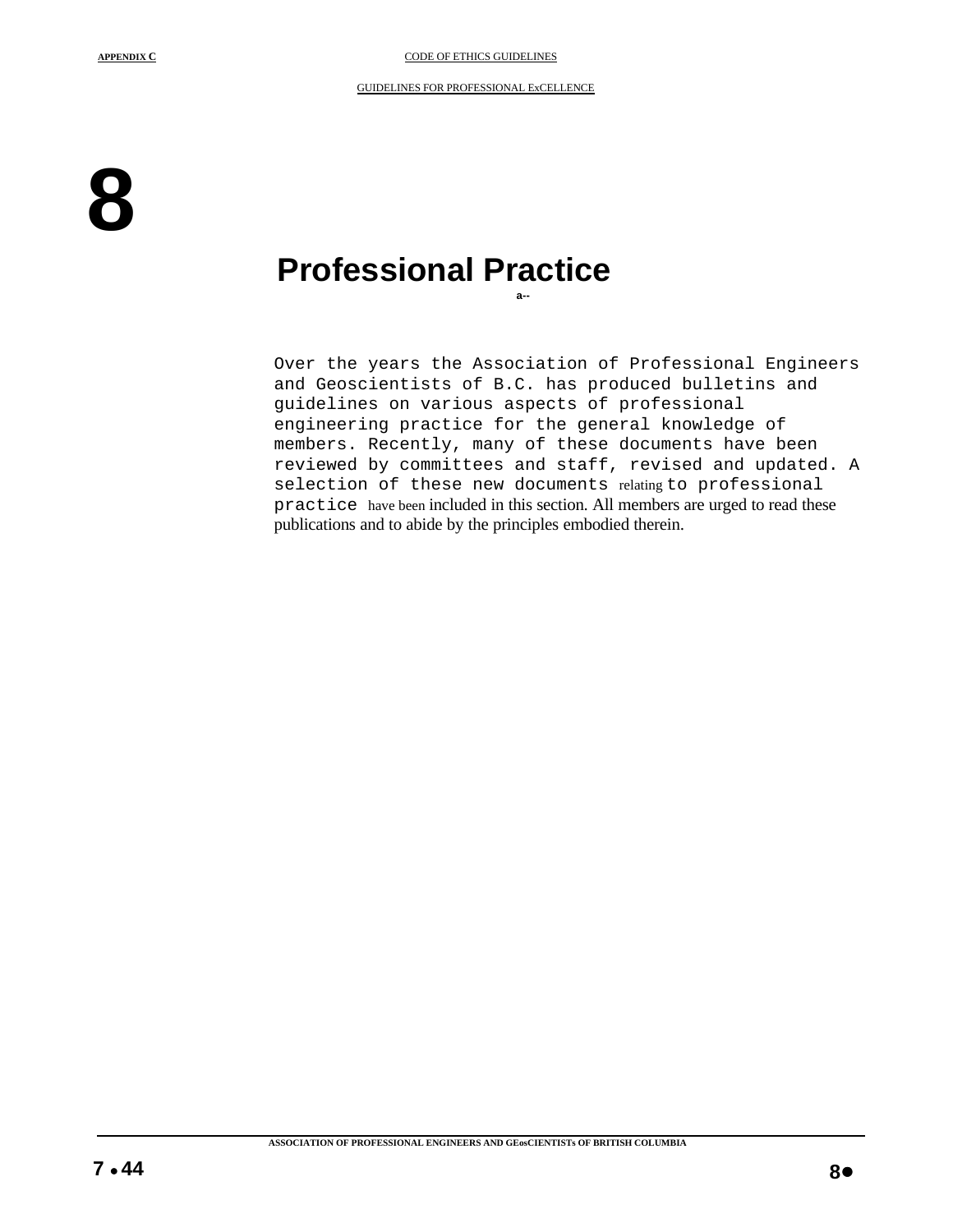# 8

## Professional Practice

Over the years the Association of Professional Engineers and Geoscientists of B.C. has produced bulletins and guidelines on various aspects of professional engineering practice for the general knowledge of members. Recently, many of these documents have been reviewed by committees and staff, revised and updated. A selection of these new documents relating to professional practice have been included in this section. All members are urged to read these publications and to abide by the principles embodied therein.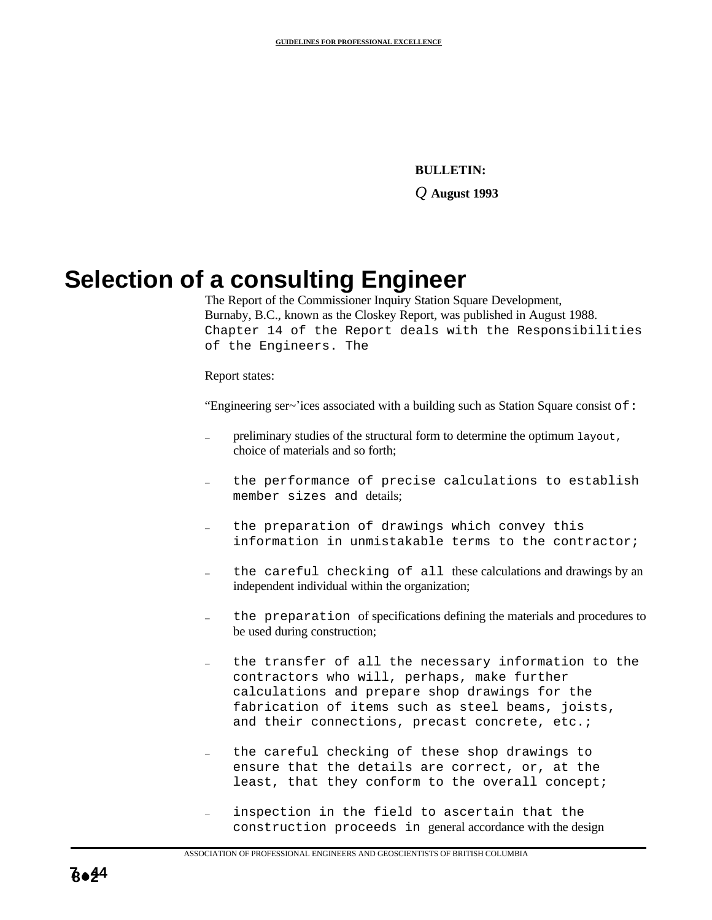**BULLETIN:**

*Q* **August 1993**

# Selection of a consulting Engineer

The Report of the Commissioner Inquiry Station Square Development, Burnaby, B.C., known as the Closkey Report, was published in August 1988. Chapter 14 of the Report deals with the Responsibilities of the Engineers. The

Report states:

"Engineering ser~'ices associated with a building such as Station Square consist of:

- preliminary studies of the structural form to determine the optimum layout, choice of materials and so forth;
- the performance of precise calculations to establish member sizes and details;
- the preparation of drawings which convey this information in unmistakable terms to the contractor;
- the careful checking of all these calculations and drawings by an independent individual within the organization;
- the preparation of specifications defining the materials and procedures to be used during construction;
- the transfer of all the necessary information to the contractors who will, perhaps, make further calculations and prepare shop drawings for the fabrication of items such as steel beams, joists, and their connections, precast concrete, etc.;
- the careful checking of these shop drawings to ensure that the details are correct, or, at the least, that they conform to the overall concept;
- inspection in the field to ascertain that the construction proceeds in general accordance with the design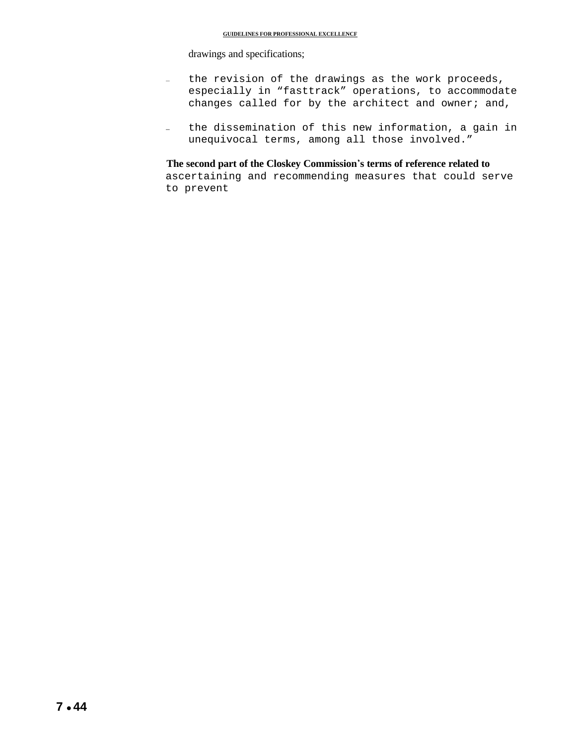drawings and specifications;

- the revision of the drawings as the work proceeds, especially in “fasttrack” operations, to accommodate changes called for by the architect and owner; and,
- the dissemination of this new information, a gain in unequivocal terms, among all those involved.”

**The second part of the Closkey Commission’s terms of reference related to** ascertaining and recommending measures that could serve to prevent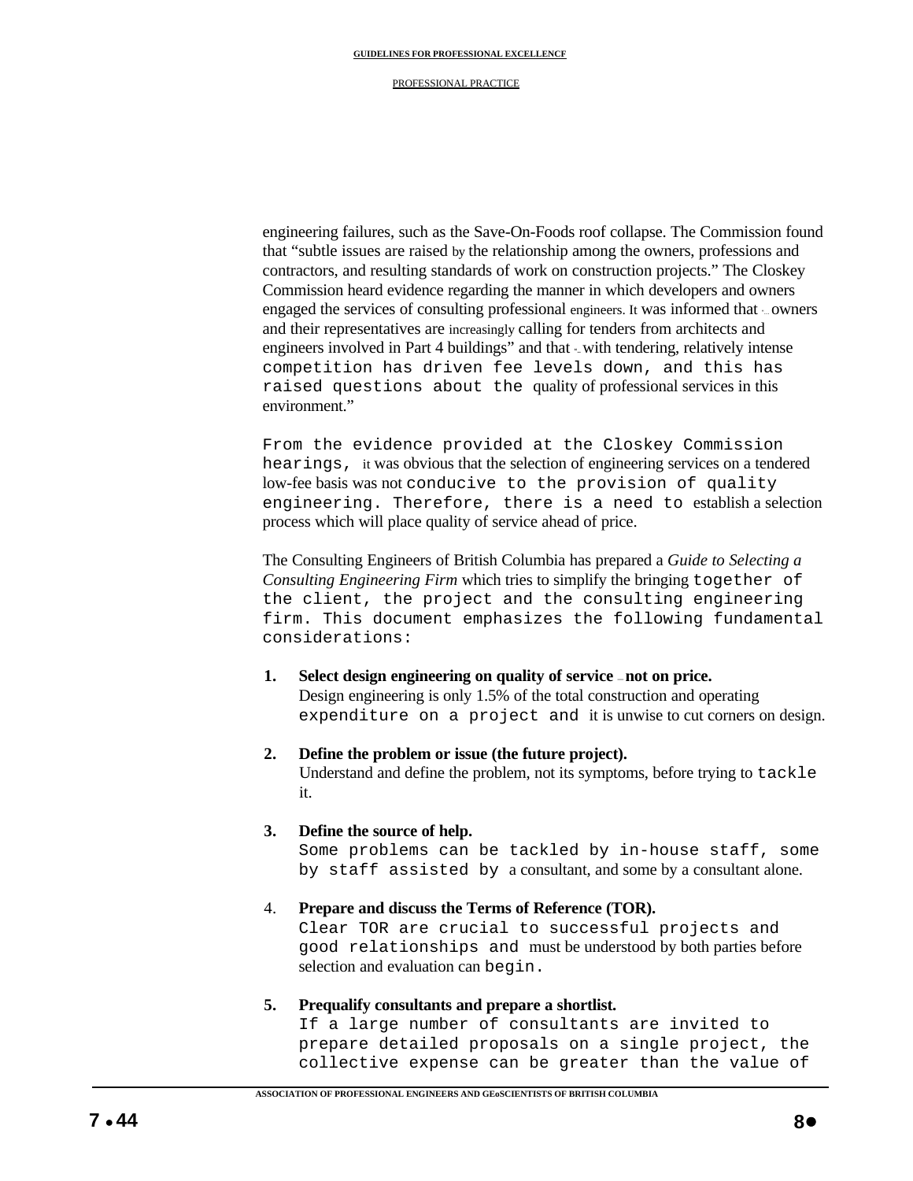engineering failures, such as the Save-On-Foods roof collapse. The Commission found that "subtle issues are raised by the relationship among the owners, professions and contractors, and resulting standards of work on construction projects." The Closkey Commission heard evidence regarding the manner in which developers and owners engaged the services of consulting professional engineers. It was informed that "... owners and their representatives are increasingly calling for tenders from architects and engineers involved in Part 4 buildings" and that "... with tendering, relatively intense competition has driven fee levels down, and this has raised questions about the quality of professional services in this environment."

From the evidence provided at the Closkey Commission hearings, it was obvious that the selection of engineering services on a tendered low-fee basis was not conducive to the provision of quality engineering. Therefore, there is a need to establish a selection process which will place quality of service ahead of price.

The Consulting Engineers of British Columbia has prepared a *Guide to Selecting a Consulting Engineering Firm* which tries to simplify the bringing together of the client, the project and the consulting engineering firm. This document emphasizes the following fundamental considerations:

1. **Select design engineering on quality of service – not on price.**
   Design engineering is only 1.5% of the total construction and operating expenditure on a project and it is unwise to cut corners on design.

2. **Define the problem or issue (the future project).**
   Understand and define the problem, not its symptoms, before trying to tackle it.

3. **Define the source of help.**
   Some problems can be tackled by in-house staff, some by staff assisted by a consultant, and some by a consultant alone.

4. **Prepare and discuss the Terms of Reference (TOR).**
   Clear TOR are crucial to successful projects and good relationships and must be understood by both parties before selection and evaluation can begin.

5. **Prequalify consultants and prepare a shortlist.**
   If a large number of consultants are invited to prepare detailed proposals on a single project, the collective expense can be greater than the value of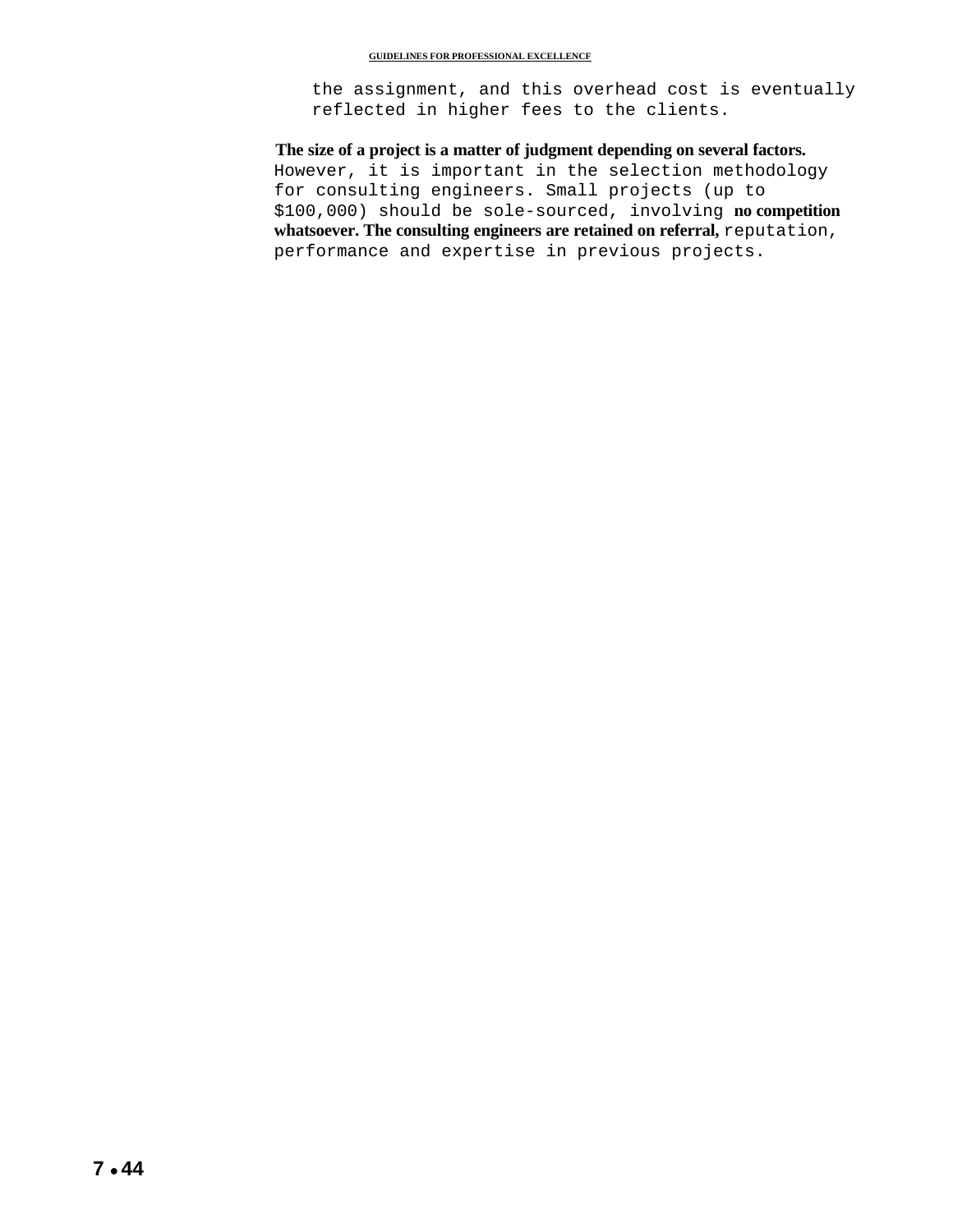the assignment, and this overhead cost is eventually reflected in higher fees to the clients.

The size of a project is a matter of judgment depending on several factors. However, it is important in the selection methodology for consulting engineers. Small projects (up to $100,000) should be sole-sourced, involving no competition whatsoever. The consulting engineers are retained on referral, reputation, performance and expertise in previous projects.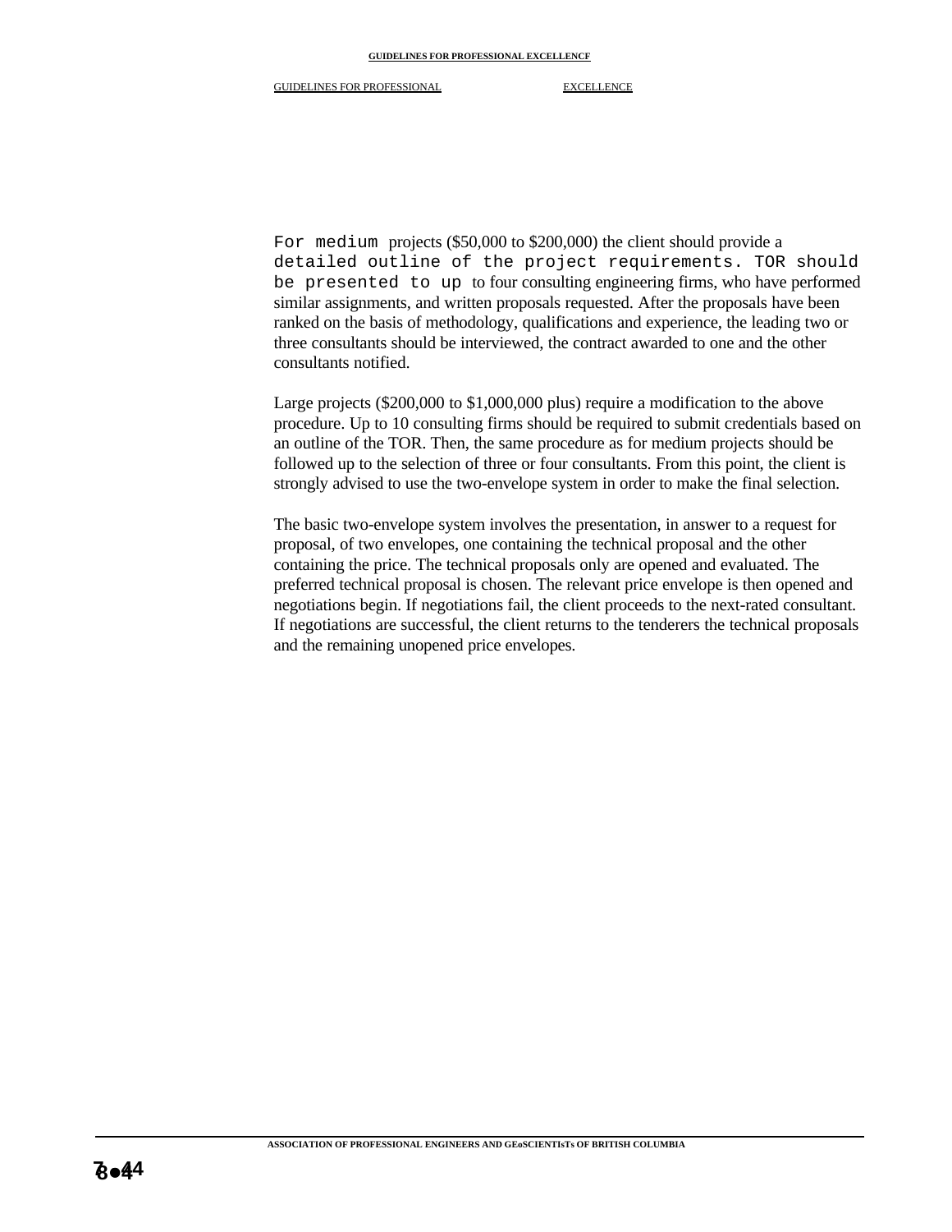For medium projects ($50,000 to $200,000) the client should provide a detailed outline of the project requirements. TOR should be presented to up to four consulting engineering firms, who have performed similar assignments, and written proposals requested. After the proposals have been ranked on the basis of methodology, qualifications and experience, the leading two or three consultants should be interviewed, the contract awarded to one and the other consultants notified.

Large projects ($200,000 to $1,000,000 plus) require a modification to the above procedure. Up to 10 consulting firms should be required to submit credentials based on an outline of the TOR. Then, the same procedure as for medium projects should be followed up to the selection of three or four consultants. From this point, the client is strongly advised to use the two-envelope system in order to make the final selection.

The basic two-envelope system involves the presentation, in answer to a request for proposal, of two envelopes, one containing the technical proposal and the other containing the price. The technical proposals only are opened and evaluated. The preferred technical proposal is chosen. The relevant price envelope is then opened and negotiations begin. If negotiations fail, the client proceeds to the next-rated consultant. If negotiations are successful, the client returns to the tenderers the technical proposals and the remaining unopened price envelopes.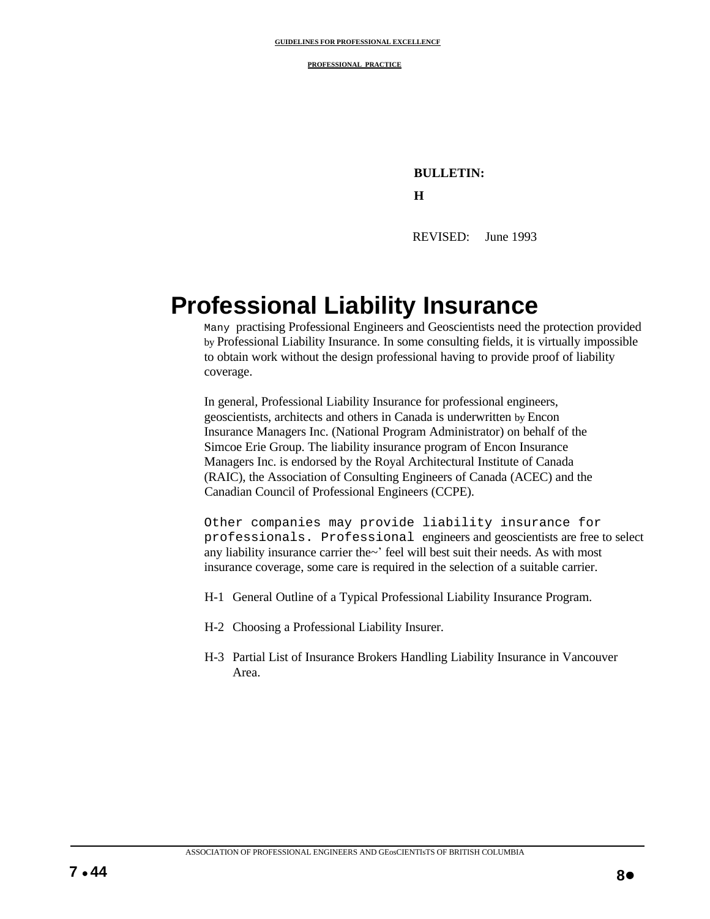BULLETIN:

H

REVISED: June 1993

# Professional Liability Insurance

Many practising Professional Engineers and Geoscientists need the protection provided by Professional Liability Insurance. In some consulting fields, it is virtually impossible to obtain work without the design professional having to provide proof of liability coverage.

In general, Professional Liability Insurance for professional engineers, geoscientists, architects and others in Canada is underwritten by Encon Insurance Managers Inc. (National Program Administrator) on behalf of the Simcoe Erie Group. The liability insurance program of Encon Insurance Managers Inc. is endorsed by the Royal Architectural Institute of Canada (RAIC), the Association of Consulting Engineers of Canada (ACEC) and the Canadian Council of Professional Engineers (CCPE).

Other companies may provide liability insurance for professionals. Professional engineers and geoscientists are free to select any liability insurance carrier the~' feel will best suit their needs. As with most insurance coverage, some care is required in the selection of a suitable carrier.

H-1 General Outline of a Typical Professional Liability Insurance Program.

H-2 Choosing a Professional Liability Insurer.

H-3 Partial List of Insurance Brokers Handling Liability Insurance in Vancouver Area.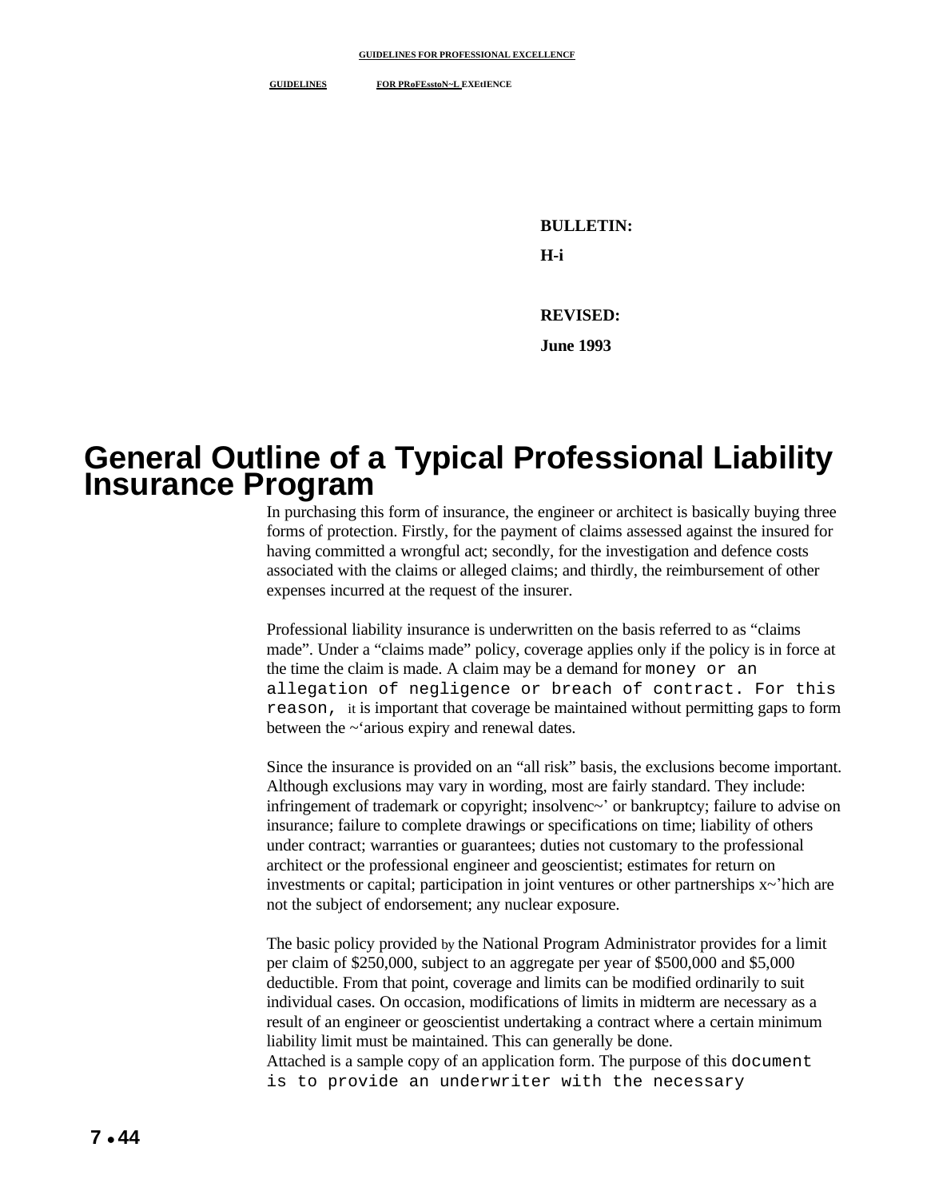**BULLETIN:**

**H-i**

**REVISED:**

**June 1993**

# General Outline of a Typical Professional Liability Insurance Program

In purchasing this form of insurance, the engineer or architect is basically buying three forms of protection. Firstly, for the payment of claims assessed against the insured for having committed a wrongful act; secondly, for the investigation and defence costs associated with the claims or alleged claims; and thirdly, the reimbursement of other expenses incurred at the request of the insurer.

Professional liability insurance is underwritten on the basis referred to as "claims made". Under a "claims made" policy, coverage applies only if the policy is in force at the time the claim is made. A claim may be a demand for money or an allegation of negligence or breach of contract. For this reason, it is important that coverage be maintained without permitting gaps to form between the ~'arious expiry and renewal dates.

Since the insurance is provided on an "all risk" basis, the exclusions become important. Although exclusions may vary in wording, most are fairly standard. They include: infringement of trademark or copyright; insolvenc~' or bankruptcy; failure to advise on insurance; failure to complete drawings or specifications on time; liability of others under contract; warranties or guarantees; duties not customary to the professional architect or the professional engineer and geoscientist; estimates for return on investments or capital; participation in joint ventures or other partnerships x~'hich are not the subject of endorsement; any nuclear exposure.

The basic policy provided by the National Program Administrator provides for a limit per claim of $250,000, subject to an aggregate per year of $500,000 and $5,000 deductible. From that point, coverage and limits can be modified ordinarily to suit individual cases. On occasion, modifications of limits in midterm are necessary as a result of an engineer or geoscientist undertaking a contract where a certain minimum liability limit must be maintained. This can generally be done.
Attached is a sample copy of an application form. The purpose of this document is to provide an underwriter with the necessary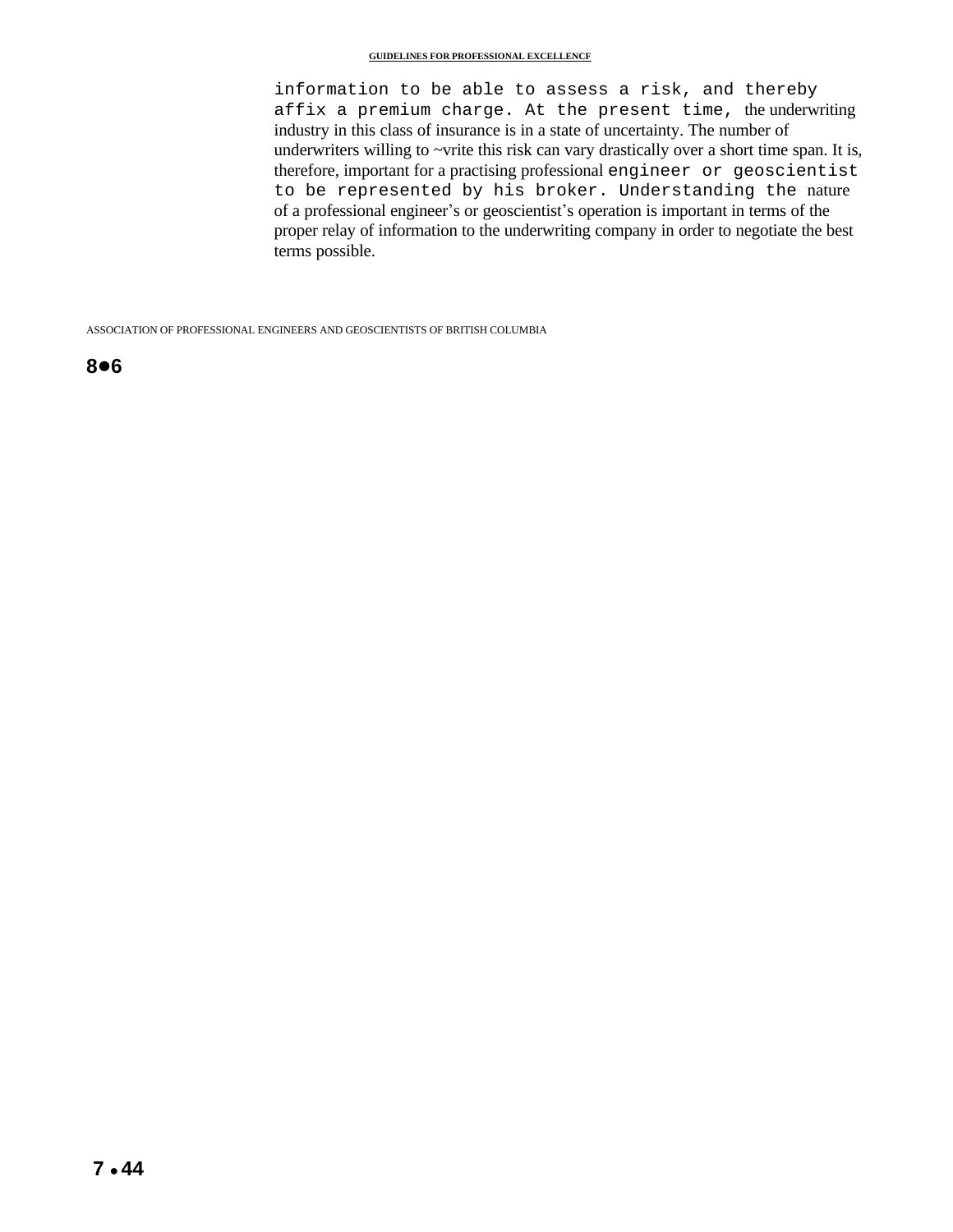information to be able to assess a risk, and thereby affix a premium charge. At the present time, the underwriting industry in this class of insurance is in a state of uncertainty. The number of underwriters willing to ~vrite this risk can vary drastically over a short time span. It is, therefore, important for a practising professional engineer or geoscientist to be represented by his broker. Understanding the nature of a professional engineer's or geoscientist's operation is important in terms of the proper relay of information to the underwriting company in order to negotiate the best terms possible.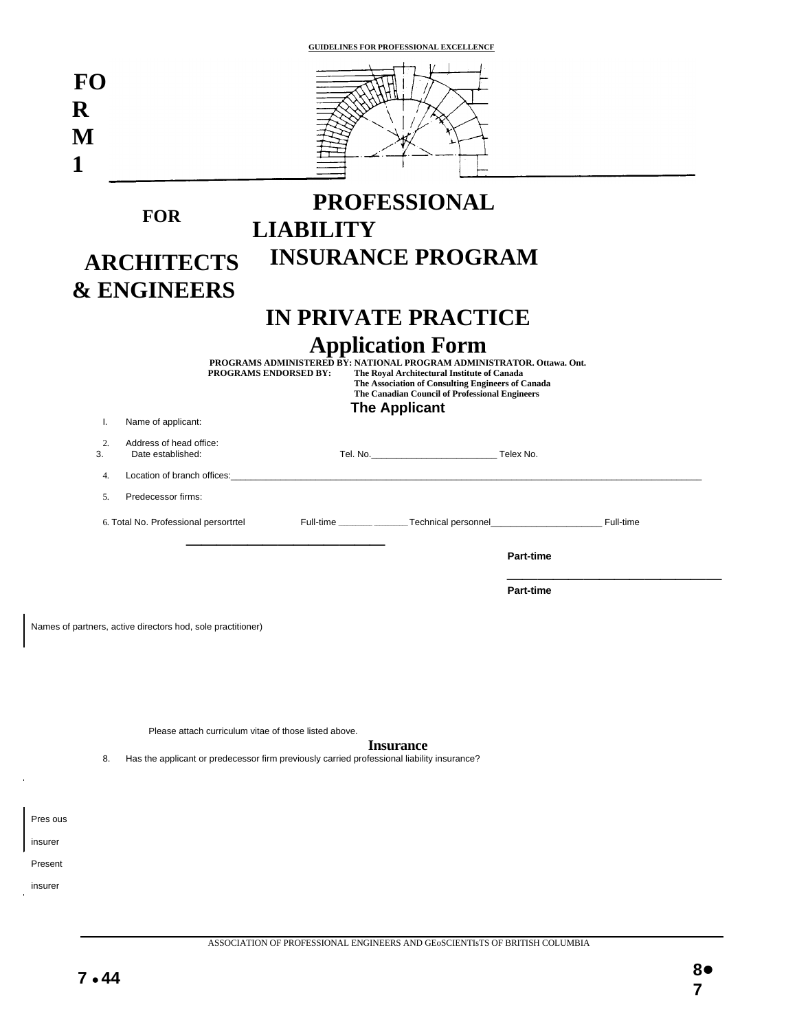# FORM 1

## FOR ARCHITECTS & ENGINEERS

## PROFESSIONAL LIABILITY INSURANCE PROGRAM

## IN PRIVATE PRACTICE

## Application Form

**PROGRAMS ADMINISTERED BY: NATIONAL PROGRAM ADMINISTRATOR. Ottawa. Ont.**
**PROGRAMS ENDORSED BY: The Royal Architectural Institute of Canada**
**The Association of Consulting Engineers of Canada**
**The Canadian Council of Professional Engineers**

### The Applicant

1. Name of applicant:
2. Address of head office:
3. Date established: Tel. No.________________________ Telex No.
4. Location of branch offices:______________________________________________________________________________________________
5. Predecessor firms:
6. Total No. Professional persortrtel Full-time _______ _______ Technical personnel_____________________ Full-time

   **Part-time** ________________________________

   **Part-time**

Names of partners, active directors hod, sole practitioner)

Please attach curriculum vitae of those listed above.

### Insurance

8. Has the applicant or predecessor firm previously carried professional liability insurance?

Pres ous insurer

Present insurer

ASSOCIATION OF PROFESSIONAL ENGINEERS AND GEoSCIENTIsTS OF BRITISH COLUMBIA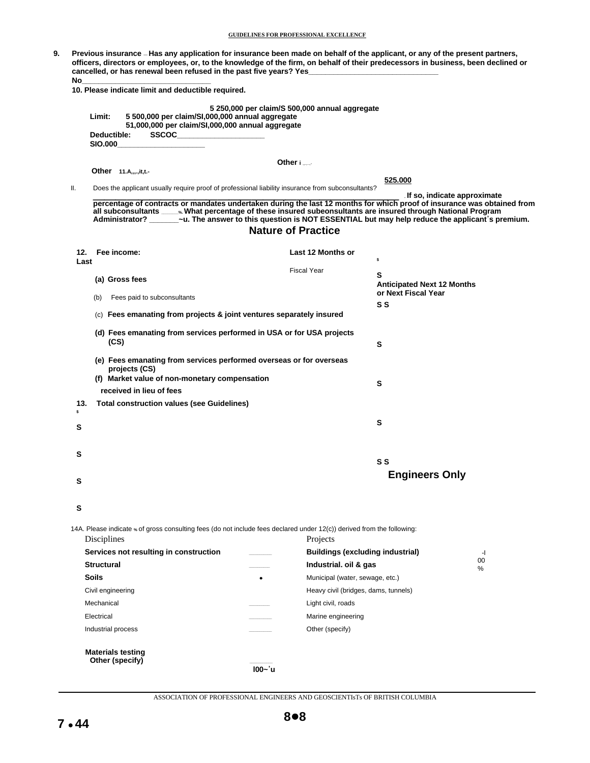9. **Previous insurance — Has any application for insurance been made on behalf of the applicant, or any of the present partners, officers, directors or employees, or, to the knowledge of the firm, on behalf of their predecessors in business, been declined or cancelled, or has renewal been refused in the past five years? Yes_______________________________ No_______________________________**

**10. Please indicate limit and deductible required.**

**Limit:**
- **5 250,000 per claim/S 500,000 annual aggregate**
- **5 500,000 per claim/SI,000,000 annual aggregate**
- **51,000,000 per claim/SI,000,000 annual aggregate**
- **Other i**

**Deductible:** **SSCOC_____________________** **SIO.000_____________________** **525.000**

**Other 11.A,,,.,it,t.-**

II. Does the applicant usually require proof of professional liability insurance from subconsultants? _______________________________ **. If so, indicate approximate percentage of contracts or mandates undertaken during the last 12 months for which proof of insurance was obtained from all subconsultants ____%. What percentage of these insured subeonsultants are insured through National Program Administrator? _______~u. The answer to this question is NOT ESSENTIAL but may help reduce the applicant's premium.**

## Nature of Practice

| **12. Fee income:** | **Last 12 Months or Last Fiscal Year** | **Anticipated Next 12 Months or Next Fiscal Year** |
|---|---|---|
| **(a) Gross fees** | S | S |
| (b) Fees paid to subconsultants | S | S |
| (c) **Fees emanating from projects & joint ventures separately insured** | S | S |
| **(d) Fees emanating from services performed in USA or for USA projects (CS)** | S | S |
| **(e) Fees emanating from services performed overseas or for overseas projects (CS)** | S | S |
| **(f) Market value of non-monetary compensation received in lieu of fees** | S | S |
| **13. Total construction values (see Guidelines)** | S | S |

## Engineers Only

14A. Please indicate % of gross consulting fees (do not include fees declared under 12(c)) derived from the following:

| Disciplines | | Projects | |
|---|---|---|---|
| **Services not resulting in construction** | ______ | **Buildings (excluding industrial)** | |
| **Structural** | ______ | **Industrial. oil & gas** | |
| **Soils** | • | Municipal (water, sewage, etc.) | |
| Civil engineering | | Heavy civil (bridges, dams, tunnels) | |
| Mechanical | ______ | Light civil, roads | |
| Electrical | ______ | Marine engineering | |
| Industrial process | ______ | Other (specify) | |
| **Materials testing** | | | |
| **Other (specify)** | ______ | | |
| | **l00~'u** | | **-l 00 %** |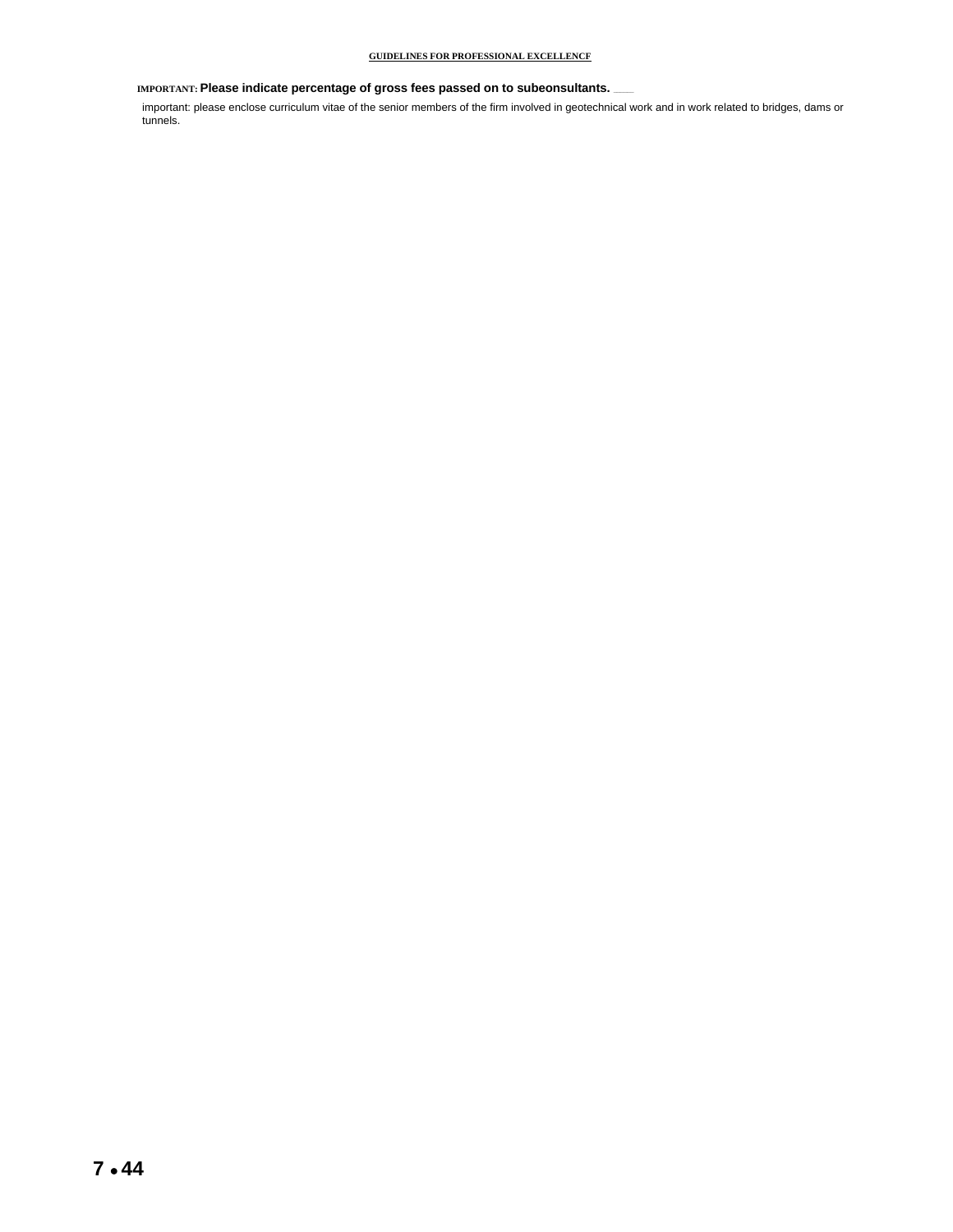**IMPORTANT: Please indicate percentage of gross fees passed on to subeonsultants. ____**

important: please enclose curriculum vitae of the senior members of the firm involved in geotechnical work and in work related to bridges, dams or tunnels.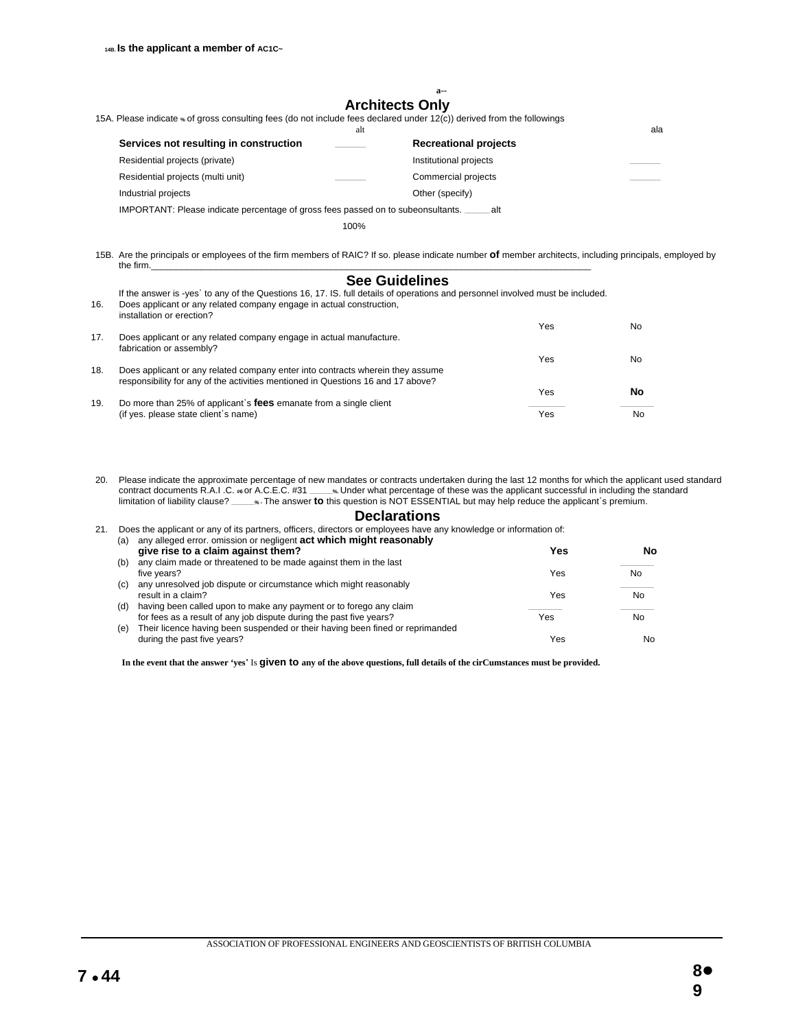14B. **Is the applicant a member of ACIC~**

a--

## Architects Only

15A. Please indicate % of gross consulting fees (do not include fees declared under 12(c)) derived from the followings

| | alt | | ala |
|---|---|---|---|
| **Services not resulting in construction** | ______ | **Recreational projects** | |
| Residential projects (private) | | Institutional projects | ______ |
| Residential projects (multi unit) | ______ | Commercial projects | ______ |
| Industrial projects | | Other (specify) | |

IMPORTANT: Please indicate percentage of gross fees passed on to subeonsultants. _____ alt

100%

15B. Are the principals or employees of the firm members of RAIC? If so. please indicate number **of** member architects, including principals, employed by the firm.______________________________________________

## See Guidelines

If the answer is -yes' to any of the Questions 16, 17. IS. full details of operations and personnel involved must be included.

16. Does applicant or any related company engage in actual construction, installation or erection? Yes No
17. Does applicant or any related company engage in actual manufacture. fabrication or assembly? Yes No
18. Does applicant or any related company enter into contracts wherein they assume responsibility for any of the activities mentioned in Questions 16 and 17 above? Yes **No**
19. Do more than 25% of applicant's **fees** emanate from a single client (if yes. please state client's name) Yes No

20. Please indicate the approximate percentage of new mandates or contracts undertaken during the last 12 months for which the applicant used standard contract documents R.A.I .C. #6 or A.C.E.C. #31 _____%. Under what percentage of these was the applicant successful in including the standard limitation of liability clause? _____% . The answer **to** this question is NOT ESSENTIAL but may help reduce the applicant's premium.

## Declarations

21. Does the applicant or any of its partners, officers, directors or employees have any knowledge or information of:
    - (a) any alleged error. omission or negligent **act which might reasonably give rise to a claim against them?** **Yes** **No**
    - (b) any claim made or threatened to be made against them in the last five years? Yes No
    - (c) any unresolved job dispute or circumstance which might reasonably result in a claim? Yes No
    - (d) having been called upon to make any payment or to forego any claim for fees as a result of any job dispute during the past five years? Yes No
    - (e) Their licence having been suspended or their having been fined or reprimanded during the past five years? Yes No

**In the event that the answer 'yes'** Is **given to any of the above questions, full details of the cirCumstances must be provided.**

ASSOCIATION OF PROFESSIONAL ENGINEERS AND GEOSCIENTISTS OF BRITISH COLUMBIA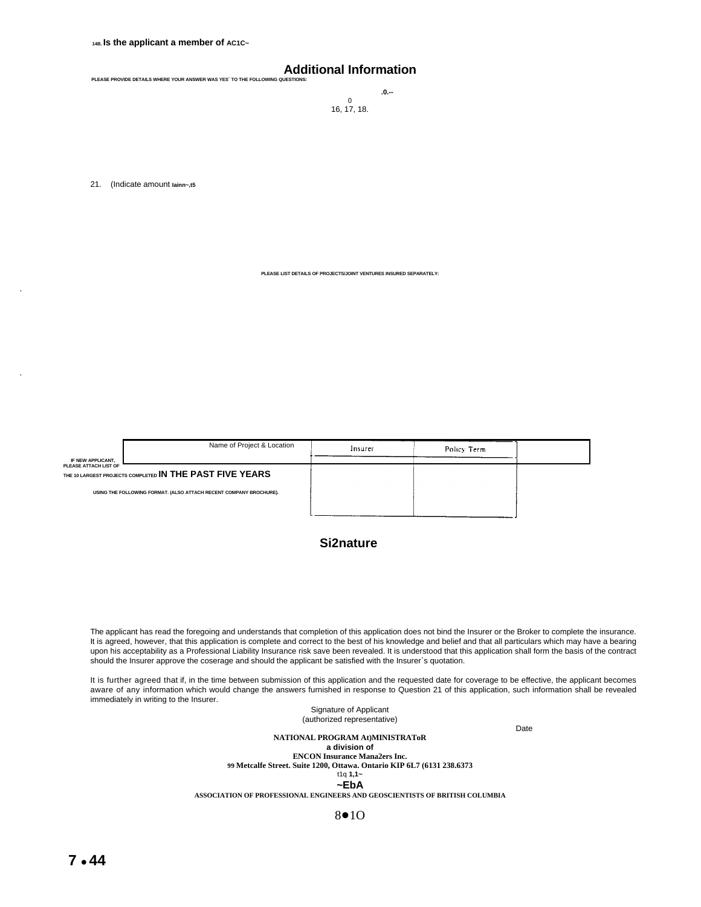14B. **Is the applicant a member of AC1C~**

## Additional Information

PLEASE PROVIDE DETAILS WHERE YOUR ANSWER WAS YES' TO THE FOLLOWING QUESTIONS:

.0.--
0
16, 17, 18.

21. (Indicate amount lainn~,t5

PLEASE LIST DETAILS OF PROJECTS/JOINT VENTURES INSURED SEPARATELY:

| Name of Project & Location | Insurer | Policy Term |
|---|---|---|
| | | |

IF NEW APPLICANT, PLEASE ATTACH LIST OF THE 10 LARGEST PROJECTS COMPLETED **IN THE PAST FIVE YEARS** USING THE FOLLOWING FORMAT. (ALSO ATTACH RECENT COMPANY BROCHURE).

## Si2nature

The applicant has read the foregoing and understands that completion of this application does not bind the Insurer or the Broker to complete the insurance. It is agreed, however, that this application is complete and correct to the best of his knowledge and belief and that all particulars which may have a bearing upon his acceptability as a Professional Liability Insurance risk save been revealed. It is understood that this application shall form the basis of the contract should the Insurer approve the coserage and should the applicant be satisfied with the Insurer's quotation.

It is further agreed that if, in the time between submission of this application and the requested date for coverage to be effective, the applicant becomes aware of any information which would change the answers furnished in response to Question 21 of this application, such information shall be revealed immediately in writing to the Insurer.

Signature of Applicant
(authorized representative)

Date

**NATIONAL PROGRAM At)MINISTRAToR**
**a division of**
**ENCON Insurance Mana2ers Inc.**
**99 Metcalfe Street. Suite 1200, Ottawa. Ontario KIP 6L7 (6131 238.6373**
t1q 1,1~
**~EbA**
**ASSOCIATION OF PROFESSIONAL ENGINEERS AND GEOSCIENTISTS OF BRITISH COLUMBIA**

8●1O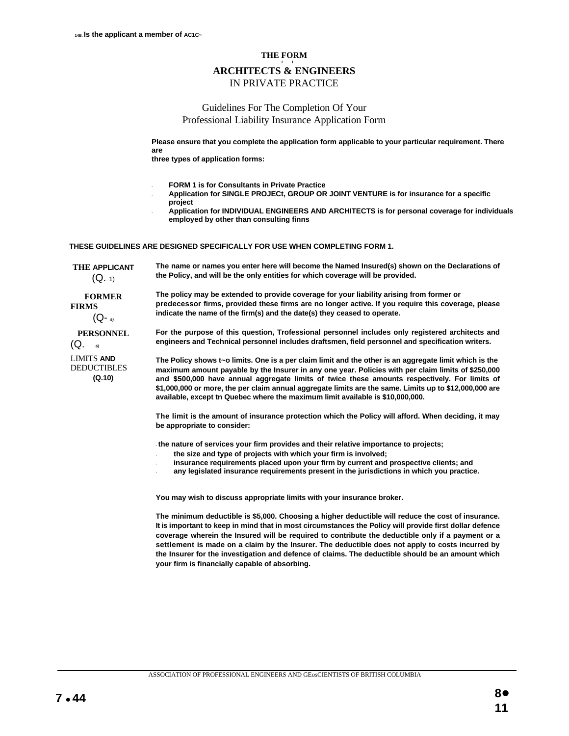14B. Is the applicant a member of AC1C~

# THE FORM

## ARCHITECTS & ENGINEERS

IN PRIVATE PRACTICE

Guidelines For The Completion Of Your
Professional Liability Insurance Application Form

**Please ensure that you complete the application form applicable to your particular requirement. There are three types of application forms:**

- **FORM 1 is for Consultants in Private Practice**
- **Application for SINGLE PROJECt, GROUP OR JOINT VENTURE is for insurance for a specific project**
- **Application for INDIVIDUAL ENGINEERS AND ARCHITECTS is for personal coverage for individuals employed by other than consulting finns**

**THESE GUIDELINES ARE DESIGNED SPECIFICALLY FOR USE WHEN COMPLETING FORM 1.**

**THE APPLICANT (Q. 1)**

**The name or names you enter here will become the Named Insured(s) shown on the Declarations of the Policy, and will be the only entities for which coverage will be provided.**

**FORMER FIRMS (Q. 5)**

**The policy may be extended to provide coverage for your liability arising from former or predecessor firms, provided these firms are no longer active. If you require this coverage, please indicate the name of the firm(s) and the date(s) they ceased to operate.**

**PERSONNEL (Q. 6)**

**For the purpose of this question, Trofessional personnel includes only registered architects and engineers and Technical personnel includes draftsmen, field personnel and specification writers.**

**LIMITS AND DEDUCTIBLES (Q.10)**

**The Policy shows t~o limits. One is a per claim limit and the other is an aggregate limit which is the maximum amount payable by the Insurer in any one year. Policies with per claim limits of $250,000 and $500,000 have annual aggregate limits of twice these amounts respectively. For limits of $1,000,000 or more, the per claim annual aggregate limits are the same. Limits up to $12,000,000 are available, except tn Quebec where the maximum limit available is $10,000,000.**

**The limit is the amount of insurance protection which the Policy will afford. When deciding, it may be appropriate to consider:**

- **the nature of services your firm provides and their relative importance to projects;**
- **the size and type of projects with which your firm is involved;**
- **insurance requirements placed upon your firm by current and prospective clients; and**
- **any legislated insurance requirements present in the jurisdictions in which you practice.**

**You may wish to discuss appropriate limits with your insurance broker.**

**The minimum deductible is $5,000. Choosing a higher deductible will reduce the cost of insurance. It is important to keep in mind that in most circumstances the Policy will provide first dollar defence coverage wherein the Insured will be required to contribute the deductible only if a payment or a settlement is made on a claim by the Insurer. The deductible does not apply to costs incurred by the Insurer for the investigation and defence of claims. The deductible should be an amount which your firm is financially capable of absorbing.**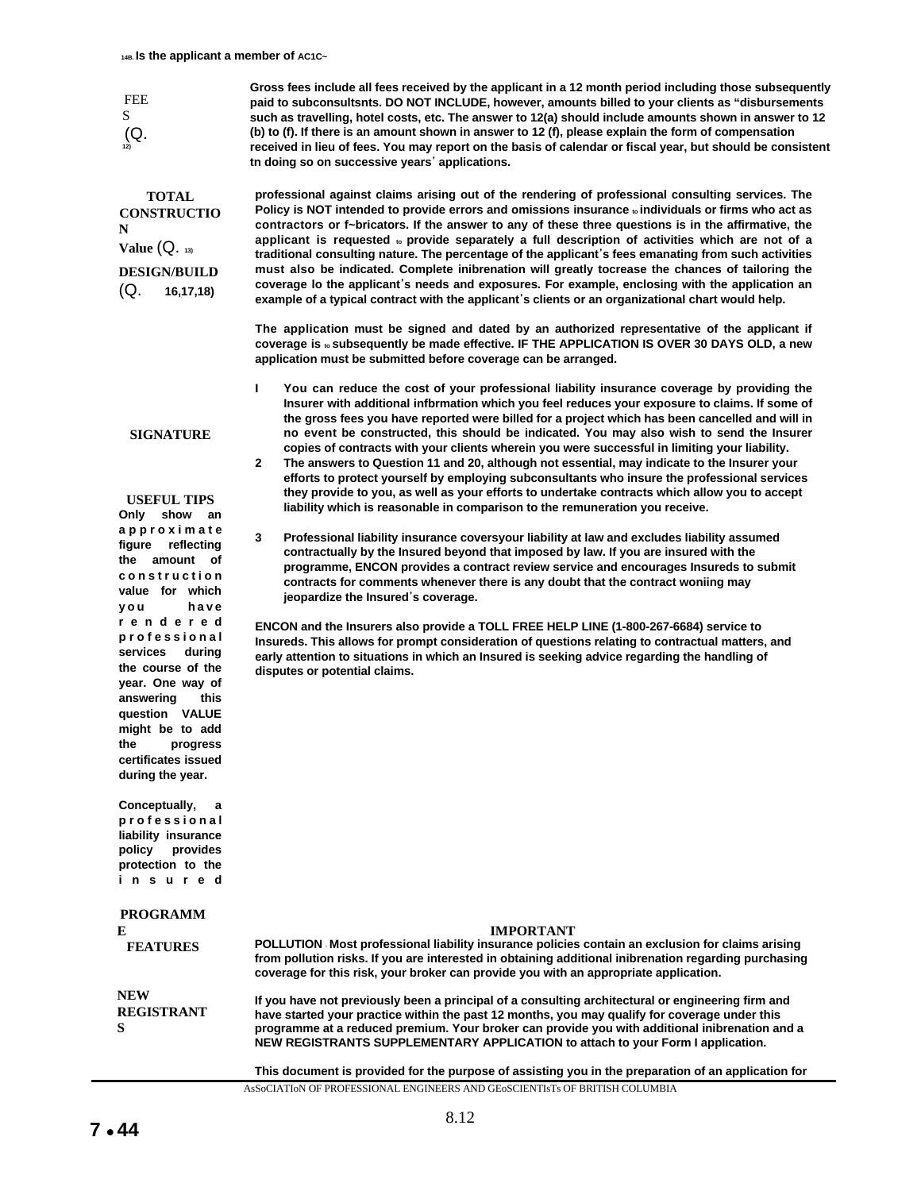**14B. Is the applicant a member of AC1C~**

**FEES (Q. 12)**

**Gross fees include all fees received by the applicant in a 12 month period including those subsequently paid to subconsultsnts. DO NOT INCLUDE, however, amounts billed to your clients as "disbursements such as travelling, hotel costs, etc. The answer to 12(a) should include amounts shown in answer to 12 (b) to (f). If there is an amount shown in answer to 12 (f), please explain the form of compensation received in lieu of fees. You may report on the basis of calendar or fiscal year, but should be consistent tn doing so on successive years' applications.**

**TOTAL CONSTRUCTION Value (Q. 13)**

**DESIGN/BUILD (Q. 16,17,18)**

**professional against claims arising out of the rendering of professional consulting services. The Policy is NOT intended to provide errors and omissions insurance to individuals or firms who act as contractors or f~bricators. If the answer to any of these three questions is in the affirmative, the applicant is requested to provide separately a full description of activities which are not of a traditional consulting nature. The percentage of the applicant's fees emanating from such activities must also be indicated. Complete inibrenation will greatly tocrease the chances of tailoring the coverage lo the applicant's needs and exposures. For example, enclosing with the application an example of a typical contract with the applicant's clients or an organizational chart would help.**

**SIGNATURE**

**The application must be signed and dated by an authorized representative of the applicant if coverage is to subsequently be made effective. IF THE APPLICATION IS OVER 30 DAYS OLD, a new application must be submitted before coverage can be arranged.**

**USEFUL TIPS**

**Only show an approximate figure reflecting the amount of construction value for which you have rendered professional services during the course of the year. One way of answering this question VALUE might be to add the progress certificates issued during the year.**

**Conceptually, a professional liability insurance policy provides protection to the insured**

**I You can reduce the cost of your professional liability insurance coverage by providing the Insurer with additional infbrmation which you feel reduces your exposure to claims. If some of the gross fees you have reported were billed for a project which has been cancelled and will in no event be constructed, this should be indicated. You may also wish to send the Insurer copies of contracts with your clients wherein you were successful in limiting your liability.**

**2 The answers to Question 11 and 20, although not essential, may indicate to the Insurer your efforts to protect yourself by employing subconsultants who insure the professional services they provide to you, as well as your efforts to undertake contracts which allow you to accept liability which is reasonable in comparison to the remuneration you receive.**

**3 Professional liability insurance coversyour liability at law and excludes liability assumed contractually by the Insured beyond that imposed by law. If you are insured with the programme, ENCON provides a contract review service and encourages Insureds to submit contracts for comments whenever there is any doubt that the contract woniing may jeopardize the Insured's coverage.**

**PROGRAMME FEATURES**

**ENCON and the Insurers also provide a TOLL FREE HELP LINE (1-800-267-6684) service to Insureds. This allows for prompt consideration of questions relating to contractual matters, and early attention to situations in which an Insured is seeking advice regarding the handling of disputes or potential claims.**

**IMPORTANT**

**POLLUTION - Most professional liability insurance policies contain an exclusion for claims arising from pollution risks. If you are interested in obtaining additional inibrenation regarding purchasing coverage for this risk, your broker can provide you with an appropriate application.**

**NEW REGISTRANTS**

**If you have not previously been a principal of a consulting architectural or engineering firm and have started your practice within the past 12 months, you may qualify for coverage under this programme at a reduced premium. Your broker can provide you with additional inibrenation and a NEW REGISTRANTS SUPPLEMENTARY APPLICATION to attach to your Form I application.**

**This document is provided for the purpose of assisting you in the preparation of an application for**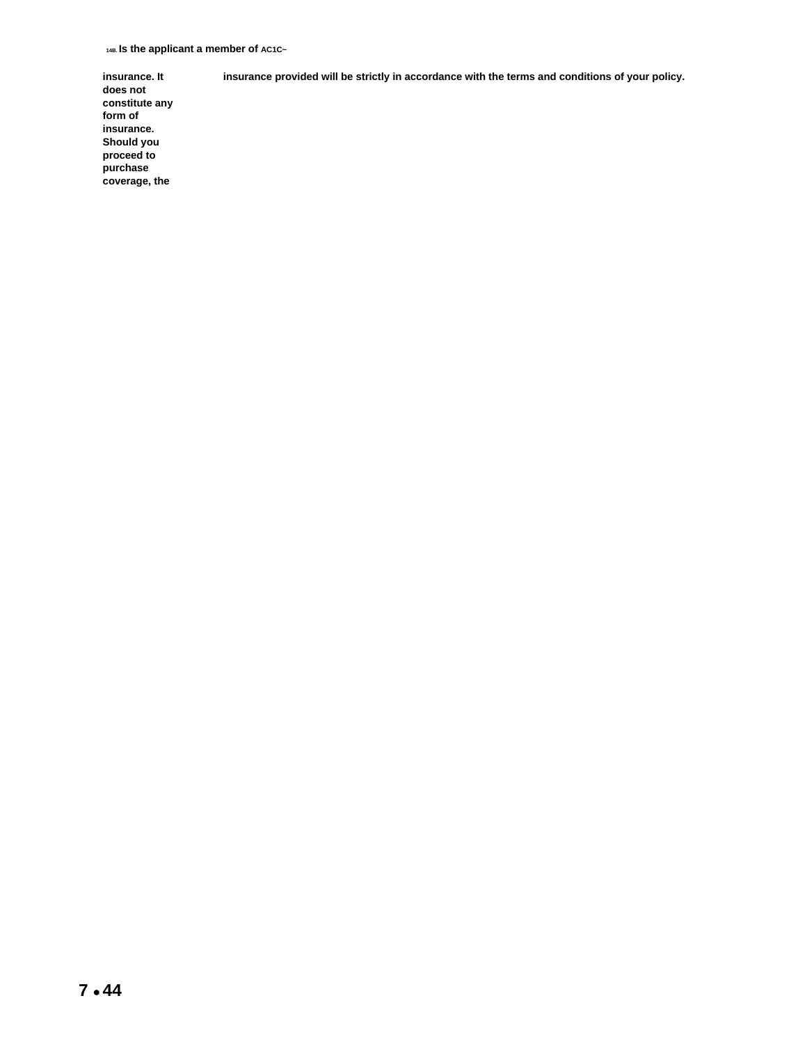**14B. Is the applicant a member of AC1C~**

**insurance. It does not constitute any form of insurance. Should you proceed to purchase coverage, the insurance provided will be strictly in accordance with the terms and conditions of your policy.**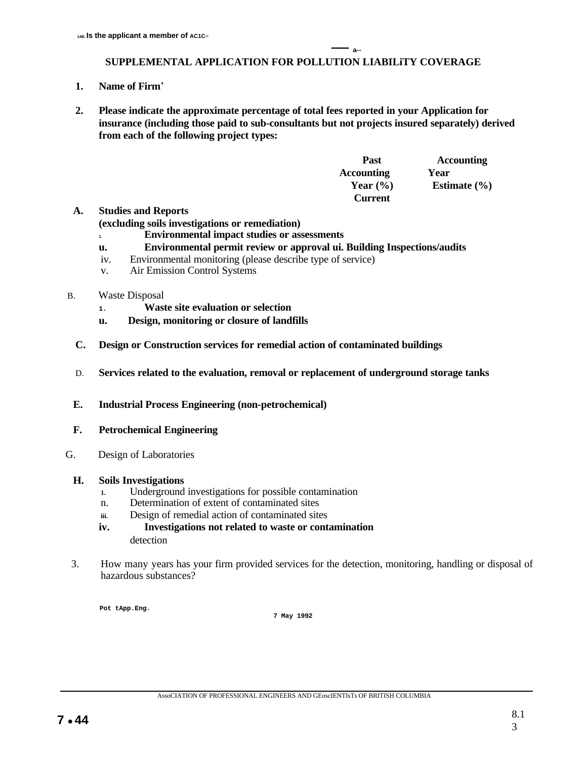**14B. Is the applicant a member of AC1C~**

## SUPPLEMENTAL APPLICATION FOR POLLUTION LIABILiTY COVERAGE

1. **Name of Firm'**

2. **Please indicate the approximate percentage of total fees reported in your Application for insurance (including those paid to sub-consultants but not projects insured separately) derived from each of the following project types:**

| | Past Accounting Year (%) Current | Accounting Year Estimate (%) |
|---|---|---|
| **A. Studies and Reports (excluding soils investigations or remediation)** | | |
| 1. **Environmental impact studies or assessments** | | |
| u. **Environmental permit review or approval ui. Building Inspections/audits** | | |
| iv. Environmental monitoring (please describe type of service) | | |
| v. Air Emission Control Systems | | |
| B. Waste Disposal | | |
| 1. **Waste site evaluation or selection** | | |
| u. **Design, monitoring or closure of landfills** | | |
| **C. Design or Construction services for remedial action of contaminated buildings** | | |
| D. **Services related to the evaluation, removal or replacement of underground storage tanks** | | |
| **E. Industrial Process Engineering (non-petrochemical)** | | |
| **F. Petrochemical Engineering** | | |
| G. Design of Laboratories | | |
| **H. Soils Investigations** | | |
| 1. Underground investigations for possible contamination | | |
| n. Determination of extent of contaminated sites | | |
| iii. Design of remedial action of contaminated sites | | |
| **iv. Investigations not related to waste or contamination** detection | | |

3. How many years has your firm provided services for the detection, monitoring, handling or disposal of hazardous substances?

Pot tApp.Eng.

7 May 1992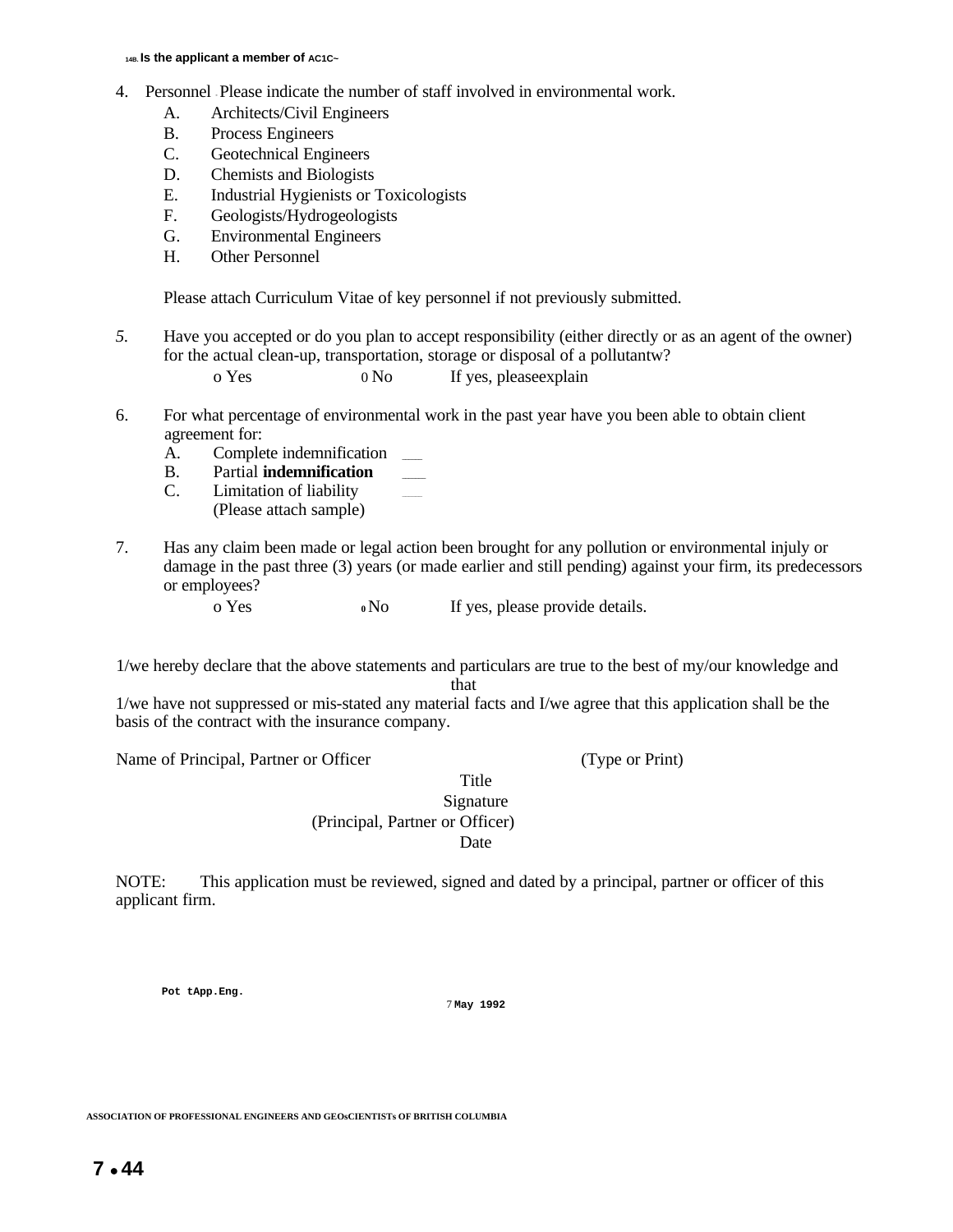14B. **Is the applicant a member of AC1C~**

4. Personnel - Please indicate the number of staff involved in environmental work.
   - A. Architects/Civil Engineers
   - B. Process Engineers
   - C. Geotechnical Engineers
   - D. Chemists and Biologists
   - E. Industrial Hygienists or Toxicologists
   - F. Geologists/Hydrogeologists
   - G. Environmental Engineers
   - H. Other Personnel

   Please attach Curriculum Vitae of key personnel if not previously submitted.

*5.* Have you accepted or do you plan to accept responsibility (either directly or as an agent of the owner) for the actual clean-up, transportation, storage or disposal of a pollutantw?

   o Yes 0 No If yes, pleaseexplain

6. For what percentage of environmental work in the past year have you been able to obtain client agreement for:
   - A. Complete indemnification ___
   - B. Partial **indemnification** ___
   - C. Limitation of liability ___

   (Please attach sample)

7. Has any claim been made or legal action been brought for any pollution or environmental injuly or damage in the past three (3) years (or made earlier and still pending) against your firm, its predecessors or employees?

   o Yes **0** No If yes, please provide details.

1/we hereby declare that the above statements and particulars are true to the best of my/our knowledge and that
1/we have not suppressed or mis-stated any material facts and I/we agree that this application shall be the basis of the contract with the insurance company.

Name of Principal, Partner or Officer (Type or Print)

Title

Signature
(Principal, Partner or Officer)

Date

NOTE: This application must be reviewed, signed and dated by a principal, partner or officer of this applicant firm.

**Pot tApp.Eng.** 7 **May 1992**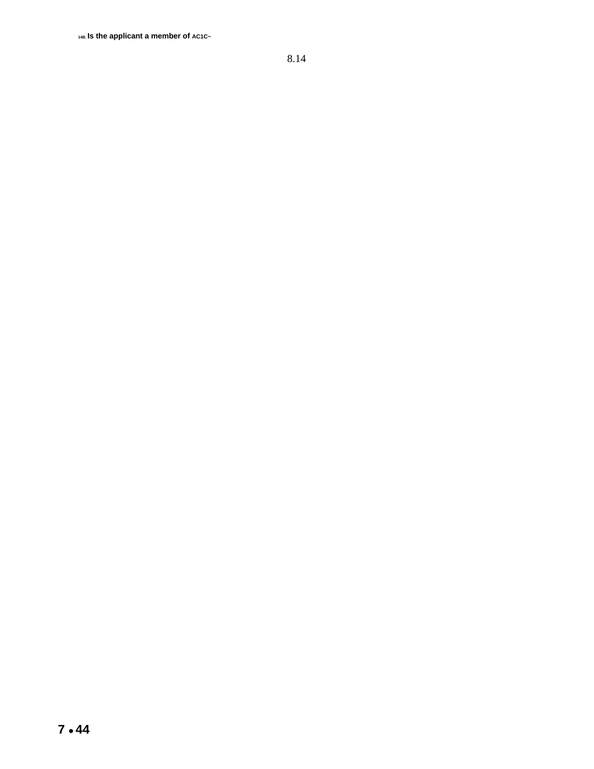14B. **Is the applicant a member of** AC1C~

8.14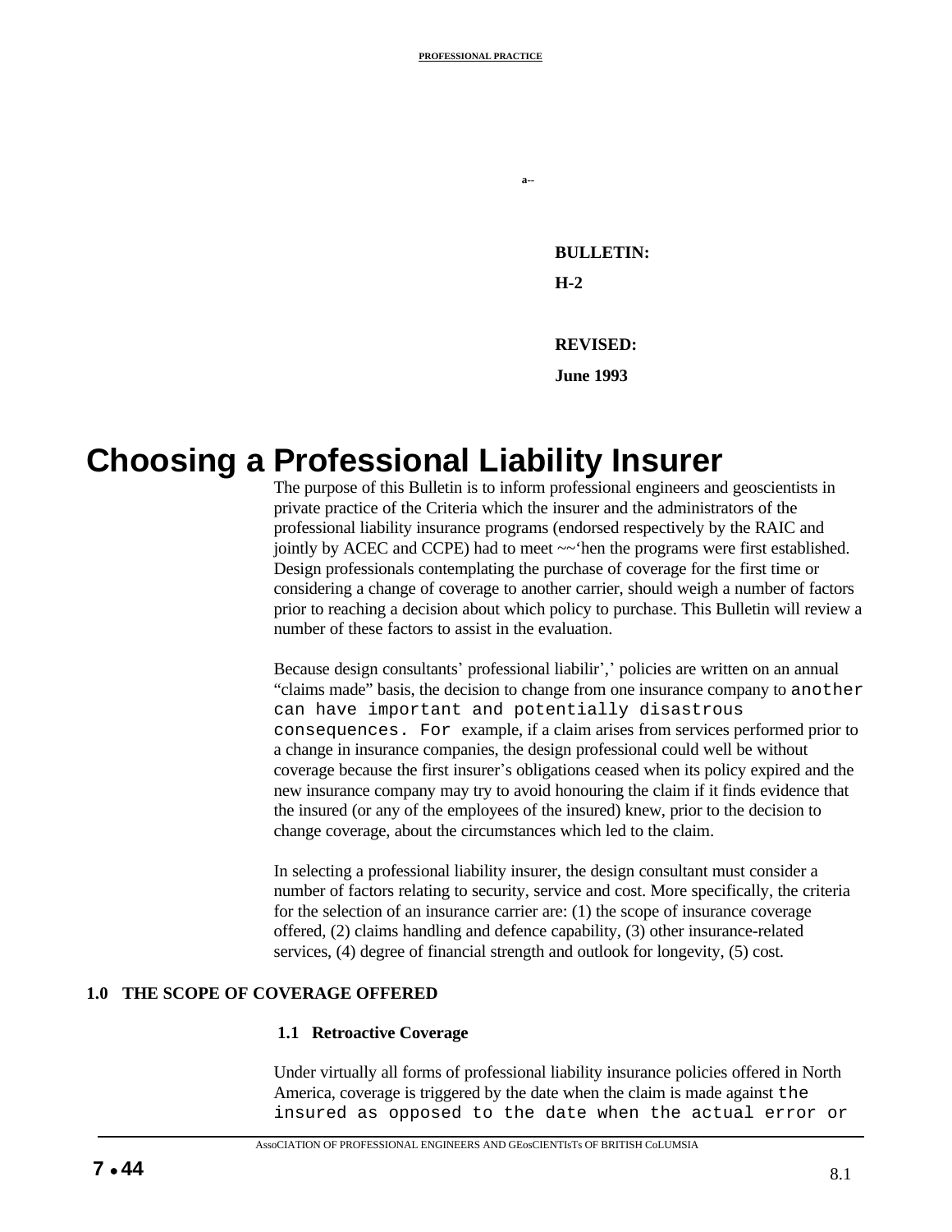**BULLETIN:**

**H-2**

**REVISED:**

**June 1993**

# Choosing a Professional Liability Insurer

The purpose of this Bulletin is to inform professional engineers and geoscientists in private practice of the Criteria which the insurer and the administrators of the professional liability insurance programs (endorsed respectively by the RAIC and jointly by ACEC and CCPE) had to meet ~~'hen the programs were first established. Design professionals contemplating the purchase of coverage for the first time or considering a change of coverage to another carrier, should weigh a number of factors prior to reaching a decision about which policy to purchase. This Bulletin will review a number of these factors to assist in the evaluation.

Because design consultants' professional liabilir',' policies are written on an annual "claims made" basis, the decision to change from one insurance company to another can have important and potentially disastrous consequences. For example, if a claim arises from services performed prior to a change in insurance companies, the design professional could well be without coverage because the first insurer's obligations ceased when its policy expired and the new insurance company may try to avoid honouring the claim if it finds evidence that the insured (or any of the employees of the insured) knew, prior to the decision to change coverage, about the circumstances which led to the claim.

In selecting a professional liability insurer, the design consultant must consider a number of factors relating to security, service and cost. More specifically, the criteria for the selection of an insurance carrier are: (1) the scope of insurance coverage offered, (2) claims handling and defence capability, (3) other insurance-related services, (4) degree of financial strength and outlook for longevity, (5) cost.

## 1.0 THE SCOPE OF COVERAGE OFFERED

### 1.1 Retroactive Coverage

Under virtually all forms of professional liability insurance policies offered in North America, coverage is triggered by the date when the claim is made against the insured as opposed to the date when the actual error or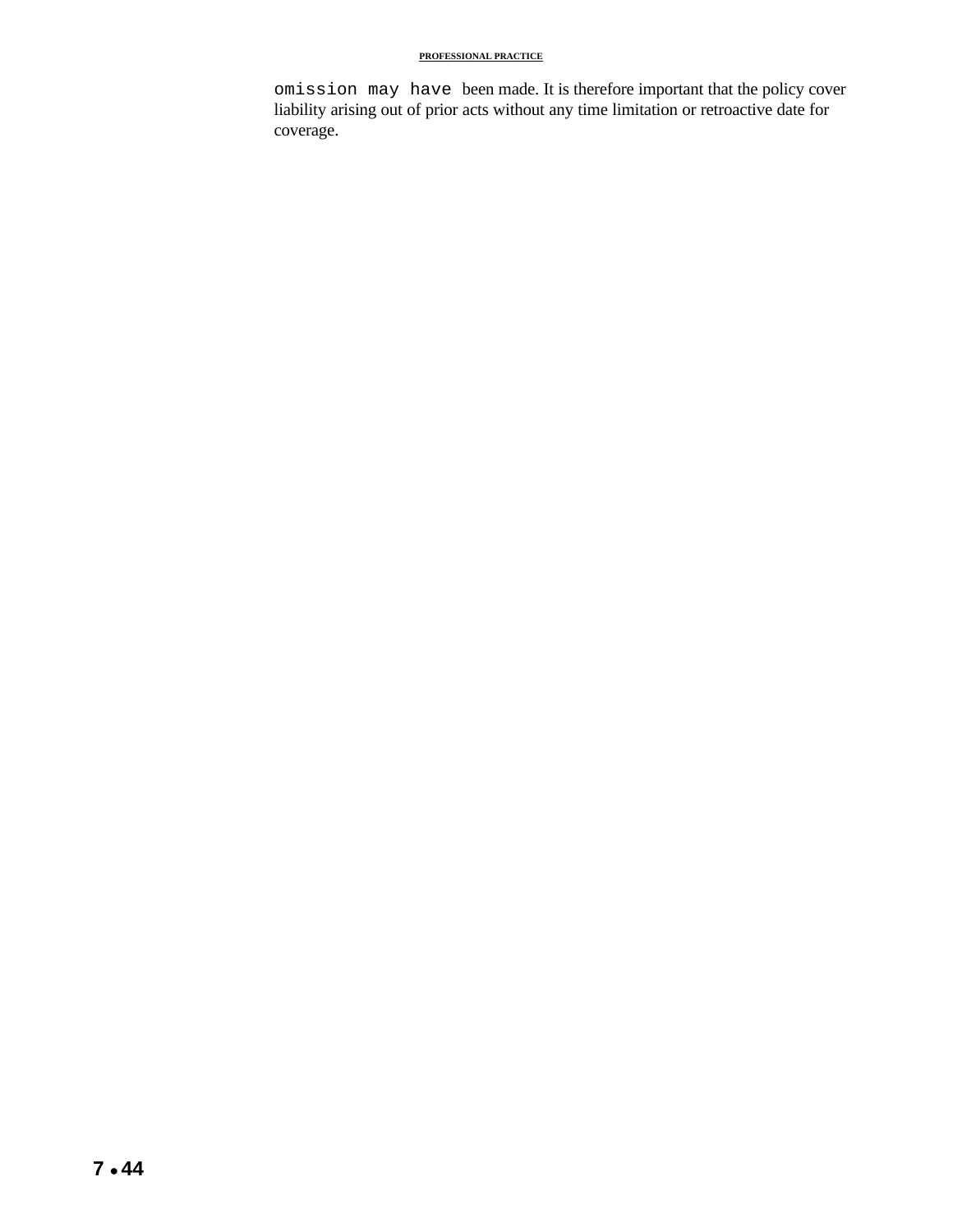omission may have been made. It is therefore important that the policy cover liability arising out of prior acts without any time limitation or retroactive date for coverage.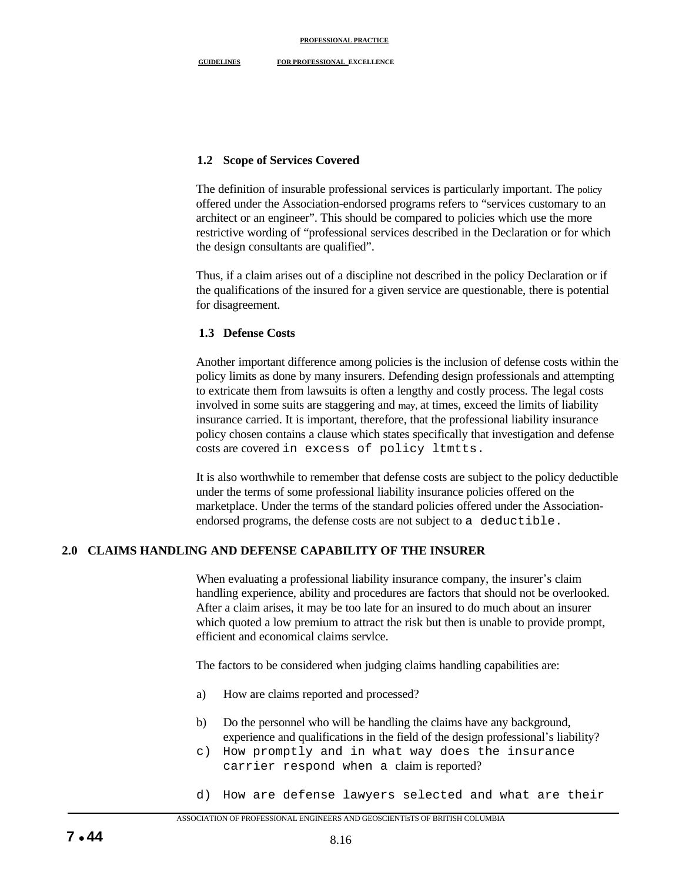### 1.2 Scope of Services Covered

The definition of insurable professional services is particularly important. The policy offered under the Association-endorsed programs refers to "services customary to an architect or an engineer". This should be compared to policies which use the more restrictive wording of "professional services described in the Declaration or for which the design consultants are qualified".

Thus, if a claim arises out of a discipline not described in the policy Declaration or if the qualifications of the insured for a given service are questionable, there is potential for disagreement.

### 1.3 Defense Costs

Another important difference among policies is the inclusion of defense costs within the policy limits as done by many insurers. Defending design professionals and attempting to extricate them from lawsuits is often a lengthy and costly process. The legal costs involved in some suits are staggering and may, at times, exceed the limits of liability insurance carried. It is important, therefore, that the professional liability insurance policy chosen contains a clause which states specifically that investigation and defense costs are covered in excess of policy ltmtts.

It is also worthwhile to remember that defense costs are subject to the policy deductible under the terms of some professional liability insurance policies offered on the marketplace. Under the terms of the standard policies offered under the Association-endorsed programs, the defense costs are not subject to a deductible.

## 2.0 CLAIMS HANDLING AND DEFENSE CAPABILITY OF THE INSURER

When evaluating a professional liability insurance company, the insurer's claim handling experience, ability and procedures are factors that should not be overlooked. After a claim arises, it may be too late for an insured to do much about an insurer which quoted a low premium to attract the risk but then is unable to provide prompt, efficient and economical claims servlce.

The factors to be considered when judging claims handling capabilities are:

a) How are claims reported and processed?

b) Do the personnel who will be handling the claims have any background, experience and qualifications in the field of the design professional's liability?

c) How promptly and in what way does the insurance carrier respond when a claim is reported?

d) How are defense lawyers selected and what are their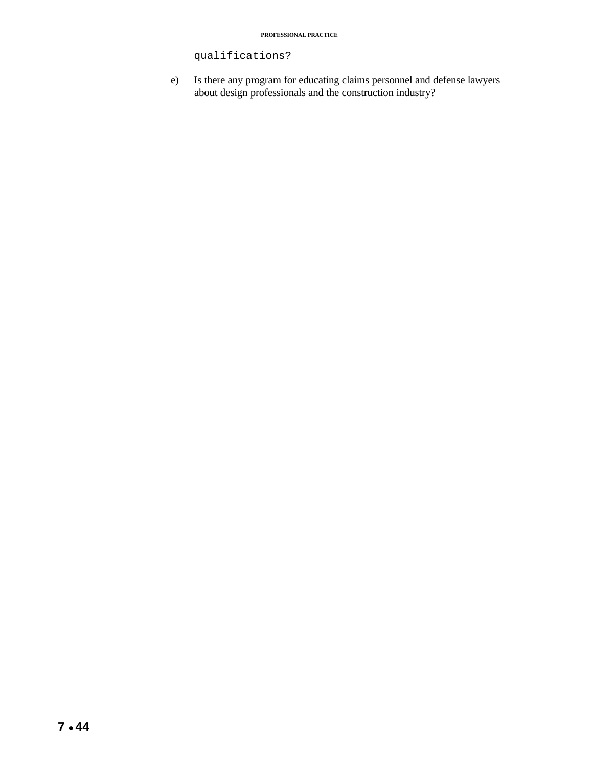qualifications?

e) Is there any program for educating claims personnel and defense lawyers about design professionals and the construction industry?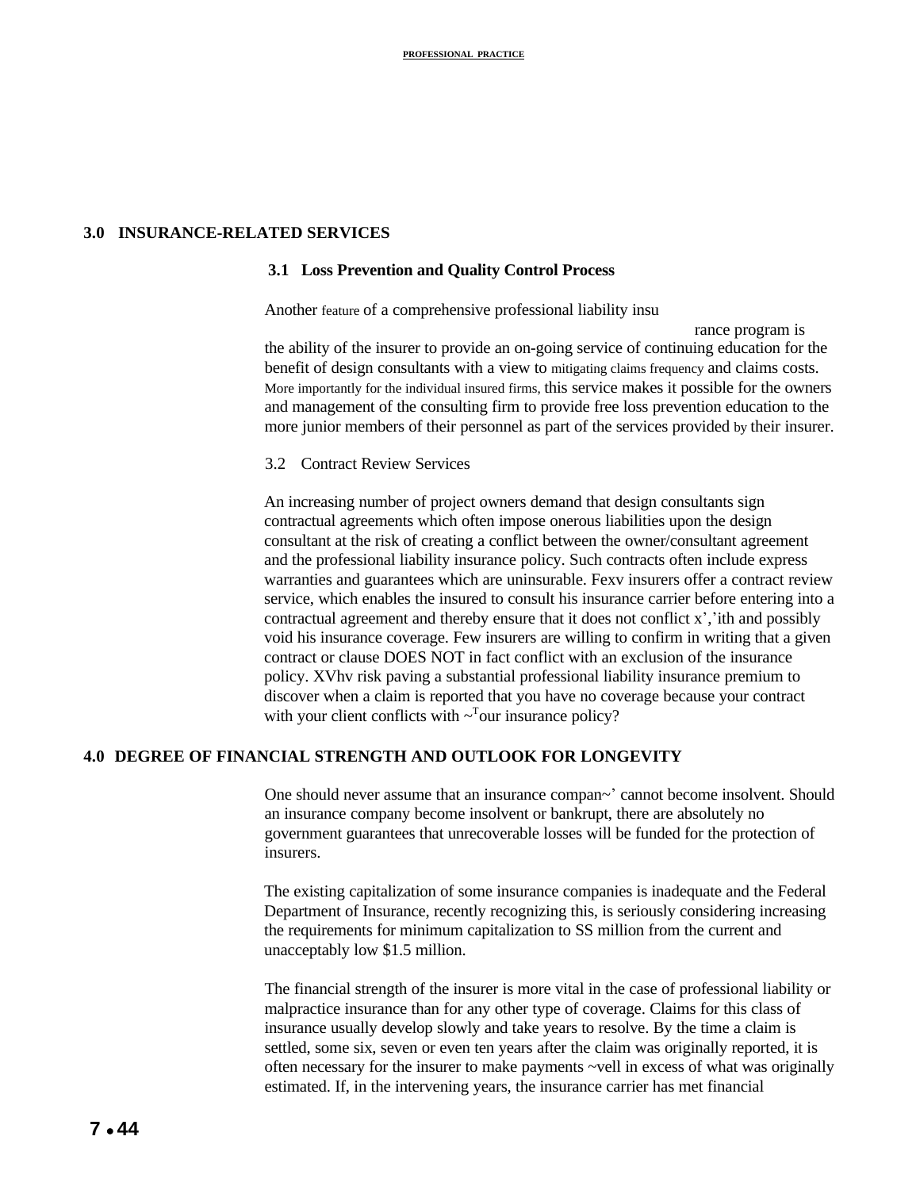## 3.0 INSURANCE-RELATED SERVICES

### 3.1 Loss Prevention and Quality Control Process

Another feature of a comprehensive professional liability insurance program is the ability of the insurer to provide an on-going service of continuing education for the benefit of design consultants with a view to mitigating claims frequency and claims costs. More importantly for the individual insured firms, this service makes it possible for the owners and management of the consulting firm to provide free loss prevention education to the more junior members of their personnel as part of the services provided by their insurer.

### 3.2 Contract Review Services

An increasing number of project owners demand that design consultants sign contractual agreements which often impose onerous liabilities upon the design consultant at the risk of creating a conflict between the owner/consultant agreement and the professional liability insurance policy. Such contracts often include express warranties and guarantees which are uninsurable. Fexv insurers offer a contract review service, which enables the insured to consult his insurance carrier before entering into a contractual agreement and thereby ensure that it does not conflict x','ith and possibly void his insurance coverage. Few insurers are willing to confirm in writing that a given contract or clause DOES NOT in fact conflict with an exclusion of the insurance policy. XVhv risk paving a substantial professional liability insurance premium to discover when a claim is reported that you have no coverage because your contract with your client conflicts with ~Tour insurance policy?

## 4.0 DEGREE OF FINANCIAL STRENGTH AND OUTLOOK FOR LONGEVITY

One should never assume that an insurance compan~' cannot become insolvent. Should an insurance company become insolvent or bankrupt, there are absolutely no government guarantees that unrecoverable losses will be funded for the protection of insurers.

The existing capitalization of some insurance companies is inadequate and the Federal Department of Insurance, recently recognizing this, is seriously considering increasing the requirements for minimum capitalization to SS million from the current and unacceptably low $1.5 million.

The financial strength of the insurer is more vital in the case of professional liability or malpractice insurance than for any other type of coverage. Claims for this class of insurance usually develop slowly and take years to resolve. By the time a claim is settled, some six, seven or even ten years after the claim was originally reported, it is often necessary for the insurer to make payments ~vell in excess of what was originally estimated. If, in the intervening years, the insurance carrier has met financial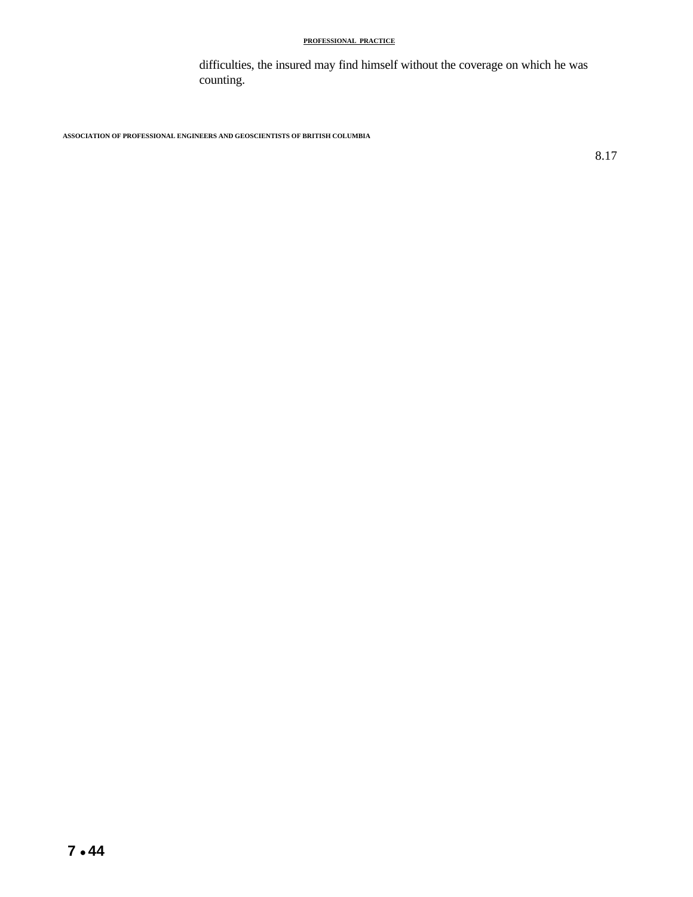difficulties, the insured may find himself without the coverage on which he was counting.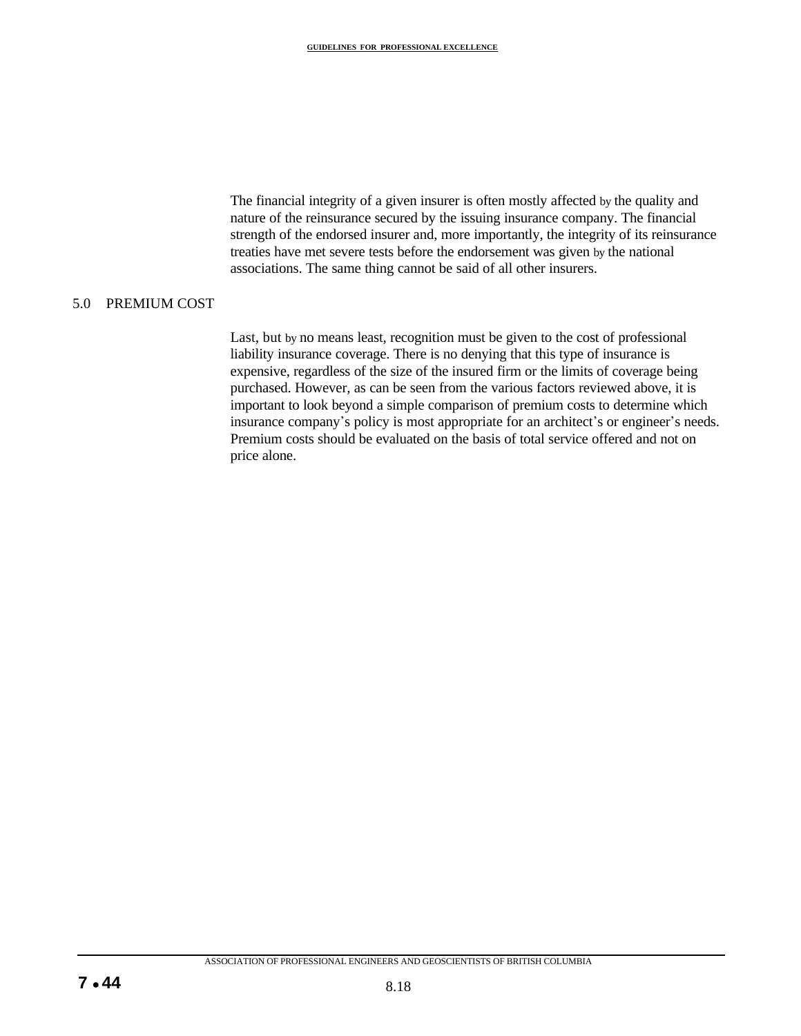The financial integrity of a given insurer is often mostly affected by the quality and nature of the reinsurance secured by the issuing insurance company. The financial strength of the endorsed insurer and, more importantly, the integrity of its reinsurance treaties have met severe tests before the endorsement was given by the national associations. The same thing cannot be said of all other insurers.

## 5.0 PREMIUM COST

Last, but by no means least, recognition must be given to the cost of professional liability insurance coverage. There is no denying that this type of insurance is expensive, regardless of the size of the insured firm or the limits of coverage being purchased. However, as can be seen from the various factors reviewed above, it is important to look beyond a simple comparison of premium costs to determine which insurance company's policy is most appropriate for an architect's or engineer's needs. Premium costs should be evaluated on the basis of total service offered and not on price alone.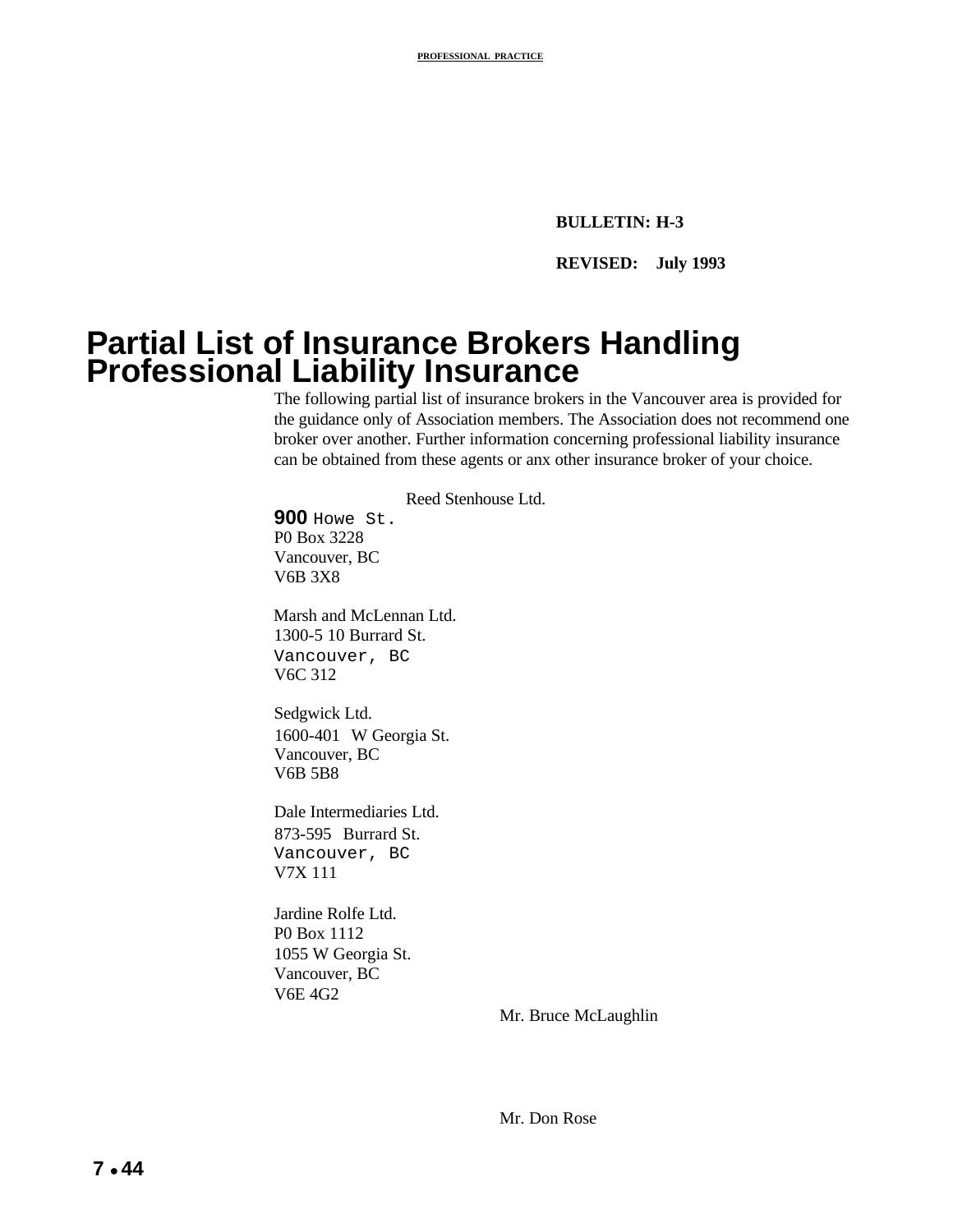**BULLETIN: H-3**

**REVISED: July 1993**

# Partial List of Insurance Brokers Handling Professional Liability Insurance

The following partial list of insurance brokers in the Vancouver area is provided for the guidance only of Association members. The Association does not recommend one broker over another. Further information concerning professional liability insurance can be obtained from these agents or anx other insurance broker of your choice.

Reed Stenhouse Ltd.
900 Howe St.
P0 Box 3228
Vancouver, BC
V6B 3X8

Marsh and McLennan Ltd.
1300-5 10 Burrard St.
Vancouver, BC
V6C 312

Sedgwick Ltd.
1600-401 W Georgia St.
Vancouver, BC
V6B 5B8

Dale Intermediaries Ltd.
873-595 Burrard St.
Vancouver, BC
V7X 111

Jardine Rolfe Ltd.
P0 Box 1112
1055 W Georgia St.
Vancouver, BC
V6E 4G2

Mr. Bruce McLaughlin

Mr. Don Rose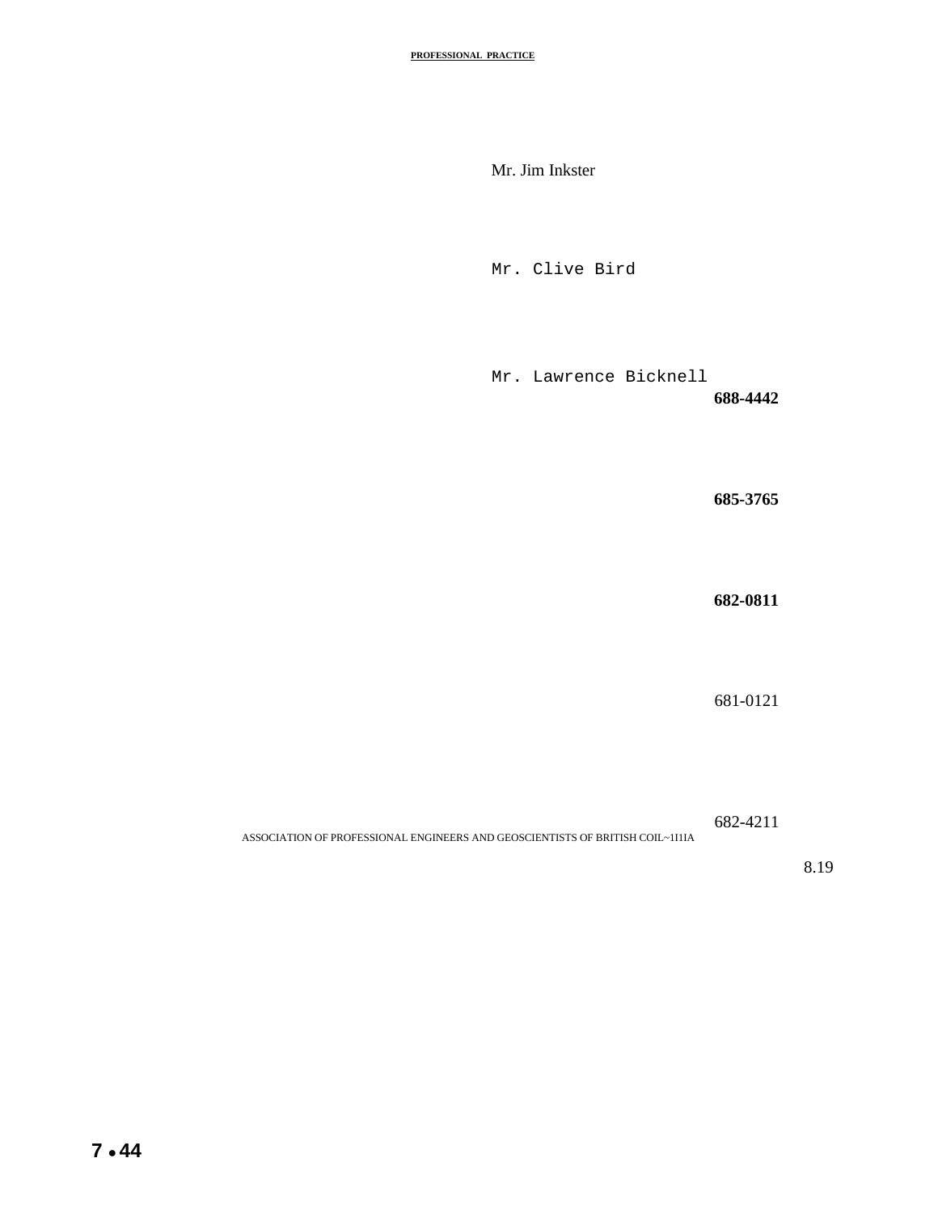Mr. Jim Inkster

Mr. Clive Bird

Mr. Lawrence Bicknell

**688-4442**

**685-3765**

**682-0811**

681-0121

682-4211

ASSOCIATION OF PROFESSIONAL ENGINEERS AND GEOSCIENTISTS OF BRITISH COIL~1I1IA

8.19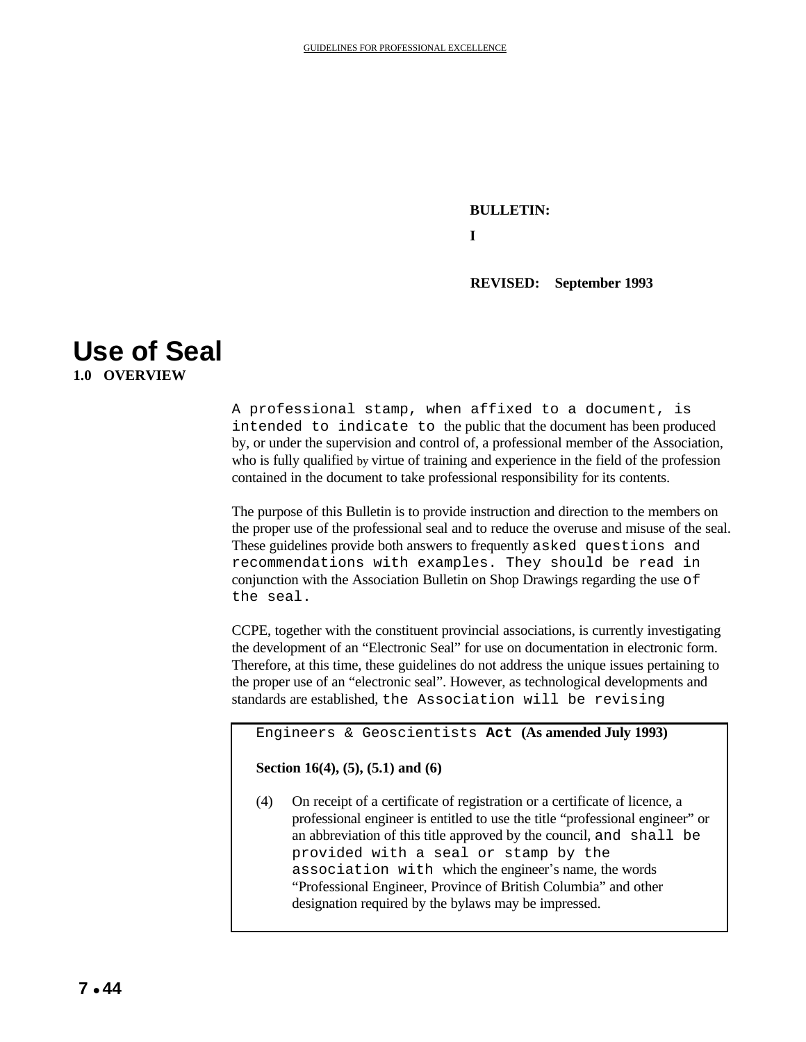**BULLETIN:**

**I**

**REVISED: September 1993**

# Use of Seal

## 1.0 OVERVIEW

A professional stamp, when affixed to a document, is intended to indicate to the public that the document has been produced by, or under the supervision and control of, a professional member of the Association, who is fully qualified by virtue of training and experience in the field of the profession contained in the document to take professional responsibility for its contents.

The purpose of this Bulletin is to provide instruction and direction to the members on the proper use of the professional seal and to reduce the overuse and misuse of the seal. These guidelines provide both answers to frequently asked questions and recommendations with examples. They should be read in conjunction with the Association Bulletin on Shop Drawings regarding the use of the seal.

CCPE, together with the constituent provincial associations, is currently investigating the development of an "Electronic Seal" for use on documentation in electronic form. Therefore, at this time, these guidelines do not address the unique issues pertaining to the proper use of an "electronic seal". However, as technological developments and standards are established, the Association will be revising

> Engineers & Geoscientists **Act (As amended July 1993)**
>
> **Section 16(4), (5), (5.1) and (6)**
>
> (4) On receipt of a certificate of registration or a certificate of licence, a professional engineer is entitled to use the title "professional engineer" or an abbreviation of this title approved by the council, and shall be provided with a seal or stamp by the association with which the engineer's name, the words "Professional Engineer, Province of British Columbia" and other designation required by the bylaws may be impressed.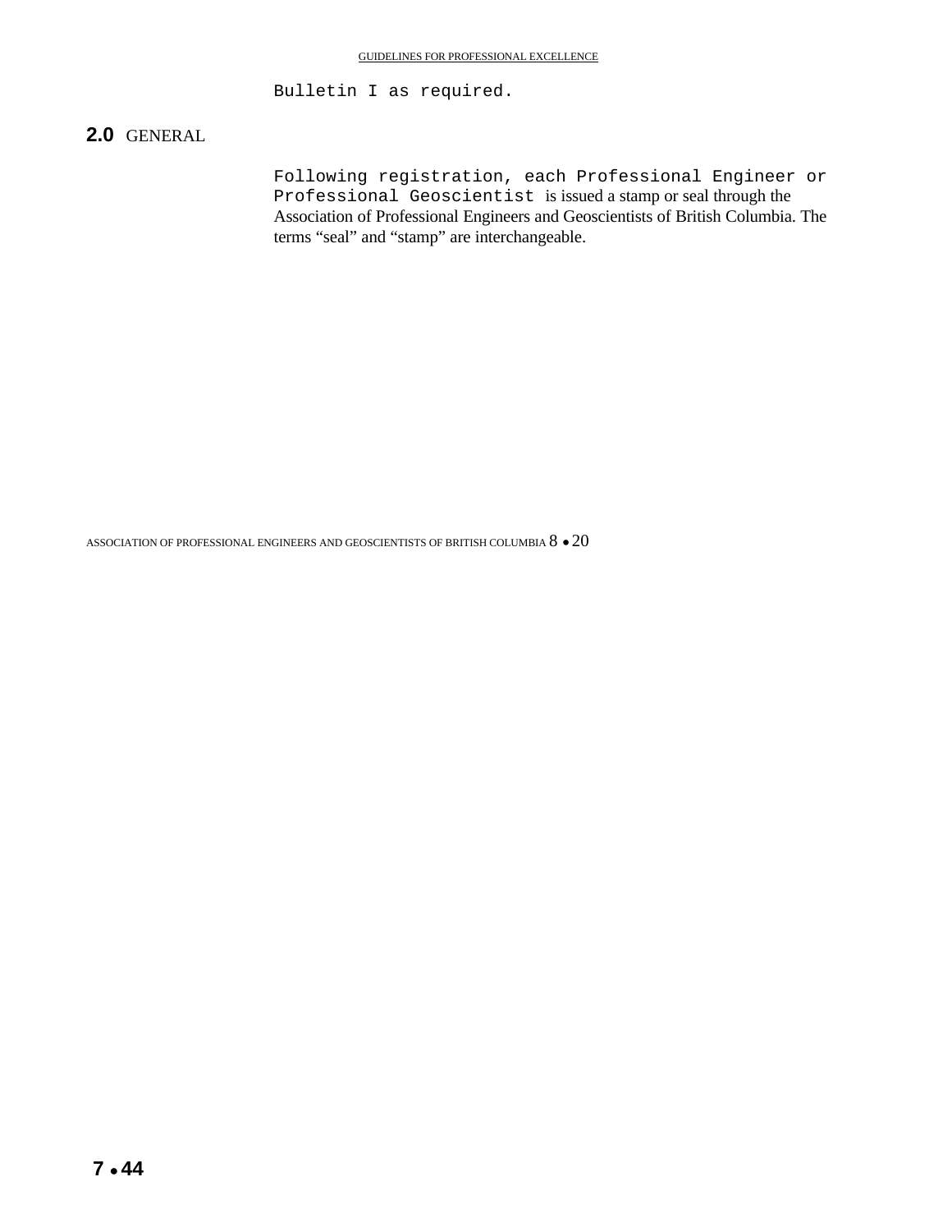Bulletin I as required.

## 2.0 GENERAL

Following registration, each Professional Engineer or Professional Geoscientist is issued a stamp or seal through the Association of Professional Engineers and Geoscientists of British Columbia. The terms “seal” and “stamp” are interchangeable.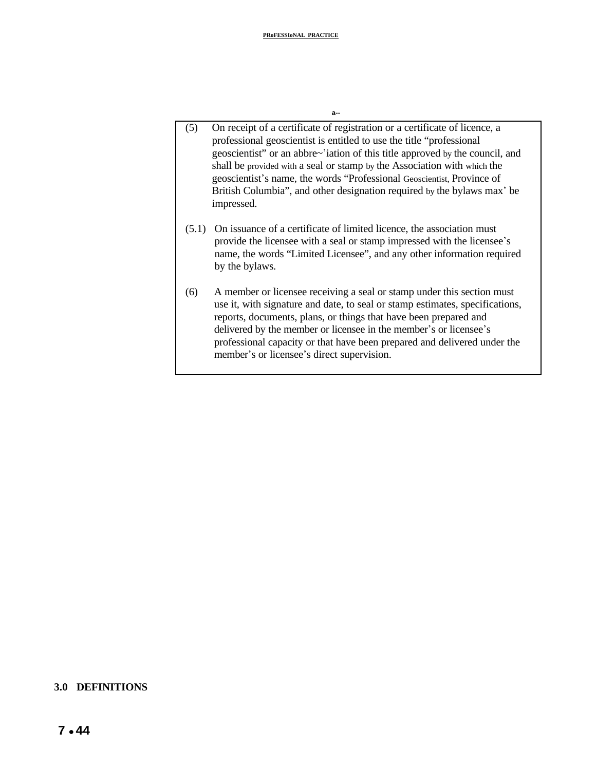a--

(5) On receipt of a certificate of registration or a certificate of licence, a professional geoscientist is entitled to use the title “professional geoscientist” or an abbre~’iation of this title approved by the council, and shall be provided with a seal or stamp by the Association with which the geoscientist’s name, the words “Professional Geoscientist, Province of British Columbia”, and other designation required by the bylaws max’ be impressed.

(5.1) On issuance of a certificate of limited licence, the association must provide the licensee with a seal or stamp impressed with the licensee’s name, the words “Limited Licensee”, and any other information required by the bylaws.

(6) A member or licensee receiving a seal or stamp under this section must use it, with signature and date, to seal or stamp estimates, specifications, reports, documents, plans, or things that have been prepared and delivered by the member or licensee in the member’s or licensee’s professional capacity or that have been prepared and delivered under the member’s or licensee’s direct supervision.

## 3.0 DEFINITIONS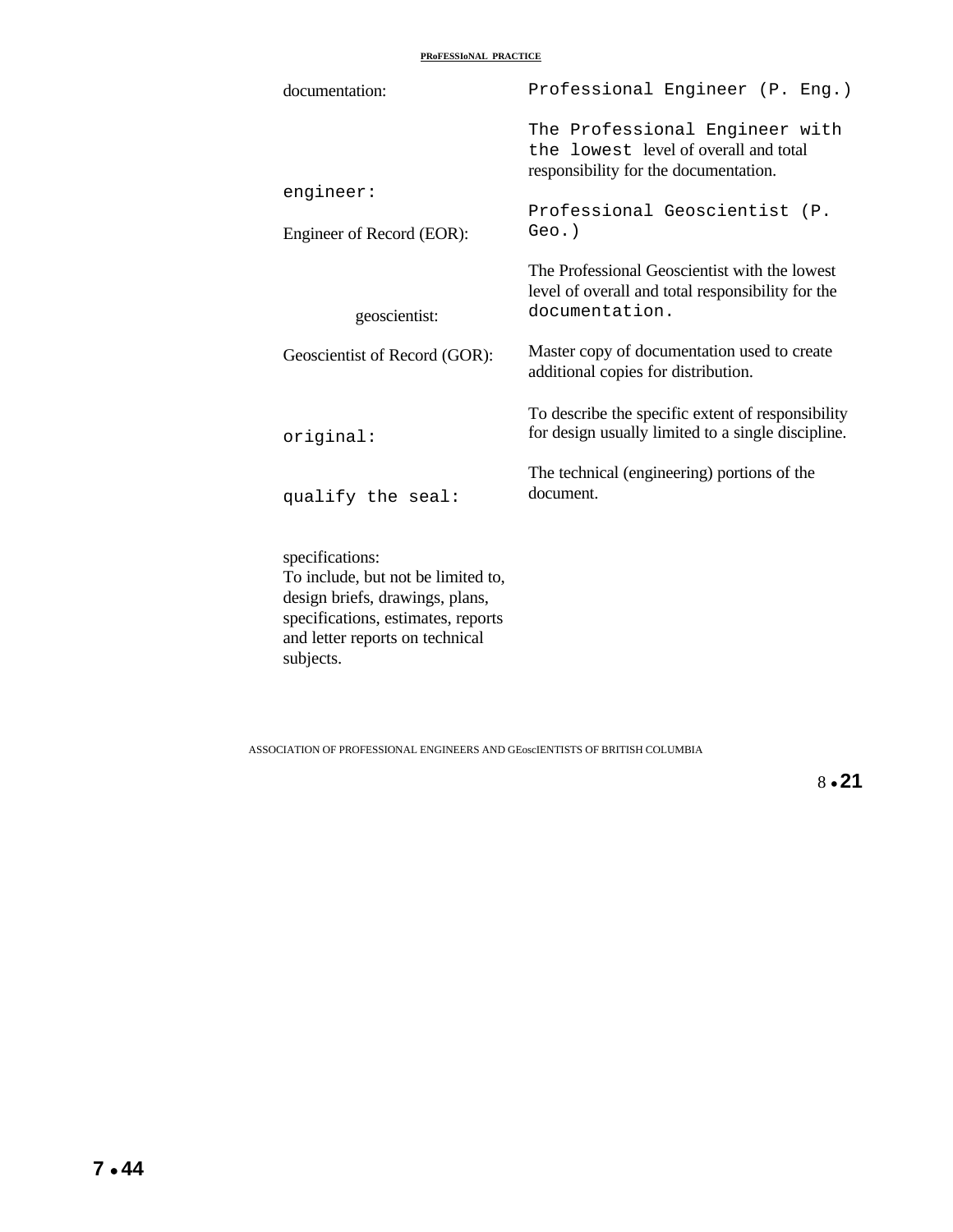documentation:

engineer:

Engineer of Record (EOR):

geoscientist:

Geoscientist of Record (GOR):

original:

qualify the seal:

specifications:
To include, but not be limited to, design briefs, drawings, plans, specifications, estimates, reports and letter reports on technical subjects.

Professional Engineer (P. Eng.)

The Professional Engineer with the lowest level of overall and total responsibility for the documentation.

Professional Geoscientist (P. Geo.)

The Professional Geoscientist with the lowest level of overall and total responsibility for the documentation.

Master copy of documentation used to create additional copies for distribution.

To describe the specific extent of responsibility for design usually limited to a single discipline.

The technical (engineering) portions of the document.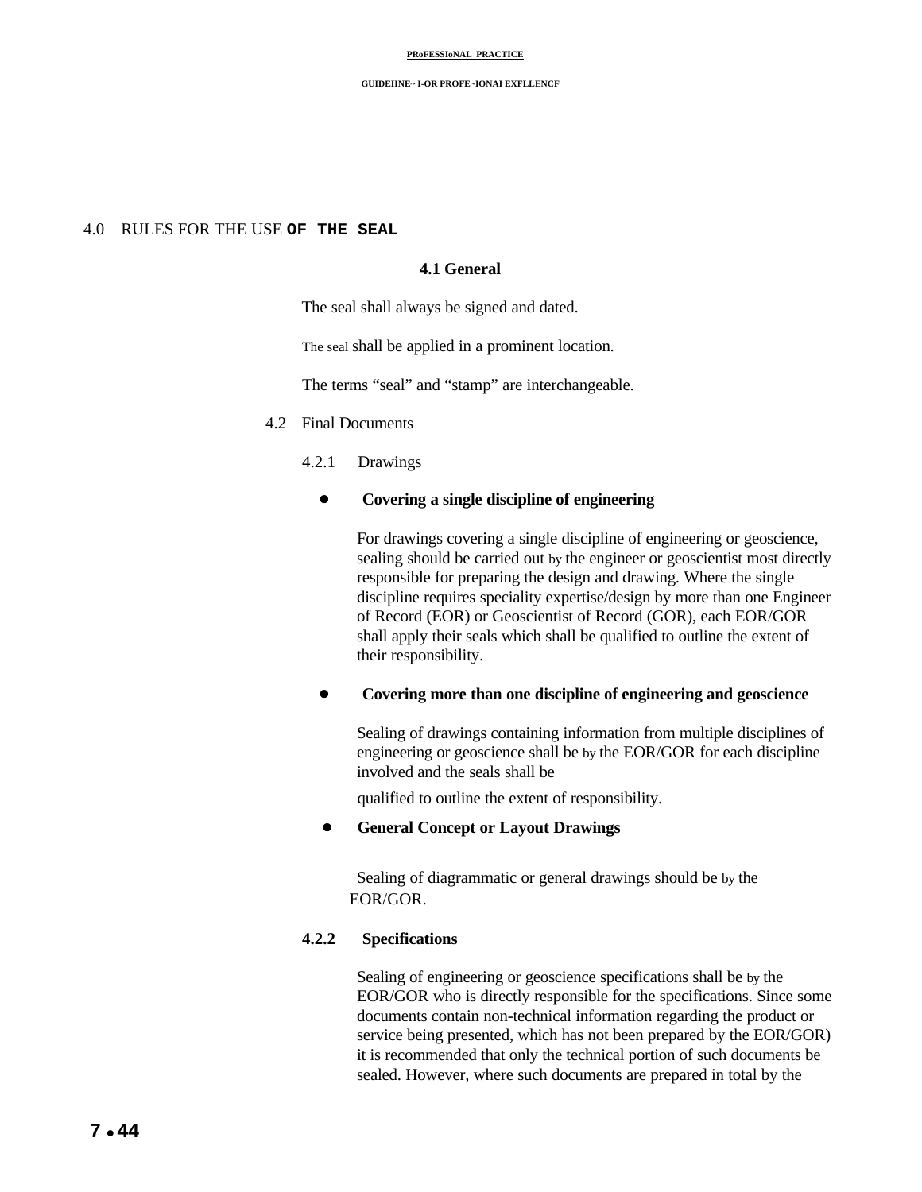## 4.0 RULES FOR THE USE OF THE SEAL

### 4.1 General

The seal shall always be signed and dated.

The seal shall be applied in a prominent location.

The terms “seal” and “stamp” are interchangeable.

### 4.2 Final Documents

#### 4.2.1 Drawings

- **Covering a single discipline of engineering**

  For drawings covering a single discipline of engineering or geoscience, sealing should be carried out by the engineer or geoscientist most directly responsible for preparing the design and drawing. Where the single discipline requires speciality expertise/design by more than one Engineer of Record (EOR) or Geoscientist of Record (GOR), each EOR/GOR shall apply their seals which shall be qualified to outline the extent of their responsibility.

- **Covering more than one discipline of engineering and geoscience**

  Sealing of drawings containing information from multiple disciplines of engineering or geoscience shall be by the EOR/GOR for each discipline involved and the seals shall be qualified to outline the extent of responsibility.

- **General Concept or Layout Drawings**

  Sealing of diagrammatic or general drawings should be by the EOR/GOR.

#### 4.2.2 Specifications

Sealing of engineering or geoscience specifications shall be by the EOR/GOR who is directly responsible for the specifications. Since some documents contain non-technical information regarding the product or service being presented, which has not been prepared by the EOR/GOR) it is recommended that only the technical portion of such documents be sealed. However, where such documents are prepared in total by the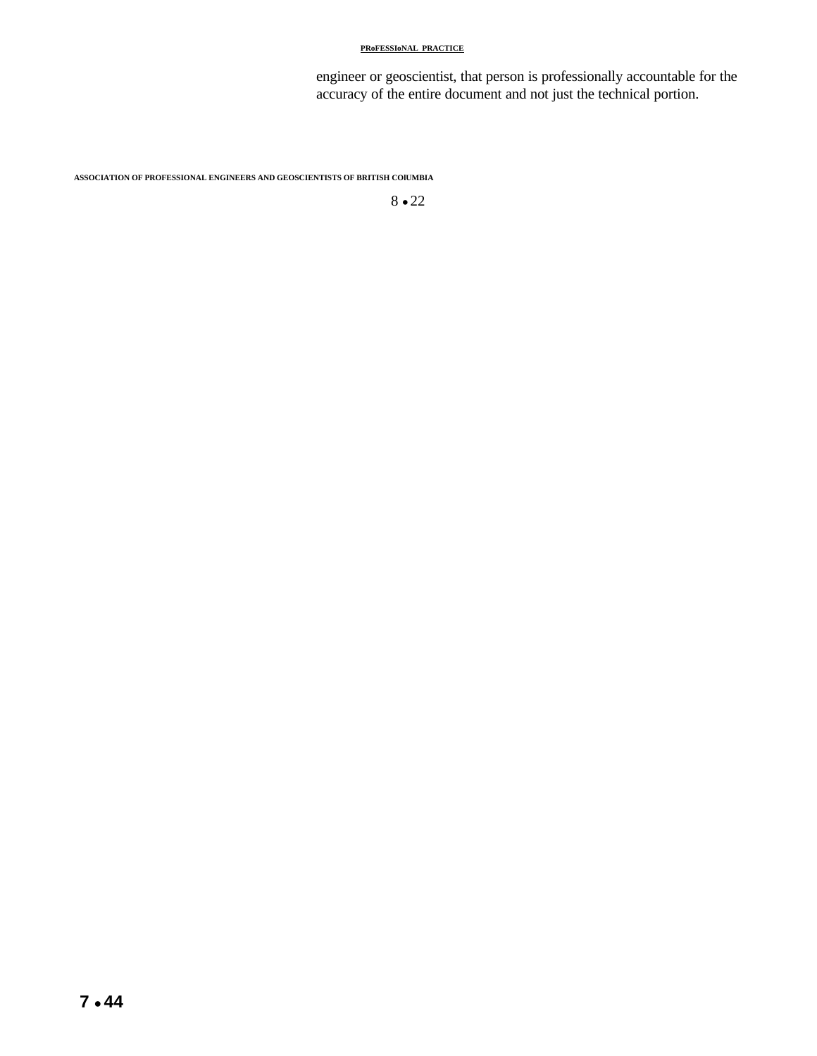engineer or geoscientist, that person is professionally accountable for the accuracy of the entire document and not just the technical portion.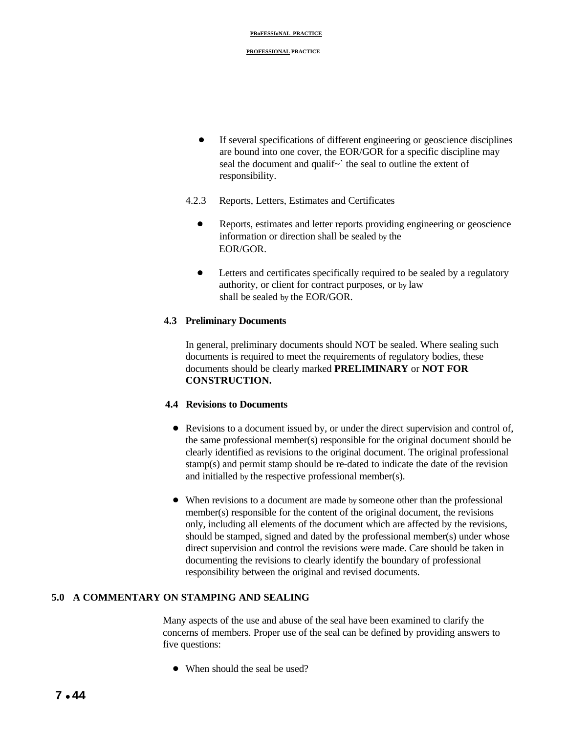- If several specifications of different engineering or geoscience disciplines are bound into one cover, the EOR/GOR for a specific discipline may seal the document and qualif~' the seal to outline the extent of responsibility.

4.2.3 Reports, Letters, Estimates and Certificates

- Reports, estimates and letter reports providing engineering or geoscience information or direction shall be sealed by the EOR/GOR.
- Letters and certificates specifically required to be sealed by a regulatory authority, or client for contract purposes, or by law shall be sealed by the EOR/GOR.

### 4.3 Preliminary Documents

In general, preliminary documents should NOT be sealed. Where sealing such documents is required to meet the requirements of regulatory bodies, these documents should be clearly marked **PRELIMINARY** or **NOT FOR CONSTRUCTION.**

### 4.4 Revisions to Documents

- Revisions to a document issued by, or under the direct supervision and control of, the same professional member(s) responsible for the original document should be clearly identified as revisions to the original document. The original professional stamp(s) and permit stamp should be re-dated to indicate the date of the revision and initialled by the respective professional member(s).
- When revisions to a document are made by someone other than the professional member(s) responsible for the content of the original document, the revisions only, including all elements of the document which are affected by the revisions, should be stamped, signed and dated by the professional member(s) under whose direct supervision and control the revisions were made. Care should be taken in documenting the revisions to clearly identify the boundary of professional responsibility between the original and revised documents.

## 5.0 A COMMENTARY ON STAMPING AND SEALING

Many aspects of the use and abuse of the seal have been examined to clarify the concerns of members. Proper use of the seal can be defined by providing answers to five questions:

- When should the seal be used?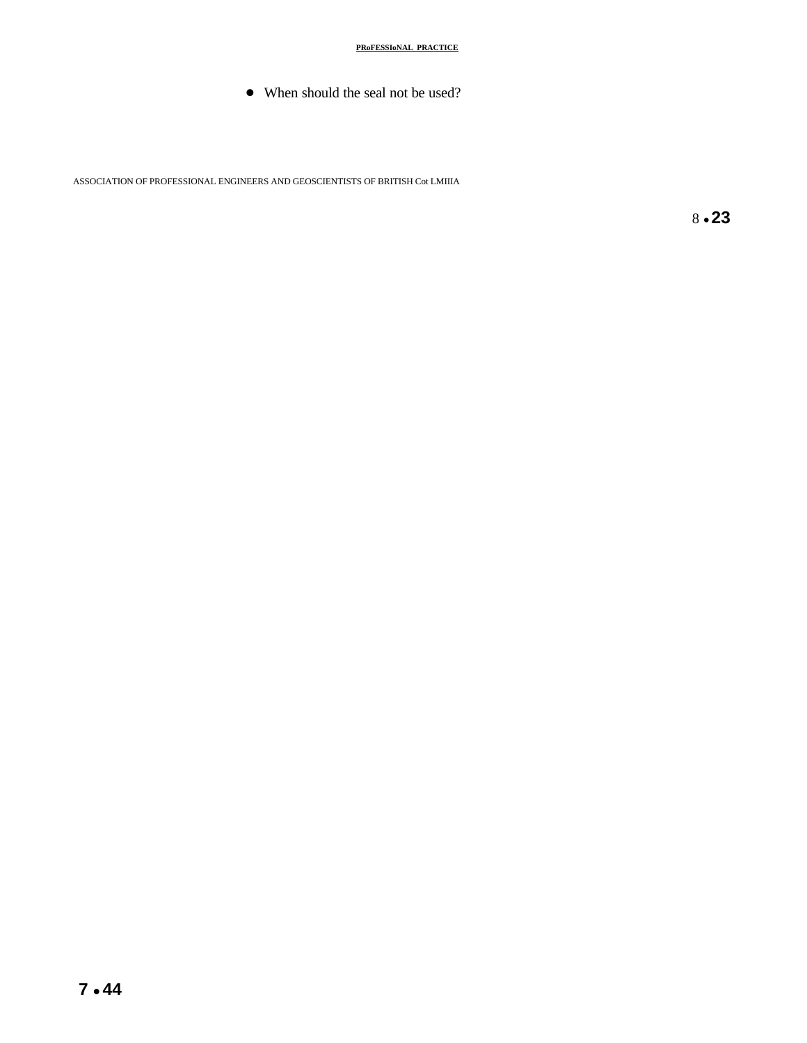- When should the seal not be used?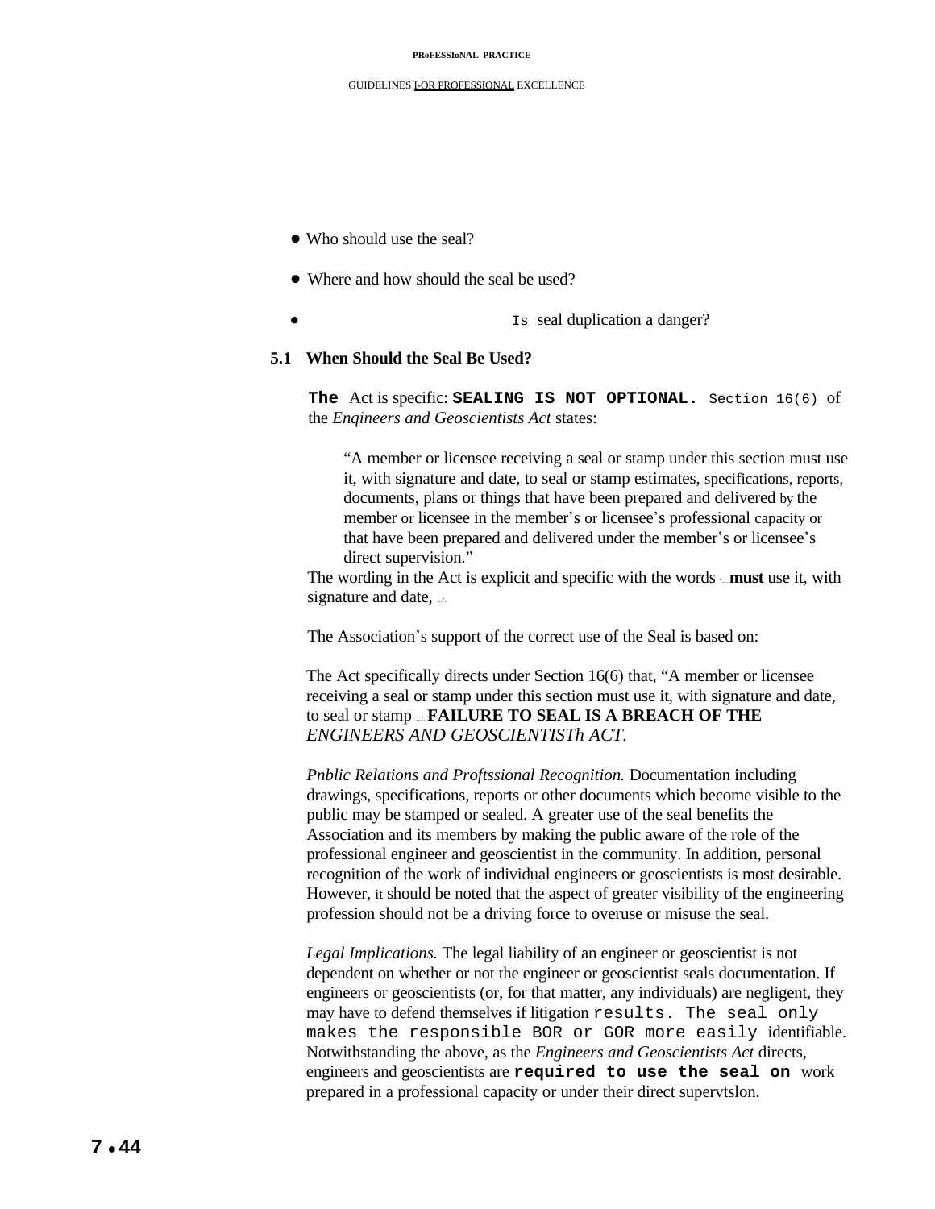- Who should use the seal?
- Where and how should the seal be used?
- Is seal duplication a danger?

### 5.1 When Should the Seal Be Used?

**The** Act is specific: **SEALING IS NOT OPTIONAL.** Section 16(6) of the *Enqineers and Geoscientists Act* states:

> "A member or licensee receiving a seal or stamp under this section must use it, with signature and date, to seal or stamp estimates, specifications, reports, documents, plans or things that have been prepared and delivered by the member or licensee in the member's or licensee's professional capacity or that have been prepared and delivered under the member's or licensee's direct supervision."

The wording in the Act is explicit and specific with the words "... **must** use it, with signature and date, ..."

The Association's support of the correct use of the Seal is based on:

The Act specifically directs under Section 16(6) that, "A member or licensee receiving a seal or stamp under this section must use it, with signature and date, to seal or stamp ..." **FAILURE TO SEAL IS A BREACH OF THE** *ENGINEERS AND GEOSCIENTISTh ACT.*

*Pnblic Relations and Proftssional Recognition.* Documentation including drawings, specifications, reports or other documents which become visible to the public may be stamped or sealed. A greater use of the seal benefits the Association and its members by making the public aware of the role of the professional engineer and geoscientist in the community. In addition, personal recognition of the work of individual engineers or geoscientists is most desirable. However, it should be noted that the aspect of greater visibility of the engineering profession should not be a driving force to overuse or misuse the seal.

*Legal Implications.* The legal liability of an engineer or geoscientist is not dependent on whether or not the engineer or geoscientist seals documentation. If engineers or geoscientists (or, for that matter, any individuals) are negligent, they may have to defend themselves if litigation results. The seal only makes the responsible BOR or GOR more easily identifiable. Notwithstanding the above, as the *Engineers and Geoscientists Act* directs, engineers and geoscientists are **required to use the seal on** work prepared in a professional capacity or under their direct supervtslon.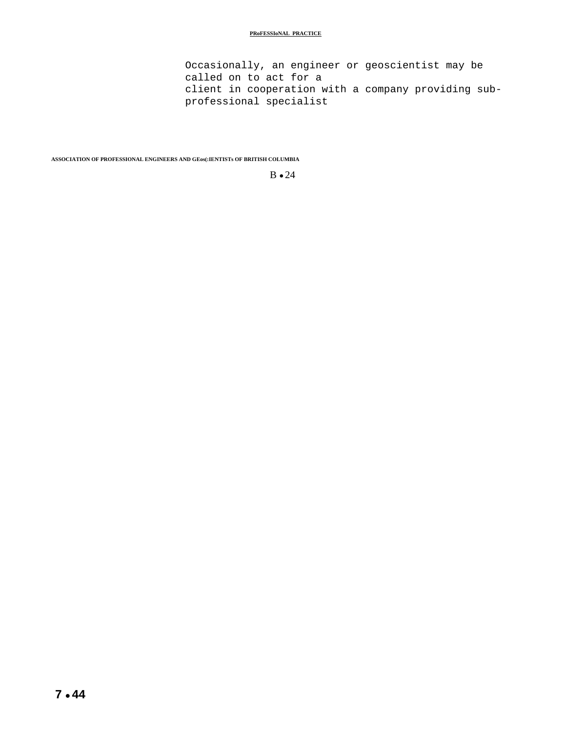Occasionally, an engineer or geoscientist may be called on to act for a client in cooperation with a company providing sub-professional specialist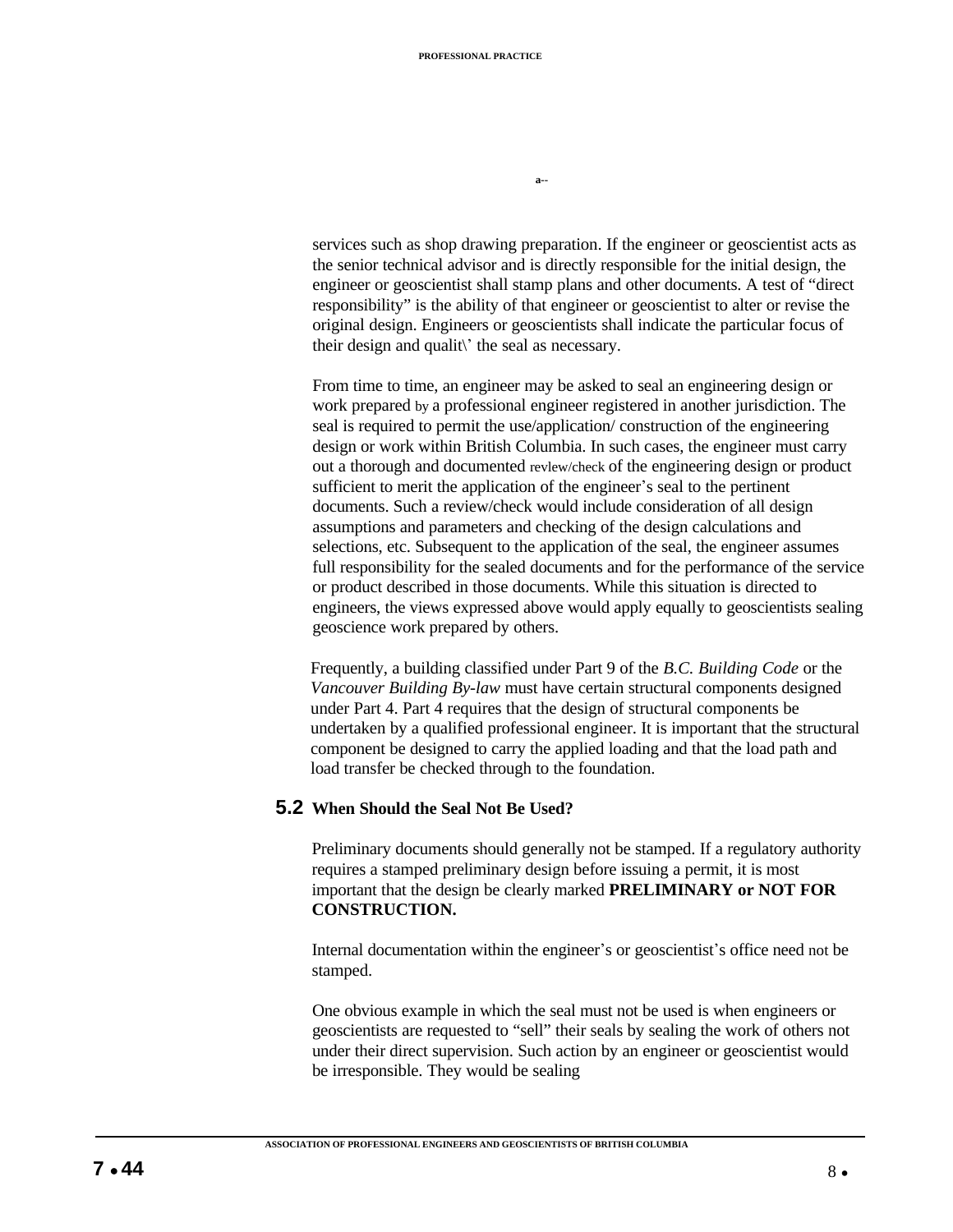services such as shop drawing preparation. If the engineer or geoscientist acts as the senior technical advisor and is directly responsible for the initial design, the engineer or geoscientist shall stamp plans and other documents. A test of “direct responsibility” is the ability of that engineer or geoscientist to alter or revise the original design. Engineers or geoscientists shall indicate the particular focus of their design and qualit\’ the seal as necessary.

From time to time, an engineer may be asked to seal an engineering design or work prepared by a professional engineer registered in another jurisdiction. The seal is required to permit the use/application/ construction of the engineering design or work within British Columbia. In such cases, the engineer must carry out a thorough and documented revlew/check of the engineering design or product sufficient to merit the application of the engineer’s seal to the pertinent documents. Such a review/check would include consideration of all design assumptions and parameters and checking of the design calculations and selections, etc. Subsequent to the application of the seal, the engineer assumes full responsibility for the sealed documents and for the performance of the service or product described in those documents. While this situation is directed to engineers, the views expressed above would apply equally to geoscientists sealing geoscience work prepared by others.

Frequently, a building classified under Part 9 of the *B.C. Building Code* or the *Vancouver Building By-law* must have certain structural components designed under Part 4. Part 4 requires that the design of structural components be undertaken by a qualified professional engineer. It is important that the structural component be designed to carry the applied loading and that the load path and load transfer be checked through to the foundation.

## 5.2 When Should the Seal Not Be Used?

Preliminary documents should generally not be stamped. If a regulatory authority requires a stamped preliminary design before issuing a permit, it is most important that the design be clearly marked **PRELIMINARY or NOT FOR CONSTRUCTION.**

Internal documentation within the engineer’s or geoscientist’s office need not be stamped.

One obvious example in which the seal must not be used is when engineers or geoscientists are requested to “sell” their seals by sealing the work of others not under their direct supervision. Such action by an engineer or geoscientist would be irresponsible. They would be sealing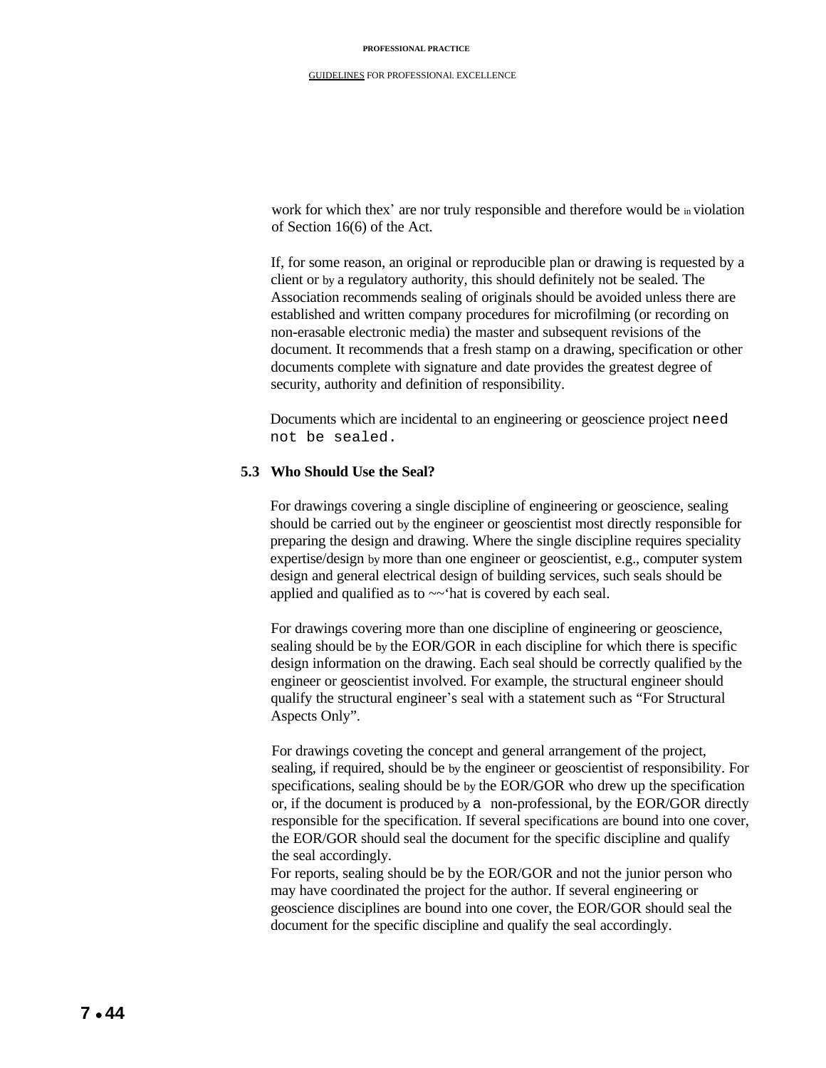work for which thex' are nor truly responsible and therefore would be in violation of Section 16(6) of the Act.

If, for some reason, an original or reproducible plan or drawing is requested by a client or by a regulatory authority, this should definitely not be sealed. The Association recommends sealing of originals should be avoided unless there are established and written company procedures for microfilming (or recording on non-erasable electronic media) the master and subsequent revisions of the document. It recommends that a fresh stamp on a drawing, specification or other documents complete with signature and date provides the greatest degree of security, authority and definition of responsibility.

Documents which are incidental to an engineering or geoscience project need not be sealed.

### 5.3 Who Should Use the Seal?

For drawings covering a single discipline of engineering or geoscience, sealing should be carried out by the engineer or geoscientist most directly responsible for preparing the design and drawing. Where the single discipline requires speciality expertise/design by more than one engineer or geoscientist, e.g., computer system design and general electrical design of building services, such seals should be applied and qualified as to ~~'hat is covered by each seal.

For drawings covering more than one discipline of engineering or geoscience, sealing should be by the EOR/GOR in each discipline for which there is specific design information on the drawing. Each seal should be correctly qualified by the engineer or geoscientist involved. For example, the structural engineer should qualify the structural engineer's seal with a statement such as "For Structural Aspects Only".

For drawings coveting the concept and general arrangement of the project, sealing, if required, should be by the engineer or geoscientist of responsibility. For specifications, sealing should be by the EOR/GOR who drew up the specification or, if the document is produced by a non-professional, by the EOR/GOR directly responsible for the specification. If several specifications are bound into one cover, the EOR/GOR should seal the document for the specific discipline and qualify the seal accordingly.

For reports, sealing should be by the EOR/GOR and not the junior person who may have coordinated the project for the author. If several engineering or geoscience disciplines are bound into one cover, the EOR/GOR should seal the document for the specific discipline and qualify the seal accordingly.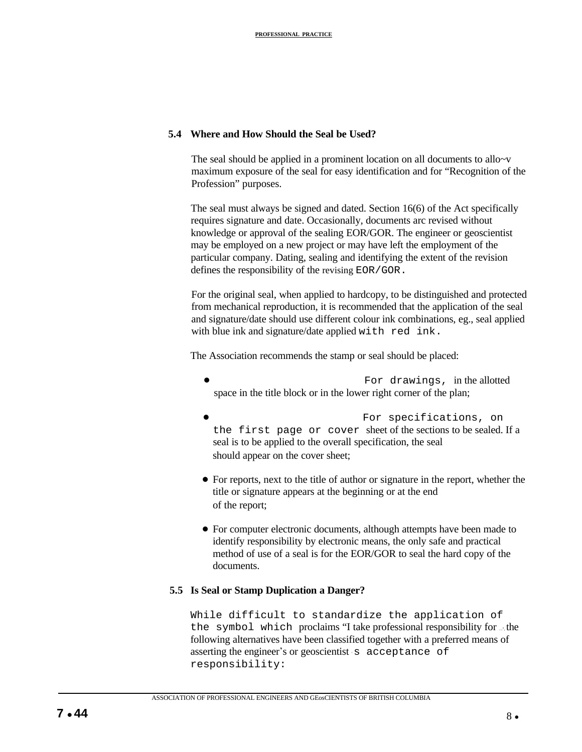### 5.4 Where and How Should the Seal be Used?

The seal should be applied in a prominent location on all documents to allo~v maximum exposure of the seal for easy identification and for "Recognition of the Profession" purposes.

The seal must always be signed and dated. Section 16(6) of the Act specifically requires signature and date. Occasionally, documents arc revised without knowledge or approval of the sealing EOR/GOR. The engineer or geoscientist may be employed on a new project or may have left the employment of the particular company. Dating, sealing and identifying the extent of the revision defines the responsibility of the revising EOR/GOR.

For the original seal, when applied to hardcopy, to be distinguished and protected from mechanical reproduction, it is recommended that the application of the seal and signature/date should use different colour ink combinations, eg., seal applied with blue ink and signature/date applied with red ink.

The Association recommends the stamp or seal should be placed:

- For drawings, in the allotted space in the title block or in the lower right corner of the plan;
- For specifications, on the first page or cover sheet of the sections to be sealed. If a seal is to be applied to the overall specification, the seal should appear on the cover sheet;
- For reports, next to the title of author or signature in the report, whether the title or signature appears at the beginning or at the end of the report;
- For computer electronic documents, although attempts have been made to identify responsibility by electronic means, the only safe and practical method of use of a seal is for the EOR/GOR to seal the hard copy of the documents.

### 5.5 Is Seal or Stamp Duplication a Danger?

While difficult to standardize the application of the symbol which proclaims "I take professional responsibility for ...", the following alternatives have been classified together with a preferred means of asserting the engineer's or geoscientist's acceptance of responsibility: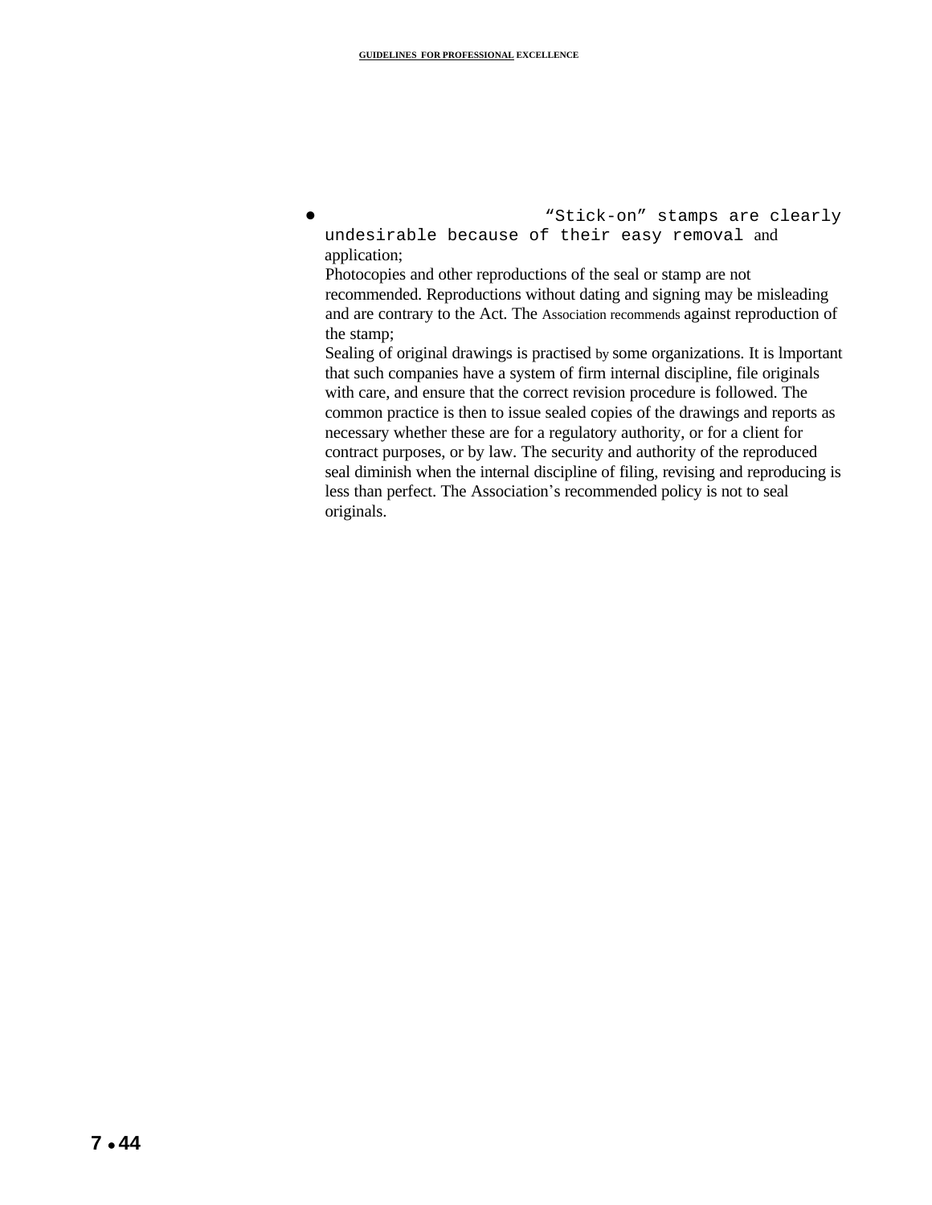- "Stick-on" stamps are clearly undesirable because of their easy removal and application;

  Photocopies and other reproductions of the seal or stamp are not recommended. Reproductions without dating and signing may be misleading and are contrary to the Act. The Association recommends against reproduction of the stamp;

  Sealing of original drawings is practised by some organizations. It is lmportant that such companies have a system of firm internal discipline, file originals with care, and ensure that the correct revision procedure is followed. The common practice is then to issue sealed copies of the drawings and reports as necessary whether these are for a regulatory authority, or for a client for contract purposes, or by law. The security and authority of the reproduced seal diminish when the internal discipline of filing, revising and reproducing is less than perfect. The Association's recommended policy is not to seal originals.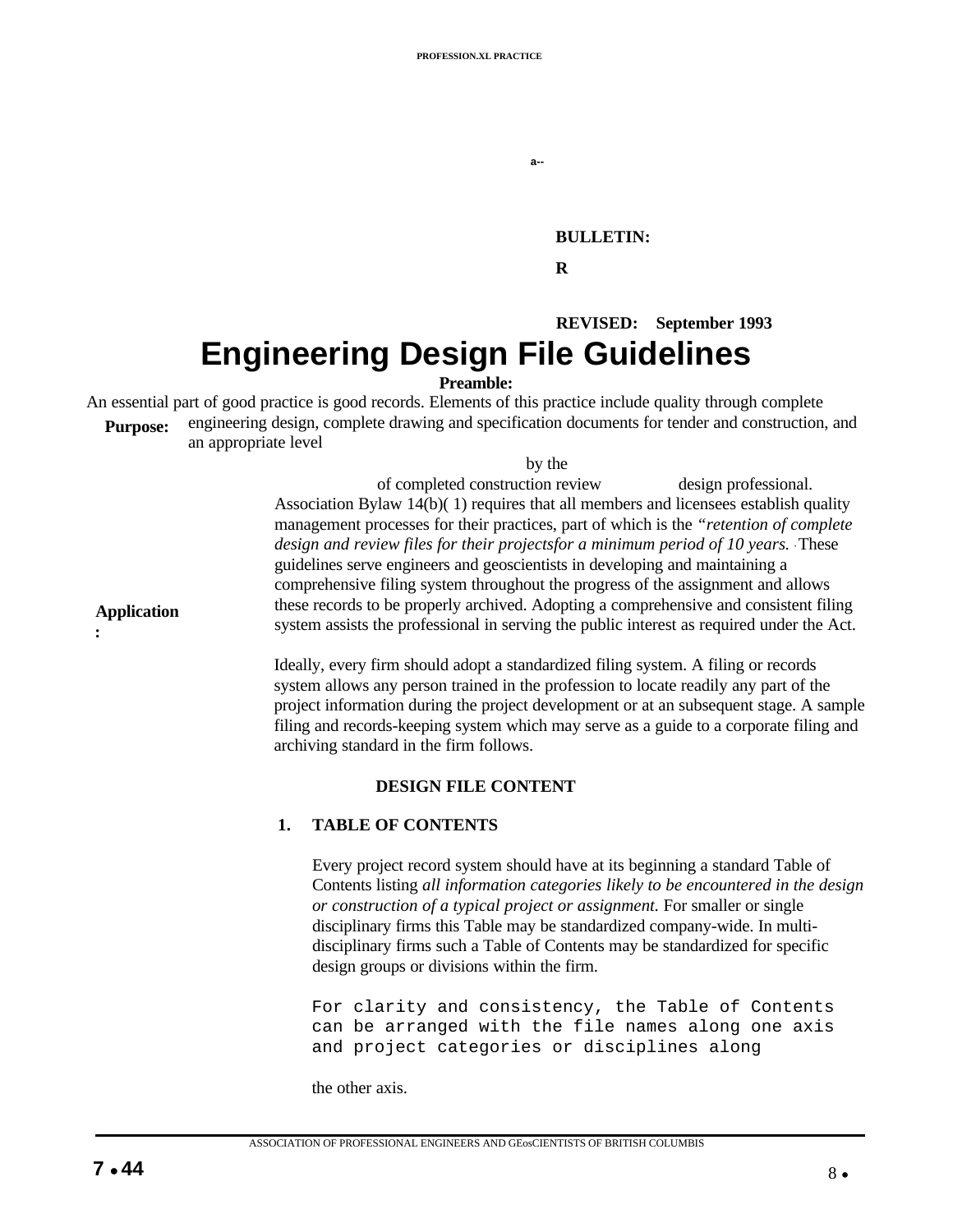**BULLETIN:**

**R**

**REVISED: September 1993**

# Engineering Design File Guidelines

**Preamble:**

An essential part of good practice is good records. Elements of this practice include quality through complete engineering design, complete drawing and specification documents for tender and construction, and an appropriate level of completed construction review by the design professional.

**Purpose:**

Association Bylaw 14(b)( 1) requires that all members and licensees establish quality management processes for their practices, part of which is the *"retention of complete design and review files for their projectsfor a minimum period of 10 years.* These guidelines serve engineers and geoscientists in developing and maintaining a comprehensive filing system throughout the progress of the assignment and allows these records to be properly archived. Adopting a comprehensive and consistent filing system assists the professional in serving the public interest as required under the Act.

**Application:**

Ideally, every firm should adopt a standardized filing system. A filing or records system allows any person trained in the profession to locate readily any part of the project information during the project development or at an subsequent stage. A sample filing and records-keeping system which may serve as a guide to a corporate filing and archiving standard in the firm follows.

## DESIGN FILE CONTENT

### 1. TABLE OF CONTENTS

Every project record system should have at its beginning a standard Table of Contents listing *all information categories likely to be encountered in the design or construction of a typical project or assignment.* For smaller or single disciplinary firms this Table may be standardized company-wide. In multi-disciplinary firms such a Table of Contents may be standardized for specific design groups or divisions within the firm.

For clarity and consistency, the Table of Contents can be arranged with the file names along one axis and project categories or disciplines along the other axis.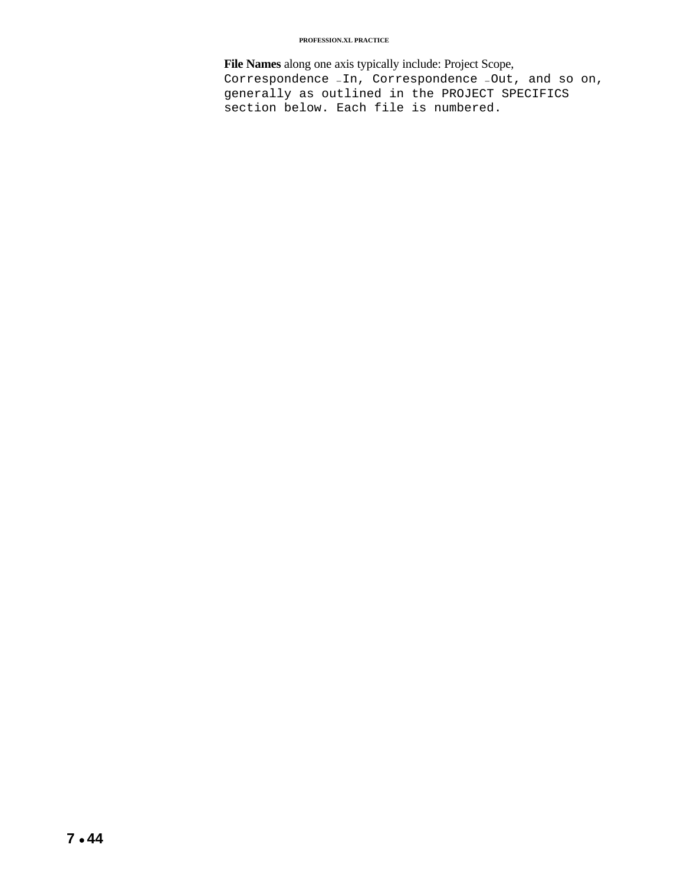**File Names** along one axis typically include: Project Scope, Correspondence – In, Correspondence – Out, and so on, generally as outlined in the PROJECT SPECIFICS section below. Each file is numbered.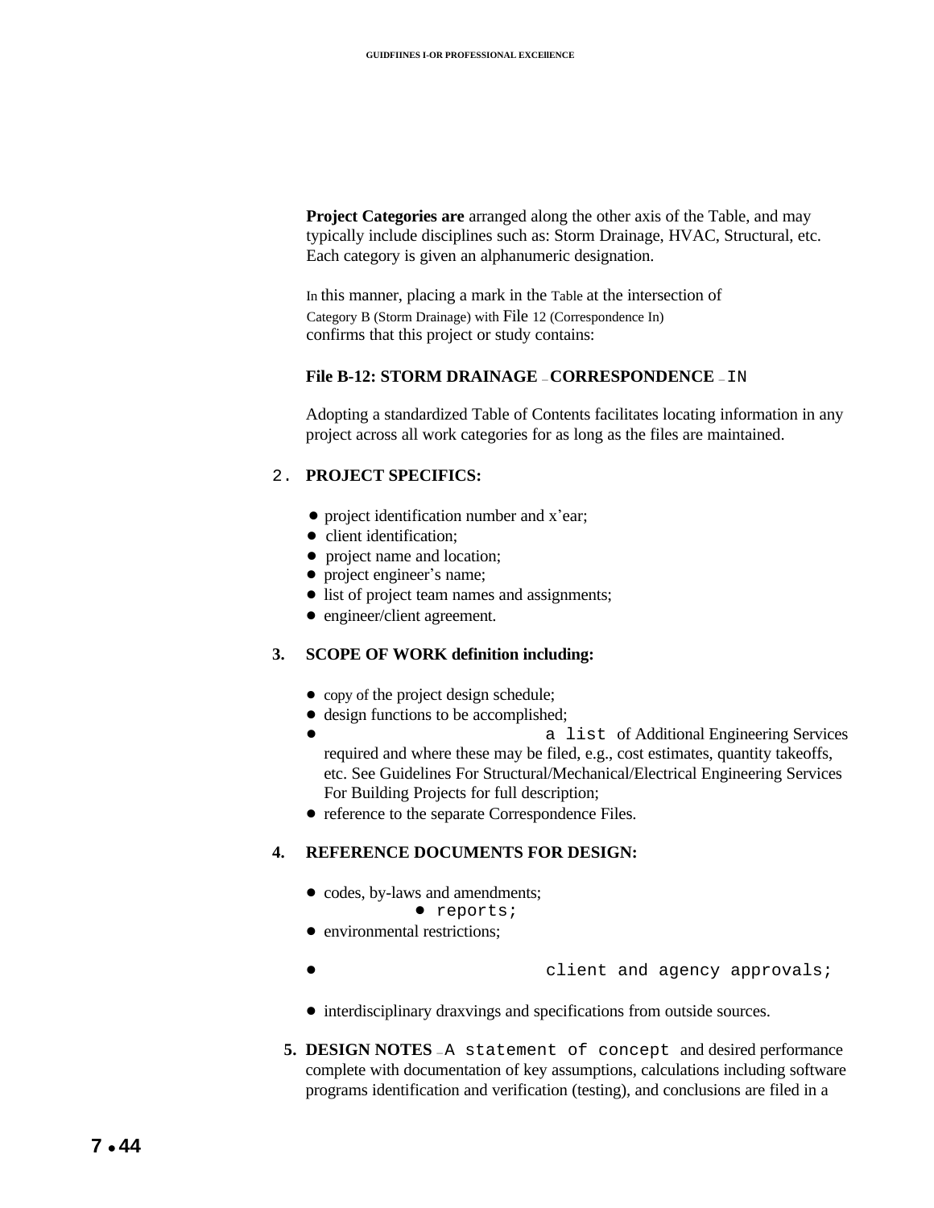**Project Categories are** arranged along the other axis of the Table, and may typically include disciplines such as: Storm Drainage, HVAC, Structural, etc. Each category is given an alphanumeric designation.

In this manner, placing a mark in the Table at the intersection of Category B (Storm Drainage) with File 12 (Correspondence In) confirms that this project or study contains:

**File B-12: STORM DRAINAGE – CORRESPONDENCE – IN**

Adopting a standardized Table of Contents facilitates locating information in any project across all work categories for as long as the files are maintained.

2. **PROJECT SPECIFICS:**

- project identification number and x'ear;
- client identification;
- project name and location;
- project engineer's name;
- list of project team names and assignments;
- engineer/client agreement.

3. **SCOPE OF WORK definition including:**

- copy of the project design schedule;
- design functions to be accomplished;
- a list of Additional Engineering Services required and where these may be filed, e.g., cost estimates, quantity takeoffs, etc. See Guidelines For Structural/Mechanical/Electrical Engineering Services For Building Projects for full description;
- reference to the separate Correspondence Files.

4. **REFERENCE DOCUMENTS FOR DESIGN:**

- codes, by-laws and amendments;
- reports;
- environmental restrictions;
- client and agency approvals;
- interdisciplinary draxvings and specifications from outside sources.

5. **DESIGN NOTES** – A statement of concept and desired performance complete with documentation of key assumptions, calculations including software programs identification and verification (testing), and conclusions are filed in a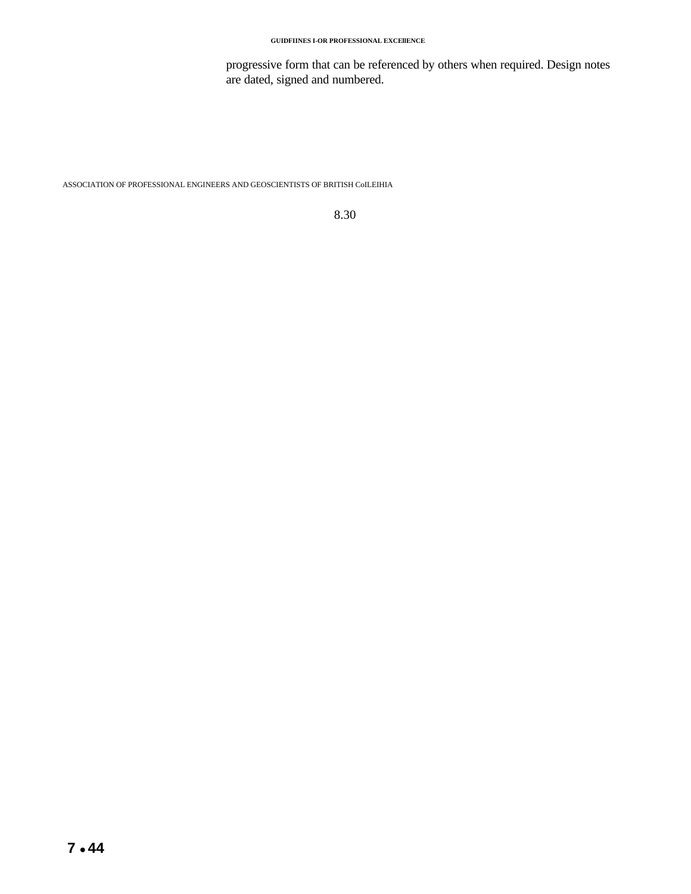progressive form that can be referenced by others when required. Design notes are dated, signed and numbered.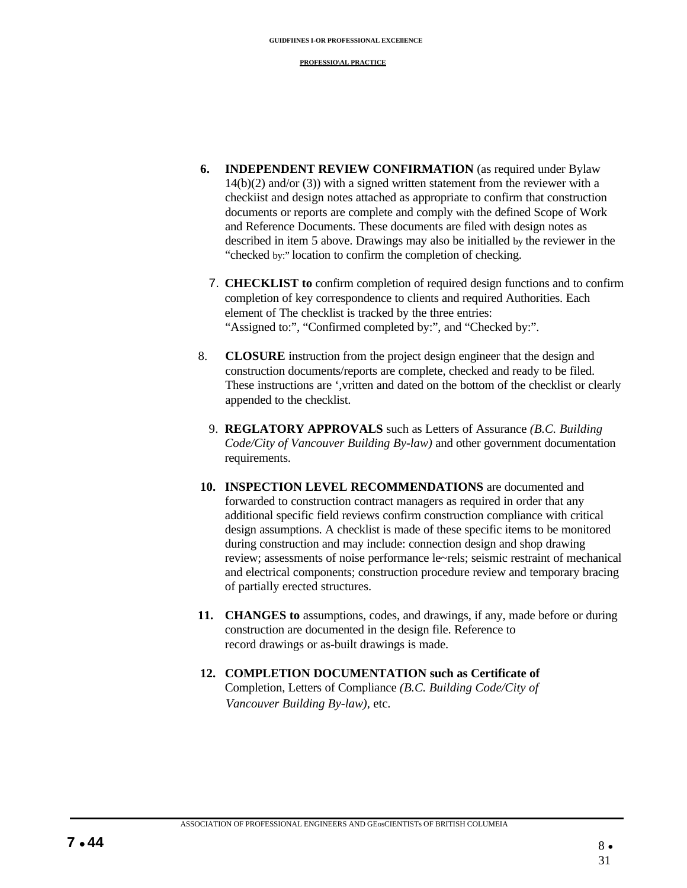6. **INDEPENDENT REVIEW CONFIRMATION** (as required under Bylaw 14(b)(2) and/or (3)) with a signed written statement from the reviewer with a checkiist and design notes attached as appropriate to confirm that construction documents or reports are complete and comply with the defined Scope of Work and Reference Documents. These documents are filed with design notes as described in item 5 above. Drawings may also be initialled by the reviewer in the "checked by:" location to confirm the completion of checking.

7. **CHECKLIST to** confirm completion of required design functions and to confirm completion of key correspondence to clients and required Authorities. Each element of The checklist is tracked by the three entries: "Assigned to:", "Confirmed completed by:", and "Checked by:".

8. **CLOSURE** instruction from the project design engineer that the design and construction documents/reports are complete, checked and ready to be filed. These instructions are ',vritten and dated on the bottom of the checklist or clearly appended to the checklist.

9. **REGLATORY APPROVALS** such as Letters of Assurance *(B.C. Building Code/City of Vancouver Building By-law)* and other government documentation requirements.

10. **INSPECTION LEVEL RECOMMENDATIONS** are documented and forwarded to construction contract managers as required in order that any additional specific field reviews confirm construction compliance with critical design assumptions. A checklist is made of these specific items to be monitored during construction and may include: connection design and shop drawing review; assessments of noise performance le~rels; seismic restraint of mechanical and electrical components; construction procedure review and temporary bracing of partially erected structures.

11. **CHANGES to** assumptions, codes, and drawings, if any, made before or during construction are documented in the design file. Reference to record drawings or as-built drawings is made.

12. **COMPLETION DOCUMENTATION such as Certificate of** Completion, Letters of Compliance *(B.C. Building Code/City of Vancouver Building By-law)*, etc.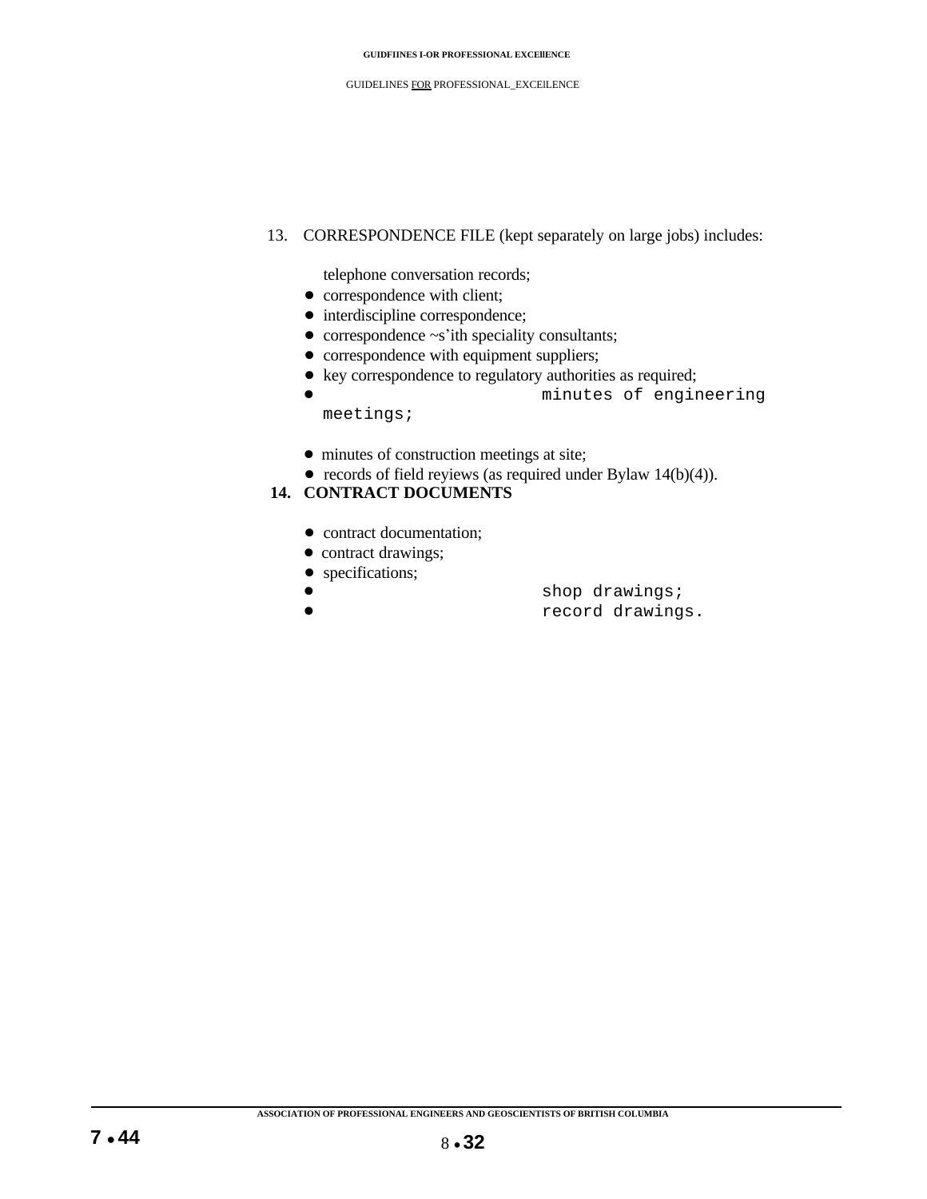13. CORRESPONDENCE FILE (kept separately on large jobs) includes:

- telephone conversation records;
- correspondence with client;
- interdiscipline correspondence;
- correspondence ~s'ith speciality consultants;
- correspondence with equipment suppliers;
- key correspondence to regulatory authorities as required;
- minutes of engineering meetings;
- minutes of construction meetings at site;
- records of field reyiews (as required under Bylaw 14(b)(4)).

**14. CONTRACT DOCUMENTS**

- contract documentation;
- contract drawings;
- specifications;
- shop drawings;
- record drawings.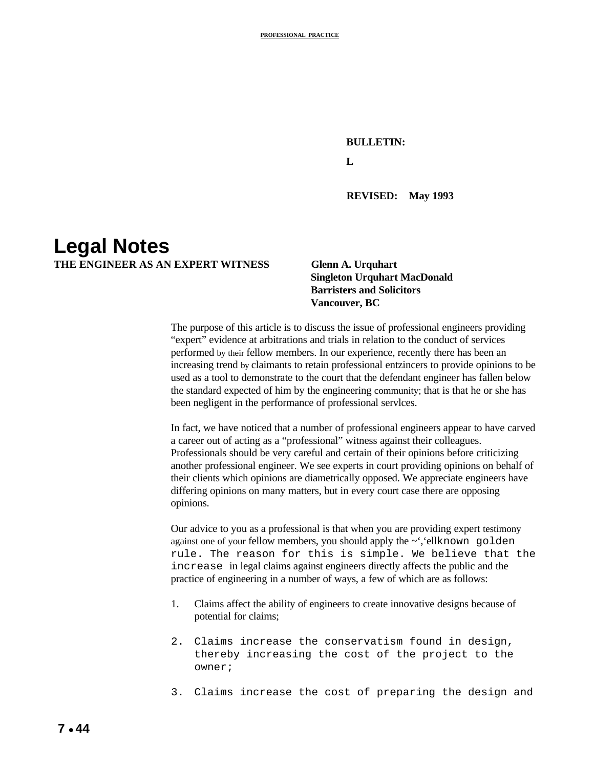**BULLETIN:**

**L**

**REVISED: May 1993**

# Legal Notes

**THE ENGINEER AS AN EXPERT WITNESS**

**Glenn A. Urquhart**
**Singleton Urquhart MacDonald**
**Barristers and Solicitors**
**Vancouver, BC**

The purpose of this article is to discuss the issue of professional engineers providing "expert" evidence at arbitrations and trials in relation to the conduct of services performed by their fellow members. In our experience, recently there has been an increasing trend by claimants to retain professional entzincers to provide opinions to be used as a tool to demonstrate to the court that the defendant engineer has fallen below the standard expected of him by the engineering community; that is that he or she has been negligent in the performance of professional servlces.

In fact, we have noticed that a number of professional engineers appear to have carved a career out of acting as a "professional" witness against their colleagues. Professionals should be very careful and certain of their opinions before criticizing another professional engineer. We see experts in court providing opinions on behalf of their clients which opinions are diametrically opposed. We appreciate engineers have differing opinions on many matters, but in every court case there are opposing opinions.

Our advice to you as a professional is that when you are providing expert testimony against one of your fellow members, you should apply the ~','ellknown golden rule. The reason for this is simple. We believe that the increase in legal claims against engineers directly affects the public and the practice of engineering in a number of ways, a few of which are as follows:

1. Claims affect the ability of engineers to create innovative designs because of potential for claims;

2. Claims increase the conservatism found in design, thereby increasing the cost of the project to the owner;

3. Claims increase the cost of preparing the design and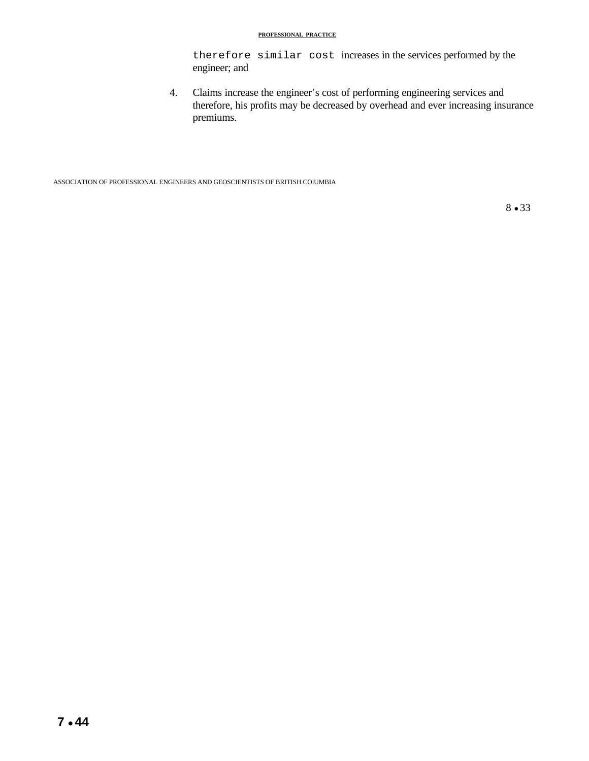therefore similar cost increases in the services performed by the engineer; and

4. Claims increase the engineer's cost of performing engineering services and therefore, his profits may be decreased by overhead and ever increasing insurance premiums.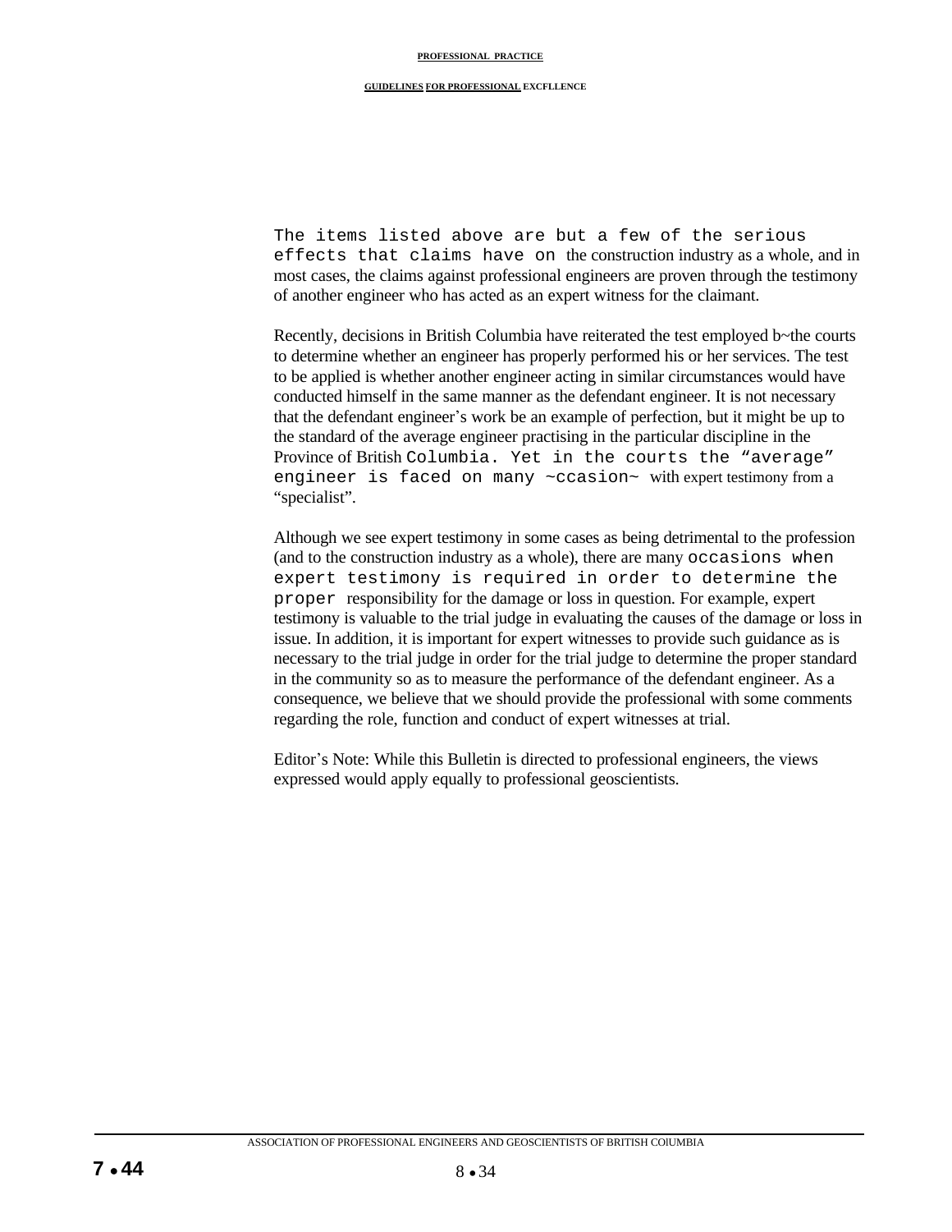The items listed above are but a few of the serious effects that claims have on the construction industry as a whole, and in most cases, the claims against professional engineers are proven through the testimony of another engineer who has acted as an expert witness for the claimant.

Recently, decisions in British Columbia have reiterated the test employed b~the courts to determine whether an engineer has properly performed his or her services. The test to be applied is whether another engineer acting in similar circumstances would have conducted himself in the same manner as the defendant engineer. It is not necessary that the defendant engineer's work be an example of perfection, but it might be up to the standard of the average engineer practising in the particular discipline in the Province of British Columbia. Yet in the courts the "average" engineer is faced on many ~ccasion~ with expert testimony from a "specialist".

Although we see expert testimony in some cases as being detrimental to the profession (and to the construction industry as a whole), there are many occasions when expert testimony is required in order to determine the proper responsibility for the damage or loss in question. For example, expert testimony is valuable to the trial judge in evaluating the causes of the damage or loss in issue. In addition, it is important for expert witnesses to provide such guidance as is necessary to the trial judge in order for the trial judge to determine the proper standard in the community so as to measure the performance of the defendant engineer. As a consequence, we believe that we should provide the professional with some comments regarding the role, function and conduct of expert witnesses at trial.

Editor's Note: While this Bulletin is directed to professional engineers, the views expressed would apply equally to professional geoscientists.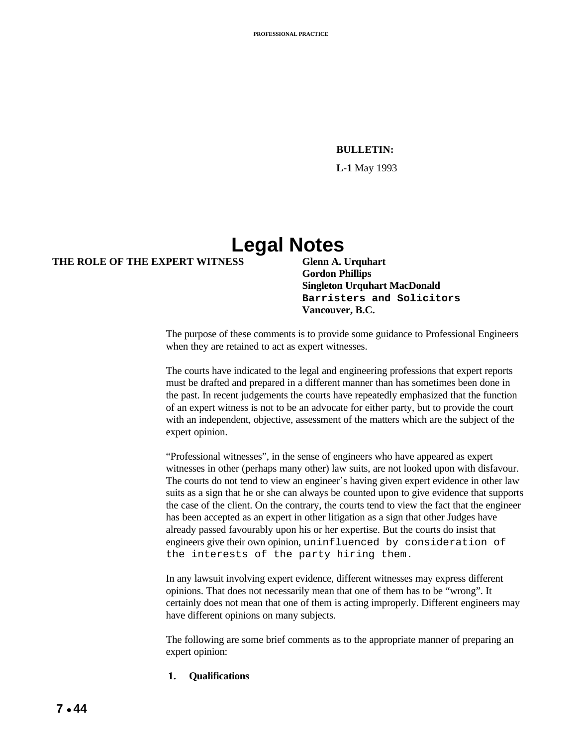**BULLETIN:**

**L-1** May 1993

# Legal Notes

**THE ROLE OF THE EXPERT WITNESS**

**Glenn A. Urquhart**
**Gordon Phillips**
**Singleton Urquhart MacDonald**
**Barristers and Solicitors**
**Vancouver, B.C.**

The purpose of these comments is to provide some guidance to Professional Engineers when they are retained to act as expert witnesses.

The courts have indicated to the legal and engineering professions that expert reports must be drafted and prepared in a different manner than has sometimes been done in the past. In recent judgements the courts have repeatedly emphasized that the function of an expert witness is not to be an advocate for either party, but to provide the court with an independent, objective, assessment of the matters which are the subject of the expert opinion.

"Professional witnesses", in the sense of engineers who have appeared as expert witnesses in other (perhaps many other) law suits, are not looked upon with disfavour. The courts do not tend to view an engineer's having given expert evidence in other law suits as a sign that he or she can always be counted upon to give evidence that supports the case of the client. On the contrary, the courts tend to view the fact that the engineer has been accepted as an expert in other litigation as a sign that other Judges have already passed favourably upon his or her expertise. But the courts do insist that engineers give their own opinion, uninfluenced by consideration of the interests of the party hiring them.

In any lawsuit involving expert evidence, different witnesses may express different opinions. That does not necessarily mean that one of them has to be "wrong". It certainly does not mean that one of them is acting improperly. Different engineers may have different opinions on many subjects.

The following are some brief comments as to the appropriate manner of preparing an expert opinion:

**1. Qualifications**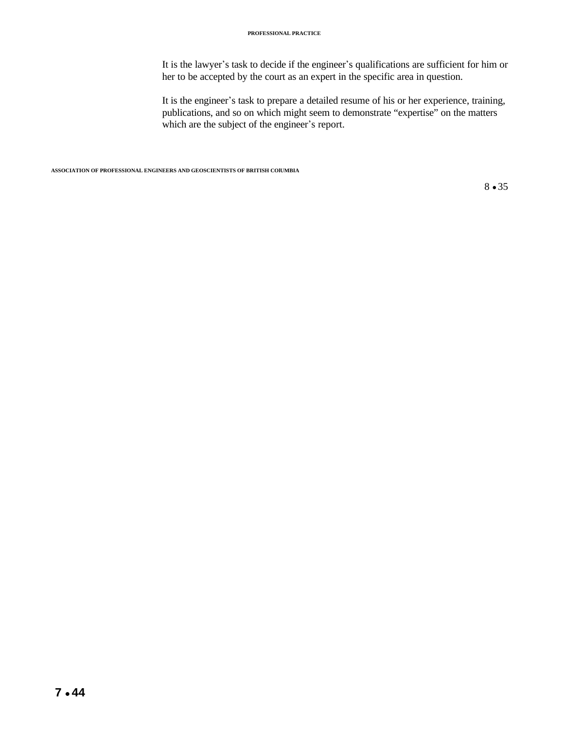It is the lawyer's task to decide if the engineer's qualifications are sufficient for him or her to be accepted by the court as an expert in the specific area in question.

It is the engineer's task to prepare a detailed resume of his or her experience, training, publications, and so on which might seem to demonstrate "expertise" on the matters which are the subject of the engineer's report.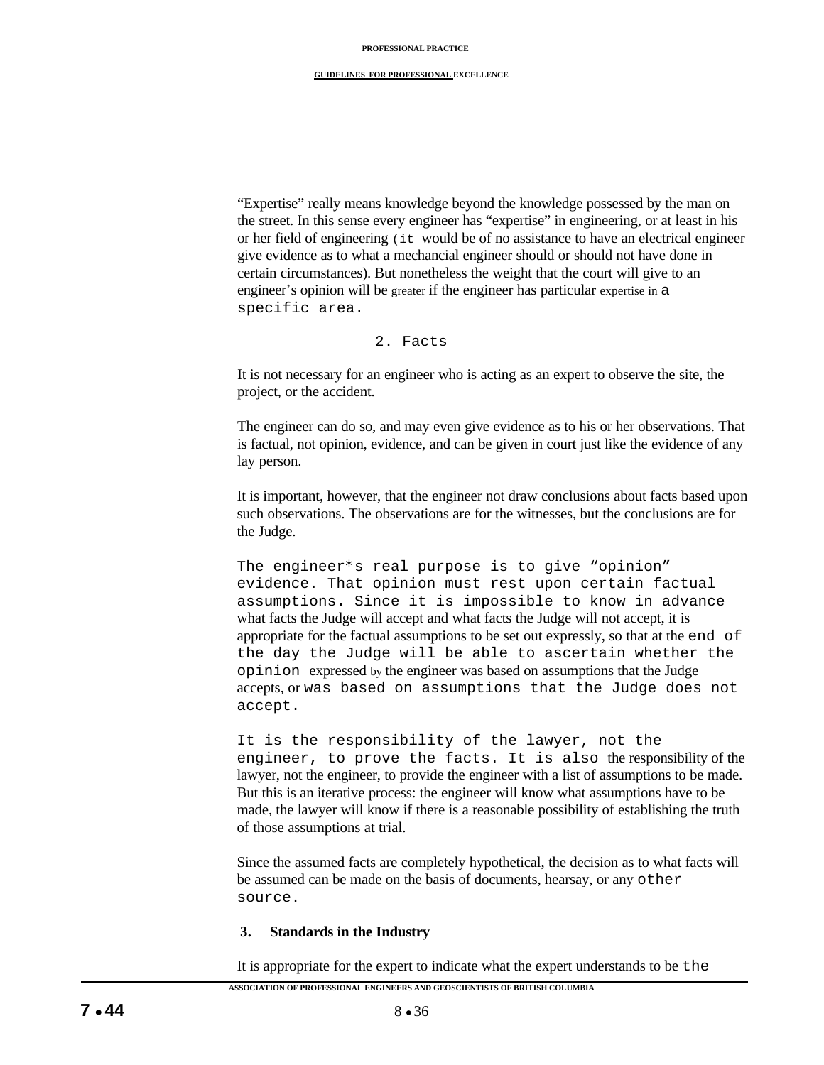"Expertise" really means knowledge beyond the knowledge possessed by the man on the street. In this sense every engineer has "expertise" in engineering, or at least in his or her field of engineering (it would be of no assistance to have an electrical engineer give evidence as to what a mechancial engineer should or should not have done in certain circumstances). But nonetheless the weight that the court will give to an engineer's opinion will be greater if the engineer has particular expertise in a specific area.

## 2. Facts

It is not necessary for an engineer who is acting as an expert to observe the site, the project, or the accident.

The engineer can do so, and may even give evidence as to his or her observations. That is factual, not opinion, evidence, and can be given in court just like the evidence of any lay person.

It is important, however, that the engineer not draw conclusions about facts based upon such observations. The observations are for the witnesses, but the conclusions are for the Judge.

The engineer*s real purpose is to give "opinion" evidence. That opinion must rest upon certain factual assumptions. Since it is impossible to know in advance what facts the Judge will accept and what facts the Judge will not accept, it is appropriate for the factual assumptions to be set out expressly, so that at the end of the day the Judge will be able to ascertain whether the opinion expressed by the engineer was based on assumptions that the Judge accepts, or was based on assumptions that the Judge does not accept.

It is the responsibility of the lawyer, not the engineer, to prove the facts. It is also the responsibility of the lawyer, not the engineer, to provide the engineer with a list of assumptions to be made. But this is an iterative process: the engineer will know what assumptions have to be made, the lawyer will know if there is a reasonable possibility of establishing the truth of those assumptions at trial.

Since the assumed facts are completely hypothetical, the decision as to what facts will be assumed can be made on the basis of documents, hearsay, or any other source.

## 3. Standards in the Industry

It is appropriate for the expert to indicate what the expert understands to be the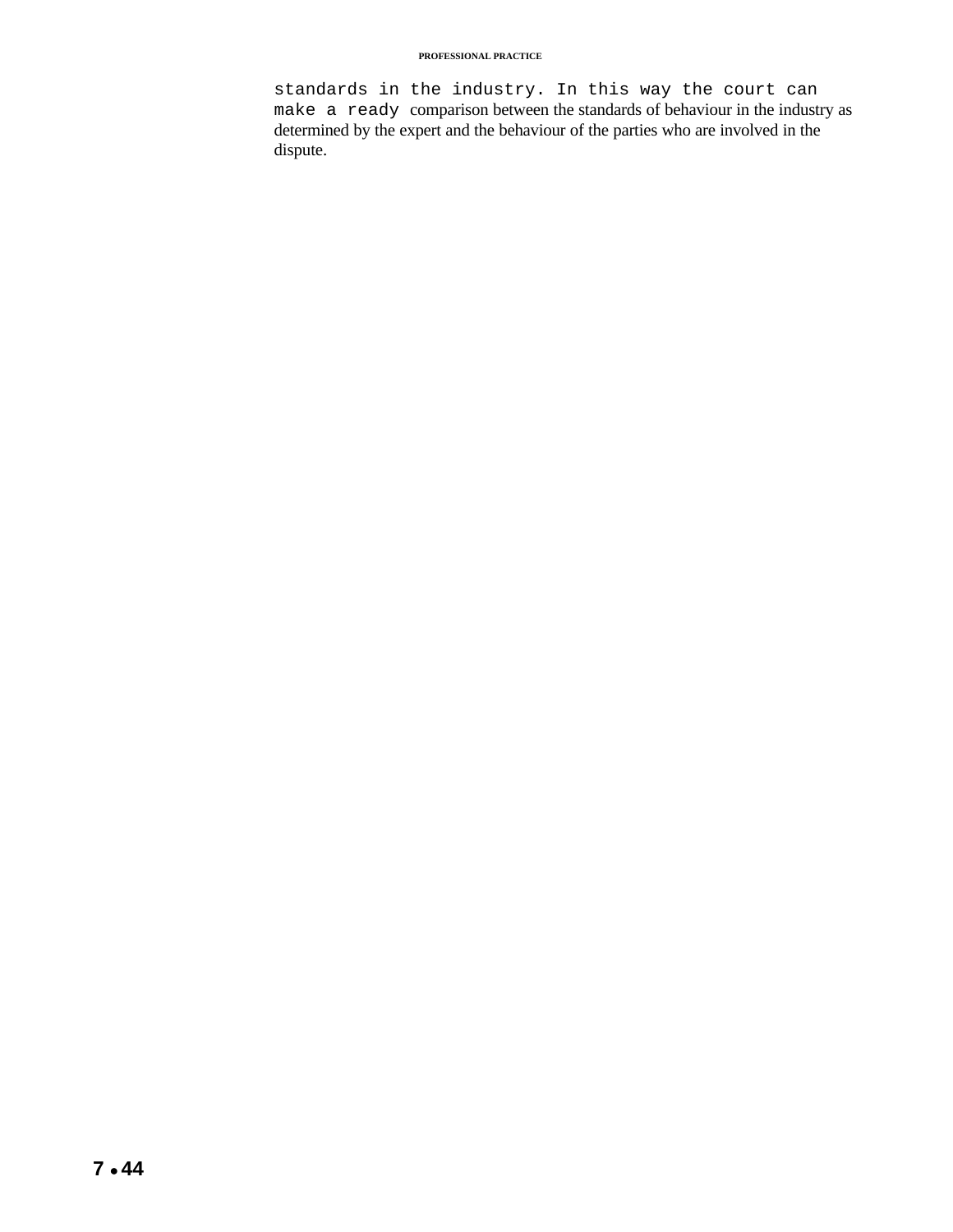standards in the industry. In this way the court can make a ready comparison between the standards of behaviour in the industry as determined by the expert and the behaviour of the parties who are involved in the dispute.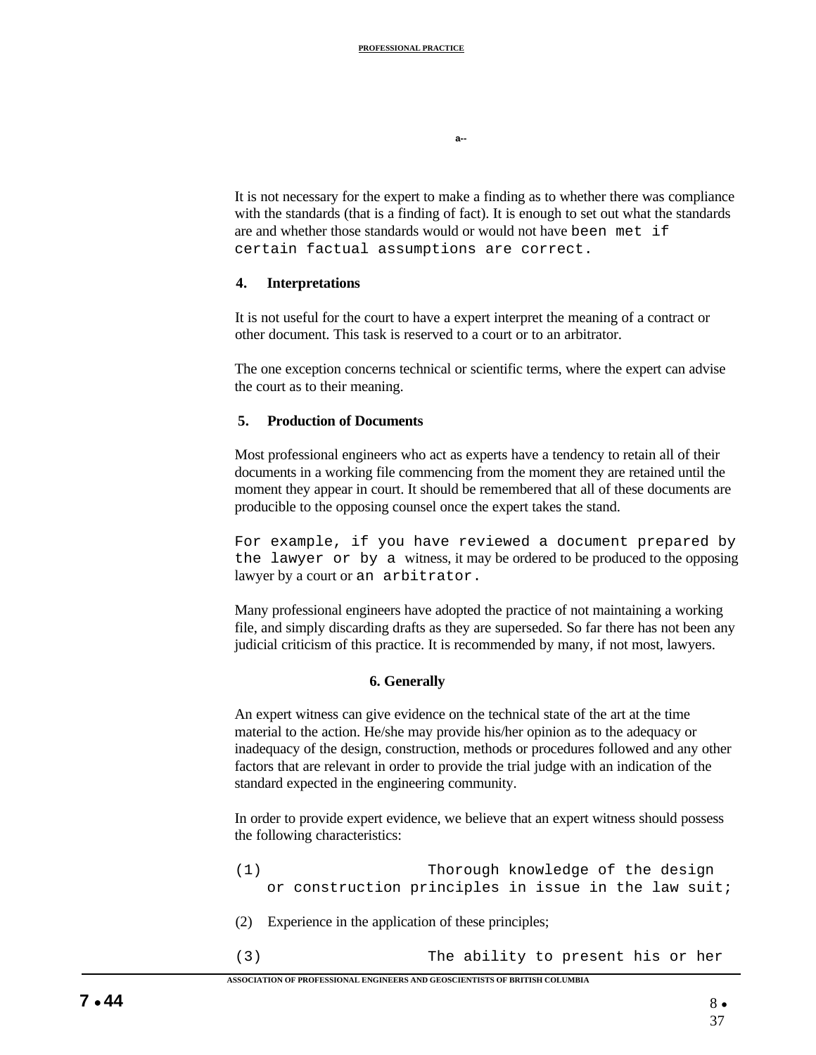It is not necessary for the expert to make a finding as to whether there was compliance with the standards (that is a finding of fact). It is enough to set out what the standards are and whether those standards would or would not have been met if certain factual assumptions are correct.

## 4. Interpretations

It is not useful for the court to have a expert interpret the meaning of a contract or other document. This task is reserved to a court or to an arbitrator.

The one exception concerns technical or scientific terms, where the expert can advise the court as to their meaning.

## 5. Production of Documents

Most professional engineers who act as experts have a tendency to retain all of their documents in a working file commencing from the moment they are retained until the moment they appear in court. It should be remembered that all of these documents are producible to the opposing counsel once the expert takes the stand.

For example, if you have reviewed a document prepared by the lawyer or by a witness, it may be ordered to be produced to the opposing lawyer by a court or an arbitrator.

Many professional engineers have adopted the practice of not maintaining a working file, and simply discarding drafts as they are superseded. So far there has not been any judicial criticism of this practice. It is recommended by many, if not most, lawyers.

## 6. Generally

An expert witness can give evidence on the technical state of the art at the time material to the action. He/she may provide his/her opinion as to the adequacy or inadequacy of the design, construction, methods or procedures followed and any other factors that are relevant in order to provide the trial judge with an indication of the standard expected in the engineering community.

In order to provide expert evidence, we believe that an expert witness should possess the following characteristics:

(1) Thorough knowledge of the design or construction principles in issue in the law suit;

(2) Experience in the application of these principles;

(3) The ability to present his or her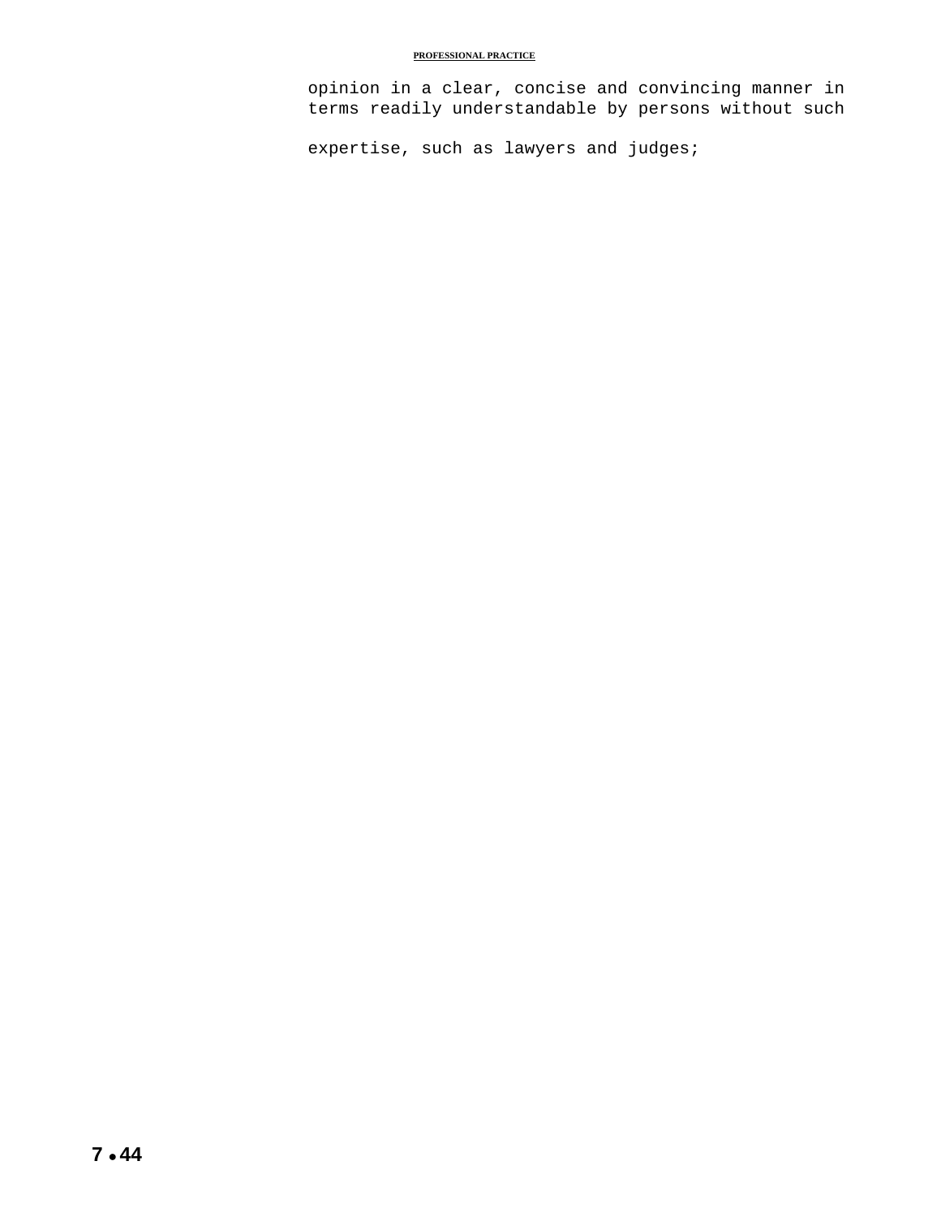opinion in a clear, concise and convincing manner in terms readily understandable by persons without such expertise, such as lawyers and judges;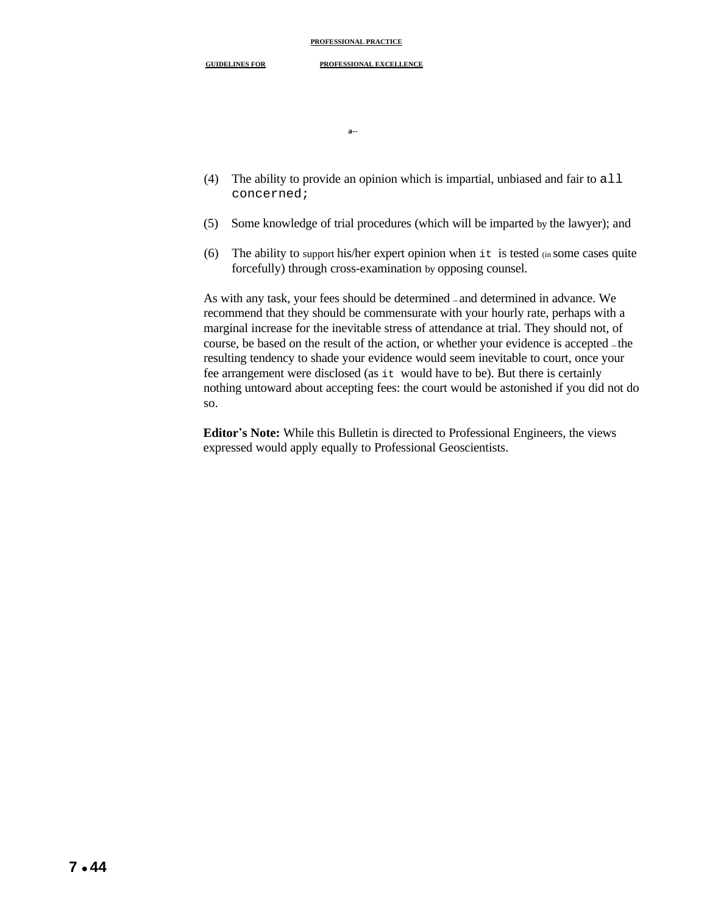(4) The ability to provide an opinion which is impartial, unbiased and fair to all concerned;

(5) Some knowledge of trial procedures (which will be imparted by the lawyer); and

(6) The ability to support his/her expert opinion when it is tested (in some cases quite forcefully) through cross-examination by opposing counsel.

As with any task, your fees should be determined – and determined in advance. We recommend that they should be commensurate with your hourly rate, perhaps with a marginal increase for the inevitable stress of attendance at trial. They should not, of course, be based on the result of the action, or whether your evidence is accepted – the resulting tendency to shade your evidence would seem inevitable to court, once your fee arrangement were disclosed (as it would have to be). But there is certainly nothing untoward about accepting fees: the court would be astonished if you did not do so.

**Editor's Note:** While this Bulletin is directed to Professional Engineers, the views expressed would apply equally to Professional Geoscientists.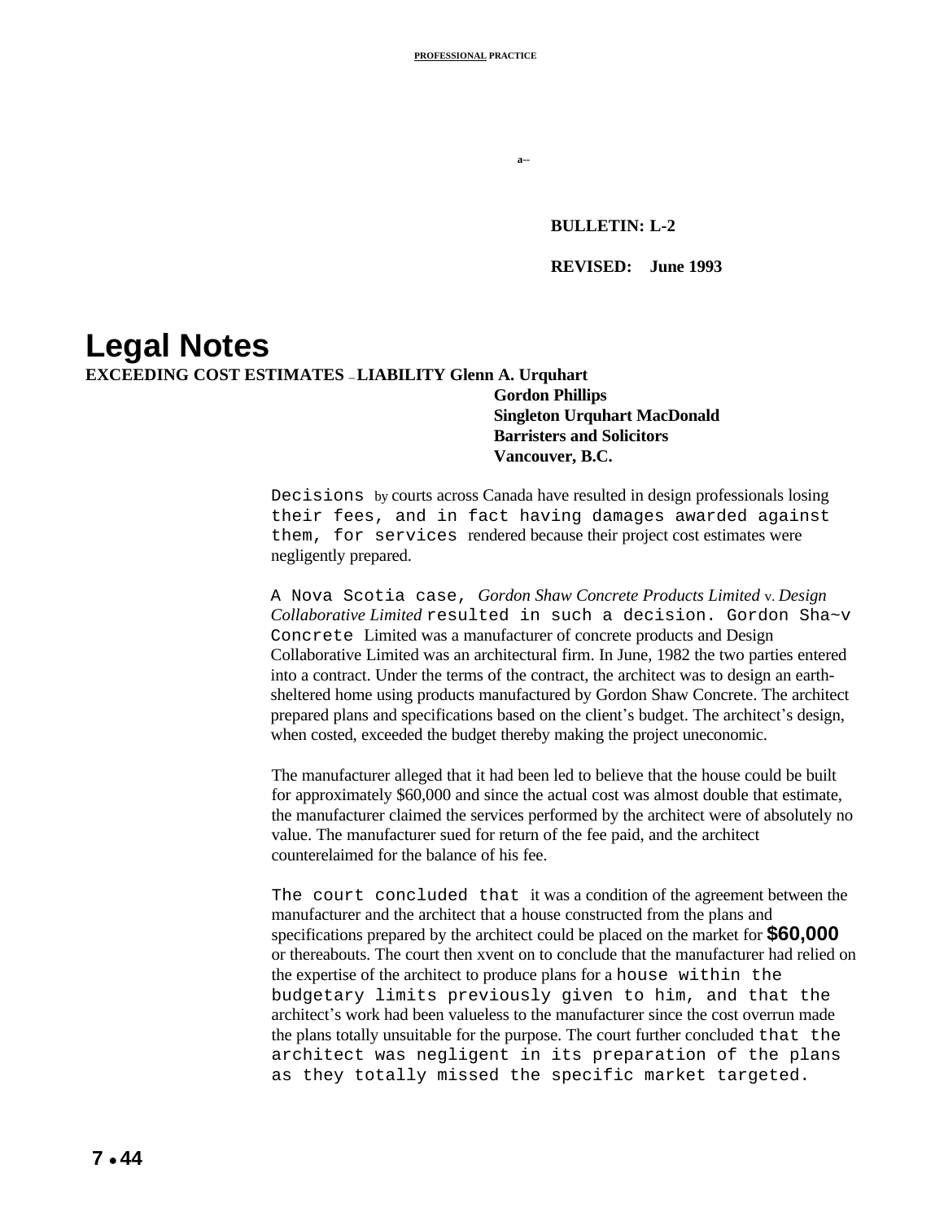BULLETIN: L-2

REVISED: June 1993

# Legal Notes

**EXCEEDING COST ESTIMATES – LIABILITY**

**Glenn A. Urquhart**
**Gordon Phillips**
**Singleton Urquhart MacDonald**
**Barristers and Solicitors**
**Vancouver, B.C.**

Decisions by courts across Canada have resulted in design professionals losing their fees, and in fact having damages awarded against them, for services rendered because their project cost estimates were negligently prepared.

A Nova Scotia case, *Gordon Shaw Concrete Products Limited* v. *Design Collaborative Limited* resulted in such a decision. Gordon Sha~v Concrete Limited was a manufacturer of concrete products and Design Collaborative Limited was an architectural firm. In June, 1982 the two parties entered into a contract. Under the terms of the contract, the architect was to design an earth-sheltered home using products manufactured by Gordon Shaw Concrete. The architect prepared plans and specifications based on the client's budget. The architect's design, when costed, exceeded the budget thereby making the project uneconomic.

The manufacturer alleged that it had been led to believe that the house could be built for approximately $60,000 and since the actual cost was almost double that estimate, the manufacturer claimed the services performed by the architect were of absolutely no value. The manufacturer sued for return of the fee paid, and the architect counterelaimed for the balance of his fee.

The court concluded that it was a condition of the agreement between the manufacturer and the architect that a house constructed from the plans and specifications prepared by the architect could be placed on the market for $60,000 or thereabouts. The court then xvent on to conclude that the manufacturer had relied on the expertise of the architect to produce plans for a house within the budgetary limits previously given to him, and that the architect's work had been valueless to the manufacturer since the cost overrun made the plans totally unsuitable for the purpose. The court further concluded that the architect was negligent in its preparation of the plans as they totally missed the specific market targeted.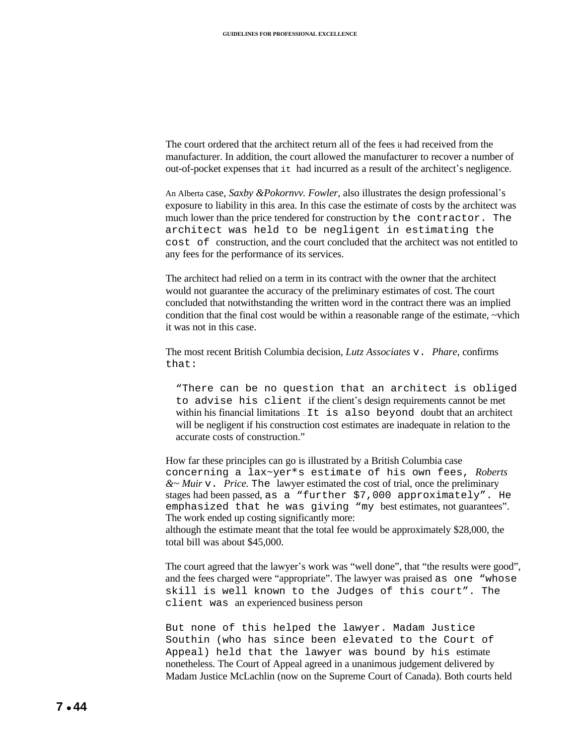The court ordered that the architect return all of the fees it had received from the manufacturer. In addition, the court allowed the manufacturer to recover a number of out-of-pocket expenses that it had incurred as a result of the architect's negligence.

An Alberta case, *Saxby &Pokornvv. Fowler,* also illustrates the design professional's exposure to liability in this area. In this case the estimate of costs by the architect was much lower than the price tendered for construction by the contractor. The architect was held to be negligent in estimating the cost of construction, and the court concluded that the architect was not entitled to any fees for the performance of its services.

The architect had relied on a term in its contract with the owner that the architect would not guarantee the accuracy of the preliminary estimates of cost. The court concluded that notwithstanding the written word in the contract there was an implied condition that the final cost would be within a reasonable range of the estimate, ~vhich it was not in this case.

The most recent British Columbia decision, *Lutz Associates* v. *Phare,* confirms that:

> "There can be no question that an architect is obliged to advise his client if the client's design requirements cannot be met within his financial limitations ... It is also beyond doubt that an architect will be negligent if his construction cost estimates are inadequate in relation to the accurate costs of construction."

How far these principles can go is illustrated by a British Columbia case concerning a lax~yer*s estimate of his own fees, *Roberts &~ Muir* v. *Price.* The lawyer estimated the cost of trial, once the preliminary stages had been passed, as a "further $7,000 approximately". He emphasized that he was giving "my best estimates, not guarantees". The work ended up costing significantly more:
although the estimate meant that the total fee would be approximately $28,000, the total bill was about $45,000.

The court agreed that the lawyer's work was "well done", that "the results were good", and the fees charged were "appropriate". The lawyer was praised as one "whose skill is well known to the Judges of this court". The client was an experienced business person

But none of this helped the lawyer. Madam Justice Southin (who has since been elevated to the Court of Appeal) held that the lawyer was bound by his estimate nonetheless. The Court of Appeal agreed in a unanimous judgement delivered by Madam Justice McLachlin (now on the Supreme Court of Canada). Both courts held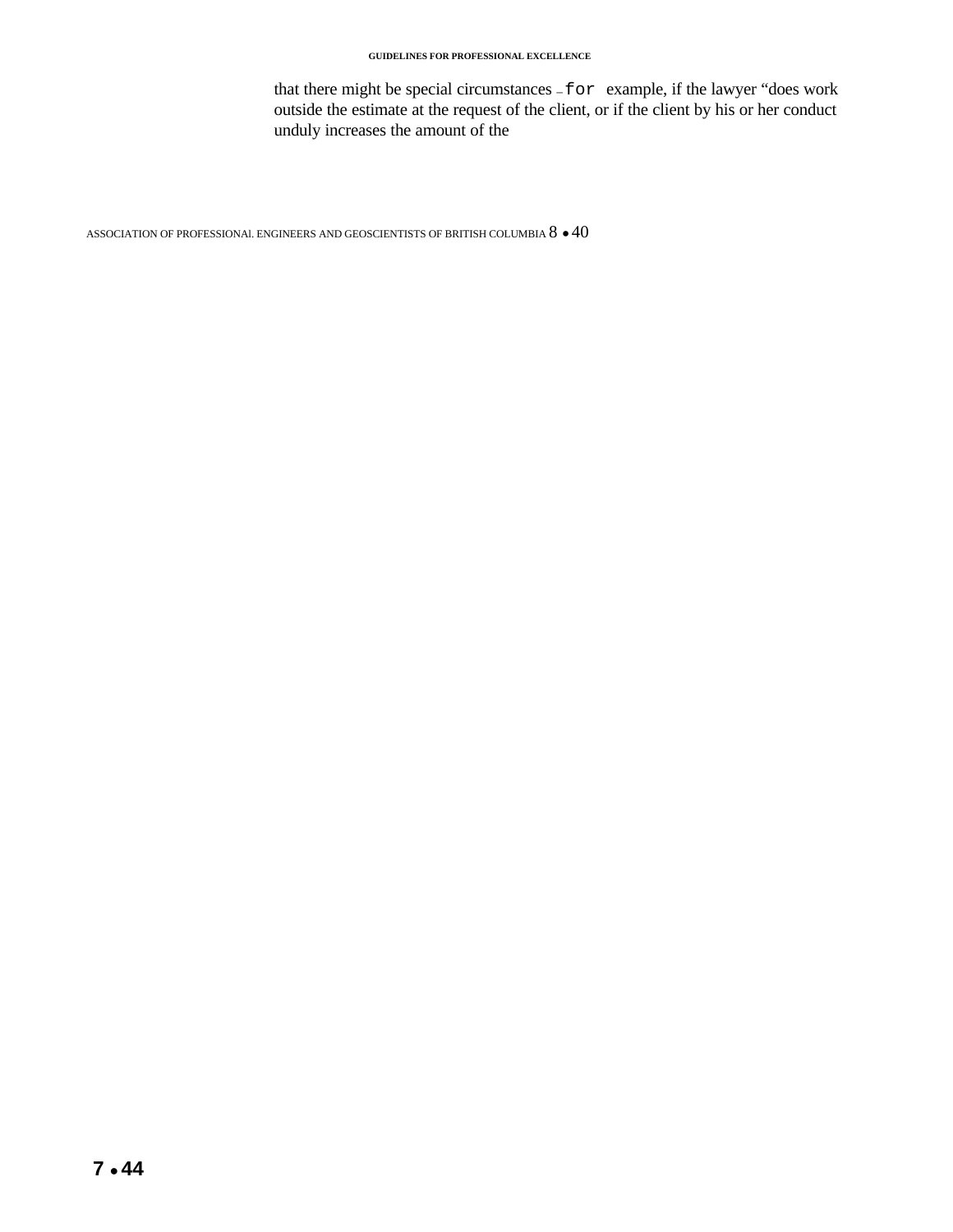that there might be special circumstances – for example, if the lawyer “does work outside the estimate at the request of the client, or if the client by his or her conduct unduly increases the amount of the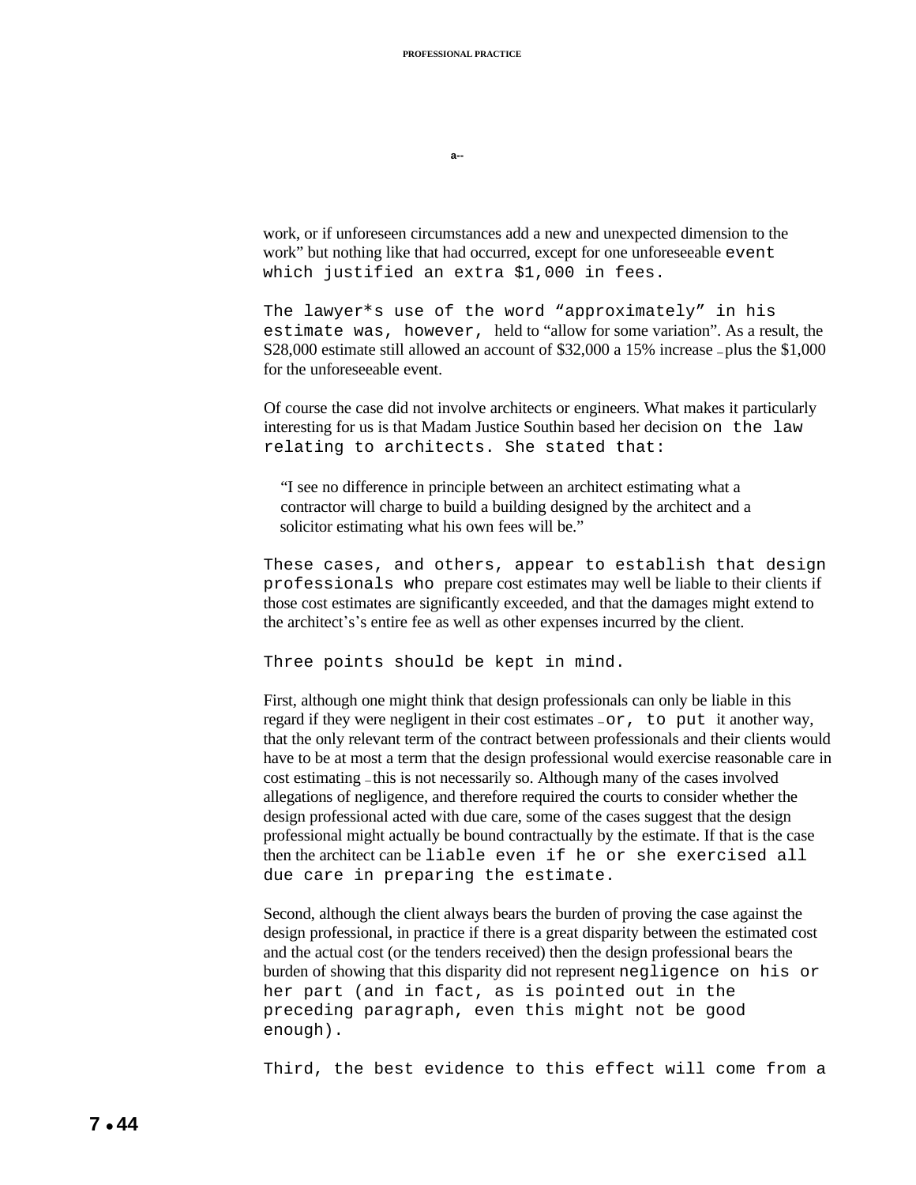work, or if unforeseen circumstances add a new and unexpected dimension to the work" but nothing like that had occurred, except for one unforeseeable event which justified an extra $1,000 in fees.

The lawyer*s use of the word "approximately" in his estimate was, however, held to "allow for some variation". As a result, the S28,000 estimate still allowed an account of $32,000 a 15% increase – plus the $1,000 for the unforeseeable event.

Of course the case did not involve architects or engineers. What makes it particularly interesting for us is that Madam Justice Southin based her decision on the law relating to architects. She stated that:

> "I see no difference in principle between an architect estimating what a contractor will charge to build a building designed by the architect and a solicitor estimating what his own fees will be."

These cases, and others, appear to establish that design professionals who prepare cost estimates may well be liable to their clients if those cost estimates are significantly exceeded, and that the damages might extend to the architect's's entire fee as well as other expenses incurred by the client.

Three points should be kept in mind.

First, although one might think that design professionals can only be liable in this regard if they were negligent in their cost estimates – or, to put it another way, that the only relevant term of the contract between professionals and their clients would have to be at most a term that the design professional would exercise reasonable care in cost estimating – this is not necessarily so. Although many of the cases involved allegations of negligence, and therefore required the courts to consider whether the design professional acted with due care, some of the cases suggest that the design professional might actually be bound contractually by the estimate. If that is the case then the architect can be liable even if he or she exercised all due care in preparing the estimate.

Second, although the client always bears the burden of proving the case against the design professional, in practice if there is a great disparity between the estimated cost and the actual cost (or the tenders received) then the design professional bears the burden of showing that this disparity did not represent negligence on his or her part (and in fact, as is pointed out in the preceding paragraph, even this might not be good enough).

Third, the best evidence to this effect will come from a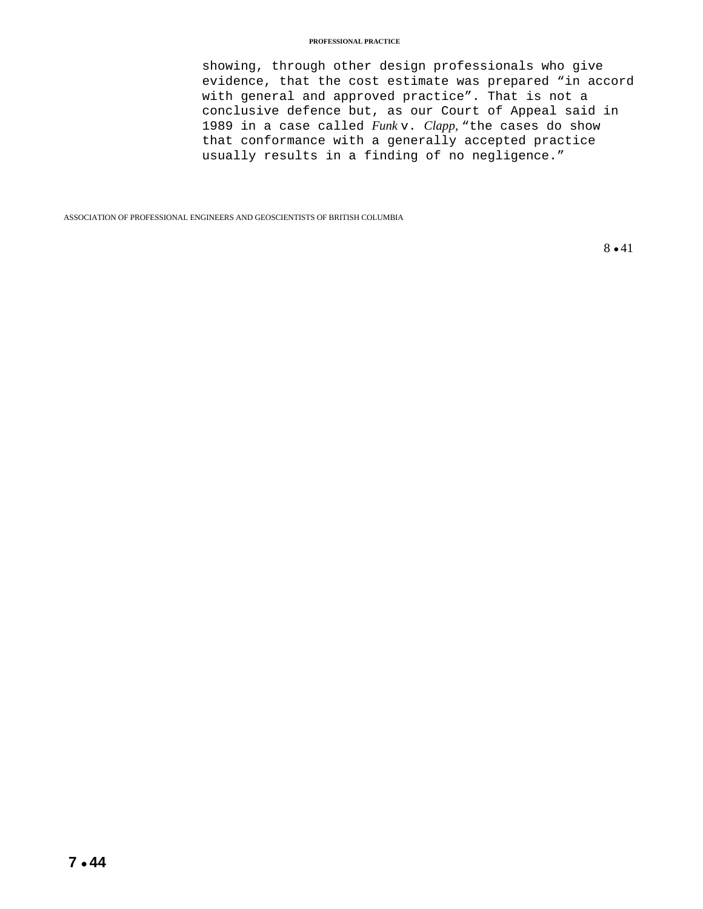showing, through other design professionals who give evidence, that the cost estimate was prepared “in accord with general and approved practice”. That is not a conclusive defence but, as our Court of Appeal said in 1989 in a case called *Funk* v. *Clapp,* “the cases do show that conformance with a generally accepted practice usually results in a finding of no negligence.”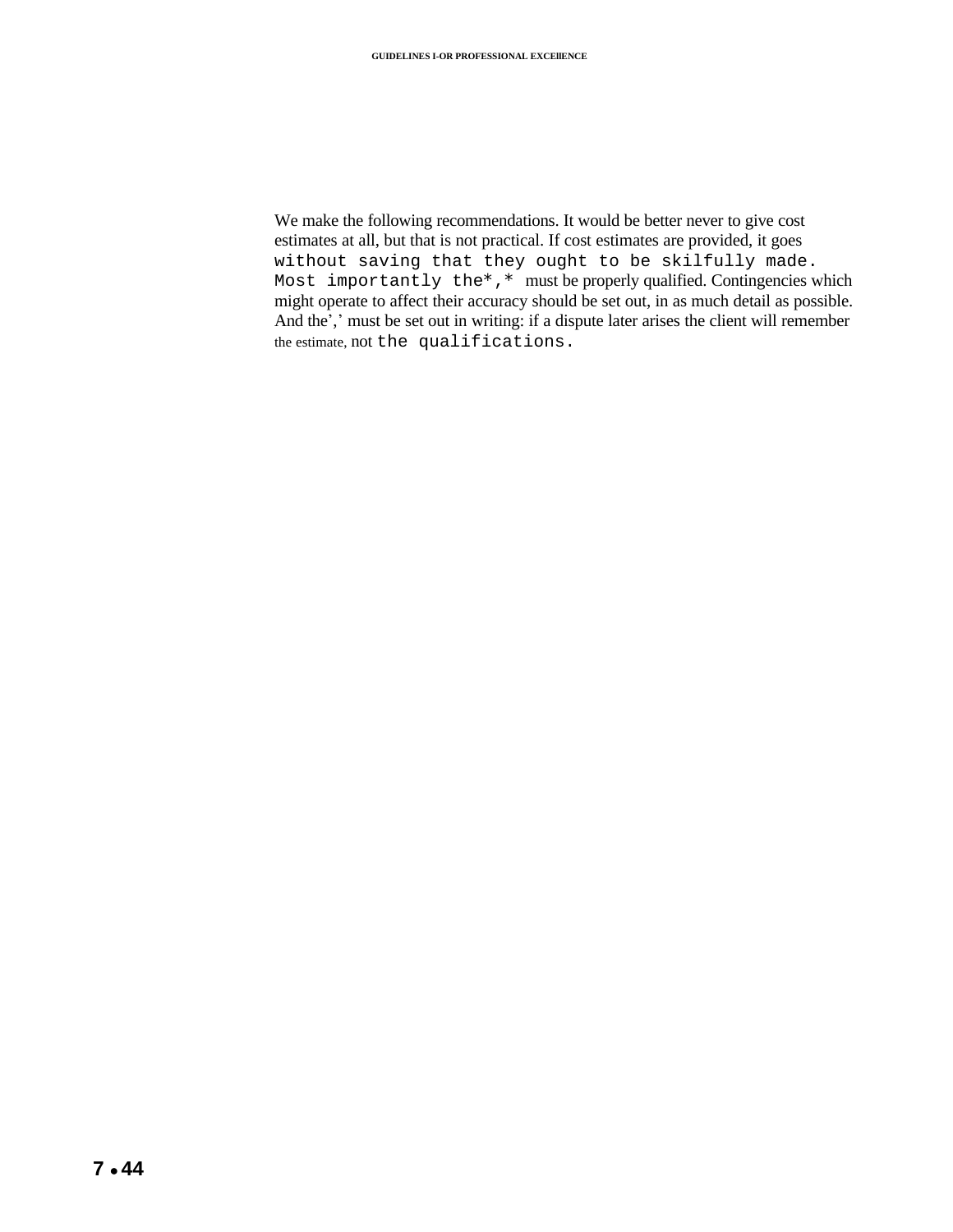We make the following recommendations. It would be better never to give cost estimates at all, but that is not practical. If cost estimates are provided, it goes without saving that they ought to be skilfully made. Most importantly the*,* must be properly qualified. Contingencies which might operate to affect their accuracy should be set out, in as much detail as possible. And the',' must be set out in writing: if a dispute later arises the client will remember the estimate, not the qualifications.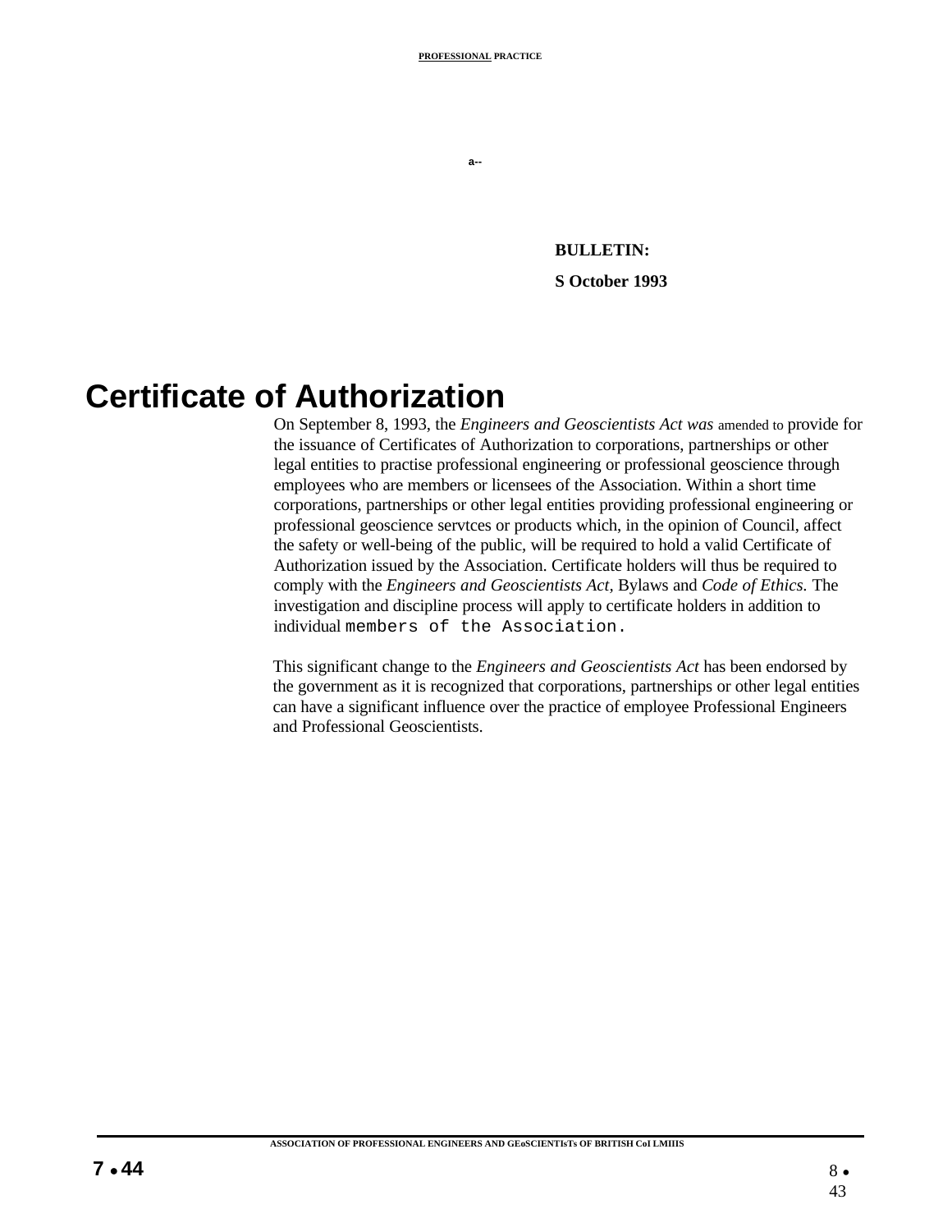BULLETIN:

S October 1993

# Certificate of Authorization

On September 8, 1993, the *Engineers and Geoscientists Act was* amended to provide for the issuance of Certificates of Authorization to corporations, partnerships or other legal entities to practise professional engineering or professional geoscience through employees who are members or licensees of the Association. Within a short time corporations, partnerships or other legal entities providing professional engineering or professional geoscience servtces or products which, in the opinion of Council, affect the safety or well-being of the public, will be required to hold a valid Certificate of Authorization issued by the Association. Certificate holders will thus be required to comply with the *Engineers and Geoscientists Act,* Bylaws and *Code of Ethics.* The investigation and discipline process will apply to certificate holders in addition to individual members of the Association.

This significant change to the *Engineers and Geoscientists Act* has been endorsed by the government as it is recognized that corporations, partnerships or other legal entities can have a significant influence over the practice of employee Professional Engineers and Professional Geoscientists.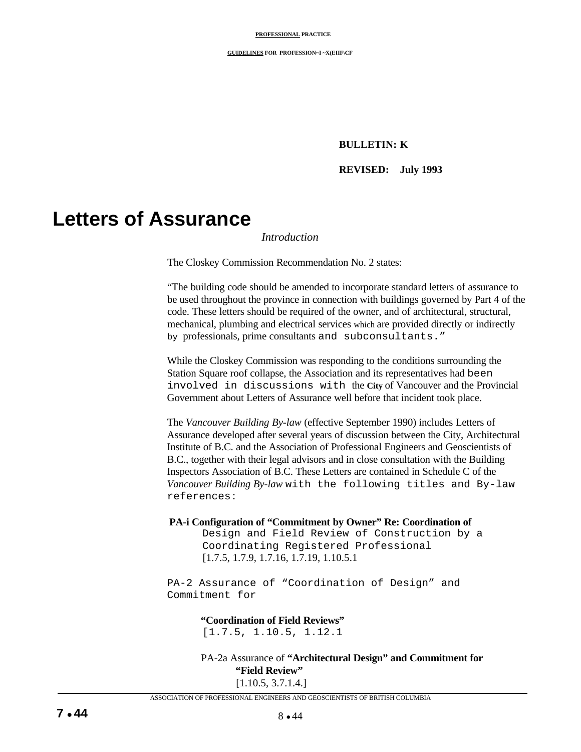**BULLETIN: K**

**REVISED: July 1993**

# Letters of Assurance

*Introduction*

The Closkey Commission Recommendation No. 2 states:

"The building code should be amended to incorporate standard letters of assurance to be used throughout the province in connection with buildings governed by Part 4 of the code. These letters should be required of the owner, and of architectural, structural, mechanical, plumbing and electrical services which are provided directly or indirectly by professionals, prime consultants and subconsultants."

While the Closkey Commission was responding to the conditions surrounding the Station Square roof collapse, the Association and its representatives had been involved in discussions with the City of Vancouver and the Provincial Government about Letters of Assurance well before that incident took place.

The *Vancouver Building By-law* (effective September 1990) includes Letters of Assurance developed after several years of discussion between the City, Architectural Institute of B.C. and the Association of Professional Engineers and Geoscientists of B.C., together with their legal advisors and in close consultation with the Building Inspectors Association of B.C. These Letters are contained in Schedule C of the *Vancouver Building By-law* with the following titles and By-law references:

**PA-i Configuration of "Commitment by Owner" Re: Coordination of** Design and Field Review of Construction by a Coordinating Registered Professional
[1.7.5, 1.7.9, 1.7.16, 1.7.19, 1.10.5.1

PA-2 Assurance of "Coordination of Design" and Commitment for **"Coordination of Field Reviews"**
[1.7.5, 1.10.5, 1.12.1

PA-2a Assurance of **"Architectural Design" and Commitment for "Field Review"**
[1.10.5, 3.7.1.4.]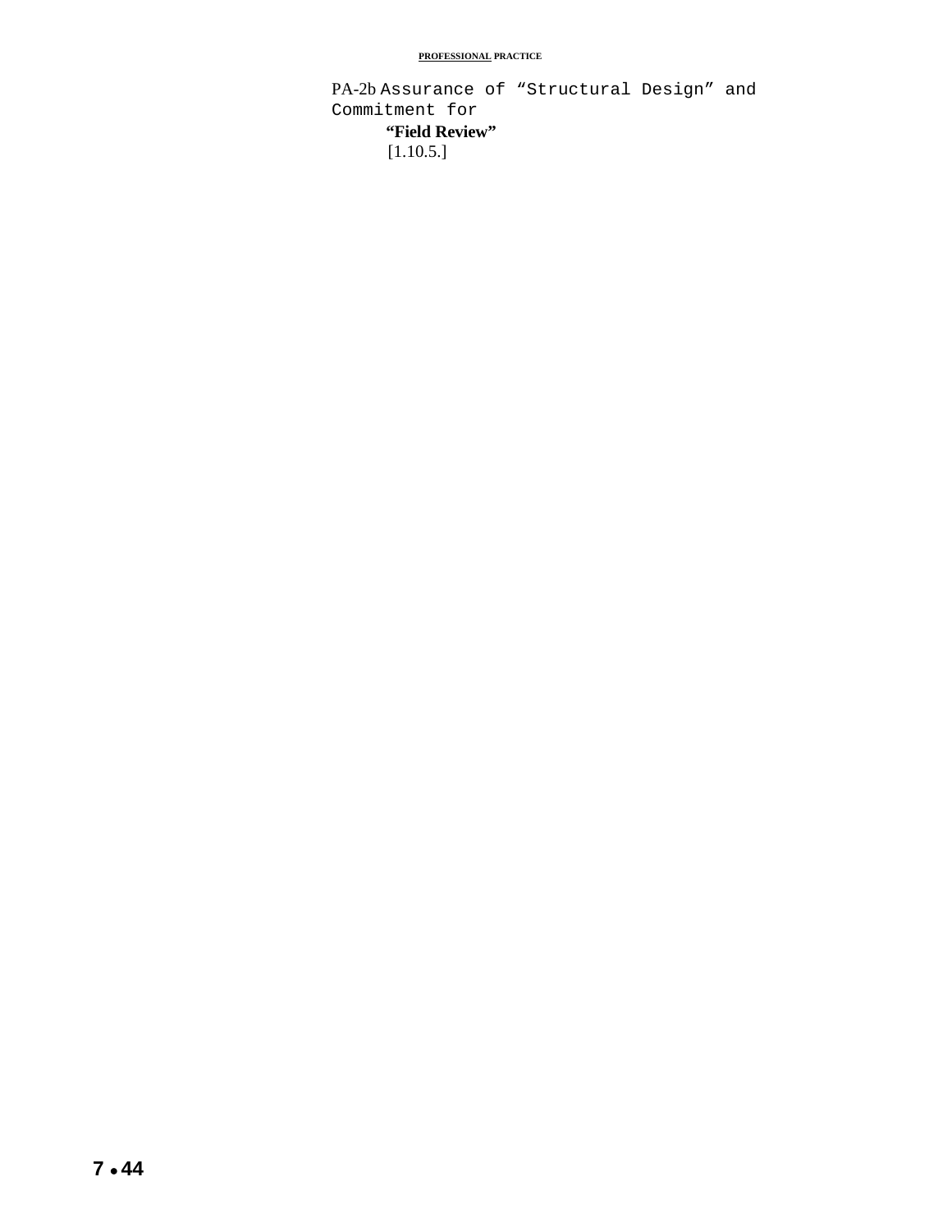PA-2b Assurance of “Structural Design” and Commitment for **“Field Review”**
[1.10.5.]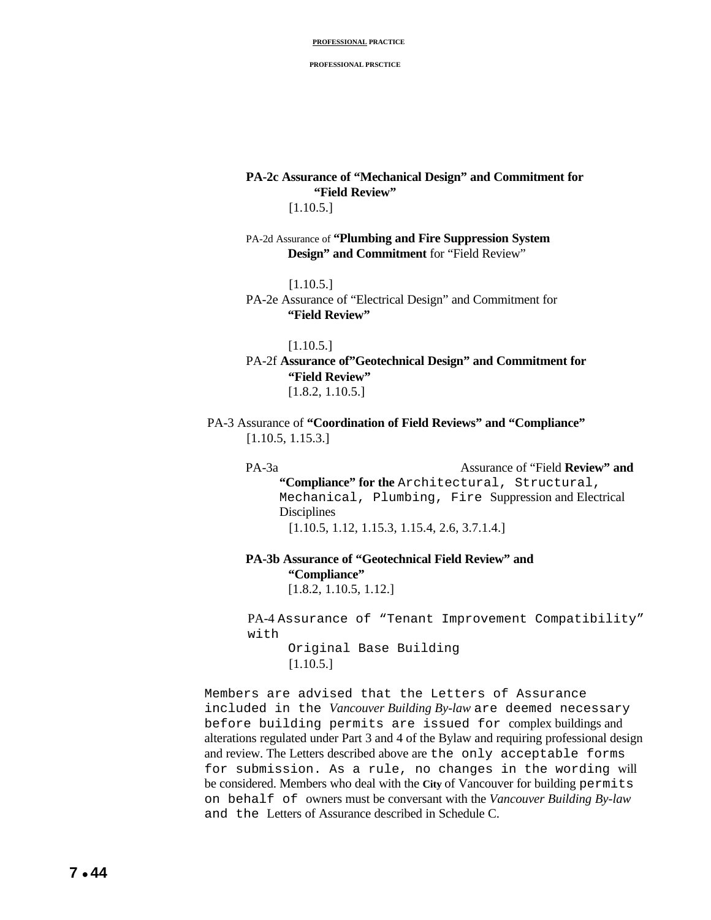**PA-2c Assurance of "Mechanical Design" and Commitment for "Field Review"**
[1.10.5.]

PA-2d Assurance of **"Plumbing and Fire Suppression System Design" and Commitment** for "Field Review"

[1.10.5.]

PA-2e Assurance of "Electrical Design" and Commitment for **"Field Review"**

[1.10.5.]

PA-2f **Assurance of"Geotechnical Design" and Commitment for "Field Review"**
[1.8.2, 1.10.5.]

PA-3 Assurance of **"Coordination of Field Reviews" and "Compliance"**
[1.10.5, 1.15.3.]

PA-3a Assurance of "Field **Review" and "Compliance" for the** Architectural, Structural, Mechanical, Plumbing, Fire Suppression and Electrical Disciplines
[1.10.5, 1.12, 1.15.3, 1.15.4, 2.6, 3.7.1.4.]

**PA-3b Assurance of "Geotechnical Field Review" and "Compliance"**
[1.8.2, 1.10.5, 1.12.]

PA-4 Assurance of "Tenant Improvement Compatibility" with Original Base Building
[1.10.5.]

Members are advised that the Letters of Assurance included in the *Vancouver Building By-law* are deemed necessary before building permits are issued for complex buildings and alterations regulated under Part 3 and 4 of the Bylaw and requiring professional design and review. The Letters described above are the only acceptable forms for submission. As a rule, no changes in the wording will be considered. Members who deal with the **City** of Vancouver for building permits on behalf of owners must be conversant with the *Vancouver Building By-law* and the Letters of Assurance described in Schedule C.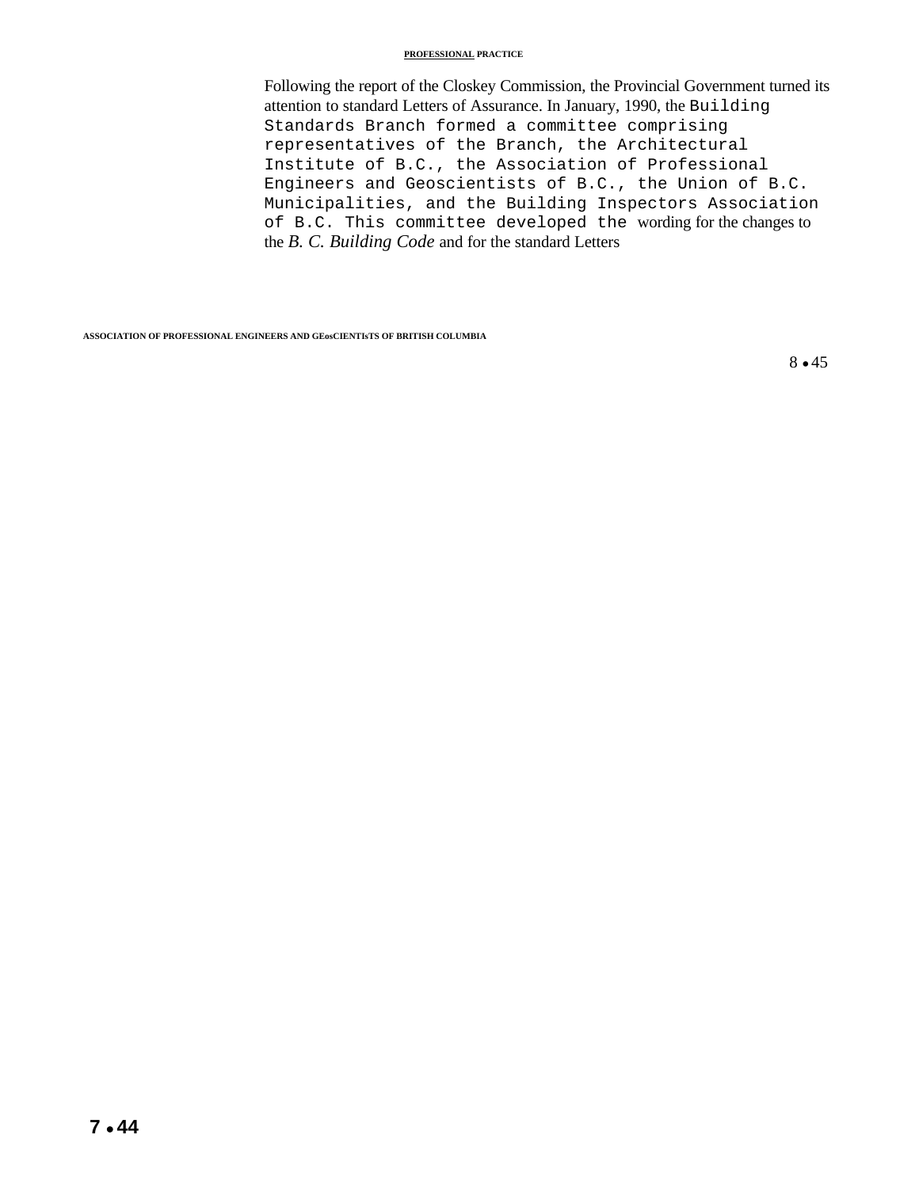Following the report of the Closkey Commission, the Provincial Government turned its attention to standard Letters of Assurance. In January, 1990, the Building Standards Branch formed a committee comprising representatives of the Branch, the Architectural Institute of B.C., the Association of Professional Engineers and Geoscientists of B.C., the Union of B.C. Municipalities, and the Building Inspectors Association of B.C. This committee developed the wording for the changes to the *B. C. Building Code* and for the standard Letters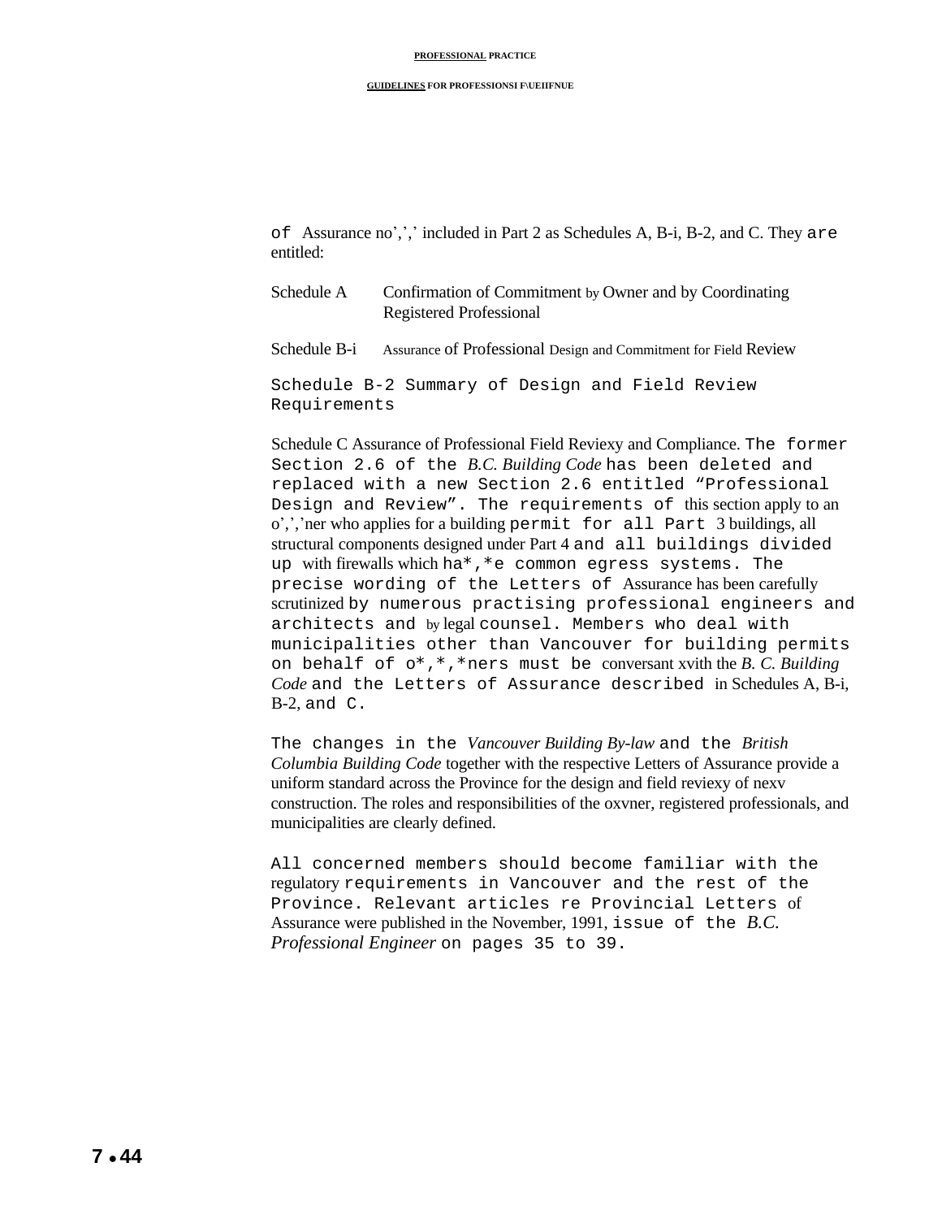of Assurance no’,’,’ included in Part 2 as Schedules A, B-i, B-2, and C. They are entitled:

Schedule A Confirmation of Commitment by Owner and by Coordinating Registered Professional

Schedule B-i Assurance of Professional Design and Commitment for Field Review

Schedule B-2 Summary of Design and Field Review Requirements

Schedule C Assurance of Professional Field Reviexy and Compliance. The former Section 2.6 of the *B.C. Building Code* has been deleted and replaced with a new Section 2.6 entitled “Professional Design and Review”. The requirements of this section apply to an o’,’,’ner who applies for a building permit for all Part 3 buildings, all structural components designed under Part 4 and all buildings divided up with firewalls which ha*,*e common egress systems. The precise wording of the Letters of Assurance has been carefully scrutinized by numerous practising professional engineers and architects and by legal counsel. Members who deal with municipalities other than Vancouver for building permits on behalf of o*,*,*ners must be conversant xvith the *B. C. Building Code* and the Letters of Assurance described in Schedules A, B-i, B-2, and C.

The changes in the *Vancouver Building By-law* and the *British Columbia Building Code* together with the respective Letters of Assurance provide a uniform standard across the Province for the design and field reviexy of nexv construction. The roles and responsibilities of the oxvner, registered professionals, and municipalities are clearly defined.

All concerned members should become familiar with the regulatory requirements in Vancouver and the rest of the Province. Relevant articles re Provincial Letters of Assurance were published in the November, 1991, issue of the *B.C. Professional Engineer* on pages 35 to 39.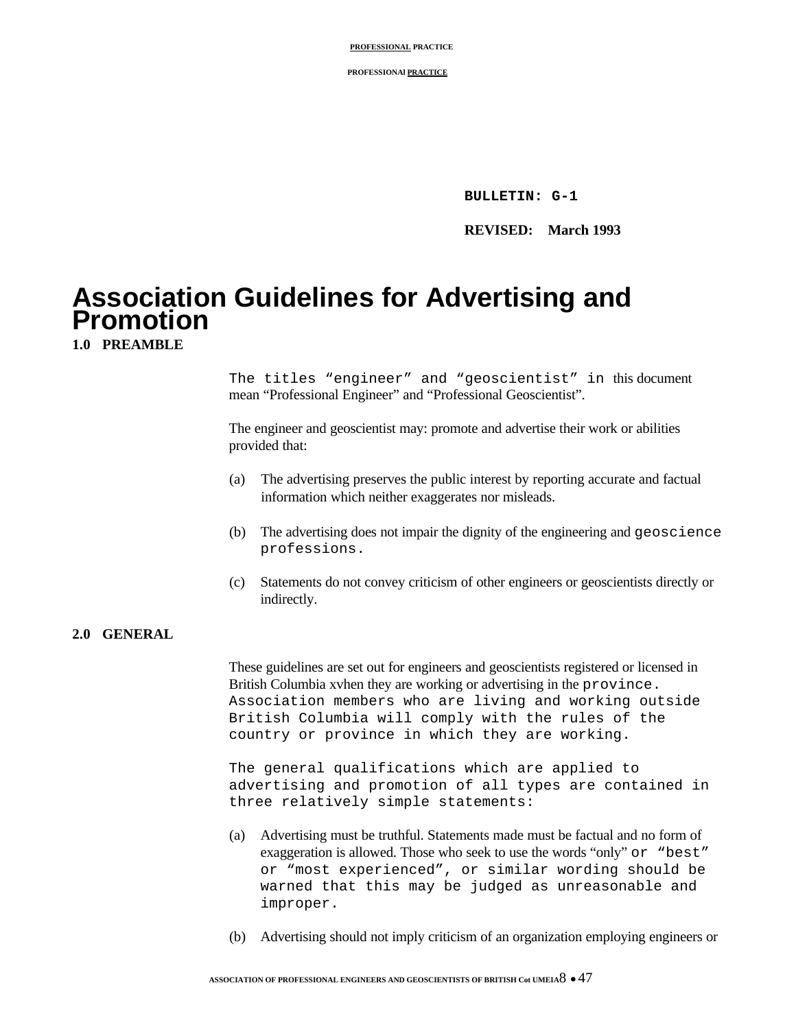BULLETIN: G-1

REVISED: March 1993

# Association Guidelines for Advertising and Promotion

## 1.0 PREAMBLE

The titles "engineer" and "geoscientist" in this document mean "Professional Engineer" and "Professional Geoscientist".

The engineer and geoscientist may: promote and advertise their work or abilities provided that:

(a) The advertising preserves the public interest by reporting accurate and factual information which neither exaggerates nor misleads.

(b) The advertising does not impair the dignity of the engineering and geoscience professions.

(c) Statements do not convey criticism of other engineers or geoscientists directly or indirectly.

## 2.0 GENERAL

These guidelines are set out for engineers and geoscientists registered or licensed in British Columbia xvhen they are working or advertising in the province. Association members who are living and working outside British Columbia will comply with the rules of the country or province in which they are working.

The general qualifications which are applied to advertising and promotion of all types are contained in three relatively simple statements:

(a) Advertising must be truthful. Statements made must be factual and no form of exaggeration is allowed. Those who seek to use the words "only" or "best" or "most experienced", or similar wording should be warned that this may be judged as unreasonable and improper.

(b) Advertising should not imply criticism of an organization employing engineers or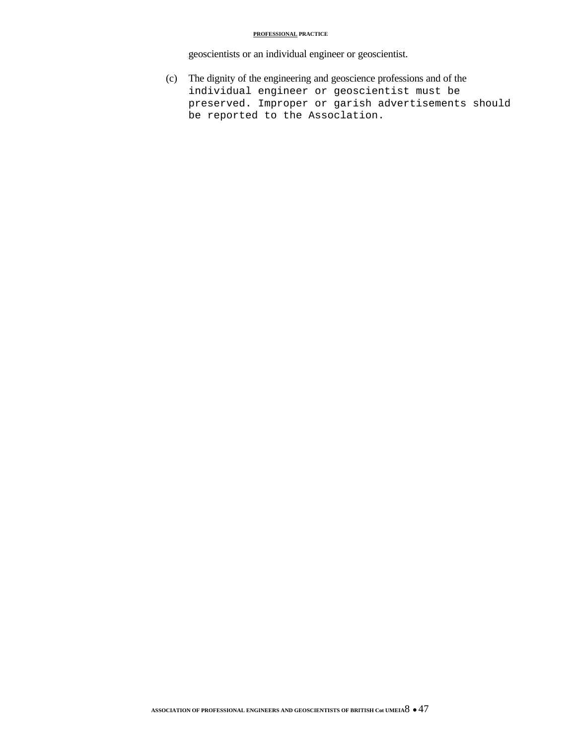geoscientists or an individual engineer or geoscientist.

(c) The dignity of the engineering and geoscience professions and of the individual engineer or geoscientist must be preserved. Improper or garish advertisements should be reported to the Assoclation.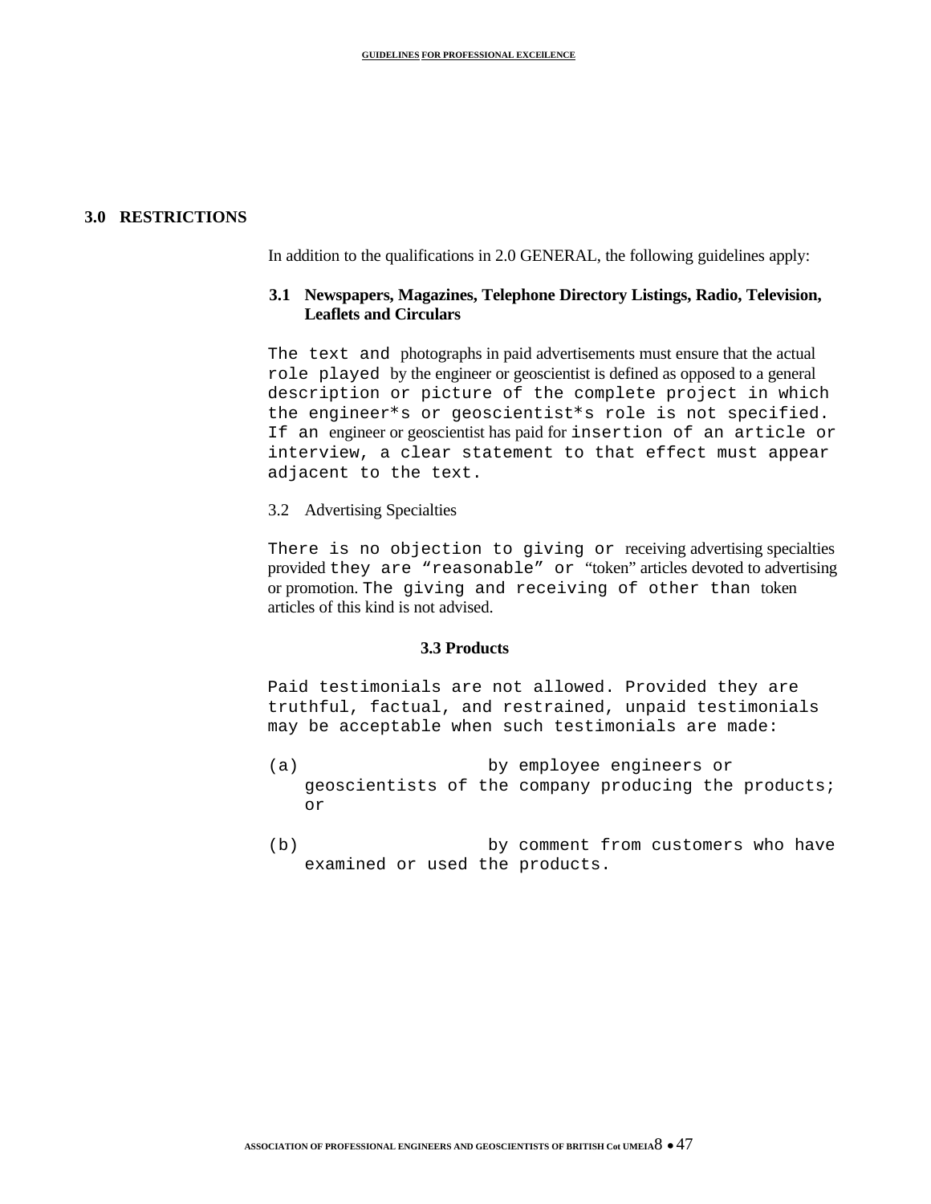## 3.0 RESTRICTIONS

In addition to the qualifications in 2.0 GENERAL, the following guidelines apply:

### 3.1 Newspapers, Magazines, Telephone Directory Listings, Radio, Television, Leaflets and Circulars

The text and photographs in paid advertisements must ensure that the actual role played by the engineer or geoscientist is defined as opposed to a general description or picture of the complete project in which the engineer*s or geoscientist*s role is not specified. If an engineer or geoscientist has paid for insertion of an article or interview, a clear statement to that effect must appear adjacent to the text.

### 3.2 Advertising Specialties

There is no objection to giving or receiving advertising specialties provided they are "reasonable" or "token" articles devoted to advertising or promotion. The giving and receiving of other than token articles of this kind is not advised.

### 3.3 Products

Paid testimonials are not allowed. Provided they are truthful, factual, and restrained, unpaid testimonials may be acceptable when such testimonials are made:

(a) by employee engineers or geoscientists of the company producing the products; or

(b) by comment from customers who have examined or used the products.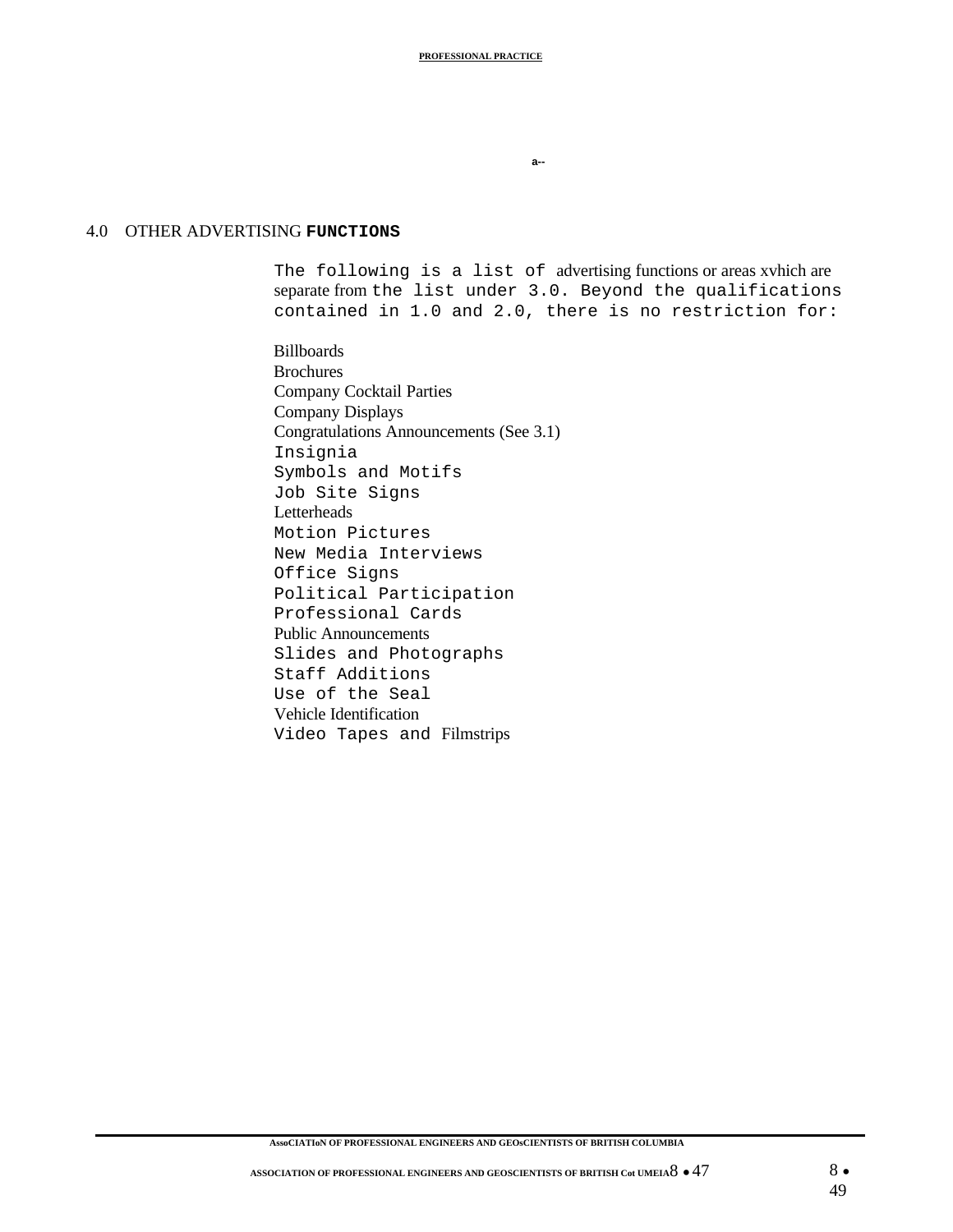## 4.0 OTHER ADVERTISING FUNCTIONS

The following is a list of advertising functions or areas xvhich are separate from the list under 3.0. Beyond the qualifications contained in 1.0 and 2.0, there is no restriction for:

Billboards
Brochures
Company Cocktail Parties
Company Displays
Congratulations Announcements (See 3.1)
Insignia
Symbols and Motifs
Job Site Signs
Letterheads
Motion Pictures
New Media Interviews
Office Signs
Political Participation
Professional Cards
Public Announcements
Slides and Photographs
Staff Additions
Use of the Seal
Vehicle Identification
Video Tapes and Filmstrips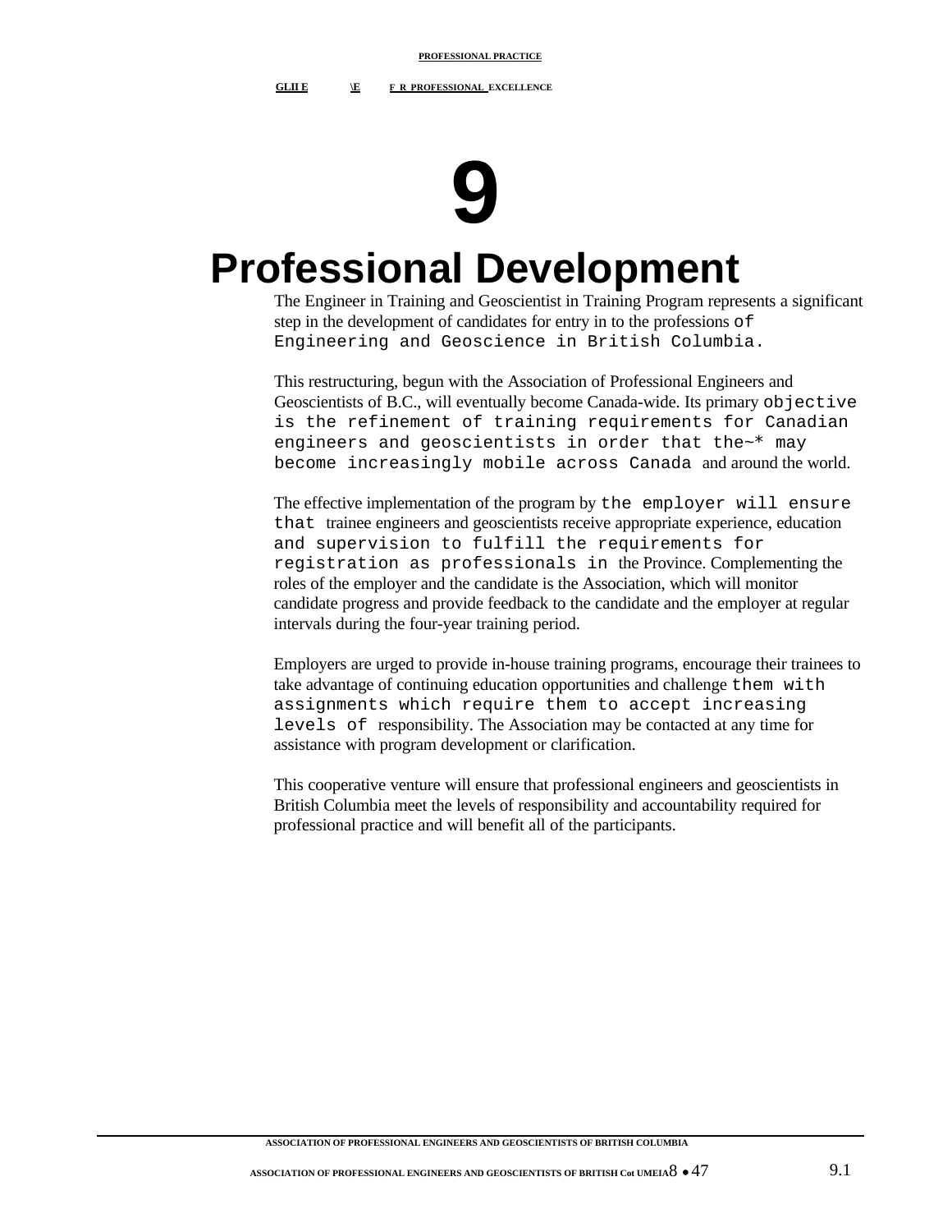# 9

# Professional Development

The Engineer in Training and Geoscientist in Training Program represents a significant step in the development of candidates for entry in to the professions of Engineering and Geoscience in British Columbia.

This restructuring, begun with the Association of Professional Engineers and Geoscientists of B.C., will eventually become Canada-wide. Its primary objective is the refinement of training requirements for Canadian engineers and geoscientists in order that the~* may become increasingly mobile across Canada and around the world.

The effective implementation of the program by the employer will ensure that trainee engineers and geoscientists receive appropriate experience, education and supervision to fulfill the requirements for registration as professionals in the Province. Complementing the roles of the employer and the candidate is the Association, which will monitor candidate progress and provide feedback to the candidate and the employer at regular intervals during the four-year training period.

Employers are urged to provide in-house training programs, encourage their trainees to take advantage of continuing education opportunities and challenge them with assignments which require them to accept increasing levels of responsibility. The Association may be contacted at any time for assistance with program development or clarification.

This cooperative venture will ensure that professional engineers and geoscientists in British Columbia meet the levels of responsibility and accountability required for professional practice and will benefit all of the participants.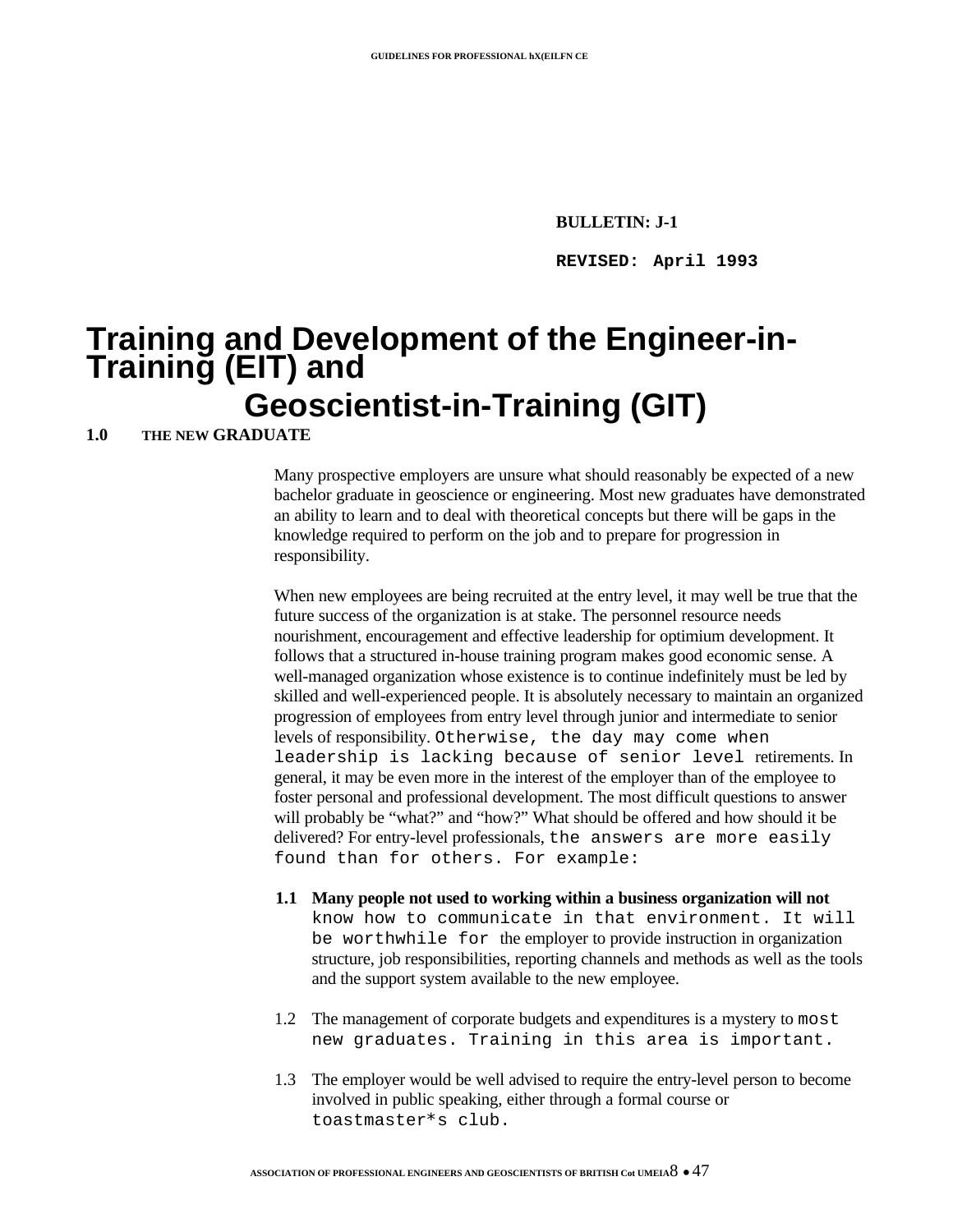**BULLETIN: J-1**

**REVISED: April 1993**

# Training and Development of the Engineer-in-Training (EIT) and Geoscientist-in-Training (GIT)

## 1.0 THE NEW GRADUATE

Many prospective employers are unsure what should reasonably be expected of a new bachelor graduate in geoscience or engineering. Most new graduates have demonstrated an ability to learn and to deal with theoretical concepts but there will be gaps in the knowledge required to perform on the job and to prepare for progression in responsibility.

When new employees are being recruited at the entry level, it may well be true that the future success of the organization is at stake. The personnel resource needs nourishment, encouragement and effective leadership for optimium development. It follows that a structured in-house training program makes good economic sense. A well-managed organization whose existence is to continue indefinitely must be led by skilled and well-experienced people. It is absolutely necessary to maintain an organized progression of employees from entry level through junior and intermediate to senior levels of responsibility. Otherwise, the day may come when leadership is lacking because of senior level retirements. In general, it may be even more in the interest of the employer than of the employee to foster personal and professional development. The most difficult questions to answer will probably be "what?" and "how?" What should be offered and how should it be delivered? For entry-level professionals, the answers are more easily found than for others. For example:

1.1 **Many people not used to working within a business organization will not** know how to communicate in that environment. It will be worthwhile for the employer to provide instruction in organization structure, job responsibilities, reporting channels and methods as well as the tools and the support system available to the new employee.

1.2 The management of corporate budgets and expenditures is a mystery to most new graduates. Training in this area is important.

1.3 The employer would be well advised to require the entry-level person to become involved in public speaking, either through a formal course or toastmaster*s club.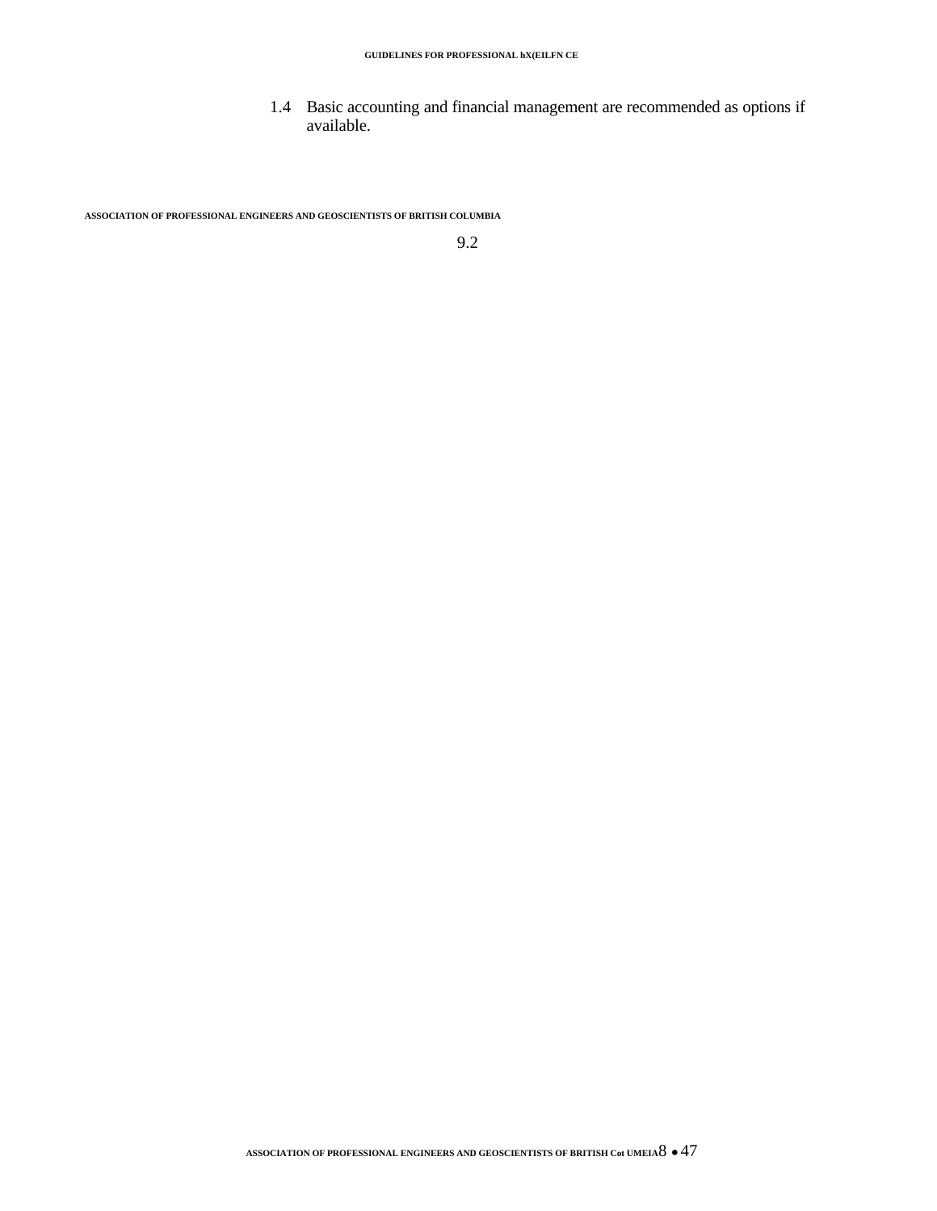1.4 Basic accounting and financial management are recommended as options if available.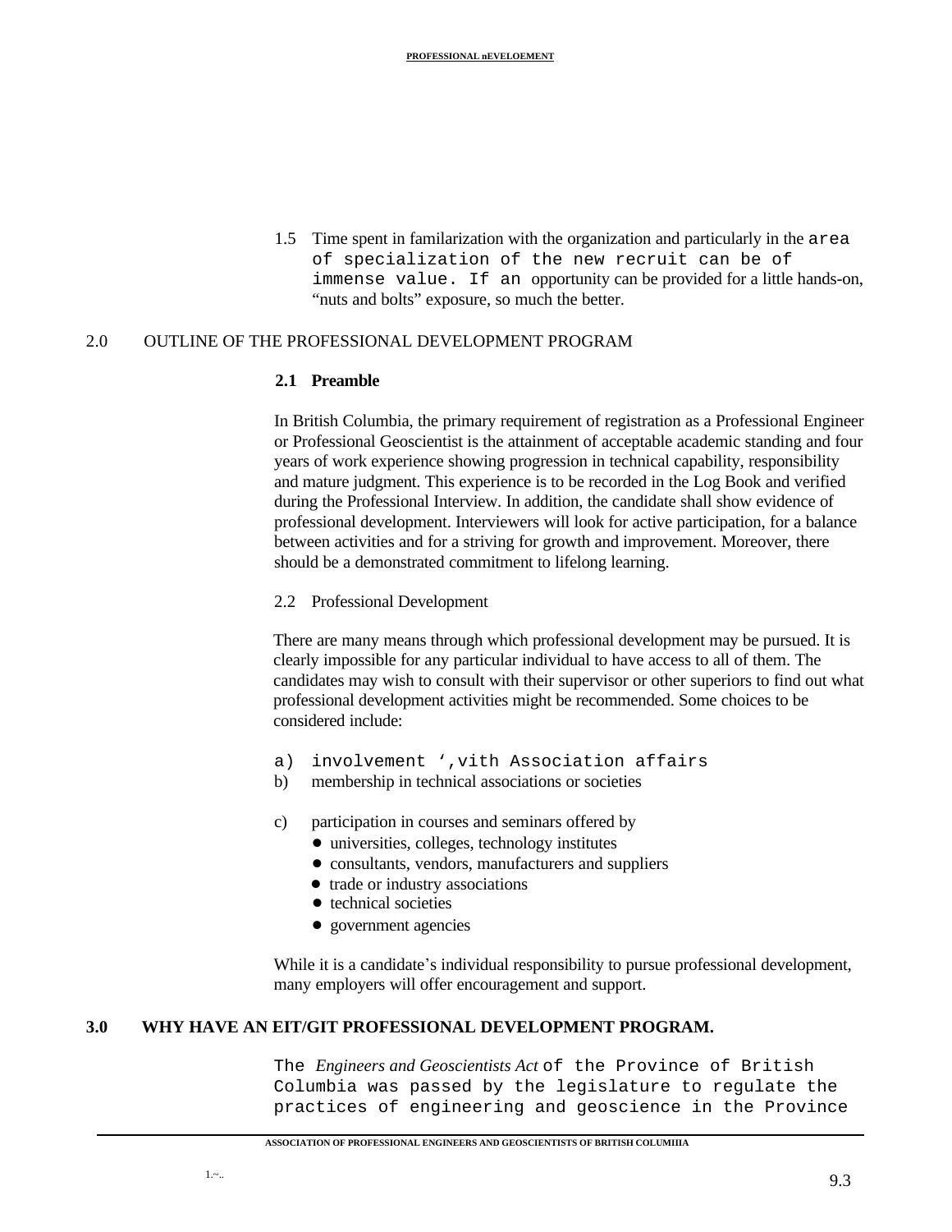1.5 Time spent in familarization with the organization and particularly in the area of specialization of the new recruit can be of immense value. If an opportunity can be provided for a little hands-on, “nuts and bolts” exposure, so much the better.

## 2.0 OUTLINE OF THE PROFESSIONAL DEVELOPMENT PROGRAM

### 2.1 Preamble

In British Columbia, the primary requirement of registration as a Professional Engineer or Professional Geoscientist is the attainment of acceptable academic standing and four years of work experience showing progression in technical capability, responsibility and mature judgment. This experience is to be recorded in the Log Book and verified during the Professional Interview. In addition, the candidate shall show evidence of professional development. Interviewers will look for active participation, for a balance between activities and for a striving for growth and improvement. Moreover, there should be a demonstrated commitment to lifelong learning.

### 2.2 Professional Development

There are many means through which professional development may be pursued. It is clearly impossible for any particular individual to have access to all of them. The candidates may wish to consult with their supervisor or other superiors to find out what professional development activities might be recommended. Some choices to be considered include:

a) involvement ‘,vith Association affairs
b) membership in technical associations or societies

c) participation in courses and seminars offered by
- universities, colleges, technology institutes
- consultants, vendors, manufacturers and suppliers
- trade or industry associations
- technical societies
- government agencies

While it is a candidate’s individual responsibility to pursue professional development, many employers will offer encouragement and support.

## 3.0 WHY HAVE AN EIT/GIT PROFESSIONAL DEVELOPMENT PROGRAM.

The *Engineers and Geoscientists Act* of the Province of British Columbia was passed by the legislature to regulate the practices of engineering and geoscience in the Province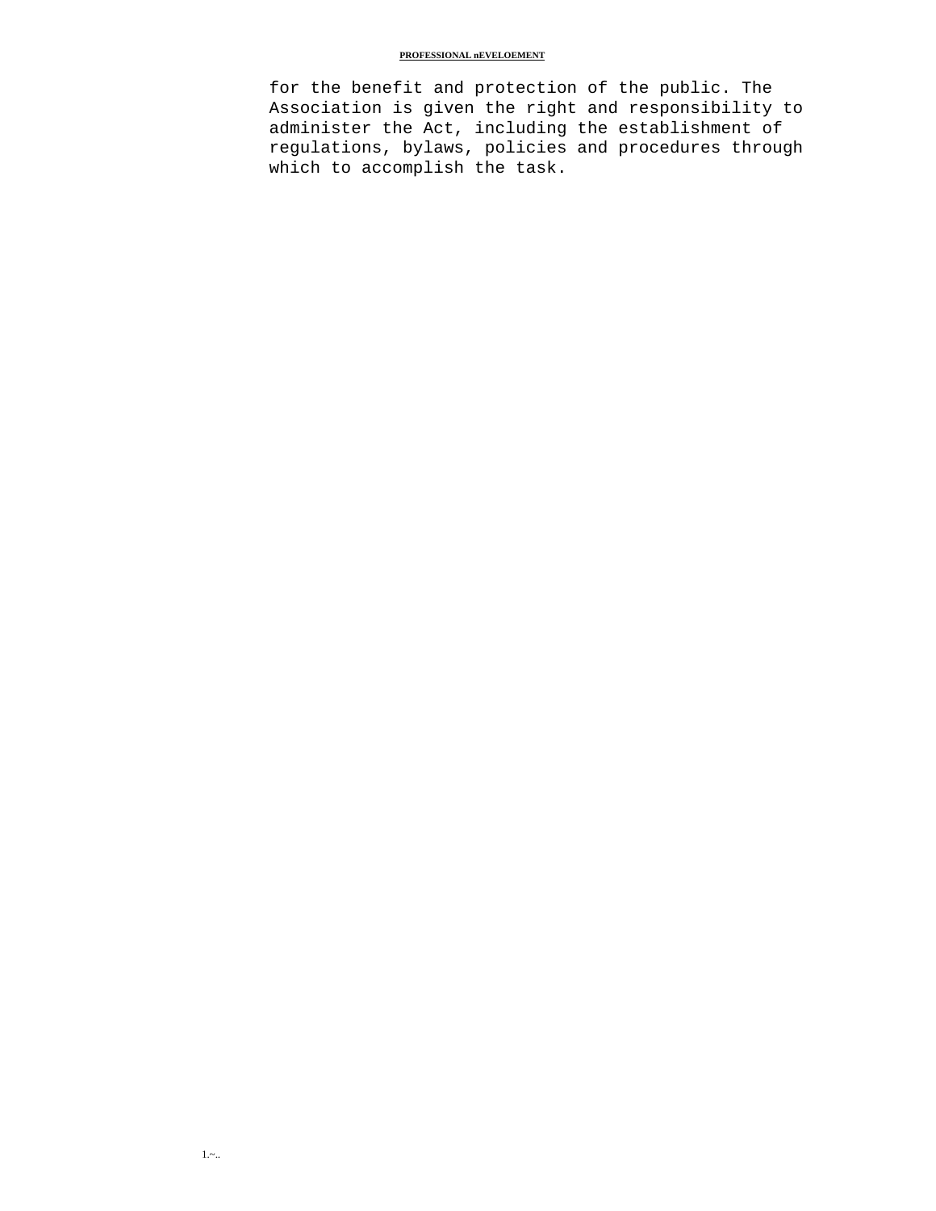for the benefit and protection of the public. The Association is given the right and responsibility to administer the Act, including the establishment of regulations, bylaws, policies and procedures through which to accomplish the task.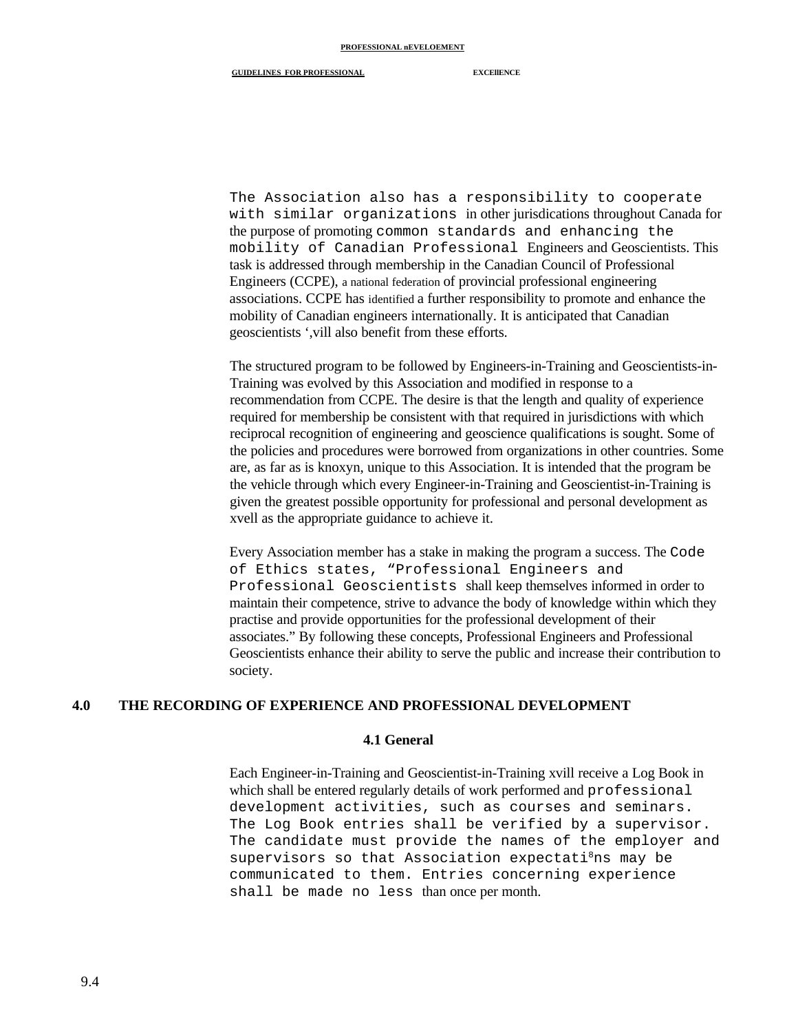The Association also has a responsibility to cooperate with similar organizations in other jurisdications throughout Canada for the purpose of promoting common standards and enhancing the mobility of Canadian Professional Engineers and Geoscientists. This task is addressed through membership in the Canadian Council of Professional Engineers (CCPE), a national federation of provincial professional engineering associations. CCPE has identified a further responsibility to promote and enhance the mobility of Canadian engineers internationally. It is anticipated that Canadian geoscientists ‘,vill also benefit from these efforts.

The structured program to be followed by Engineers-in-Training and Geoscientists-in-Training was evolved by this Association and modified in response to a recommendation from CCPE. The desire is that the length and quality of experience required for membership be consistent with that required in jurisdictions with which reciprocal recognition of engineering and geoscience qualifications is sought. Some of the policies and procedures were borrowed from organizations in other countries. Some are, as far as is knoxyn, unique to this Association. It is intended that the program be the vehicle through which every Engineer-in-Training and Geoscientist-in-Training is given the greatest possible opportunity for professional and personal development as xvell as the appropriate guidance to achieve it.

Every Association member has a stake in making the program a success. The Code of Ethics states, “Professional Engineers and Professional Geoscientists shall keep themselves informed in order to maintain their competence, strive to advance the body of knowledge within which they practise and provide opportunities for the professional development of their associates.” By following these concepts, Professional Engineers and Professional Geoscientists enhance their ability to serve the public and increase their contribution to society.

## 4.0 THE RECORDING OF EXPERIENCE AND PROFESSIONAL DEVELOPMENT

### 4.1 General

Each Engineer-in-Training and Geoscientist-in-Training xvill receive a Log Book in which shall be entered regularly details of work performed and professional development activities, such as courses and seminars. The Log Book entries shall be verified by a supervisor. The candidate must provide the names of the employer and supervisors so that Association expectations may be communicated to them. Entries concerning experience shall be made no less than once per month.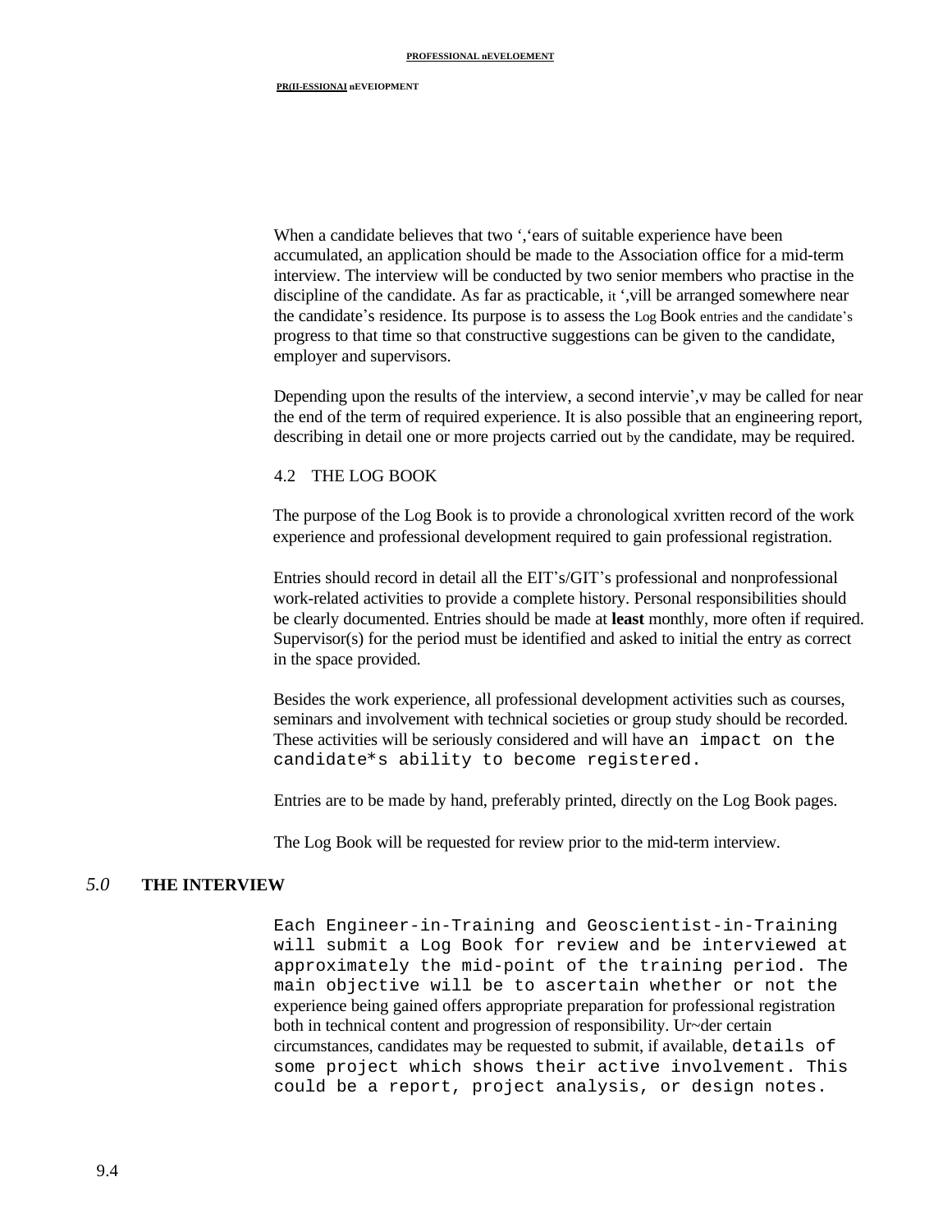When a candidate believes that two ‘,‘ears of suitable experience have been accumulated, an application should be made to the Association office for a mid-term interview. The interview will be conducted by two senior members who practise in the discipline of the candidate. As far as practicable, it ‘,vill be arranged somewhere near the candidate’s residence. Its purpose is to assess the Log Book entries and the candidate’s progress to that time so that constructive suggestions can be given to the candidate, employer and supervisors.

Depending upon the results of the interview, a second intervie’,v may be called for near the end of the term of required experience. It is also possible that an engineering report, describing in detail one or more projects carried out by the candidate, may be required.

### 4.2 THE LOG BOOK

The purpose of the Log Book is to provide a chronological xvritten record of the work experience and professional development required to gain professional registration.

Entries should record in detail all the EIT’s/GIT’s professional and nonprofessional work-related activities to provide a complete history. Personal responsibilities should be clearly documented. Entries should be made at **least** monthly, more often if required. Supervisor(s) for the period must be identified and asked to initial the entry as correct in the space provided.

Besides the work experience, all professional development activities such as courses, seminars and involvement with technical societies or group study should be recorded. These activities will be seriously considered and will have an impact on the candidate*s ability to become registered.

Entries are to be made by hand, preferably printed, directly on the Log Book pages.

The Log Book will be requested for review prior to the mid-term interview.

## *5.0* THE INTERVIEW

Each Engineer-in-Training and Geoscientist-in-Training will submit a Log Book for review and be interviewed at approximately the mid-point of the training period. The main objective will be to ascertain whether or not the experience being gained offers appropriate preparation for professional registration both in technical content and progression of responsibility. Ur~der certain circumstances, candidates may be requested to submit, if available, details of some project which shows their active involvement. This could be a report, project analysis, or design notes.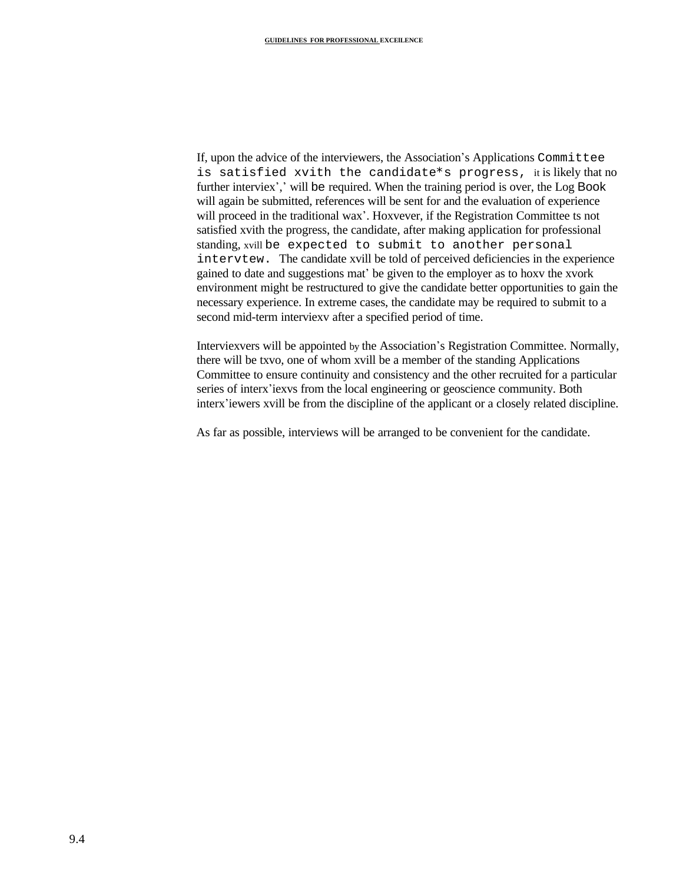If, upon the advice of the interviewers, the Association's Applications Committee is satisfied xvith the candidate*s progress, it is likely that no further interviex',' will be required. When the training period is over, the Log Book will again be submitted, references will be sent for and the evaluation of experience will proceed in the traditional wax'. Hoxvever, if the Registration Committee ts not satisfied xvith the progress, the candidate, after making application for professional standing, xvill be expected to submit to another personal intervtew. The candidate xvill be told of perceived deficiencies in the experience gained to date and suggestions mat' be given to the employer as to hoxv the xvork environment might be restructured to give the candidate better opportunities to gain the necessary experience. In extreme cases, the candidate may be required to submit to a second mid-term interviexv after a specified period of time.

Interviexvers will be appointed by the Association's Registration Committee. Normally, there will be txvo, one of whom xvill be a member of the standing Applications Committee to ensure continuity and consistency and the other recruited for a particular series of interx'iexvs from the local engineering or geoscience community. Both interx'iewers xvill be from the discipline of the applicant or a closely related discipline.

As far as possible, interviews will be arranged to be convenient for the candidate.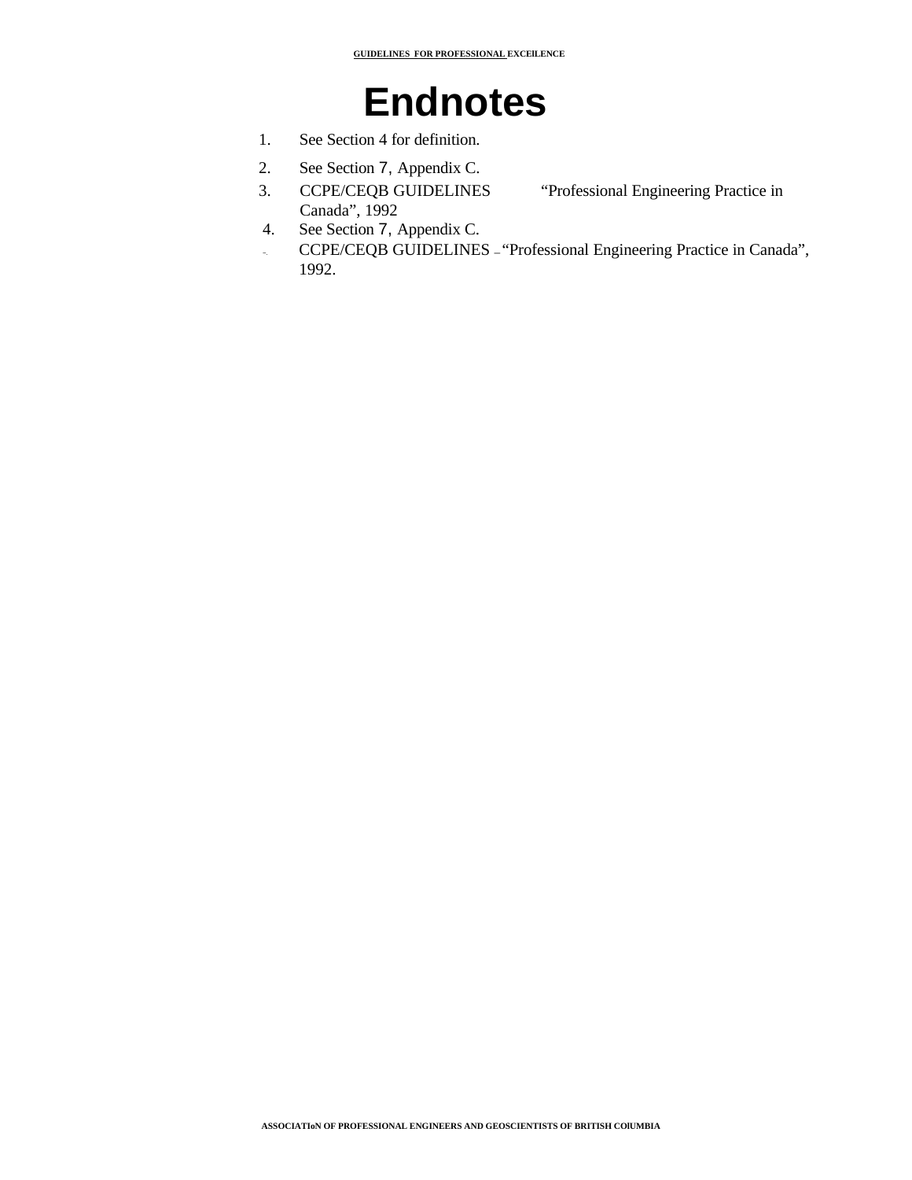# Endnotes

1. See Section 4 for definition.
2. See Section 7, Appendix C.
3. CCPE/CEQB GUIDELINES "Professional Engineering Practice in Canada", 1992
4. See Section 7, Appendix C.
5. CCPE/CEQB GUIDELINES – "Professional Engineering Practice in Canada", 1992.